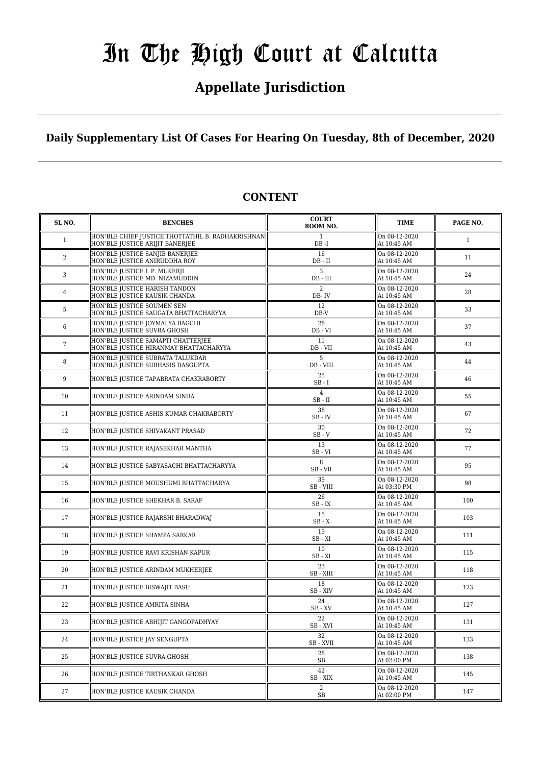# In The High Court at Calcutta

## Appellate Jurisdiction

### Daily Supplementary List Of Cases For Hearing On Tuesday, 8th of December, 2020

## CONTENT

| SL NO. | BENCHES | COURT ROOM NO. | TIME | PAGE NO. |
|---|---|---|---|---|
| 1 | HON'BLE CHIEF JUSTICE THOTTATHIL B. RADHAKRISHNAN<br>HON'BLE JUSTICE ARIJIT BANERJEE | 1<br>DB -I | On 08-12-2020<br>At 10:45 AM | 1 |
| 2 | HON'BLE JUSTICE SANJIB BANERJEE<br>HON'BLE JUSTICE ANIRUDDHA ROY | 16<br>DB - II | On 08-12-2020<br>At 10:45 AM | 11 |
| 3 | HON'BLE JUSTICE I. P. MUKERJI<br>HON'BLE JUSTICE MD. NIZAMUDDIN | 3<br>DB - III | On 08-12-2020<br>At 10:45 AM | 24 |
| 4 | HON'BLE JUSTICE HARISH TANDON<br>HON'BLE JUSTICE KAUSIK CHANDA | 2<br>DB- IV | On 08-12-2020<br>At 10:45 AM | 28 |
| 5 | HON'BLE JUSTICE SOUMEN SEN<br>HON'BLE JUSTICE SAUGATA BHATTACHARYYA | 12<br>DB-V | On 08-12-2020<br>At 10:45 AM | 33 |
| 6 | HON'BLE JUSTICE JOYMALYA BAGCHI<br>HON'BLE JUSTICE SUVRA GHOSH | 28<br>DB - VI | On 08-12-2020<br>At 10:45 AM | 37 |
| 7 | HON'BLE JUSTICE SAMAPTI CHATTERJEE<br>HON'BLE JUSTICE HIRANMAY BHATTACHARYYA | 11<br>DB - VII | On 08-12-2020<br>At 10:45 AM | 43 |
| 8 | HON'BLE JUSTICE SUBRATA TALUKDAR<br>HON'BLE JUSTICE SUBHASIS DASGUPTA | 5<br>DB - VIII | On 08-12-2020<br>At 10:45 AM | 44 |
| 9 | HON'BLE JUSTICE TAPABRATA CHAKRABORTY | 25<br>SB - I | On 08-12-2020<br>At 10:45 AM | 46 |
| 10 | HON'BLE JUSTICE ARINDAM SINHA | 4<br>SB - II | On 08-12-2020<br>At 10:45 AM | 55 |
| 11 | HON'BLE JUSTICE ASHIS KUMAR CHAKRABORTY | 38<br>SB - IV | On 08-12-2020<br>At 10:45 AM | 67 |
| 12 | HON'BLE JUSTICE SHIVAKANT PRASAD | 30<br>SB - V | On 08-12-2020<br>At 10:45 AM | 72 |
| 13 | HON'BLE JUSTICE RAJASEKHAR MANTHA | 13<br>SB - VI | On 08-12-2020<br>At 10:45 AM | 77 |
| 14 | HON'BLE JUSTICE SABYASACHI BHATTACHARYYA | 8<br>SB - VII | On 08-12-2020<br>At 10:45 AM | 95 |
| 15 | HON'BLE JUSTICE MOUSHUMI BHATTACHARYA | 39<br>SB - VIII | On 08-12-2020<br>At 03:30 PM | 98 |
| 16 | HON'BLE JUSTICE SHEKHAR B. SARAF | 26<br>SB - IX | On 08-12-2020<br>At 10:45 AM | 100 |
| 17 | HON'BLE JUSTICE RAJARSHI BHARADWAJ | 15<br>SB - X | On 08-12-2020<br>At 10:45 AM | 103 |
| 18 | HON'BLE JUSTICE SHAMPA SARKAR | 19<br>SB - XI | On 08-12-2020<br>At 10:45 AM | 111 |
| 19 | HON'BLE JUSTICE RAVI KRISHAN KAPUR | 10<br>SB - XI | On 08-12-2020<br>At 10:45 AM | 115 |
| 20 | HON'BLE JUSTICE ARINDAM MUKHERJEE | 23<br>SB - XIII | On 08-12-2020<br>At 10:45 AM | 118 |
| 21 | HON'BLE JUSTICE BISWAJIT BASU | 18<br>SB - XIV | On 08-12-2020<br>At 10:45 AM | 123 |
| 22 | HON'BLE JUSTICE AMRITA SINHA | 24<br>SB - XV | On 08-12-2020<br>At 10:45 AM | 127 |
| 23 | HON'BLE JUSTICE ABHIJIT GANGOPADHYAY | 22<br>SB - XVI | On 08-12-2020<br>At 10:45 AM | 131 |
| 24 | HON'BLE JUSTICE JAY SENGUPTA | 32<br>SB - XVII | On 08-12-2020<br>At 10:45 AM | 133 |
| 25 | HON'BLE JUSTICE SUVRA GHOSH | 28<br>SB | On 08-12-2020<br>At 02:00 PM | 138 |
| 26 | HON'BLE JUSTICE TIRTHANKAR GHOSH | 42<br>SB - XIX | On 08-12-2020<br>At 10:45 AM | 145 |
| 27 | HON'BLE JUSTICE KAUSIK CHANDA | 2<br>SB | On 08-12-2020<br>At 02:00 PM | 147 |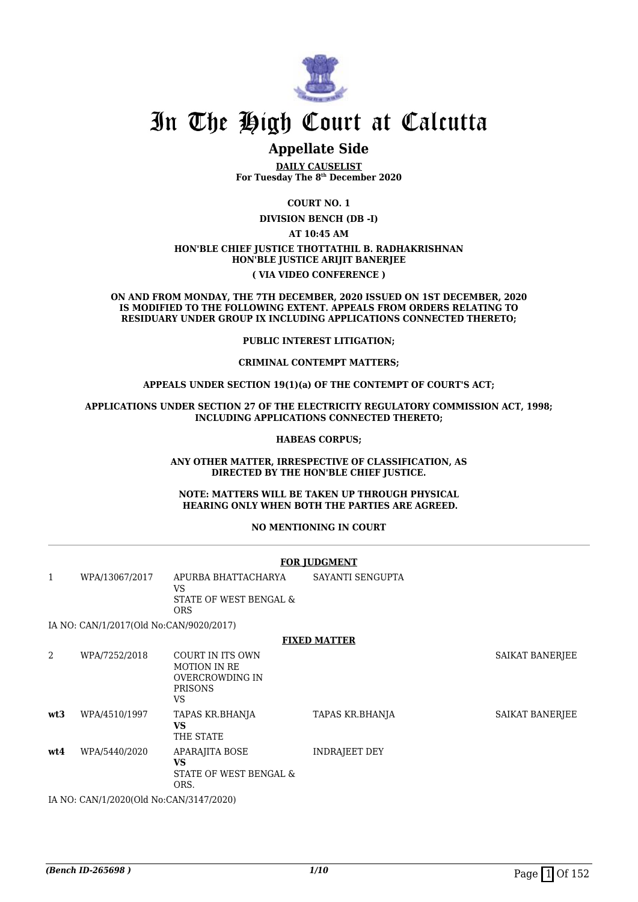# In The High Court at Calcutta

## Appellate Side

**DAILY CAUSELIST**
**For Tuesday The 8th December 2020**

**COURT NO. 1**

**DIVISION BENCH (DB -I)**

**AT 10:45 AM**

**HON'BLE CHIEF JUSTICE THOTTATHIL B. RADHAKRISHNAN**
**HON'BLE JUSTICE ARIJIT BANERJEE**

**( VIA VIDEO CONFERENCE )**

**ON AND FROM MONDAY, THE 7TH DECEMBER, 2020 ISSUED ON 1ST DECEMBER, 2020 IS MODIFIED TO THE FOLLOWING EXTENT. APPEALS FROM ORDERS RELATING TO RESIDUARY UNDER GROUP IX INCLUDING APPLICATIONS CONNECTED THERETO;**

**PUBLIC INTEREST LITIGATION;**

**CRIMINAL CONTEMPT MATTERS;**

**APPEALS UNDER SECTION 19(1)(a) OF THE CONTEMPT OF COURT'S ACT;**

**APPLICATIONS UNDER SECTION 27 OF THE ELECTRICITY REGULATORY COMMISSION ACT, 1998; INCLUDING APPLICATIONS CONNECTED THERETO;**

**HABEAS CORPUS;**

**ANY OTHER MATTER, IRRESPECTIVE OF CLASSIFICATION, AS DIRECTED BY THE HON'BLE CHIEF JUSTICE.**

**NOTE: MATTERS WILL BE TAKEN UP THROUGH PHYSICAL HEARING ONLY WHEN BOTH THE PARTIES ARE AGREED.**

**NO MENTIONING IN COURT**

**FOR JUDGMENT**

| | | | | |
|---|---|---|---|---|
| 1 | WPA/13067/2017 | APURBA BHATTACHARYA VS STATE OF WEST BENGAL & ORS | SAYANTI SENGUPTA | |

IA NO: CAN/1/2017(Old No:CAN/9020/2017)

**FIXED MATTER**

| | | | | |
|---|---|---|---|---|
| 2 | WPA/7252/2018 | COURT IN ITS OWN MOTION IN RE OVERCROWDING IN PRISONS VS | | SAIKAT BANERJEE |
| **wt3** | WPA/4510/1997 | TAPAS KR.BHANJA **VS** THE STATE | TAPAS KR.BHANJA | SAIKAT BANERJEE |
| **wt4** | WPA/5440/2020 | APARAJITA BOSE **VS** STATE OF WEST BENGAL & ORS. | INDRAJEET DEY | |

IA NO: CAN/1/2020(Old No:CAN/3147/2020)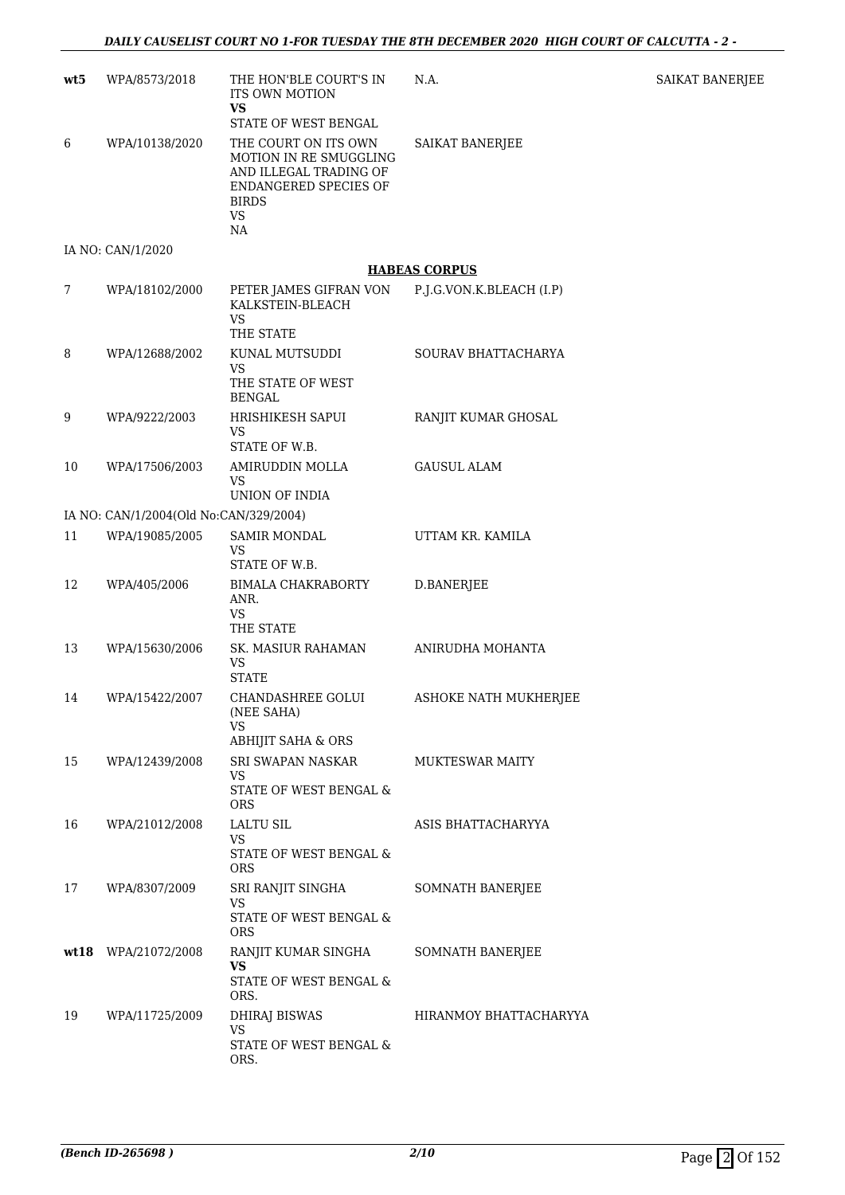| | | | | |
|---|---|---|---|---|
| **wt5** | WPA/8573/2018 | THE HON'BLE COURT'S IN ITS OWN MOTION<br>**VS**<br>STATE OF WEST BENGAL | N.A. | SAIKAT BANERJEE |
| 6 | WPA/10138/2020 | THE COURT ON ITS OWN MOTION IN RE SMUGGLING AND ILLEGAL TRADING OF ENDANGERED SPECIES OF BIRDS<br>VS<br>NA | SAIKAT BANERJEE | |
| | IA NO: CAN/1/2020 | | | |

**HABEAS CORPUS**

| | | | | |
|---|---|---|---|---|
| 7 | WPA/18102/2000 | PETER JAMES GIFRAN VON KALKSTEIN-BLEACH<br>VS<br>THE STATE | P.J.G.VON.K.BLEACH (I.P) | |
| 8 | WPA/12688/2002 | KUNAL MUTSUDDI<br>VS<br>THE STATE OF WEST BENGAL | SOURAV BHATTACHARYA | |
| 9 | WPA/9222/2003 | HRISHIKESH SAPUI<br>VS<br>STATE OF W.B. | RANJIT KUMAR GHOSAL | |
| 10 | WPA/17506/2003 | AMIRUDDIN MOLLA<br>VS<br>UNION OF INDIA | GAUSUL ALAM | |
| | IA NO: CAN/1/2004(Old No:CAN/329/2004) | | | |
| 11 | WPA/19085/2005 | SAMIR MONDAL<br>VS<br>STATE OF W.B. | UTTAM KR. KAMILA | |
| 12 | WPA/405/2006 | BIMALA CHAKRABORTY ANR.<br>VS<br>THE STATE | D.BANERJEE | |
| 13 | WPA/15630/2006 | SK. MASIUR RAHAMAN<br>VS<br>STATE | ANIRUDHA MOHANTA | |
| 14 | WPA/15422/2007 | CHANDASHREE GOLUI (NEE SAHA)<br>VS<br>ABHIJIT SAHA & ORS | ASHOKE NATH MUKHERJEE | |
| 15 | WPA/12439/2008 | SRI SWAPAN NASKAR<br>VS<br>STATE OF WEST BENGAL & ORS | MUKTESWAR MAITY | |
| 16 | WPA/21012/2008 | LALTU SIL<br>VS<br>STATE OF WEST BENGAL & ORS | ASIS BHATTACHARYYA | |
| 17 | WPA/8307/2009 | SRI RANJIT SINGHA<br>VS<br>STATE OF WEST BENGAL & ORS | SOMNATH BANERJEE | |
| **wt18** | WPA/21072/2008 | RANJIT KUMAR SINGHA<br>**VS**<br>STATE OF WEST BENGAL & ORS. | SOMNATH BANERJEE | |
| 19 | WPA/11725/2009 | DHIRAJ BISWAS<br>VS<br>STATE OF WEST BENGAL & ORS. | HIRANMOY BHATTACHARYYA | |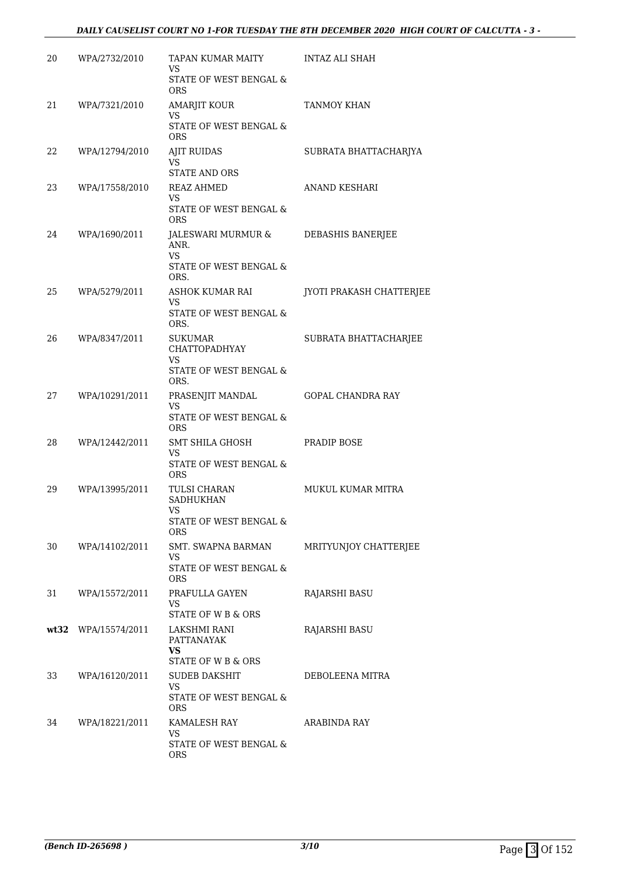| 20 | WPA/2732/2010 | TAPAN KUMAR MAITY<br>VS<br>STATE OF WEST BENGAL & ORS | INTAZ ALI SHAH |
|---|---|---|---|
| 21 | WPA/7321/2010 | AMARJIT KOUR<br>VS<br>STATE OF WEST BENGAL & ORS | TANMOY KHAN |
| 22 | WPA/12794/2010 | AJIT RUIDAS<br>VS<br>STATE AND ORS | SUBRATA BHATTACHARJYA |
| 23 | WPA/17558/2010 | REAZ AHMED<br>VS<br>STATE OF WEST BENGAL & ORS | ANAND KESHARI |
| 24 | WPA/1690/2011 | JALESWARI MURMUR & ANR.<br>VS<br>STATE OF WEST BENGAL & ORS. | DEBASHIS BANERJEE |
| 25 | WPA/5279/2011 | ASHOK KUMAR RAI<br>VS<br>STATE OF WEST BENGAL & ORS. | JYOTI PRAKASH CHATTERJEE |
| 26 | WPA/8347/2011 | SUKUMAR CHATTOPADHYAY<br>VS<br>STATE OF WEST BENGAL & ORS. | SUBRATA BHATTACHARJEE |
| 27 | WPA/10291/2011 | PRASENJIT MANDAL<br>VS<br>STATE OF WEST BENGAL & ORS | GOPAL CHANDRA RAY |
| 28 | WPA/12442/2011 | SMT SHILA GHOSH<br>VS<br>STATE OF WEST BENGAL & ORS | PRADIP BOSE |
| 29 | WPA/13995/2011 | TULSI CHARAN SADHUKHAN<br>VS<br>STATE OF WEST BENGAL & ORS | MUKUL KUMAR MITRA |
| 30 | WPA/14102/2011 | SMT. SWAPNA BARMAN<br>VS<br>STATE OF WEST BENGAL & ORS | MRITYUNJOY CHATTERJEE |
| 31 | WPA/15572/2011 | PRAFULLA GAYEN<br>VS<br>STATE OF W B & ORS | RAJARSHI BASU |
| **wt32** | WPA/15574/2011 | LAKSHMI RANI PATTANAYAK<br>**VS**<br>STATE OF W B & ORS | RAJARSHI BASU |
| 33 | WPA/16120/2011 | SUDEB DAKSHIT<br>VS<br>STATE OF WEST BENGAL & ORS | DEBOLEENA MITRA |
| 34 | WPA/18221/2011 | KAMALESH RAY<br>VS<br>STATE OF WEST BENGAL & ORS | ARABINDA RAY |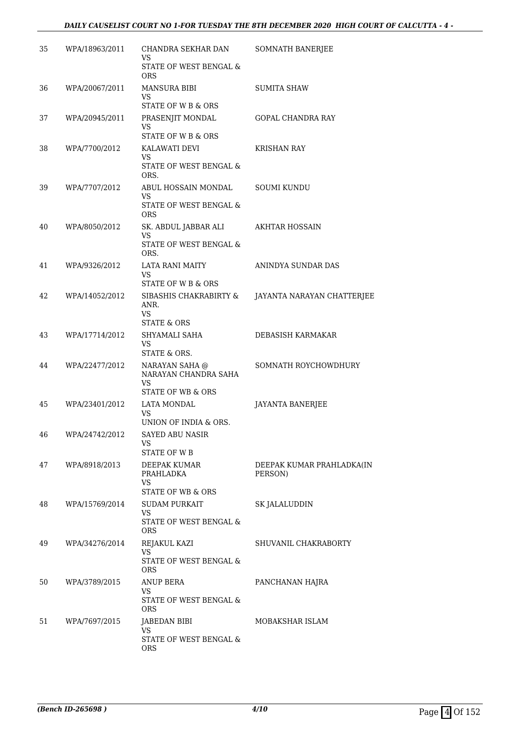| 35 | WPA/18963/2011 | CHANDRA SEKHAR DAN<br>VS<br>STATE OF WEST BENGAL & ORS | SOMNATH BANERJEE |
|---|---|---|---|
| 36 | WPA/20067/2011 | MANSURA BIBI<br>VS<br>STATE OF W B & ORS | SUMITA SHAW |
| 37 | WPA/20945/2011 | PRASENJIT MONDAL<br>VS<br>STATE OF W B & ORS | GOPAL CHANDRA RAY |
| 38 | WPA/7700/2012 | KALAWATI DEVI<br>VS<br>STATE OF WEST BENGAL & ORS. | KRISHAN RAY |
| 39 | WPA/7707/2012 | ABUL HOSSAIN MONDAL<br>VS<br>STATE OF WEST BENGAL & ORS | SOUMI KUNDU |
| 40 | WPA/8050/2012 | SK. ABDUL JABBAR ALI<br>VS<br>STATE OF WEST BENGAL & ORS. | AKHTAR HOSSAIN |
| 41 | WPA/9326/2012 | LATA RANI MAITY<br>VS<br>STATE OF W B & ORS | ANINDYA SUNDAR DAS |
| 42 | WPA/14052/2012 | SIBASHIS CHAKRABIRTY & ANR.<br>VS<br>STATE & ORS | JAYANTA NARAYAN CHATTERJEE |
| 43 | WPA/17714/2012 | SHYAMALI SAHA<br>VS<br>STATE & ORS. | DEBASISH KARMAKAR |
| 44 | WPA/22477/2012 | NARAYAN SAHA @ NARAYAN CHANDRA SAHA<br>VS<br>STATE OF WB & ORS | SOMNATH ROYCHOWDHURY |
| 45 | WPA/23401/2012 | LATA MONDAL<br>VS<br>UNION OF INDIA & ORS. | JAYANTA BANERJEE |
| 46 | WPA/24742/2012 | SAYED ABU NASIR<br>VS<br>STATE OF W B | |
| 47 | WPA/8918/2013 | DEEPAK KUMAR PRAHLADKA<br>VS<br>STATE OF WB & ORS | DEEPAK KUMAR PRAHLADKA(IN PERSON) |
| 48 | WPA/15769/2014 | SUDAM PURKAIT<br>VS<br>STATE OF WEST BENGAL & ORS | SK JALALUDDIN |
| 49 | WPA/34276/2014 | REJAKUL KAZI<br>VS<br>STATE OF WEST BENGAL & ORS | SHUVANIL CHAKRABORTY |
| 50 | WPA/3789/2015 | ANUP BERA<br>VS<br>STATE OF WEST BENGAL & ORS | PANCHANAN HAJRA |
| 51 | WPA/7697/2015 | JABEDAN BIBI<br>VS<br>STATE OF WEST BENGAL & ORS | MOBAKSHAR ISLAM |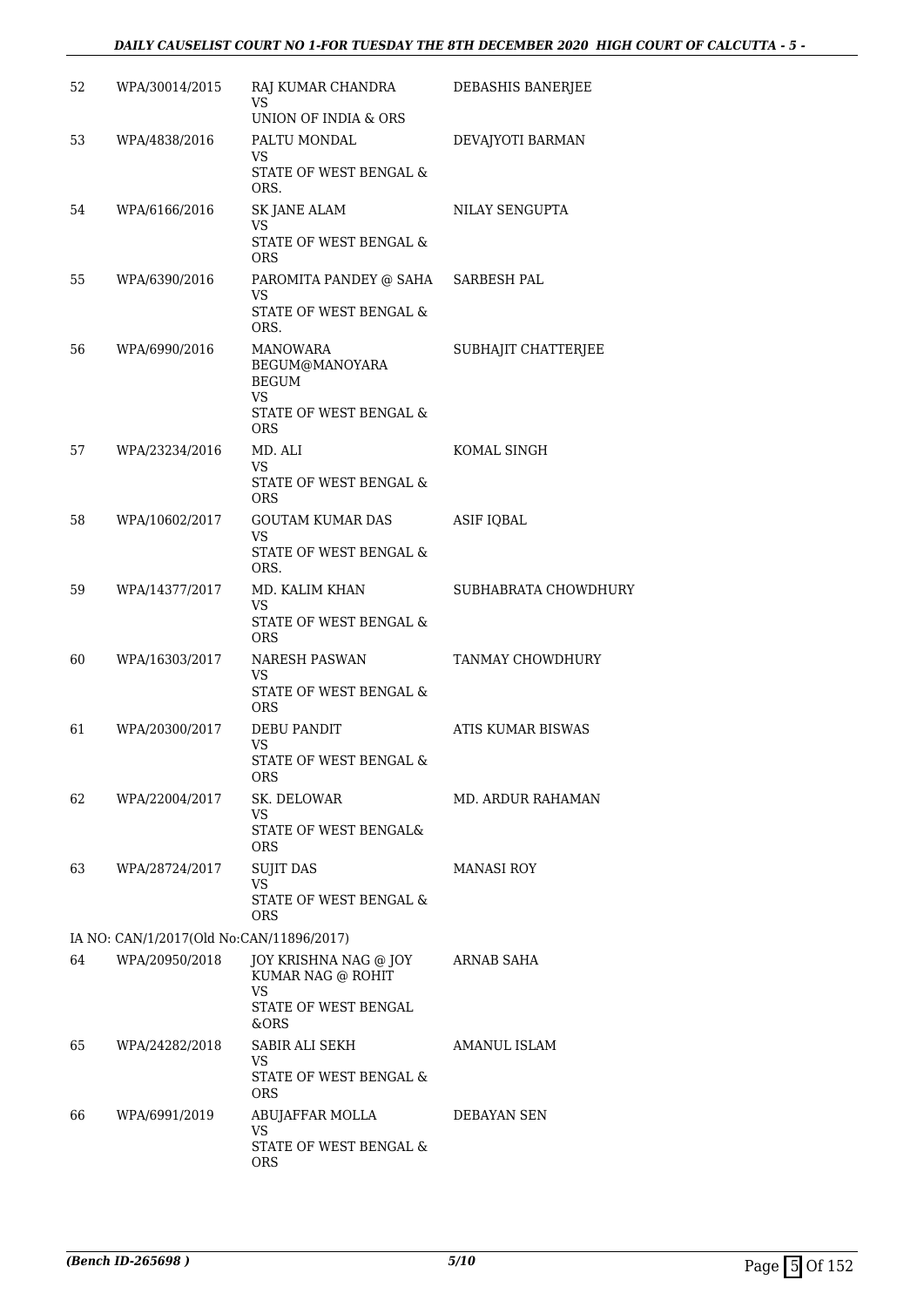| | | | |
|---|---|---|---|
| 52 | WPA/30014/2015 | RAJ KUMAR CHANDRA<br>VS<br>UNION OF INDIA & ORS | DEBASHIS BANERJEE |
| 53 | WPA/4838/2016 | PALTU MONDAL<br>VS<br>STATE OF WEST BENGAL & ORS. | DEVAJYOTI BARMAN |
| 54 | WPA/6166/2016 | SK JANE ALAM<br>VS<br>STATE OF WEST BENGAL & ORS | NILAY SENGUPTA |
| 55 | WPA/6390/2016 | PAROMITA PANDEY @ SAHA<br>VS<br>STATE OF WEST BENGAL & ORS. | SARBESH PAL |
| 56 | WPA/6990/2016 | MANOWARA BEGUM@MANOYARA BEGUM<br>VS<br>STATE OF WEST BENGAL & ORS | SUBHAJIT CHATTERJEE |
| 57 | WPA/23234/2016 | MD. ALI<br>VS<br>STATE OF WEST BENGAL & ORS | KOMAL SINGH |
| 58 | WPA/10602/2017 | GOUTAM KUMAR DAS<br>VS<br>STATE OF WEST BENGAL & ORS. | ASIF IQBAL |
| 59 | WPA/14377/2017 | MD. KALIM KHAN<br>VS<br>STATE OF WEST BENGAL & ORS | SUBHABRATA CHOWDHURY |
| 60 | WPA/16303/2017 | NARESH PASWAN<br>VS<br>STATE OF WEST BENGAL & ORS | TANMAY CHOWDHURY |
| 61 | WPA/20300/2017 | DEBU PANDIT<br>VS<br>STATE OF WEST BENGAL & ORS | ATIS KUMAR BISWAS |
| 62 | WPA/22004/2017 | SK. DELOWAR<br>VS<br>STATE OF WEST BENGAL& ORS | MD. ARDUR RAHAMAN |
| 63 | WPA/28724/2017 | SUJIT DAS<br>VS<br>STATE OF WEST BENGAL & ORS | MANASI ROY |
| | IA NO: CAN/1/2017(Old No:CAN/11896/2017) | | |
| 64 | WPA/20950/2018 | JOY KRISHNA NAG @ JOY KUMAR NAG @ ROHIT<br>VS<br>STATE OF WEST BENGAL &ORS | ARNAB SAHA |
| 65 | WPA/24282/2018 | SABIR ALI SEKH<br>VS<br>STATE OF WEST BENGAL & ORS | AMANUL ISLAM |
| 66 | WPA/6991/2019 | ABUJAFFAR MOLLA<br>VS<br>STATE OF WEST BENGAL & ORS | DEBAYAN SEN |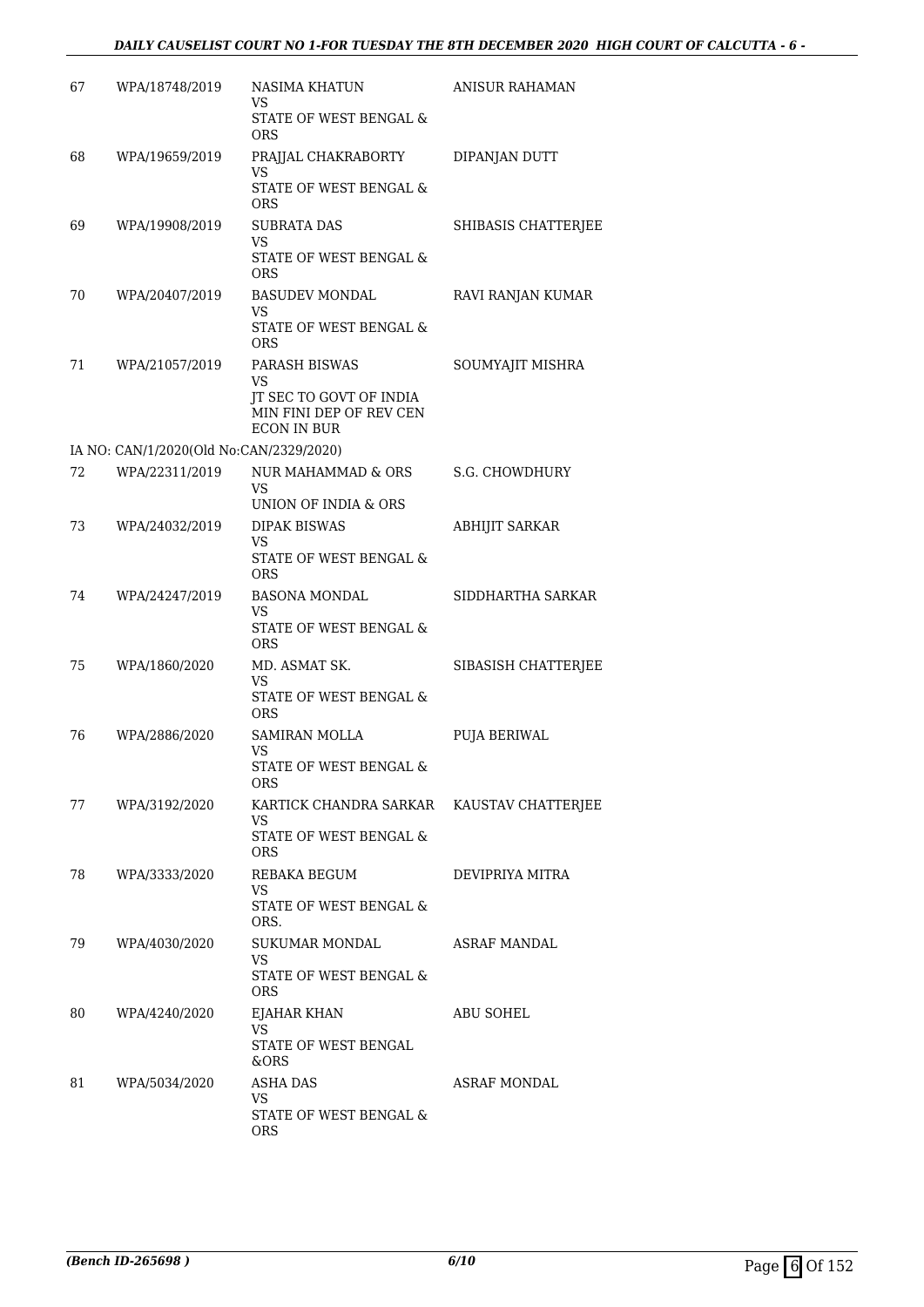| | | | |
|---|---|---|---|
| 67 | WPA/18748/2019 | NASIMA KHATUN<br>VS<br>STATE OF WEST BENGAL & ORS | ANISUR RAHAMAN |
| 68 | WPA/19659/2019 | PRAJJAL CHAKRABORTY<br>VS<br>STATE OF WEST BENGAL & ORS | DIPANJAN DUTT |
| 69 | WPA/19908/2019 | SUBRATA DAS<br>VS<br>STATE OF WEST BENGAL & ORS | SHIBASIS CHATTERJEE |
| 70 | WPA/20407/2019 | BASUDEV MONDAL<br>VS<br>STATE OF WEST BENGAL & ORS | RAVI RANJAN KUMAR |
| 71 | WPA/21057/2019 | PARASH BISWAS<br>VS<br>JT SEC TO GOVT OF INDIA MIN FINI DEP OF REV CEN ECON IN BUR | SOUMYAJIT MISHRA |
| | IA NO: CAN/1/2020(Old No:CAN/2329/2020) | | |
| 72 | WPA/22311/2019 | NUR MAHAMMAD & ORS<br>VS<br>UNION OF INDIA & ORS | S.G. CHOWDHURY |
| 73 | WPA/24032/2019 | DIPAK BISWAS<br>VS<br>STATE OF WEST BENGAL & ORS | ABHIJIT SARKAR |
| 74 | WPA/24247/2019 | BASONA MONDAL<br>VS<br>STATE OF WEST BENGAL & ORS | SIDDHARTHA SARKAR |
| 75 | WPA/1860/2020 | MD. ASMAT SK.<br>VS<br>STATE OF WEST BENGAL & ORS | SIBASISH CHATTERJEE |
| 76 | WPA/2886/2020 | SAMIRAN MOLLA<br>VS<br>STATE OF WEST BENGAL & ORS | PUJA BERIWAL |
| 77 | WPA/3192/2020 | KARTICK CHANDRA SARKAR<br>VS<br>STATE OF WEST BENGAL & ORS | KAUSTAV CHATTERJEE |
| 78 | WPA/3333/2020 | REBAKA BEGUM<br>VS<br>STATE OF WEST BENGAL & ORS. | DEVIPRIYA MITRA |
| 79 | WPA/4030/2020 | SUKUMAR MONDAL<br>VS<br>STATE OF WEST BENGAL & ORS | ASRAF MANDAL |
| 80 | WPA/4240/2020 | EJAHAR KHAN<br>VS<br>STATE OF WEST BENGAL &ORS | ABU SOHEL |
| 81 | WPA/5034/2020 | ASHA DAS<br>VS<br>STATE OF WEST BENGAL & ORS | ASRAF MONDAL |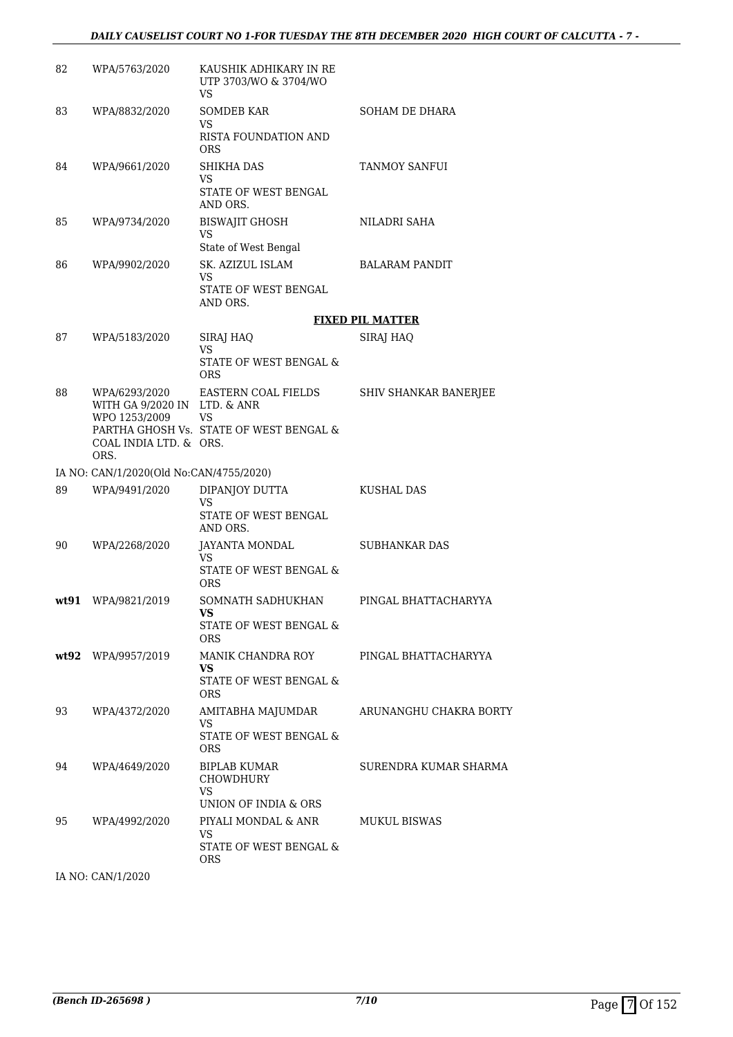| | | | |
|---|---|---|---|
| 82 | WPA/5763/2020 | KAUSHIK ADHIKARY IN RE UTP 3703/WO & 3704/WO<br>VS | |
| 83 | WPA/8832/2020 | SOMDEB KAR<br>VS<br>RISTA FOUNDATION AND ORS | SOHAM DE DHARA |
| 84 | WPA/9661/2020 | SHIKHA DAS<br>VS<br>STATE OF WEST BENGAL AND ORS. | TANMOY SANFUI |
| 85 | WPA/9734/2020 | BISWAJIT GHOSH<br>VS<br>State of West Bengal | NILADRI SAHA |
| 86 | WPA/9902/2020 | SK. AZIZUL ISLAM<br>VS<br>STATE OF WEST BENGAL AND ORS. | BALARAM PANDIT |

**FIXED PIL MATTER**

| | | | |
|---|---|---|---|
| 87 | WPA/5183/2020 | SIRAJ HAQ<br>VS<br>STATE OF WEST BENGAL & ORS | SIRAJ HAQ |
| 88 | WPA/6293/2020<br>WITH GA 9/2020 IN WPO 1253/2009<br>PARTHA GHOSH Vs. COAL INDIA LTD. & ORS. | EASTERN COAL FIELDS LTD. & ANR<br>VS<br>STATE OF WEST BENGAL & ORS. | SHIV SHANKAR BANERJEE |

IA NO: CAN/1/2020(Old No:CAN/4755/2020)

| | | | |
|---|---|---|---|
| 89 | WPA/9491/2020 | DIPANJOY DUTTA<br>VS<br>STATE OF WEST BENGAL AND ORS. | KUSHAL DAS |
| 90 | WPA/2268/2020 | JAYANTA MONDAL<br>VS<br>STATE OF WEST BENGAL & ORS | SUBHANKAR DAS |
| **wt91** | WPA/9821/2019 | SOMNATH SADHUKHAN<br>**VS**<br>STATE OF WEST BENGAL & ORS | PINGAL BHATTACHARYYA |
| **wt92** | WPA/9957/2019 | MANIK CHANDRA ROY<br>**VS**<br>STATE OF WEST BENGAL & ORS | PINGAL BHATTACHARYYA |
| 93 | WPA/4372/2020 | AMITABHA MAJUMDAR<br>VS<br>STATE OF WEST BENGAL & ORS | ARUNANGHU CHAKRA BORTY |
| 94 | WPA/4649/2020 | BIPLAB KUMAR CHOWDHURY<br>VS<br>UNION OF INDIA & ORS | SURENDRA KUMAR SHARMA |
| 95 | WPA/4992/2020 | PIYALI MONDAL & ANR<br>VS<br>STATE OF WEST BENGAL & ORS | MUKUL BISWAS |

IA NO: CAN/1/2020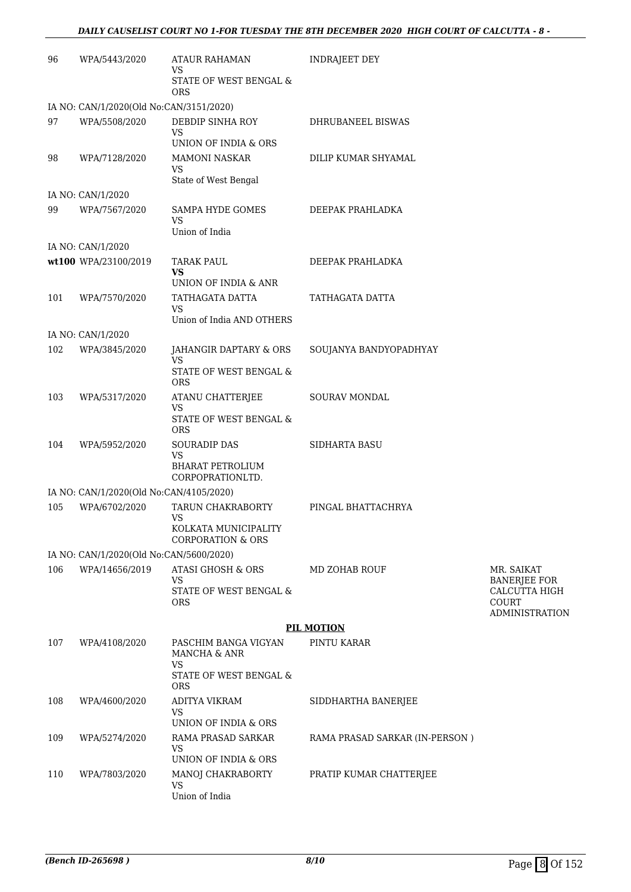| | | | | |
|---|---|---|---|---|
| 96 | WPA/5443/2020 | ATAUR RAHAMAN<br>VS<br>STATE OF WEST BENGAL & ORS | INDRAJEET DEY | |
| IA NO: CAN/1/2020(Old No:CAN/3151/2020) | | | | |
| 97 | WPA/5508/2020 | DEBDIP SINHA ROY<br>VS<br>UNION OF INDIA & ORS | DHRUBANEEL BISWAS | |
| 98 | WPA/7128/2020 | MAMONI NASKAR<br>VS<br>State of West Bengal | DILIP KUMAR SHYAMAL | |
| IA NO: CAN/1/2020 | | | | |
| 99 | WPA/7567/2020 | SAMPA HYDE GOMES<br>VS<br>Union of India | DEEPAK PRAHLADKA | |
| IA NO: CAN/1/2020 | | | | |
| **wt100** | WPA/23100/2019 | TARAK PAUL<br>**VS**<br>UNION OF INDIA & ANR | DEEPAK PRAHLADKA | |
| 101 | WPA/7570/2020 | TATHAGATA DATTA<br>VS<br>Union of India AND OTHERS | TATHAGATA DATTA | |
| IA NO: CAN/1/2020 | | | | |
| 102 | WPA/3845/2020 | JAHANGIR DAPTARY & ORS<br>VS<br>STATE OF WEST BENGAL & ORS | SOUJANYA BANDYOPADHYAY | |
| 103 | WPA/5317/2020 | ATANU CHATTERJEE<br>VS<br>STATE OF WEST BENGAL & ORS | SOURAV MONDAL | |
| 104 | WPA/5952/2020 | SOURADIP DAS<br>VS<br>BHARAT PETROLIUM CORPOPRATIONLTD. | SIDHARTA BASU | |
| IA NO: CAN/1/2020(Old No:CAN/4105/2020) | | | | |
| 105 | WPA/6702/2020 | TARUN CHAKRABORTY<br>VS<br>KOLKATA MUNICIPALITY CORPORATION & ORS | PINGAL BHATTACHRYA | |
| IA NO: CAN/1/2020(Old No:CAN/5600/2020) | | | | |
| 106 | WPA/14656/2019 | ATASI GHOSH & ORS<br>VS<br>STATE OF WEST BENGAL & ORS | MD ZOHAB ROUF | MR. SAIKAT BANERJEE FOR CALCUTTA HIGH COURT ADMINISTRATION |

**PIL MOTION**

| | | | |
|---|---|---|---|
| 107 | WPA/4108/2020 | PASCHIM BANGA VIGYAN MANCHA & ANR<br>VS<br>STATE OF WEST BENGAL & ORS | PINTU KARAR |
| 108 | WPA/4600/2020 | ADITYA VIKRAM<br>VS<br>UNION OF INDIA & ORS | SIDDHARTHA BANERJEE |
| 109 | WPA/5274/2020 | RAMA PRASAD SARKAR<br>VS<br>UNION OF INDIA & ORS | RAMA PRASAD SARKAR (IN-PERSON ) |
| 110 | WPA/7803/2020 | MANOJ CHAKRABORTY<br>VS<br>Union of India | PRATIP KUMAR CHATTERJEE |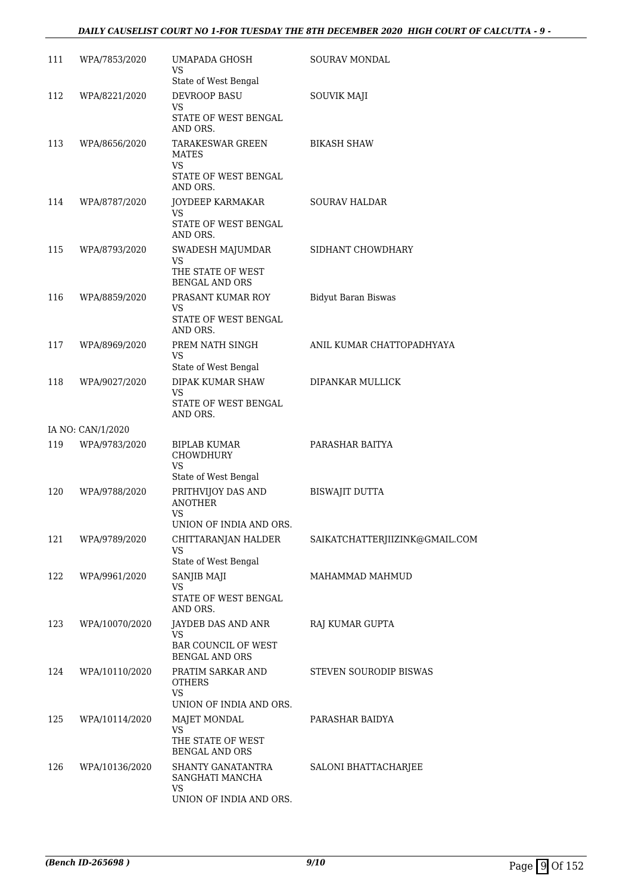| | | | |
|---|---|---|---|
| 111 | WPA/7853/2020 | UMAPADA GHOSH<br>VS<br>State of West Bengal | SOURAV MONDAL |
| 112 | WPA/8221/2020 | DEVROOP BASU<br>VS<br>STATE OF WEST BENGAL AND ORS. | SOUVIK MAJI |
| 113 | WPA/8656/2020 | TARAKESWAR GREEN MATES<br>VS<br>STATE OF WEST BENGAL AND ORS. | BIKASH SHAW |
| 114 | WPA/8787/2020 | JOYDEEP KARMAKAR<br>VS<br>STATE OF WEST BENGAL AND ORS. | SOURAV HALDAR |
| 115 | WPA/8793/2020 | SWADESH MAJUMDAR<br>VS<br>THE STATE OF WEST BENGAL AND ORS | SIDHANT CHOWDHARY |
| 116 | WPA/8859/2020 | PRASANT KUMAR ROY<br>VS<br>STATE OF WEST BENGAL AND ORS. | Bidyut Baran Biswas |
| 117 | WPA/8969/2020 | PREM NATH SINGH<br>VS<br>State of West Bengal | ANIL KUMAR CHATTOPADHYAYA |
| 118 | WPA/9027/2020 | DIPAK KUMAR SHAW<br>VS<br>STATE OF WEST BENGAL AND ORS. | DIPANKAR MULLICK |
| | IA NO: CAN/1/2020 | | |
| 119 | WPA/9783/2020 | BIPLAB KUMAR CHOWDHURY<br>VS<br>State of West Bengal | PARASHAR BAITYA |
| 120 | WPA/9788/2020 | PRITHVIJOY DAS AND ANOTHER<br>VS<br>UNION OF INDIA AND ORS. | BISWAJIT DUTTA |
| 121 | WPA/9789/2020 | CHITTARANJAN HALDER<br>VS<br>State of West Bengal | SAIKATCHATTERJIIZINK@GMAIL.COM |
| 122 | WPA/9961/2020 | SANJIB MAJI<br>VS<br>STATE OF WEST BENGAL AND ORS. | MAHAMMAD MAHMUD |
| 123 | WPA/10070/2020 | JAYDEB DAS AND ANR<br>VS<br>BAR COUNCIL OF WEST BENGAL AND ORS | RAJ KUMAR GUPTA |
| 124 | WPA/10110/2020 | PRATIM SARKAR AND OTHERS<br>VS<br>UNION OF INDIA AND ORS. | STEVEN SOURODIP BISWAS |
| 125 | WPA/10114/2020 | MAJET MONDAL<br>VS<br>THE STATE OF WEST BENGAL AND ORS | PARASHAR BAIDYA |
| 126 | WPA/10136/2020 | SHANTY GANATANTRA SANGHATI MANCHA<br>VS<br>UNION OF INDIA AND ORS. | SALONI BHATTACHARJEE |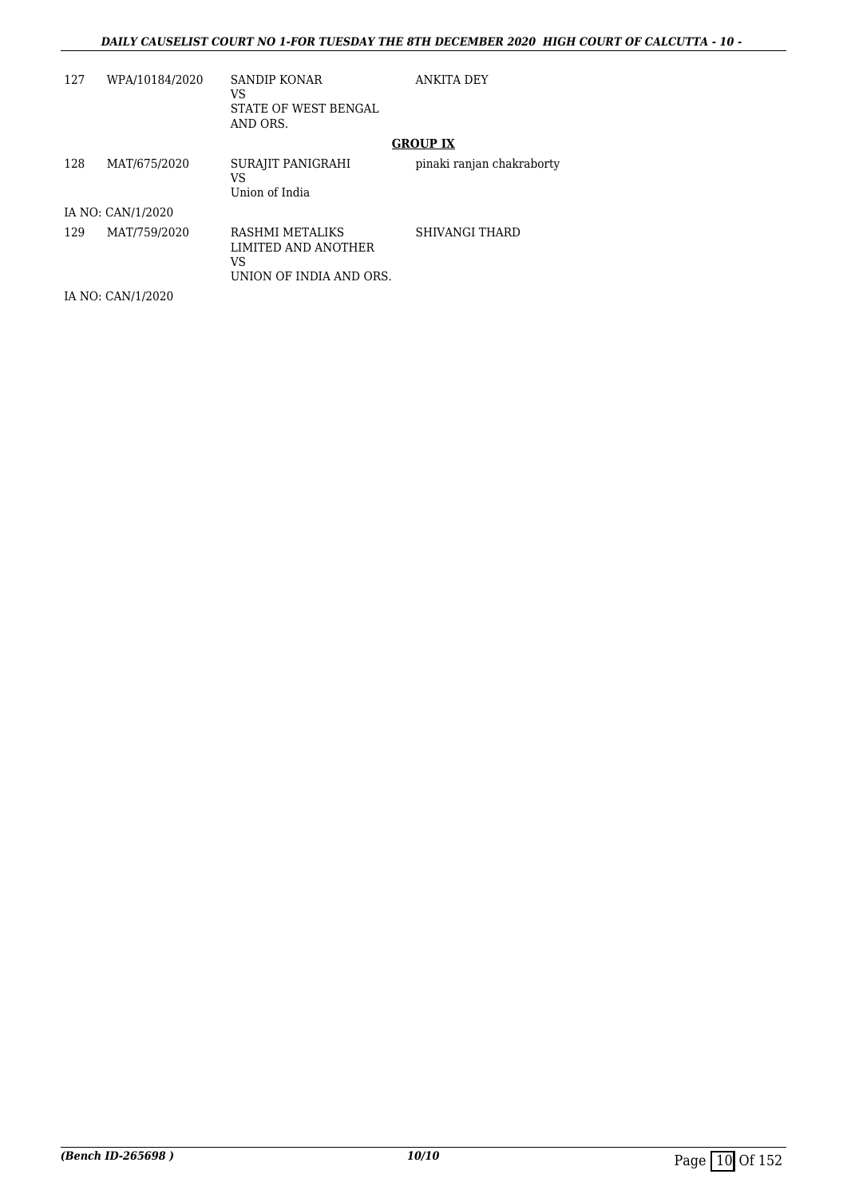| | | | |
|---|---|---|---|
| 127 | WPA/10184/2020 | SANDIP KONAR<br>VS<br>STATE OF WEST BENGAL AND ORS. | ANKITA DEY |

**GROUP IX**

| | | | |
|---|---|---|---|
| 128 | MAT/675/2020 | SURAJIT PANIGRAHI<br>VS<br>Union of India | pinaki ranjan chakraborty |
| IA NO: CAN/1/2020 | | | |
| 129 | MAT/759/2020 | RASHMI METALIKS LIMITED AND ANOTHER<br>VS<br>UNION OF INDIA AND ORS. | SHIVANGI THARD |
| IA NO: CAN/1/2020 | | | |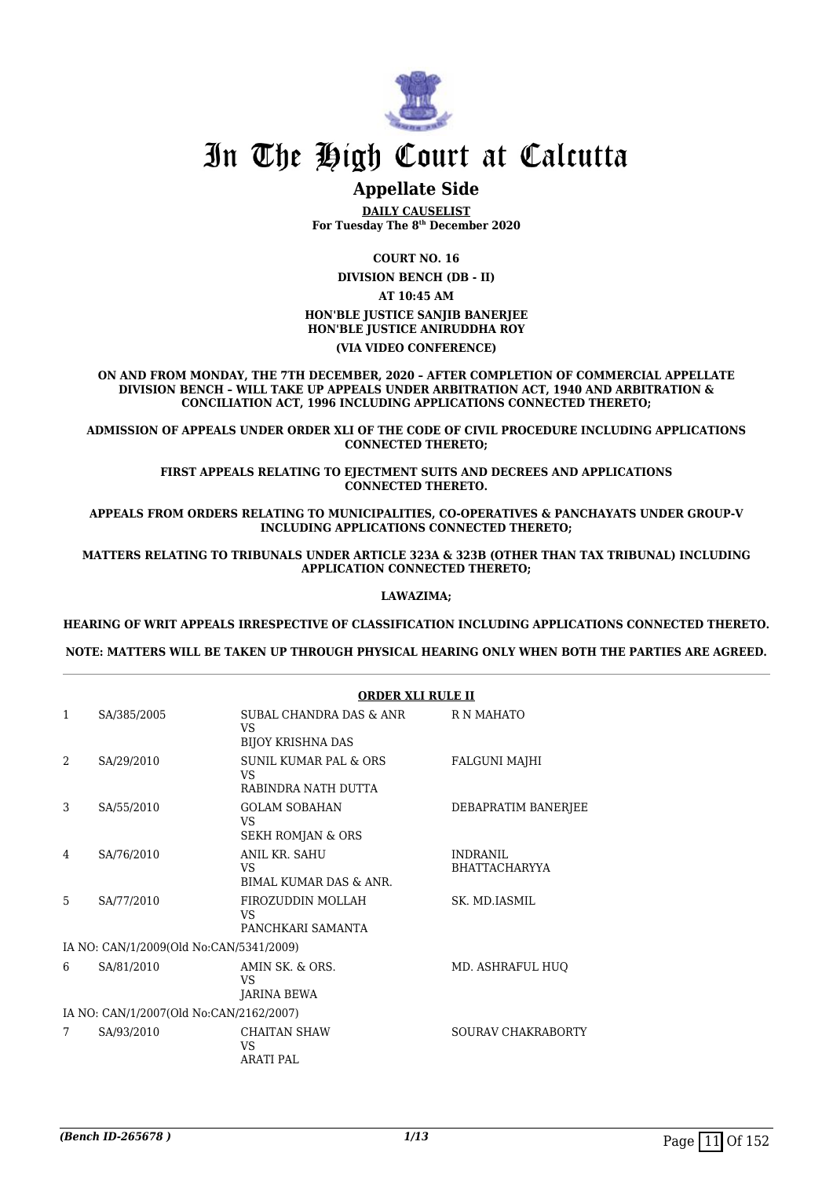# In The High Court at Calcutta

## Appellate Side

**DAILY CAUSELIST**
**For Tuesday The 8th December 2020**

**COURT NO. 16**

**DIVISION BENCH (DB - II)**

**AT 10:45 AM**

**HON'BLE JUSTICE SANJIB BANERJEE**
**HON'BLE JUSTICE ANIRUDDHA ROY**

**(VIA VIDEO CONFERENCE)**

**ON AND FROM MONDAY, THE 7TH DECEMBER, 2020 – AFTER COMPLETION OF COMMERCIAL APPELLATE DIVISION BENCH – WILL TAKE UP APPEALS UNDER ARBITRATION ACT, 1940 AND ARBITRATION & CONCILIATION ACT, 1996 INCLUDING APPLICATIONS CONNECTED THERETO;**

**ADMISSION OF APPEALS UNDER ORDER XLI OF THE CODE OF CIVIL PROCEDURE INCLUDING APPLICATIONS CONNECTED THERETO;**

**FIRST APPEALS RELATING TO EJECTMENT SUITS AND DECREES AND APPLICATIONS CONNECTED THERETO.**

**APPEALS FROM ORDERS RELATING TO MUNICIPALITIES, CO-OPERATIVES & PANCHAYATS UNDER GROUP-V INCLUDING APPLICATIONS CONNECTED THERETO;**

**MATTERS RELATING TO TRIBUNALS UNDER ARTICLE 323A & 323B (OTHER THAN TAX TRIBUNAL) INCLUDING APPLICATION CONNECTED THERETO;**

**LAWAZIMA;**

**HEARING OF WRIT APPEALS IRRESPECTIVE OF CLASSIFICATION INCLUDING APPLICATIONS CONNECTED THERETO.**

**NOTE: MATTERS WILL BE TAKEN UP THROUGH PHYSICAL HEARING ONLY WHEN BOTH THE PARTIES ARE AGREED.**

---

**ORDER XLI RULE II**

| | | | |
|---|---|---|---|
| 1 | SA/385/2005 | SUBAL CHANDRA DAS & ANR<br>VS<br>BIJOY KRISHNA DAS | R N MAHATO |
| 2 | SA/29/2010 | SUNIL KUMAR PAL & ORS<br>VS<br>RABINDRA NATH DUTTA | FALGUNI MAJHI |
| 3 | SA/55/2010 | GOLAM SOBAHAN<br>VS<br>SEKH ROMJAN & ORS | DEBAPRATIM BANERJEE |
| 4 | SA/76/2010 | ANIL KR. SAHU<br>VS<br>BIMAL KUMAR DAS & ANR. | INDRANIL BHATTACHARYYA |
| 5 | SA/77/2010 | FIROZUDDIN MOLLAH<br>VS<br>PANCHKARI SAMANTA | SK. MD.IASMIL |
| | IA NO: CAN/1/2009(Old No:CAN/5341/2009) | | |
| 6 | SA/81/2010 | AMIN SK. & ORS.<br>VS<br>JARINA BEWA | MD. ASHRAFUL HUQ |
| | IA NO: CAN/1/2007(Old No:CAN/2162/2007) | | |
| 7 | SA/93/2010 | CHAITAN SHAW<br>VS<br>ARATI PAL | SOURAV CHAKRABORTY |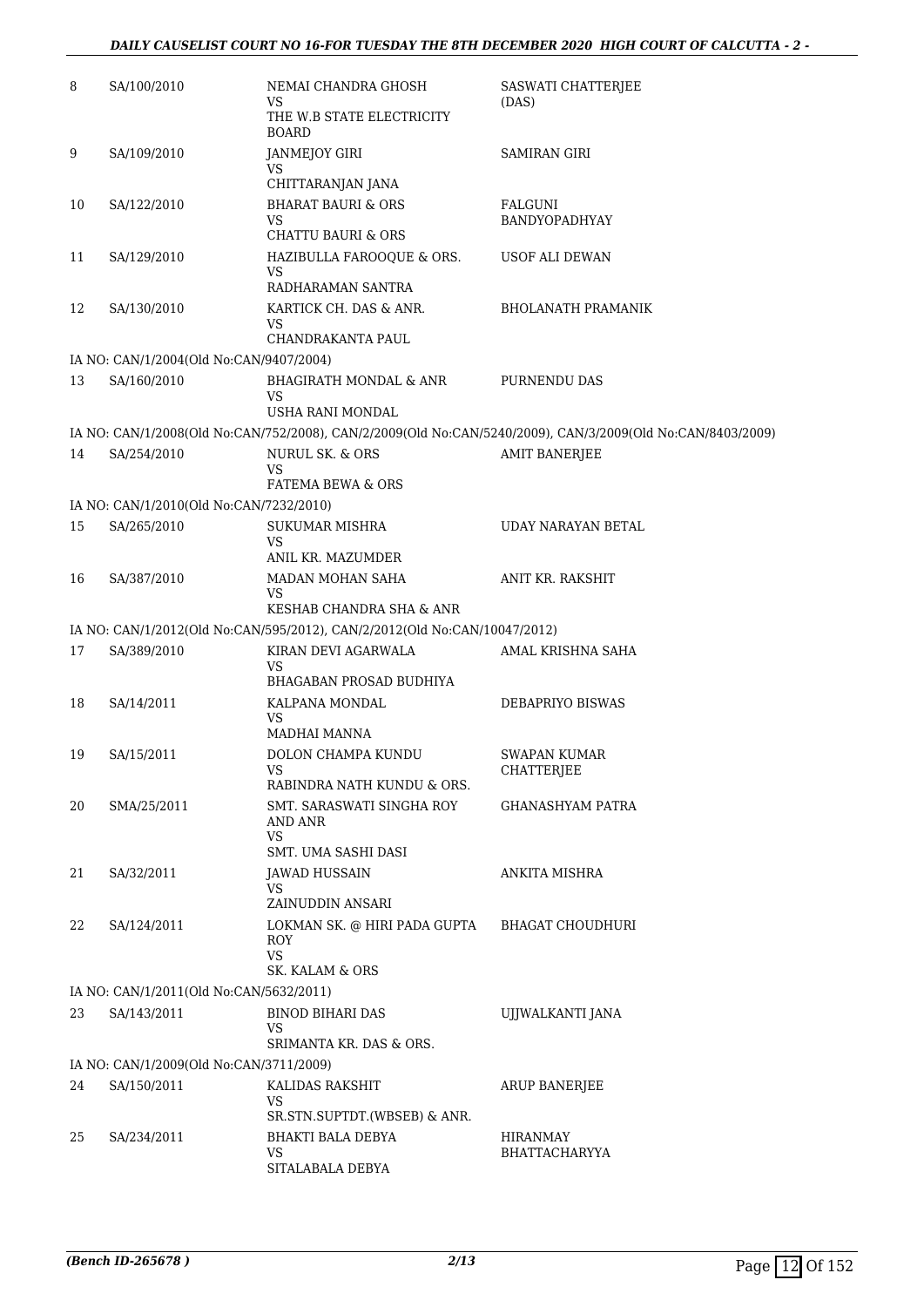| | | | |
|---|---|---|---|
| 8 | SA/100/2010 | NEMAI CHANDRA GHOSH<br>VS<br>THE W.B STATE ELECTRICITY BOARD | SASWATI CHATTERJEE (DAS) |
| 9 | SA/109/2010 | JANMEJOY GIRI<br>VS<br>CHITTARANJAN JANA | SAMIRAN GIRI |
| 10 | SA/122/2010 | BHARAT BAURI & ORS<br>VS<br>CHATTU BAURI & ORS | FALGUNI BANDYOPADHYAY |
| 11 | SA/129/2010 | HAZIBULLA FAROOQUE & ORS.<br>VS<br>RADHARAMAN SANTRA | USOF ALI DEWAN |
| 12 | SA/130/2010 | KARTICK CH. DAS & ANR.<br>VS<br>CHANDRAKANTA PAUL | BHOLANATH PRAMANIK |
| | IA NO: CAN/1/2004(Old No:CAN/9407/2004) | | |
| 13 | SA/160/2010 | BHAGIRATH MONDAL & ANR<br>VS<br>USHA RANI MONDAL | PURNENDU DAS |
| | IA NO: CAN/1/2008(Old No:CAN/752/2008), CAN/2/2009(Old No:CAN/5240/2009), CAN/3/2009(Old No:CAN/8403/2009) | | |
| 14 | SA/254/2010 | NURUL SK. & ORS<br>VS<br>FATEMA BEWA & ORS | AMIT BANERJEE |
| | IA NO: CAN/1/2010(Old No:CAN/7232/2010) | | |
| 15 | SA/265/2010 | SUKUMAR MISHRA<br>VS<br>ANIL KR. MAZUMDER | UDAY NARAYAN BETAL |
| 16 | SA/387/2010 | MADAN MOHAN SAHA<br>VS<br>KESHAB CHANDRA SHA & ANR | ANIT KR. RAKSHIT |
| | IA NO: CAN/1/2012(Old No:CAN/595/2012), CAN/2/2012(Old No:CAN/10047/2012) | | |
| 17 | SA/389/2010 | KIRAN DEVI AGARWALA<br>VS<br>BHAGABAN PROSAD BUDHIYA | AMAL KRISHNA SAHA |
| 18 | SA/14/2011 | KALPANA MONDAL<br>VS<br>MADHAI MANNA | DEBAPRIYO BISWAS |
| 19 | SA/15/2011 | DOLON CHAMPA KUNDU<br>VS<br>RABINDRA NATH KUNDU & ORS. | SWAPAN KUMAR CHATTERJEE |
| 20 | SMA/25/2011 | SMT. SARASWATI SINGHA ROY AND ANR<br>VS<br>SMT. UMA SASHI DASI | GHANASHYAM PATRA |
| 21 | SA/32/2011 | JAWAD HUSSAIN<br>VS<br>ZAINUDDIN ANSARI | ANKITA MISHRA |
| 22 | SA/124/2011 | LOKMAN SK. @ HIRI PADA GUPTA ROY<br>VS<br>SK. KALAM & ORS | BHAGAT CHOUDHURI |
| | IA NO: CAN/1/2011(Old No:CAN/5632/2011) | | |
| 23 | SA/143/2011 | BINOD BIHARI DAS<br>VS<br>SRIMANTA KR. DAS & ORS. | UJJWALKANTI JANA |
| | IA NO: CAN/1/2009(Old No:CAN/3711/2009) | | |
| 24 | SA/150/2011 | KALIDAS RAKSHIT<br>VS<br>SR.STN.SUPTDT.(WBSEB) & ANR. | ARUP BANERJEE |
| 25 | SA/234/2011 | BHAKTI BALA DEBYA<br>VS<br>SITALABALA DEBYA | HIRANMAY BHATTACHARYYA |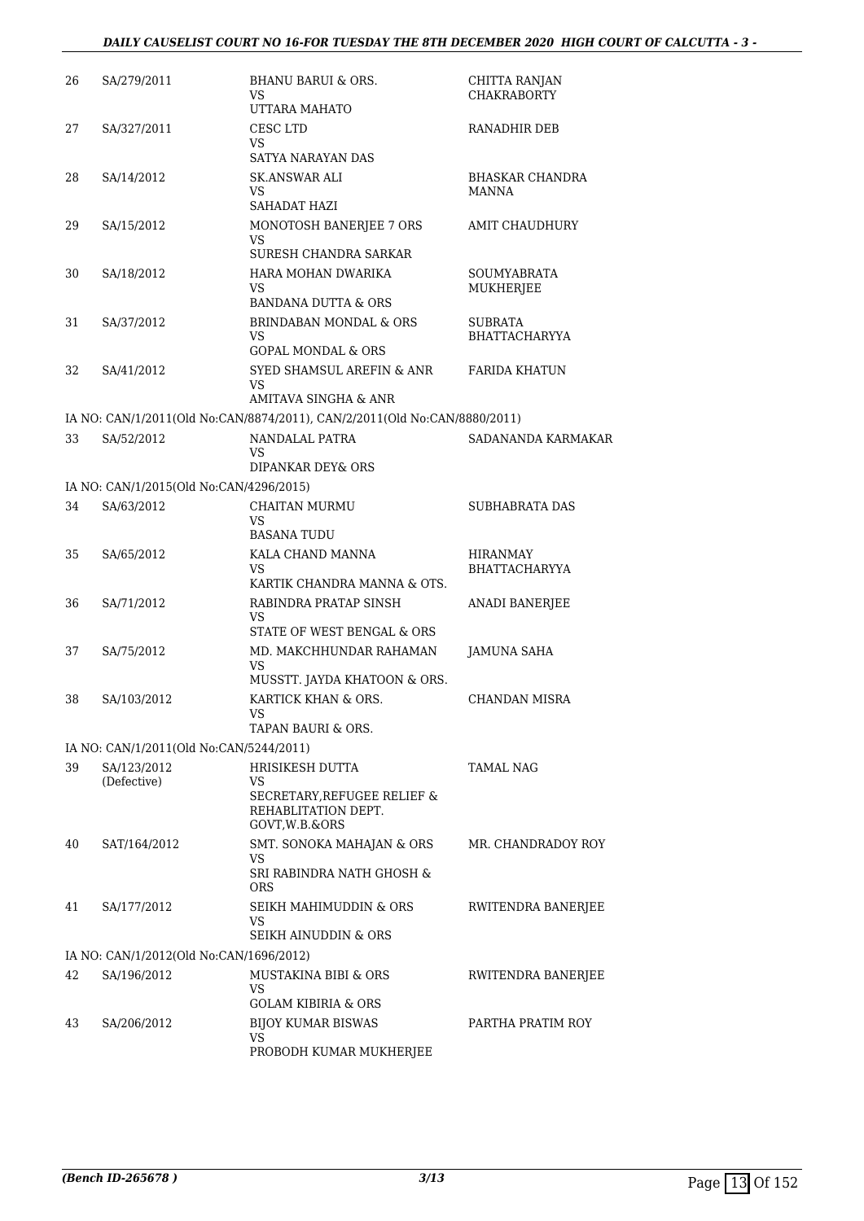| | | | |
|---|---|---|---|
| 26 | SA/279/2011 | BHANU BARUI & ORS.<br>VS<br>UTTARA MAHATO | CHITTA RANJAN CHAKRABORTY |
| 27 | SA/327/2011 | CESC LTD<br>VS<br>SATYA NARAYAN DAS | RANADHIR DEB |
| 28 | SA/14/2012 | SK.ANSWAR ALI<br>VS<br>SAHADAT HAZI | BHASKAR CHANDRA MANNA |
| 29 | SA/15/2012 | MONOTOSH BANERJEE 7 ORS<br>VS<br>SURESH CHANDRA SARKAR | AMIT CHAUDHURY |
| 30 | SA/18/2012 | HARA MOHAN DWARIKA<br>VS<br>BANDANA DUTTA & ORS | SOUMYABRATA MUKHERJEE |
| 31 | SA/37/2012 | BRINDABAN MONDAL & ORS<br>VS<br>GOPAL MONDAL & ORS | SUBRATA BHATTACHARYYA |
| 32 | SA/41/2012 | SYED SHAMSUL AREFIN & ANR<br>VS<br>AMITAVA SINGHA & ANR | FARIDA KHATUN |
| | IA NO: CAN/1/2011(Old No:CAN/8874/2011), CAN/2/2011(Old No:CAN/8880/2011) | | |
| 33 | SA/52/2012 | NANDALAL PATRA<br>VS<br>DIPANKAR DEY& ORS | SADANANDA KARMAKAR |
| | IA NO: CAN/1/2015(Old No:CAN/4296/2015) | | |
| 34 | SA/63/2012 | CHAITAN MURMU<br>VS<br>BASANA TUDU | SUBHABRATA DAS |
| 35 | SA/65/2012 | KALA CHAND MANNA<br>VS<br>KARTIK CHANDRA MANNA & OTS. | HIRANMAY BHATTACHARYYA |
| 36 | SA/71/2012 | RABINDRA PRATAP SINSH<br>VS<br>STATE OF WEST BENGAL & ORS | ANADI BANERJEE |
| 37 | SA/75/2012 | MD. MAKCHHUNDAR RAHAMAN<br>VS<br>MUSSTT. JAYDA KHATOON & ORS. | JAMUNA SAHA |
| 38 | SA/103/2012 | KARTICK KHAN & ORS.<br>VS<br>TAPAN BAURI & ORS. | CHANDAN MISRA |
| | IA NO: CAN/1/2011(Old No:CAN/5244/2011) | | |
| 39 | SA/123/2012 (Defective) | HRISIKESH DUTTA<br>VS<br>SECRETARY,REFUGEE RELIEF & REHABLITATION DEPT. GOVT,W.B.&ORS | TAMAL NAG |
| 40 | SAT/164/2012 | SMT. SONOKA MAHAJAN & ORS<br>VS<br>SRI RABINDRA NATH GHOSH & ORS | MR. CHANDRADOY ROY |
| 41 | SA/177/2012 | SEIKH MAHIMUDDIN & ORS<br>VS<br>SEIKH AINUDDIN & ORS | RWITENDRA BANERJEE |
| | IA NO: CAN/1/2012(Old No:CAN/1696/2012) | | |
| 42 | SA/196/2012 | MUSTAKINA BIBI & ORS<br>VS<br>GOLAM KIBIRIA & ORS | RWITENDRA BANERJEE |
| 43 | SA/206/2012 | BIJOY KUMAR BISWAS<br>VS<br>PROBODH KUMAR MUKHERJEE | PARTHA PRATIM ROY |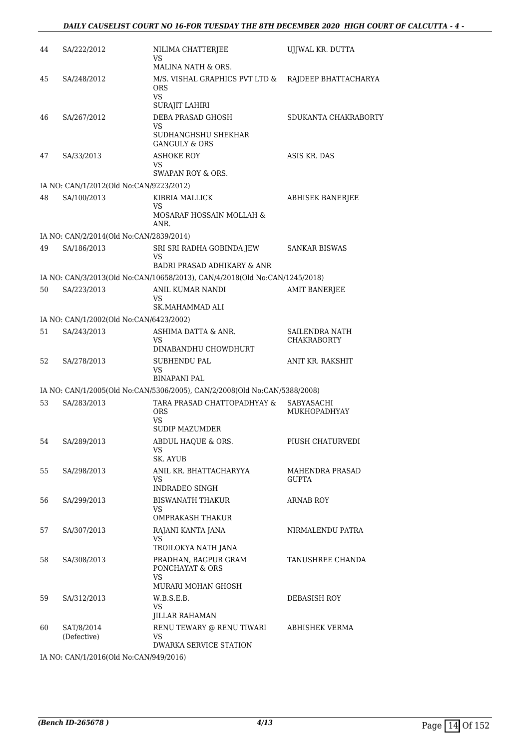| | | | |
|---|---|---|---|
| 44 | SA/222/2012 | NILIMA CHATTERJEE<br>VS<br>MALINA NATH & ORS. | UJJWAL KR. DUTTA |
| 45 | SA/248/2012 | M/S. VISHAL GRAPHICS PVT LTD & ORS<br>VS<br>SURAJIT LAHIRI | RAJDEEP BHATTACHARYA |
| 46 | SA/267/2012 | DEBA PRASAD GHOSH<br>VS<br>SUDHANGHSHU SHEKHAR GANGULY & ORS | SDUKANTA CHAKRABORTY |
| 47 | SA/33/2013 | ASHOKE ROY<br>VS<br>SWAPAN ROY & ORS. | ASIS KR. DAS |

IA NO: CAN/1/2012(Old No:CAN/9223/2012)

| | | | |
|---|---|---|---|
| 48 | SA/100/2013 | KIBRIA MALLICK<br>VS<br>MOSARAF HOSSAIN MOLLAH & ANR. | ABHISEK BANERJEE |

IA NO: CAN/2/2014(Old No:CAN/2839/2014)

| | | | |
|---|---|---|---|
| 49 | SA/186/2013 | SRI SRI RADHA GOBINDA JEW<br>VS<br>BADRI PRASAD ADHIKARY & ANR | SANKAR BISWAS |

IA NO: CAN/3/2013(Old No:CAN/10658/2013), CAN/4/2018(Old No:CAN/1245/2018)

| | | | |
|---|---|---|---|
| 50 | SA/223/2013 | ANIL KUMAR NANDI<br>VS<br>SK.MAHAMMAD ALI | AMIT BANERJEE |

IA NO: CAN/1/2002(Old No:CAN/6423/2002)

| | | | |
|---|---|---|---|
| 51 | SA/243/2013 | ASHIMA DATTA & ANR.<br>VS<br>DINABANDHU CHOWDHURT | SAILENDRA NATH CHAKRABORTY |
| 52 | SA/278/2013 | SUBHENDU PAL<br>VS<br>BINAPANI PAL | ANIT KR. RAKSHIT |

IA NO: CAN/1/2005(Old No:CAN/5306/2005), CAN/2/2008(Old No:CAN/5388/2008)

| | | | |
|---|---|---|---|
| 53 | SA/283/2013 | TARA PRASAD CHATTOPADHYAY & ORS<br>VS<br>SUDIP MAZUMDER | SABYASACHI MUKHOPADHYAY |
| 54 | SA/289/2013 | ABDUL HAQUE & ORS.<br>VS<br>SK. AYUB | PIUSH CHATURVEDI |
| 55 | SA/298/2013 | ANIL KR. BHATTACHARYYA<br>VS<br>INDRADEO SINGH | MAHENDRA PRASAD GUPTA |
| 56 | SA/299/2013 | BISWANATH THAKUR<br>VS<br>OMPRAKASH THAKUR | ARNAB ROY |
| 57 | SA/307/2013 | RAJANI KANTA JANA<br>VS<br>TROILOKYA NATH JANA | NIRMALENDU PATRA |
| 58 | SA/308/2013 | PRADHAN, BAGPUR GRAM PONCHAYAT & ORS<br>VS<br>MURARI MOHAN GHOSH | TANUSHREE CHANDA |
| 59 | SA/312/2013 | W.B.S.E.B.<br>VS<br>JILLAR RAHAMAN | DEBASISH ROY |
| 60 | SAT/8/2014<br>(Defective) | RENU TEWARY @ RENU TIWARI<br>VS<br>DWARKA SERVICE STATION | ABHISHEK VERMA |

IA NO: CAN/1/2016(Old No:CAN/949/2016)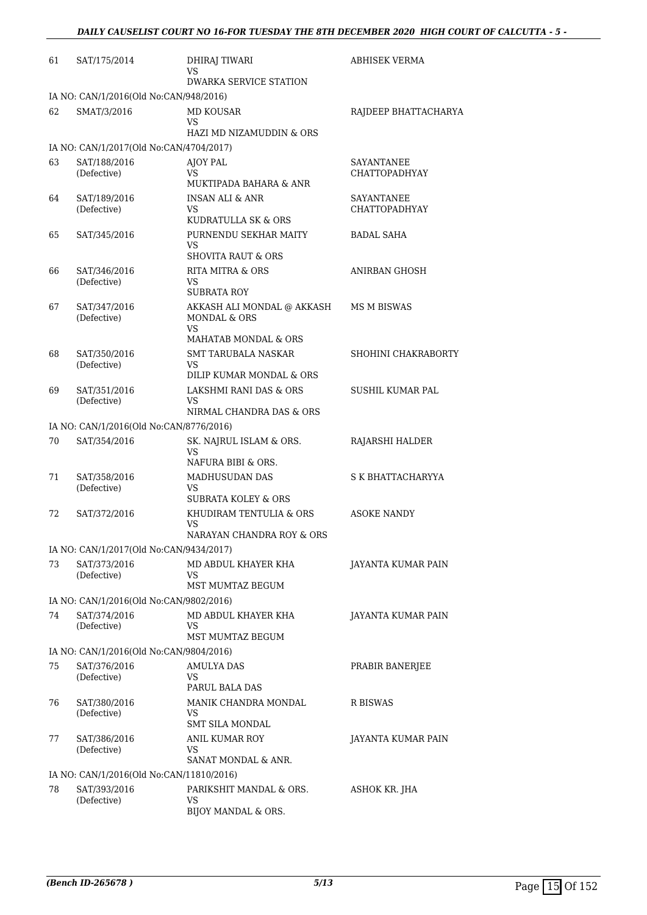| | | | |
|---|---|---|---|
| 61 | SAT/175/2014 | DHIRAJ TIWARI<br>VS<br>DWARKA SERVICE STATION | ABHISEK VERMA |
| IA NO: CAN/1/2016(Old No:CAN/948/2016) | | | |
| 62 | SMAT/3/2016 | MD KOUSAR<br>VS<br>HAZI MD NIZAMUDDIN & ORS | RAJDEEP BHATTACHARYA |
| IA NO: CAN/1/2017(Old No:CAN/4704/2017) | | | |
| 63 | SAT/188/2016<br>(Defective) | AJOY PAL<br>VS<br>MUKTIPADA BAHARA & ANR | SAYANTANEE CHATTOPADHYAY |
| 64 | SAT/189/2016<br>(Defective) | INSAN ALI & ANR<br>VS<br>KUDRATULLA SK & ORS | SAYANTANEE CHATTOPADHYAY |
| 65 | SAT/345/2016 | PURNENDU SEKHAR MAITY<br>VS<br>SHOVITA RAUT & ORS | BADAL SAHA |
| 66 | SAT/346/2016<br>(Defective) | RITA MITRA & ORS<br>VS<br>SUBRATA ROY | ANIRBAN GHOSH |
| 67 | SAT/347/2016<br>(Defective) | AKKASH ALI MONDAL @ AKKASH MONDAL & ORS<br>VS<br>MAHATAB MONDAL & ORS | MS M BISWAS |
| 68 | SAT/350/2016<br>(Defective) | SMT TARUBALA NASKAR<br>VS<br>DILIP KUMAR MONDAL & ORS | SHOHINI CHAKRABORTY |
| 69 | SAT/351/2016<br>(Defective) | LAKSHMI RANI DAS & ORS<br>VS<br>NIRMAL CHANDRA DAS & ORS | SUSHIL KUMAR PAL |
| IA NO: CAN/1/2016(Old No:CAN/8776/2016) | | | |
| 70 | SAT/354/2016 | SK. NAJRUL ISLAM & ORS.<br>VS<br>NAFURA BIBI & ORS. | RAJARSHI HALDER |
| 71 | SAT/358/2016<br>(Defective) | MADHUSUDAN DAS<br>VS<br>SUBRATA KOLEY & ORS | S K BHATTACHARYYA |
| 72 | SAT/372/2016 | KHUDIRAM TENTULIA & ORS<br>VS<br>NARAYAN CHANDRA ROY & ORS | ASOKE NANDY |
| IA NO: CAN/1/2017(Old No:CAN/9434/2017) | | | |
| 73 | SAT/373/2016<br>(Defective) | MD ABDUL KHAYER KHA<br>VS<br>MST MUMTAZ BEGUM | JAYANTA KUMAR PAIN |
| IA NO: CAN/1/2016(Old No:CAN/9802/2016) | | | |
| 74 | SAT/374/2016<br>(Defective) | MD ABDUL KHAYER KHA<br>VS<br>MST MUMTAZ BEGUM | JAYANTA KUMAR PAIN |
| IA NO: CAN/1/2016(Old No:CAN/9804/2016) | | | |
| 75 | SAT/376/2016<br>(Defective) | AMULYA DAS<br>VS<br>PARUL BALA DAS | PRABIR BANERJEE |
| 76 | SAT/380/2016<br>(Defective) | MANIK CHANDRA MONDAL<br>VS<br>SMT SILA MONDAL | R BISWAS |
| 77 | SAT/386/2016<br>(Defective) | ANIL KUMAR ROY<br>VS<br>SANAT MONDAL & ANR. | JAYANTA KUMAR PAIN |
| IA NO: CAN/1/2016(Old No:CAN/11810/2016) | | | |
| 78 | SAT/393/2016<br>(Defective) | PARIKSHIT MANDAL & ORS.<br>VS<br>BIJOY MANDAL & ORS. | ASHOK KR. JHA |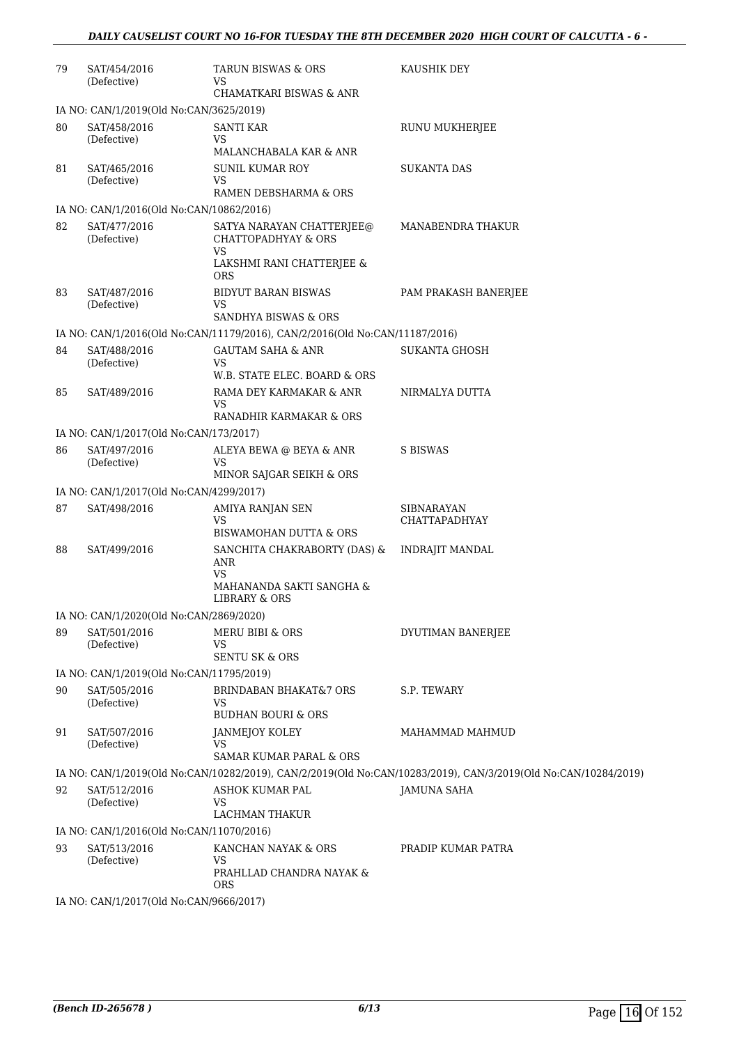| | | | |
|---|---|---|---|
| 79 | SAT/454/2016 (Defective) | TARUN BISWAS & ORS<br>VS<br>CHAMATKARI BISWAS & ANR | KAUSHIK DEY |
| | IA NO: CAN/1/2019(Old No:CAN/3625/2019) | | |
| 80 | SAT/458/2016 (Defective) | SANTI KAR<br>VS<br>MALANCHABALA KAR & ANR | RUNU MUKHERJEE |
| 81 | SAT/465/2016 (Defective) | SUNIL KUMAR ROY<br>VS<br>RAMEN DEBSHARMA & ORS | SUKANTA DAS |
| | IA NO: CAN/1/2016(Old No:CAN/10862/2016) | | |
| 82 | SAT/477/2016 (Defective) | SATYA NARAYAN CHATTERJEE@ CHATTOPADHYAY & ORS<br>VS<br>LAKSHMI RANI CHATTERJEE & ORS | MANABENDRA THAKUR |
| 83 | SAT/487/2016 (Defective) | BIDYUT BARAN BISWAS<br>VS<br>SANDHYA BISWAS & ORS | PAM PRAKASH BANERJEE |
| | IA NO: CAN/1/2016(Old No:CAN/11179/2016), CAN/2/2016(Old No:CAN/11187/2016) | | |
| 84 | SAT/488/2016 (Defective) | GAUTAM SAHA & ANR<br>VS<br>W.B. STATE ELEC. BOARD & ORS | SUKANTA GHOSH |
| 85 | SAT/489/2016 | RAMA DEY KARMAKAR & ANR<br>VS<br>RANADHIR KARMAKAR & ORS | NIRMALYA DUTTA |
| | IA NO: CAN/1/2017(Old No:CAN/173/2017) | | |
| 86 | SAT/497/2016 (Defective) | ALEYA BEWA @ BEYA & ANR<br>VS<br>MINOR SAJGAR SEIKH & ORS | S BISWAS |
| | IA NO: CAN/1/2017(Old No:CAN/4299/2017) | | |
| 87 | SAT/498/2016 | AMIYA RANJAN SEN<br>VS<br>BISWAMOHAN DUTTA & ORS | SIBNARAYAN CHATTAPADHYAY |
| 88 | SAT/499/2016 | SANCHITA CHAKRABORTY (DAS) & ANR<br>VS<br>MAHANANDA SAKTI SANGHA & LIBRARY & ORS | INDRAJIT MANDAL |
| | IA NO: CAN/1/2020(Old No:CAN/2869/2020) | | |
| 89 | SAT/501/2016 (Defective) | MERU BIBI & ORS<br>VS<br>SENTU SK & ORS | DYUTIMAN BANERJEE |
| | IA NO: CAN/1/2019(Old No:CAN/11795/2019) | | |
| 90 | SAT/505/2016 (Defective) | BRINDABAN BHAKAT&7 ORS<br>VS<br>BUDHAN BOURI & ORS | S.P. TEWARY |
| 91 | SAT/507/2016 (Defective) | JANMEJOY KOLEY<br>VS<br>SAMAR KUMAR PARAL & ORS | MAHAMMAD MAHMUD |
| | IA NO: CAN/1/2019(Old No:CAN/10282/2019), CAN/2/2019(Old No:CAN/10283/2019), CAN/3/2019(Old No:CAN/10284/2019) | | |
| 92 | SAT/512/2016 (Defective) | ASHOK KUMAR PAL<br>VS<br>LACHMAN THAKUR | JAMUNA SAHA |
| | IA NO: CAN/1/2016(Old No:CAN/11070/2016) | | |
| 93 | SAT/513/2016 (Defective) | KANCHAN NAYAK & ORS<br>VS<br>PRAHLLAD CHANDRA NAYAK & ORS | PRADIP KUMAR PATRA |
| | IA NO: CAN/1/2017(Old No:CAN/9666/2017) | | |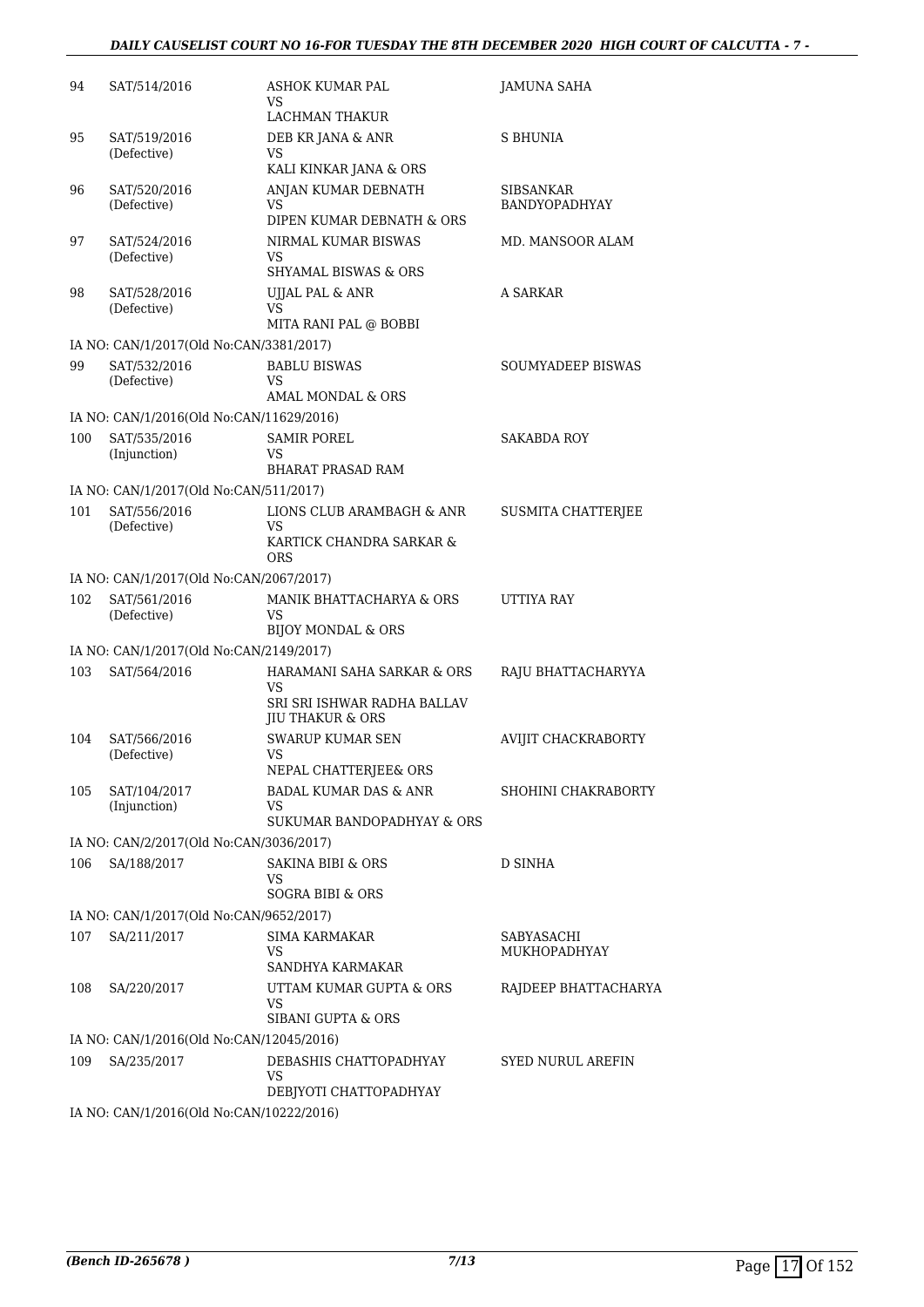| | | | |
|---|---|---|---|
| 94 | SAT/514/2016 | ASHOK KUMAR PAL<br>VS<br>LACHMAN THAKUR | JAMUNA SAHA |
| 95 | SAT/519/2016<br>(Defective) | DEB KR JANA & ANR<br>VS<br>KALI KINKAR JANA & ORS | S BHUNIA |
| 96 | SAT/520/2016<br>(Defective) | ANJAN KUMAR DEBNATH<br>VS<br>DIPEN KUMAR DEBNATH & ORS | SIBSANKAR BANDYOPADHYAY |
| 97 | SAT/524/2016<br>(Defective) | NIRMAL KUMAR BISWAS<br>VS<br>SHYAMAL BISWAS & ORS | MD. MANSOOR ALAM |
| 98 | SAT/528/2016<br>(Defective) | UJJAL PAL & ANR<br>VS<br>MITA RANI PAL @ BOBBI | A SARKAR |
| | IA NO: CAN/1/2017(Old No:CAN/3381/2017) | | |
| 99 | SAT/532/2016<br>(Defective) | BABLU BISWAS<br>VS<br>AMAL MONDAL & ORS | SOUMYADEEP BISWAS |
| | IA NO: CAN/1/2016(Old No:CAN/11629/2016) | | |
| 100 | SAT/535/2016<br>(Injunction) | SAMIR POREL<br>VS<br>BHARAT PRASAD RAM | SAKABDA ROY |
| | IA NO: CAN/1/2017(Old No:CAN/511/2017) | | |
| 101 | SAT/556/2016<br>(Defective) | LIONS CLUB ARAMBAGH & ANR<br>VS<br>KARTICK CHANDRA SARKAR & ORS | SUSMITA CHATTERJEE |
| | IA NO: CAN/1/2017(Old No:CAN/2067/2017) | | |
| 102 | SAT/561/2016<br>(Defective) | MANIK BHATTACHARYA & ORS<br>VS<br>BIJOY MONDAL & ORS | UTTIYA RAY |
| | IA NO: CAN/1/2017(Old No:CAN/2149/2017) | | |
| 103 | SAT/564/2016 | HARAMANI SAHA SARKAR & ORS<br>VS<br>SRI SRI ISHWAR RADHA BALLAV JIU THAKUR & ORS | RAJU BHATTACHARYYA |
| 104 | SAT/566/2016<br>(Defective) | SWARUP KUMAR SEN<br>VS<br>NEPAL CHATTERJEE& ORS | AVIJIT CHACKRABORTY |
| 105 | SAT/104/2017<br>(Injunction) | BADAL KUMAR DAS & ANR<br>VS<br>SUKUMAR BANDOPADHYAY & ORS | SHOHINI CHAKRABORTY |
| | IA NO: CAN/2/2017(Old No:CAN/3036/2017) | | |
| 106 | SA/188/2017 | SAKINA BIBI & ORS<br>VS<br>SOGRA BIBI & ORS | D SINHA |
| | IA NO: CAN/1/2017(Old No:CAN/9652/2017) | | |
| 107 | SA/211/2017 | SIMA KARMAKAR<br>VS<br>SANDHYA KARMAKAR | SABYASACHI MUKHOPADHYAY |
| 108 | SA/220/2017 | UTTAM KUMAR GUPTA & ORS<br>VS<br>SIBANI GUPTA & ORS | RAJDEEP BHATTACHARYA |
| | IA NO: CAN/1/2016(Old No:CAN/12045/2016) | | |
| 109 | SA/235/2017 | DEBASHIS CHATTOPADHYAY<br>VS<br>DEBJYOTI CHATTOPADHYAY | SYED NURUL AREFIN |
| | IA NO: CAN/1/2016(Old No:CAN/10222/2016) | | |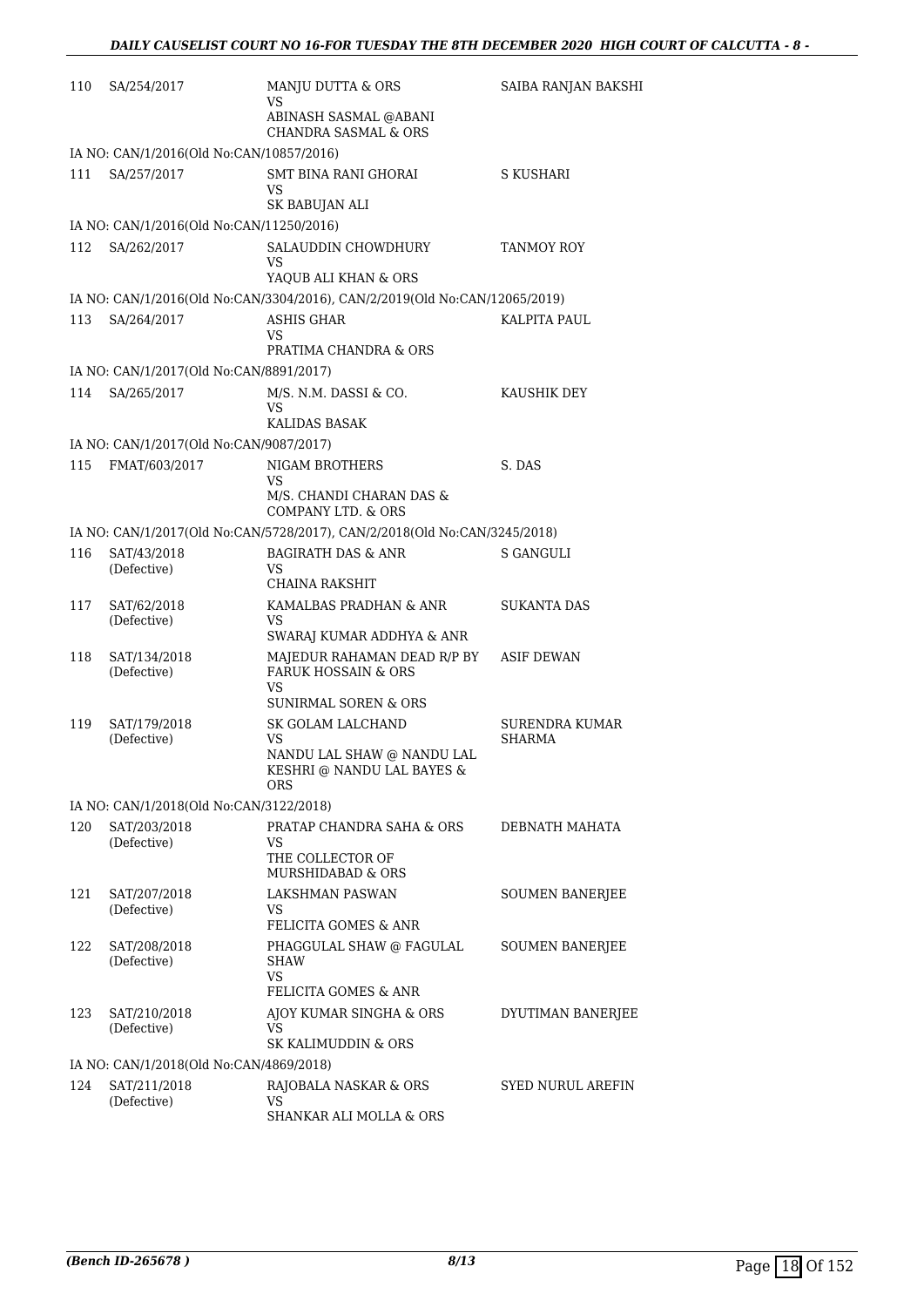| | | | |
|---|---|---|---|
| 110 | SA/254/2017 | MANJU DUTTA & ORS<br>VS<br>ABINASH SASMAL @ABANI CHANDRA SASMAL & ORS | SAIBA RANJAN BAKSHI |
| IA NO: CAN/1/2016(Old No:CAN/10857/2016) | | | |
| 111 | SA/257/2017 | SMT BINA RANI GHORAI<br>VS<br>SK BABUJAN ALI | S KUSHARI |
| IA NO: CAN/1/2016(Old No:CAN/11250/2016) | | | |
| 112 | SA/262/2017 | SALAUDDIN CHOWDHURY<br>VS<br>YAQUB ALI KHAN & ORS | TANMOY ROY |
| IA NO: CAN/1/2016(Old No:CAN/3304/2016), CAN/2/2019(Old No:CAN/12065/2019) | | | |
| 113 | SA/264/2017 | ASHIS GHAR<br>VS<br>PRATIMA CHANDRA & ORS | KALPITA PAUL |
| IA NO: CAN/1/2017(Old No:CAN/8891/2017) | | | |
| 114 | SA/265/2017 | M/S. N.M. DASSI & CO.<br>VS<br>KALIDAS BASAK | KAUSHIK DEY |
| IA NO: CAN/1/2017(Old No:CAN/9087/2017) | | | |
| 115 | FMAT/603/2017 | NIGAM BROTHERS<br>VS<br>M/S. CHANDI CHARAN DAS & COMPANY LTD. & ORS | S. DAS |
| IA NO: CAN/1/2017(Old No:CAN/5728/2017), CAN/2/2018(Old No:CAN/3245/2018) | | | |
| 116 | SAT/43/2018 (Defective) | BAGIRATH DAS & ANR<br>VS<br>CHAINA RAKSHIT | S GANGULI |
| 117 | SAT/62/2018 (Defective) | KAMALBAS PRADHAN & ANR<br>VS<br>SWARAJ KUMAR ADDHYA & ANR | SUKANTA DAS |
| 118 | SAT/134/2018 (Defective) | MAJEDUR RAHAMAN DEAD R/P BY FARUK HOSSAIN & ORS<br>VS<br>SUNIRMAL SOREN & ORS | ASIF DEWAN |
| 119 | SAT/179/2018 (Defective) | SK GOLAM LALCHAND<br>VS<br>NANDU LAL SHAW @ NANDU LAL KESHRI @ NANDU LAL BAYES & ORS | SURENDRA KUMAR SHARMA |
| IA NO: CAN/1/2018(Old No:CAN/3122/2018) | | | |
| 120 | SAT/203/2018 (Defective) | PRATAP CHANDRA SAHA & ORS<br>VS<br>THE COLLECTOR OF MURSHIDABAD & ORS | DEBNATH MAHATA |
| 121 | SAT/207/2018 (Defective) | LAKSHMAN PASWAN<br>VS<br>FELICITA GOMES & ANR | SOUMEN BANERJEE |
| 122 | SAT/208/2018 (Defective) | PHAGGULAL SHAW @ FAGULAL SHAW<br>VS<br>FELICITA GOMES & ANR | SOUMEN BANERJEE |
| 123 | SAT/210/2018 (Defective) | AJOY KUMAR SINGHA & ORS<br>VS<br>SK KALIMUDDIN & ORS | DYUTIMAN BANERJEE |
| IA NO: CAN/1/2018(Old No:CAN/4869/2018) | | | |
| 124 | SAT/211/2018 (Defective) | RAJOBALA NASKAR & ORS<br>VS<br>SHANKAR ALI MOLLA & ORS | SYED NURUL AREFIN |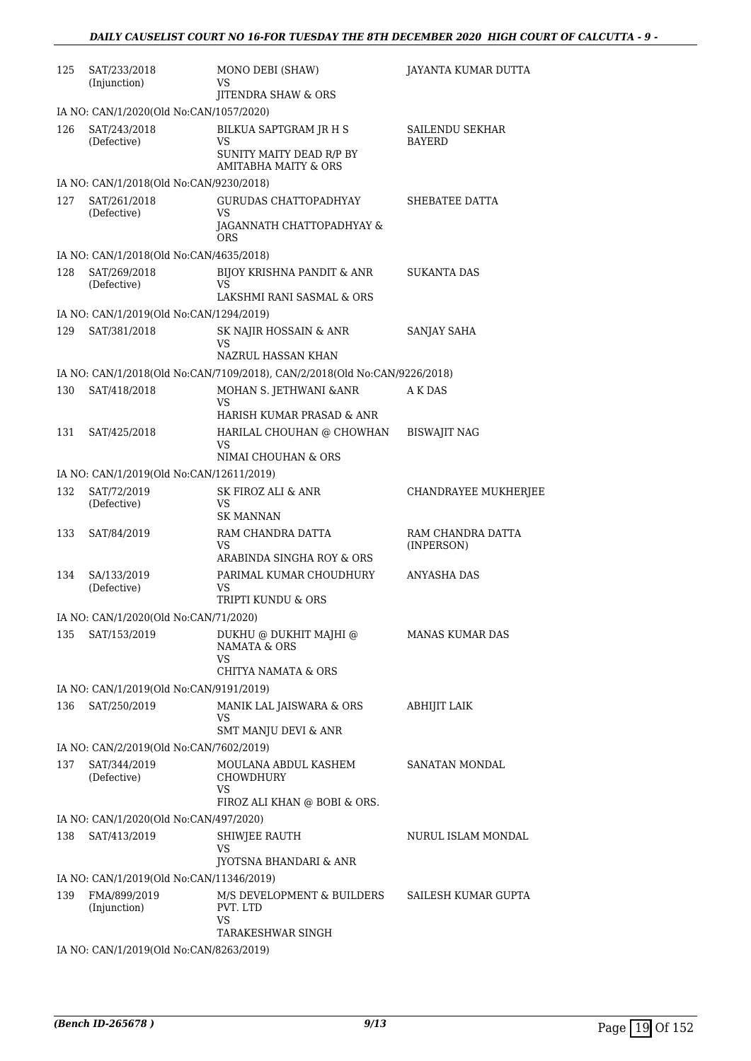| | | | |
|---|---|---|---|
| 125 | SAT/233/2018 (Injunction) | MONO DEBI (SHAW) VS JITENDRA SHAW & ORS | JAYANTA KUMAR DUTTA |
| | IA NO: CAN/1/2020(Old No:CAN/1057/2020) | | |
| 126 | SAT/243/2018 (Defective) | BILKUA SAPTGRAM JR H S VS SUNITY MAITY DEAD R/P BY AMITABHA MAITY & ORS | SAILENDU SEKHAR BAYERD |
| | IA NO: CAN/1/2018(Old No:CAN/9230/2018) | | |
| 127 | SAT/261/2018 (Defective) | GURUDAS CHATTOPADHYAY VS JAGANNATH CHATTOPADHYAY & ORS | SHEBATEE DATTA |
| | IA NO: CAN/1/2018(Old No:CAN/4635/2018) | | |
| 128 | SAT/269/2018 (Defective) | BIJOY KRISHNA PANDIT & ANR VS LAKSHMI RANI SASMAL & ORS | SUKANTA DAS |
| | IA NO: CAN/1/2019(Old No:CAN/1294/2019) | | |
| 129 | SAT/381/2018 | SK NAJIR HOSSAIN & ANR VS NAZRUL HASSAN KHAN | SANJAY SAHA |
| | IA NO: CAN/1/2018(Old No:CAN/7109/2018), CAN/2/2018(Old No:CAN/9226/2018) | | |
| 130 | SAT/418/2018 | MOHAN S. JETHWANI &ANR VS HARISH KUMAR PRASAD & ANR | A K DAS |
| 131 | SAT/425/2018 | HARILAL CHOUHAN @ CHOWHAN VS NIMAI CHOUHAN & ORS | BISWAJIT NAG |
| | IA NO: CAN/1/2019(Old No:CAN/12611/2019) | | |
| 132 | SAT/72/2019 (Defective) | SK FIROZ ALI & ANR VS SK MANNAN | CHANDRAYEE MUKHERJEE |
| 133 | SAT/84/2019 | RAM CHANDRA DATTA VS ARABINDA SINGHA ROY & ORS | RAM CHANDRA DATTA (INPERSON) |
| 134 | SA/133/2019 (Defective) | PARIMAL KUMAR CHOUDHURY VS TRIPTI KUNDU & ORS | ANYASHA DAS |
| | IA NO: CAN/1/2020(Old No:CAN/71/2020) | | |
| 135 | SAT/153/2019 | DUKHU @ DUKHIT MAJHI @ NAMATA & ORS VS CHITYA NAMATA & ORS | MANAS KUMAR DAS |
| | IA NO: CAN/1/2019(Old No:CAN/9191/2019) | | |
| 136 | SAT/250/2019 | MANIK LAL JAISWARA & ORS VS SMT MANJU DEVI & ANR | ABHIJIT LAIK |
| | IA NO: CAN/2/2019(Old No:CAN/7602/2019) | | |
| 137 | SAT/344/2019 (Defective) | MOULANA ABDUL KASHEM CHOWDHURY VS FIROZ ALI KHAN @ BOBI & ORS. | SANATAN MONDAL |
| | IA NO: CAN/1/2020(Old No:CAN/497/2020) | | |
| 138 | SAT/413/2019 | SHIWJEE RAUTH VS JYOTSNA BHANDARI & ANR | NURUL ISLAM MONDAL |
| | IA NO: CAN/1/2019(Old No:CAN/11346/2019) | | |
| 139 | FMA/899/2019 (Injunction) | M/S DEVELOPMENT & BUILDERS PVT. LTD VS TARAKESHWAR SINGH | SAILESH KUMAR GUPTA |
| | IA NO: CAN/1/2019(Old No:CAN/8263/2019) | | |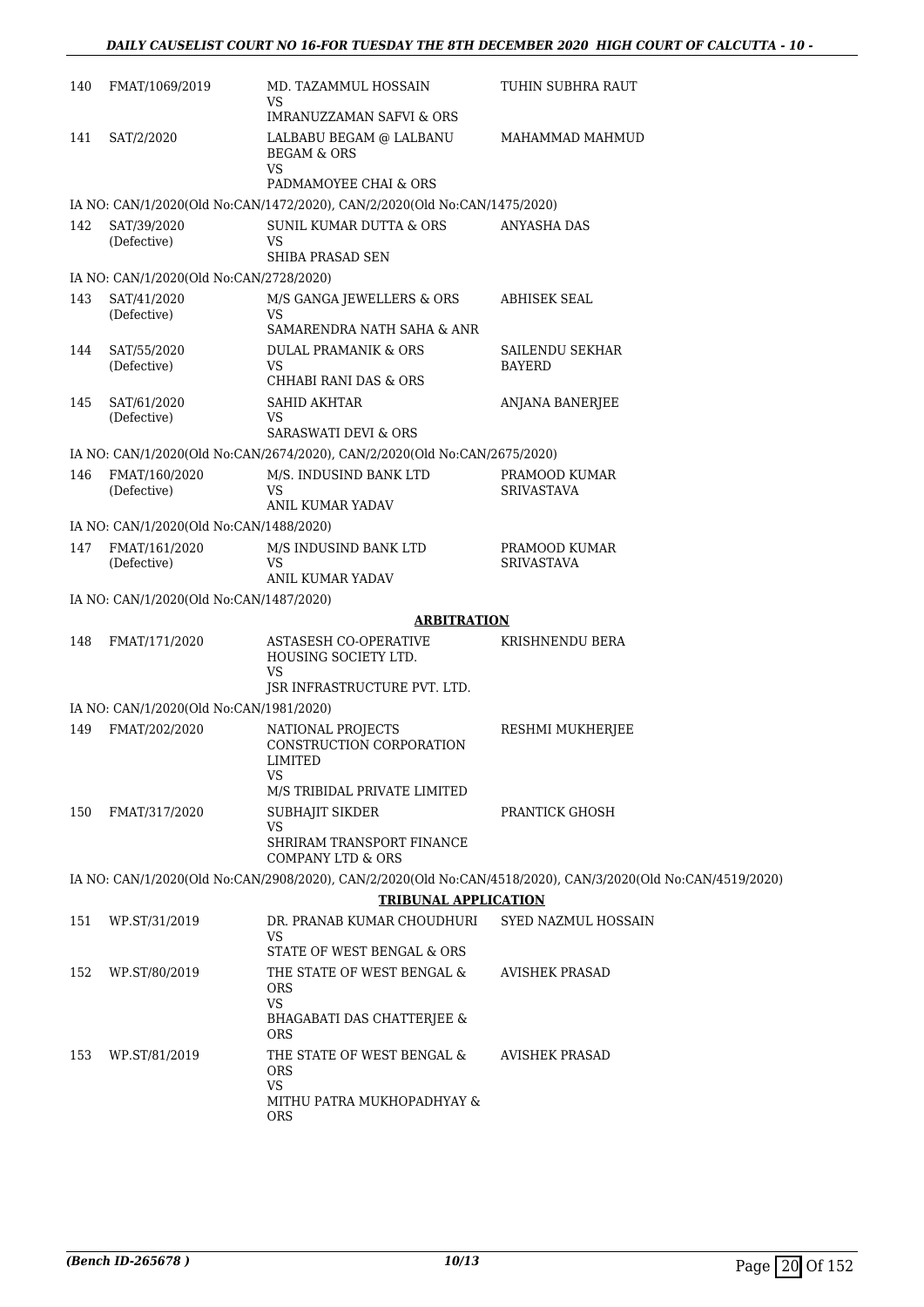| | | | |
|---|---|---|---|
| 140 | FMAT/1069/2019 | MD. TAZAMMUL HOSSAIN<br>VS<br>IMRANUZZAMAN SAFVI & ORS | TUHIN SUBHRA RAUT |
| 141 | SAT/2/2020 | LALBABU BEGAM @ LALBANU BEGAM & ORS<br>VS<br>PADMAMOYEE CHAI & ORS | MAHAMMAD MAHMUD |

IA NO: CAN/1/2020(Old No:CAN/1472/2020), CAN/2/2020(Old No:CAN/1475/2020)

| | | | |
|---|---|---|---|
| 142 | SAT/39/2020<br>(Defective) | SUNIL KUMAR DUTTA & ORS<br>VS<br>SHIBA PRASAD SEN | ANYASHA DAS |

IA NO: CAN/1/2020(Old No:CAN/2728/2020)

| | | | |
|---|---|---|---|
| 143 | SAT/41/2020<br>(Defective) | M/S GANGA JEWELLERS & ORS<br>VS<br>SAMARENDRA NATH SAHA & ANR | ABHISEK SEAL |
| 144 | SAT/55/2020<br>(Defective) | DULAL PRAMANIK & ORS<br>VS<br>CHHABI RANI DAS & ORS | SAILENDU SEKHAR BAYERD |
| 145 | SAT/61/2020<br>(Defective) | SAHID AKHTAR<br>VS<br>SARASWATI DEVI & ORS | ANJANA BANERJEE |

IA NO: CAN/1/2020(Old No:CAN/2674/2020), CAN/2/2020(Old No:CAN/2675/2020)

| | | | |
|---|---|---|---|
| 146 | FMAT/160/2020<br>(Defective) | M/S. INDUSIND BANK LTD<br>VS<br>ANIL KUMAR YADAV | PRAMOOD KUMAR SRIVASTAVA |

IA NO: CAN/1/2020(Old No:CAN/1488/2020)

| | | | |
|---|---|---|---|
| 147 | FMAT/161/2020<br>(Defective) | M/S INDUSIND BANK LTD<br>VS<br>ANIL KUMAR YADAV | PRAMOOD KUMAR SRIVASTAVA |

IA NO: CAN/1/2020(Old No:CAN/1487/2020)

**ARBITRATION**

| | | | |
|---|---|---|---|
| 148 | FMAT/171/2020 | ASTASESH CO-OPERATIVE HOUSING SOCIETY LTD.<br>VS<br>JSR INFRASTRUCTURE PVT. LTD. | KRISHNENDU BERA |

IA NO: CAN/1/2020(Old No:CAN/1981/2020)

| | | | |
|---|---|---|---|
| 149 | FMAT/202/2020 | NATIONAL PROJECTS CONSTRUCTION CORPORATION LIMITED<br>VS<br>M/S TRIBIDAL PRIVATE LIMITED | RESHMI MUKHERJEE |
| 150 | FMAT/317/2020 | SUBHAJIT SIKDER<br>VS<br>SHRIRAM TRANSPORT FINANCE COMPANY LTD & ORS | PRANTICK GHOSH |

IA NO: CAN/1/2020(Old No:CAN/2908/2020), CAN/2/2020(Old No:CAN/4518/2020), CAN/3/2020(Old No:CAN/4519/2020)

**TRIBUNAL APPLICATION**

| | | | |
|---|---|---|---|
| 151 | WP.ST/31/2019 | DR. PRANAB KUMAR CHOUDHURI<br>VS<br>STATE OF WEST BENGAL & ORS | SYED NAZMUL HOSSAIN |
| 152 | WP.ST/80/2019 | THE STATE OF WEST BENGAL & ORS<br>VS<br>BHAGABATI DAS CHATTERJEE & ORS | AVISHEK PRASAD |
| 153 | WP.ST/81/2019 | THE STATE OF WEST BENGAL & ORS<br>VS<br>MITHU PATRA MUKHOPADHYAY & ORS | AVISHEK PRASAD |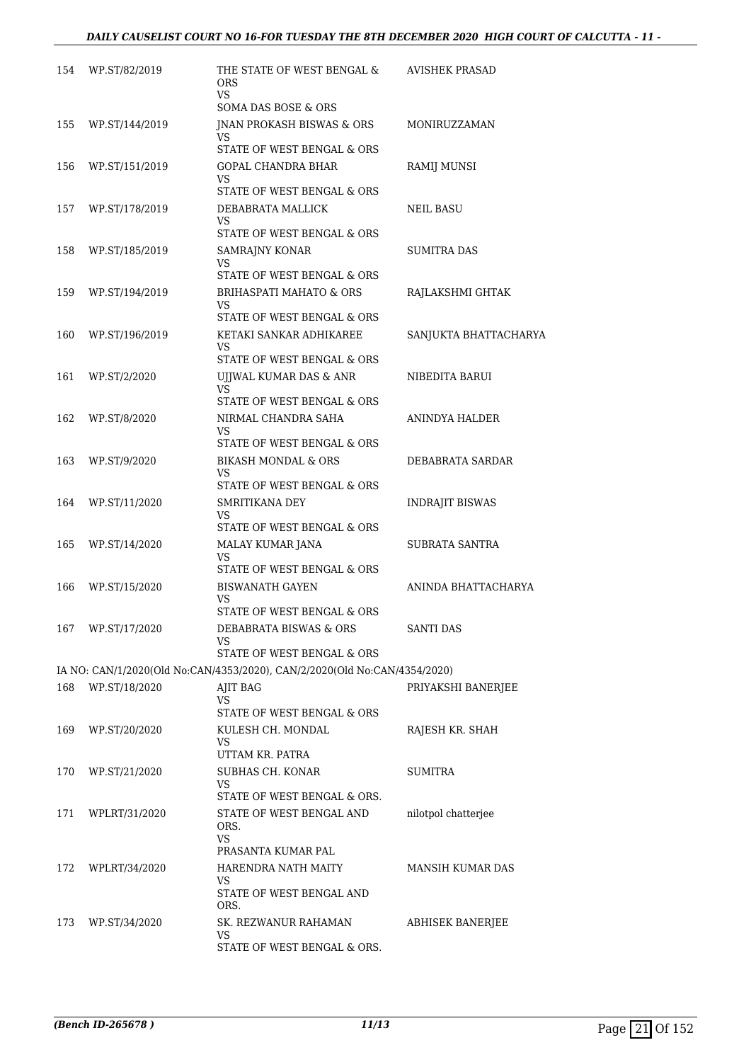| | | | |
|---|---|---|---|
| 154 | WP.ST/82/2019 | THE STATE OF WEST BENGAL & ORS<br>VS<br>SOMA DAS BOSE & ORS | AVISHEK PRASAD |
| 155 | WP.ST/144/2019 | JNAN PROKASH BISWAS & ORS<br>VS<br>STATE OF WEST BENGAL & ORS | MONIRUZZAMAN |
| 156 | WP.ST/151/2019 | GOPAL CHANDRA BHAR<br>VS<br>STATE OF WEST BENGAL & ORS | RAMIJ MUNSI |
| 157 | WP.ST/178/2019 | DEBABRATA MALLICK<br>VS<br>STATE OF WEST BENGAL & ORS | NEIL BASU |
| 158 | WP.ST/185/2019 | SAMRAJNY KONAR<br>VS<br>STATE OF WEST BENGAL & ORS | SUMITRA DAS |
| 159 | WP.ST/194/2019 | BRIHASPATI MAHATO & ORS<br>VS<br>STATE OF WEST BENGAL & ORS | RAJLAKSHMI GHTAK |
| 160 | WP.ST/196/2019 | KETAKI SANKAR ADHIKAREE<br>VS<br>STATE OF WEST BENGAL & ORS | SANJUKTA BHATTACHARYA |
| 161 | WP.ST/2/2020 | UJJWAL KUMAR DAS & ANR<br>VS<br>STATE OF WEST BENGAL & ORS | NIBEDITA BARUI |
| 162 | WP.ST/8/2020 | NIRMAL CHANDRA SAHA<br>VS<br>STATE OF WEST BENGAL & ORS | ANINDYA HALDER |
| 163 | WP.ST/9/2020 | BIKASH MONDAL & ORS<br>VS<br>STATE OF WEST BENGAL & ORS | DEBABRATA SARDAR |
| 164 | WP.ST/11/2020 | SMRITIKANA DEY<br>VS<br>STATE OF WEST BENGAL & ORS | INDRAJIT BISWAS |
| 165 | WP.ST/14/2020 | MALAY KUMAR JANA<br>VS<br>STATE OF WEST BENGAL & ORS | SUBRATA SANTRA |
| 166 | WP.ST/15/2020 | BISWANATH GAYEN<br>VS<br>STATE OF WEST BENGAL & ORS | ANINDA BHATTACHARYA |
| 167 | WP.ST/17/2020 | DEBABRATA BISWAS & ORS<br>VS<br>STATE OF WEST BENGAL & ORS | SANTI DAS |
| | IA NO: CAN/1/2020(Old No:CAN/4353/2020), CAN/2/2020(Old No:CAN/4354/2020) | | |
| 168 | WP.ST/18/2020 | AJIT BAG<br>VS<br>STATE OF WEST BENGAL & ORS | PRIYAKSHI BANERJEE |
| 169 | WP.ST/20/2020 | KULESH CH. MONDAL<br>VS<br>UTTAM KR. PATRA | RAJESH KR. SHAH |
| 170 | WP.ST/21/2020 | SUBHAS CH. KONAR<br>VS<br>STATE OF WEST BENGAL & ORS. | SUMITRA |
| 171 | WPLRT/31/2020 | STATE OF WEST BENGAL AND ORS.<br>VS<br>PRASANTA KUMAR PAL | nilotpol chatterjee |
| 172 | WPLRT/34/2020 | HARENDRA NATH MAITY<br>VS<br>STATE OF WEST BENGAL AND ORS. | MANSIH KUMAR DAS |
| 173 | WP.ST/34/2020 | SK. REZWANUR RAHAMAN<br>VS<br>STATE OF WEST BENGAL & ORS. | ABHISEK BANERJEE |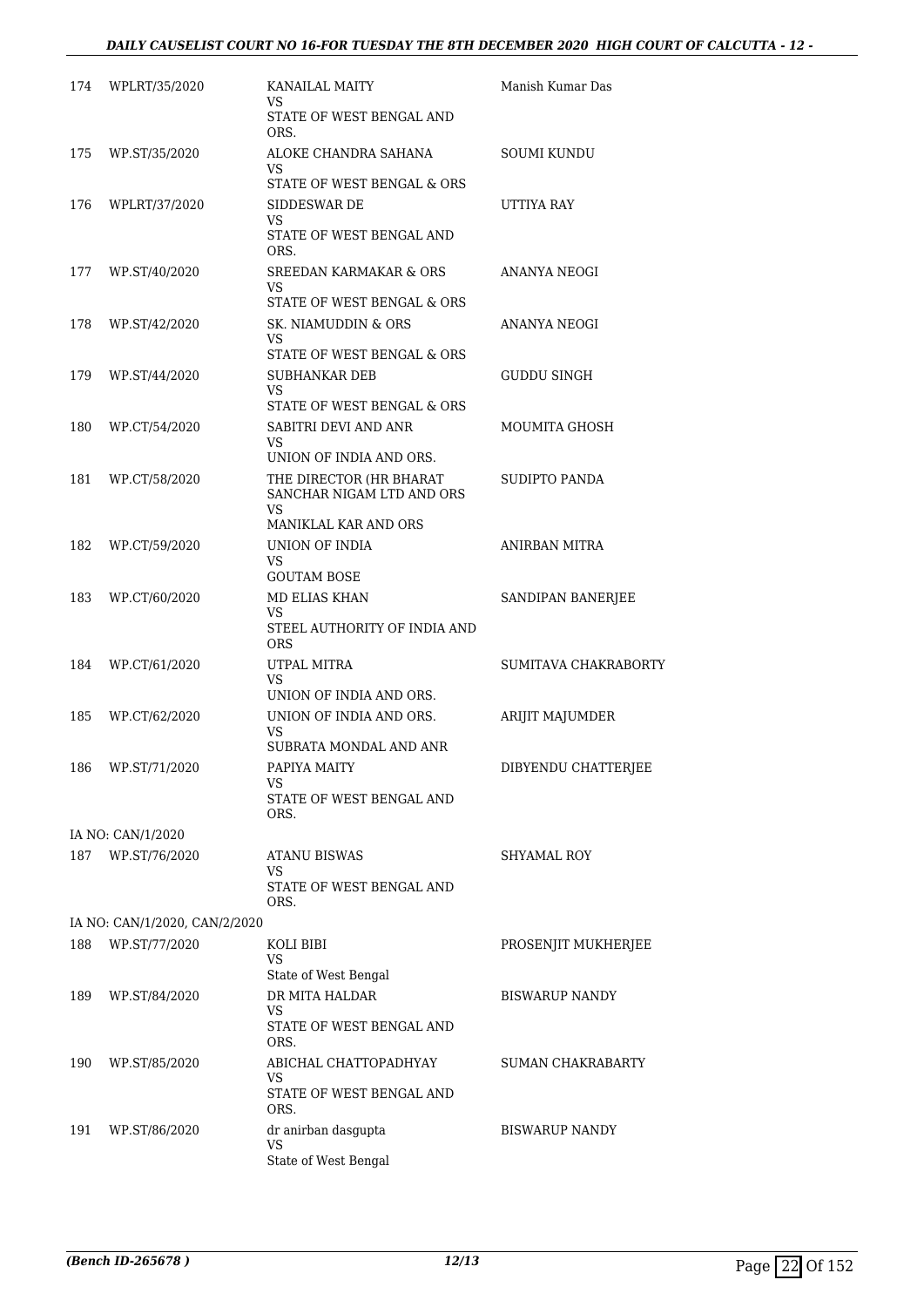| 174 | WPLRT/35/2020 | KANAILAL MAITY<br>VS<br>STATE OF WEST BENGAL AND ORS. | Manish Kumar Das |
|---|---|---|---|
| 175 | WP.ST/35/2020 | ALOKE CHANDRA SAHANA<br>VS<br>STATE OF WEST BENGAL & ORS | SOUMI KUNDU |
| 176 | WPLRT/37/2020 | SIDDESWAR DE<br>VS<br>STATE OF WEST BENGAL AND ORS. | UTTIYA RAY |
| 177 | WP.ST/40/2020 | SREEDAN KARMAKAR & ORS<br>VS<br>STATE OF WEST BENGAL & ORS | ANANYA NEOGI |
| 178 | WP.ST/42/2020 | SK. NIAMUDDIN & ORS<br>VS<br>STATE OF WEST BENGAL & ORS | ANANYA NEOGI |
| 179 | WP.ST/44/2020 | SUBHANKAR DEB<br>VS<br>STATE OF WEST BENGAL & ORS | GUDDU SINGH |
| 180 | WP.CT/54/2020 | SABITRI DEVI AND ANR<br>VS<br>UNION OF INDIA AND ORS. | MOUMITA GHOSH |
| 181 | WP.CT/58/2020 | THE DIRECTOR (HR BHARAT SANCHAR NIGAM LTD AND ORS<br>VS<br>MANIKLAL KAR AND ORS | SUDIPTO PANDA |
| 182 | WP.CT/59/2020 | UNION OF INDIA<br>VS<br>GOUTAM BOSE | ANIRBAN MITRA |
| 183 | WP.CT/60/2020 | MD ELIAS KHAN<br>VS<br>STEEL AUTHORITY OF INDIA AND ORS | SANDIPAN BANERJEE |
| 184 | WP.CT/61/2020 | UTPAL MITRA<br>VS<br>UNION OF INDIA AND ORS. | SUMITAVA CHAKRABORTY |
| 185 | WP.CT/62/2020 | UNION OF INDIA AND ORS.<br>VS<br>SUBRATA MONDAL AND ANR | ARIJIT MAJUMDER |
| 186 | WP.ST/71/2020 | PAPIYA MAITY<br>VS<br>STATE OF WEST BENGAL AND ORS. | DIBYENDU CHATTERJEE |
| | IA NO: CAN/1/2020 | | |
| 187 | WP.ST/76/2020 | ATANU BISWAS<br>VS<br>STATE OF WEST BENGAL AND ORS. | SHYAMAL ROY |
| | IA NO: CAN/1/2020, CAN/2/2020 | | |
| 188 | WP.ST/77/2020 | KOLI BIBI<br>VS<br>State of West Bengal | PROSENJIT MUKHERJEE |
| 189 | WP.ST/84/2020 | DR MITA HALDAR<br>VS<br>STATE OF WEST BENGAL AND ORS. | BISWARUP NANDY |
| 190 | WP.ST/85/2020 | ABICHAL CHATTOPADHYAY<br>VS<br>STATE OF WEST BENGAL AND ORS. | SUMAN CHAKRABARTY |
| 191 | WP.ST/86/2020 | dr anirban dasgupta<br>VS<br>State of West Bengal | BISWARUP NANDY |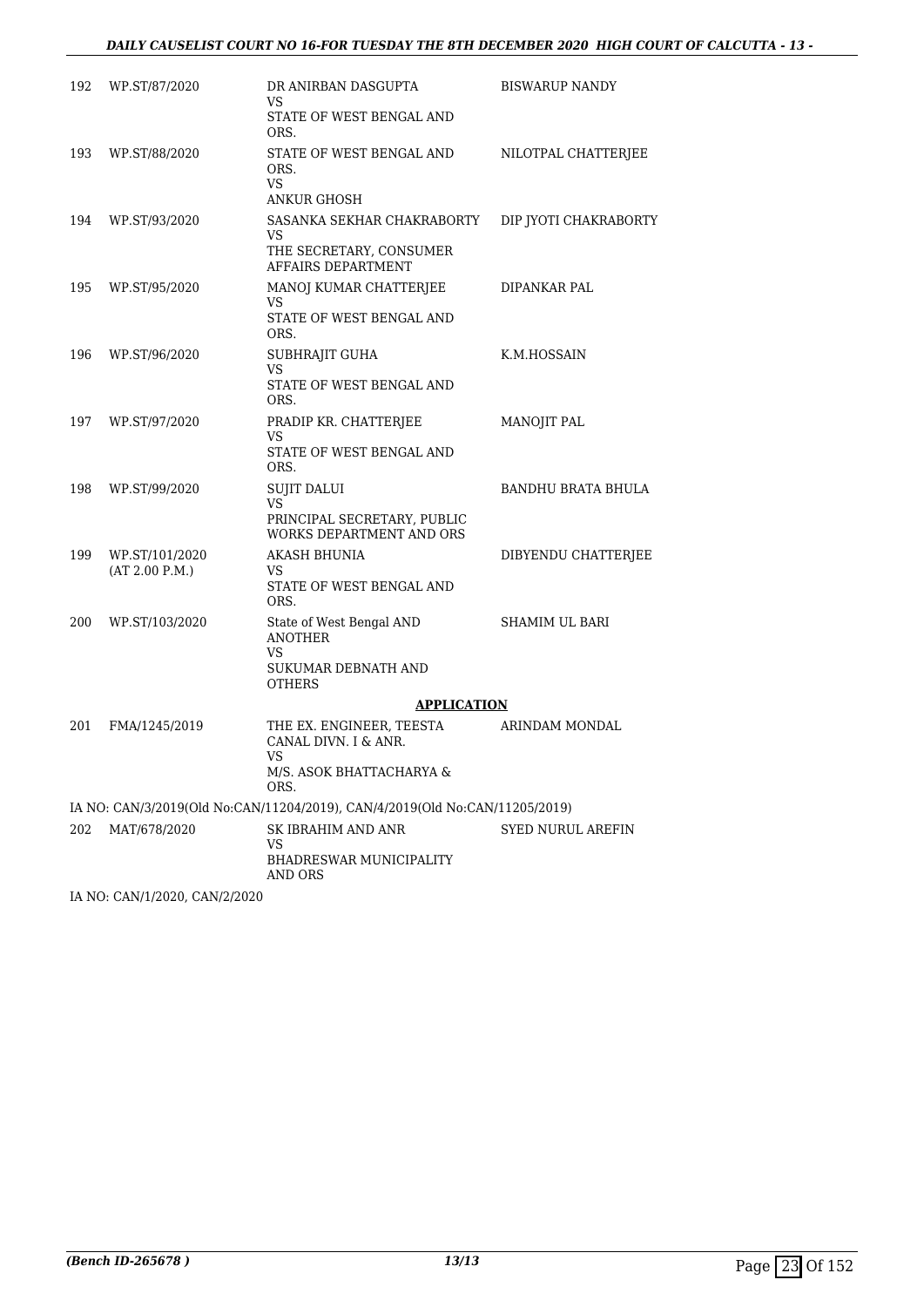| | | | |
|---|---|---|---|
| 192 | WP.ST/87/2020 | DR ANIRBAN DASGUPTA<br>VS<br>STATE OF WEST BENGAL AND ORS. | BISWARUP NANDY |
| 193 | WP.ST/88/2020 | STATE OF WEST BENGAL AND ORS.<br>VS<br>ANKUR GHOSH | NILOTPAL CHATTERJEE |
| 194 | WP.ST/93/2020 | SASANKA SEKHAR CHAKRABORTY<br>VS<br>THE SECRETARY, CONSUMER AFFAIRS DEPARTMENT | DIP JYOTI CHAKRABORTY |
| 195 | WP.ST/95/2020 | MANOJ KUMAR CHATTERJEE<br>VS<br>STATE OF WEST BENGAL AND ORS. | DIPANKAR PAL |
| 196 | WP.ST/96/2020 | SUBHRAJIT GUHA<br>VS<br>STATE OF WEST BENGAL AND ORS. | K.M.HOSSAIN |
| 197 | WP.ST/97/2020 | PRADIP KR. CHATTERJEE<br>VS<br>STATE OF WEST BENGAL AND ORS. | MANOJIT PAL |
| 198 | WP.ST/99/2020 | SUJIT DALUI<br>VS<br>PRINCIPAL SECRETARY, PUBLIC WORKS DEPARTMENT AND ORS | BANDHU BRATA BHULA |
| 199 | WP.ST/101/2020<br>(AT 2.00 P.M.) | AKASH BHUNIA<br>VS<br>STATE OF WEST BENGAL AND ORS. | DIBYENDU CHATTERJEE |
| 200 | WP.ST/103/2020 | State of West Bengal AND ANOTHER<br>VS<br>SUKUMAR DEBNATH AND OTHERS | SHAMIM UL BARI |

**APPLICATION**

| | | | |
|---|---|---|---|
| 201 | FMA/1245/2019 | THE EX. ENGINEER, TEESTA CANAL DIVN. I & ANR.<br>VS<br>M/S. ASOK BHATTACHARYA & ORS. | ARINDAM MONDAL |

IA NO: CAN/3/2019(Old No:CAN/11204/2019), CAN/4/2019(Old No:CAN/11205/2019)

| | | | |
|---|---|---|---|
| 202 | MAT/678/2020 | SK IBRAHIM AND ANR<br>VS<br>BHADRESWAR MUNICIPALITY AND ORS | SYED NURUL AREFIN |

IA NO: CAN/1/2020, CAN/2/2020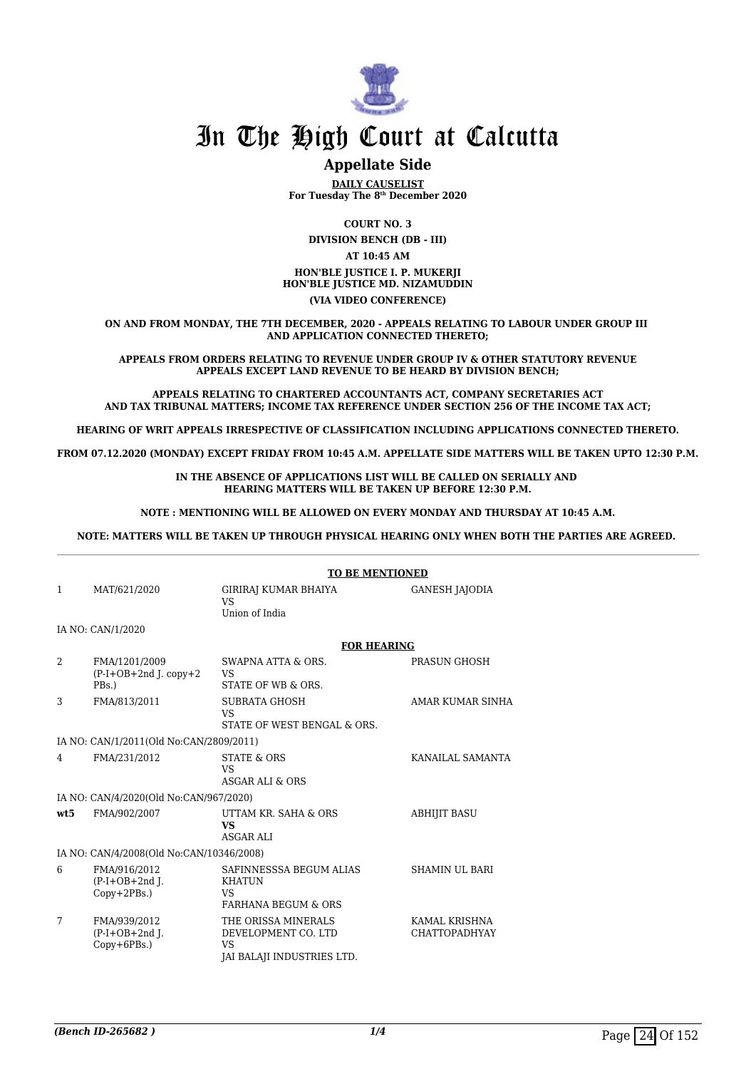# In The High Court at Calcutta

## Appellate Side

**DAILY CAUSELIST**
**For Tuesday The 8th December 2020**

**COURT NO. 3**

**DIVISION BENCH (DB - III)**

**AT 10:45 AM**

**HON'BLE JUSTICE I. P. MUKERJI**
**HON'BLE JUSTICE MD. NIZAMUDDIN**

**(VIA VIDEO CONFERENCE)**

**ON AND FROM MONDAY, THE 7TH DECEMBER, 2020 - APPEALS RELATING TO LABOUR UNDER GROUP III AND APPLICATION CONNECTED THERETO;**

**APPEALS FROM ORDERS RELATING TO REVENUE UNDER GROUP IV & OTHER STATUTORY REVENUE APPEALS EXCEPT LAND REVENUE TO BE HEARD BY DIVISION BENCH;**

**APPEALS RELATING TO CHARTERED ACCOUNTANTS ACT, COMPANY SECRETARIES ACT AND TAX TRIBUNAL MATTERS; INCOME TAX REFERENCE UNDER SECTION 256 OF THE INCOME TAX ACT;**

**HEARING OF WRIT APPEALS IRRESPECTIVE OF CLASSIFICATION INCLUDING APPLICATIONS CONNECTED THERETO.**

**FROM 07.12.2020 (MONDAY) EXCEPT FRIDAY FROM 10:45 A.M. APPELLATE SIDE MATTERS WILL BE TAKEN UPTO 12:30 P.M.**

**IN THE ABSENCE OF APPLICATIONS LIST WILL BE CALLED ON SERIALLY AND HEARING MATTERS WILL BE TAKEN UP BEFORE 12:30 P.M.**

**NOTE : MENTIONING WILL BE ALLOWED ON EVERY MONDAY AND THURSDAY AT 10:45 A.M.**

**NOTE: MATTERS WILL BE TAKEN UP THROUGH PHYSICAL HEARING ONLY WHEN BOTH THE PARTIES ARE AGREED.**

**TO BE MENTIONED**

| | | | |
|---|---|---|---|
| 1 | MAT/621/2020 | GIRIRAJ KUMAR BHAIYA<br>VS<br>Union of India | GANESH JAJODIA |
| | IA NO: CAN/1/2020 | | |

**FOR HEARING**

| | | | |
|---|---|---|---|
| 2 | FMA/1201/2009<br>(P-I+OB+2nd J. copy+2 PBs.) | SWAPNA ATTA & ORS.<br>VS<br>STATE OF WB & ORS. | PRASUN GHOSH |
| 3 | FMA/813/2011 | SUBRATA GHOSH<br>VS<br>STATE OF WEST BENGAL & ORS. | AMAR KUMAR SINHA |
| | IA NO: CAN/1/2011(Old No:CAN/2809/2011) | | |
| 4 | FMA/231/2012 | STATE & ORS<br>VS<br>ASGAR ALI & ORS | KANAILAL SAMANTA |
| | IA NO: CAN/4/2020(Old No:CAN/967/2020) | | |
| **wt5** | FMA/902/2007 | UTTAM KR. SAHA & ORS<br>**VS**<br>ASGAR ALI | ABHIJIT BASU |
| | IA NO: CAN/4/2008(Old No:CAN/10346/2008) | | |
| 6 | FMA/916/2012<br>(P-I+OB+2nd J. Copy+2PBs.) | SAFINNESSSA BEGUM ALIAS KHATUN<br>VS<br>FARHANA BEGUM & ORS | SHAMIN UL BARI |
| 7 | FMA/939/2012<br>(P-I+OB+2nd J. Copy+6PBs.) | THE ORISSA MINERALS DEVELOPMENT CO. LTD<br>VS<br>JAI BALAJI INDUSTRIES LTD. | KAMAL KRISHNA CHATTOPADHYAY |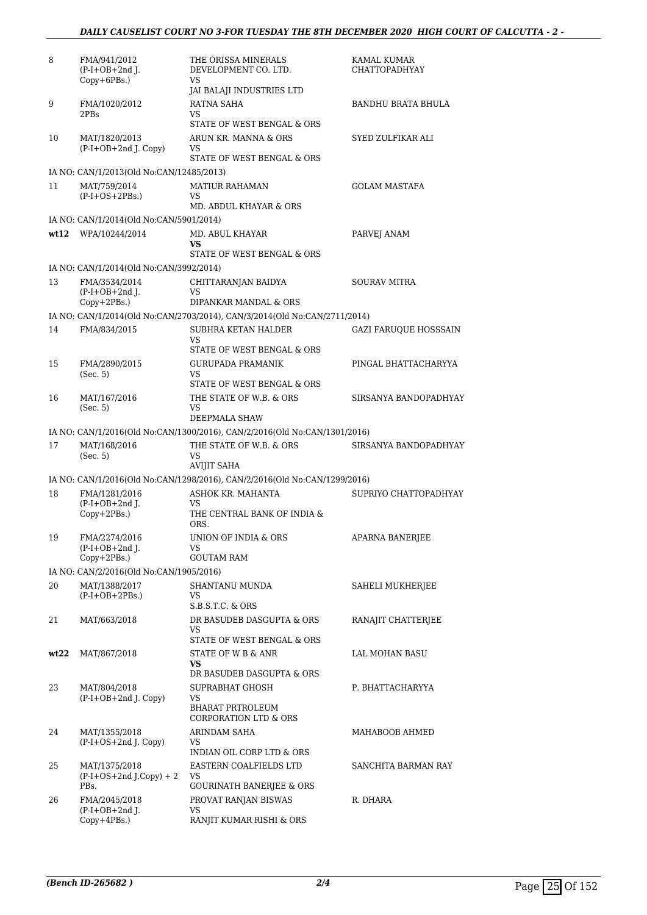| | | | |
|---|---|---|---|
| 8 | FMA/941/2012 (P-I+OB+2nd J. Copy+6PBs.) | THE ORISSA MINERALS DEVELOPMENT CO. LTD. VS JAI BALAJI INDUSTRIES LTD | KAMAL KUMAR CHATTOPADHYAY |
| 9 | FMA/1020/2012 2PBs | RATNA SAHA VS STATE OF WEST BENGAL & ORS | BANDHU BRATA BHULA |
| 10 | MAT/1820/2013 (P-I+OB+2nd J. Copy) | ARUN KR. MANNA & ORS VS STATE OF WEST BENGAL & ORS | SYED ZULFIKAR ALI |
| | IA NO: CAN/1/2013(Old No:CAN/12485/2013) | | |
| 11 | MAT/759/2014 (P-I+OS+2PBs.) | MATIUR RAHAMAN VS MD. ABDUL KHAYAR & ORS | GOLAM MASTAFA |
| | IA NO: CAN/1/2014(Old No:CAN/5901/2014) | | |
| **wt12** | WPA/10244/2014 | MD. ABUL KHAYAR **VS** STATE OF WEST BENGAL & ORS | PARVEJ ANAM |
| | IA NO: CAN/1/2014(Old No:CAN/3992/2014) | | |
| 13 | FMA/3534/2014 (P-I+OB+2nd J. Copy+2PBs.) | CHITTARANJAN BAIDYA VS DIPANKAR MANDAL & ORS | SOURAV MITRA |
| | IA NO: CAN/1/2014(Old No:CAN/2703/2014), CAN/3/2014(Old No:CAN/2711/2014) | | |
| 14 | FMA/834/2015 | SUBHRA KETAN HALDER VS STATE OF WEST BENGAL & ORS | GAZI FARUQUE HOSSSAIN |
| 15 | FMA/2890/2015 (Sec. 5) | GURUPADA PRAMANIK VS STATE OF WEST BENGAL & ORS | PINGAL BHATTACHARYYA |
| 16 | MAT/167/2016 (Sec. 5) | THE STATE OF W.B. & ORS VS DEEPMALA SHAW | SIRSANYA BANDOPADHYAY |
| | IA NO: CAN/1/2016(Old No:CAN/1300/2016), CAN/2/2016(Old No:CAN/1301/2016) | | |
| 17 | MAT/168/2016 (Sec. 5) | THE STATE OF W.B. & ORS VS AVIJIT SAHA | SIRSANYA BANDOPADHYAY |
| | IA NO: CAN/1/2016(Old No:CAN/1298/2016), CAN/2/2016(Old No:CAN/1299/2016) | | |
| 18 | FMA/1281/2016 (P-I+OB+2nd J. Copy+2PBs.) | ASHOK KR. MAHANTA VS THE CENTRAL BANK OF INDIA & ORS. | SUPRIYO CHATTOPADHYAY |
| 19 | FMA/2274/2016 (P-I+OB+2nd J. Copy+2PBs.) | UNION OF INDIA & ORS VS GOUTAM RAM | APARNA BANERJEE |
| | IA NO: CAN/2/2016(Old No:CAN/1905/2016) | | |
| 20 | MAT/1388/2017 (P-I+OB+2PBs.) | SHANTANU MUNDA VS S.B.S.T.C. & ORS | SAHELI MUKHERJEE |
| 21 | MAT/663/2018 | DR BASUDEB DASGUPTA & ORS VS STATE OF WEST BENGAL & ORS | RANAJIT CHATTERJEE |
| **wt22** | MAT/867/2018 | STATE OF W B & ANR **VS** DR BASUDEB DASGUPTA & ORS | LAL MOHAN BASU |
| 23 | MAT/804/2018 (P-I+OB+2nd J. Copy) | SUPRABHAT GHOSH VS BHARAT PRTROLEUM CORPORATION LTD & ORS | P. BHATTACHARYYA |
| 24 | MAT/1355/2018 (P-I+OS+2nd J. Copy) | ARINDAM SAHA VS INDIAN OIL CORP LTD & ORS | MAHABOOB AHMED |
| 25 | MAT/1375/2018 (P-I+OS+2nd J.Copy) + 2 PBs. | EASTERN COALFIELDS LTD VS GOURINATH BANERJEE & ORS | SANCHITA BARMAN RAY |
| 26 | FMA/2045/2018 (P-I+OB+2nd J. Copy+4PBs.) | PROVAT RANJAN BISWAS VS RANJIT KUMAR RISHI & ORS | R. DHARA |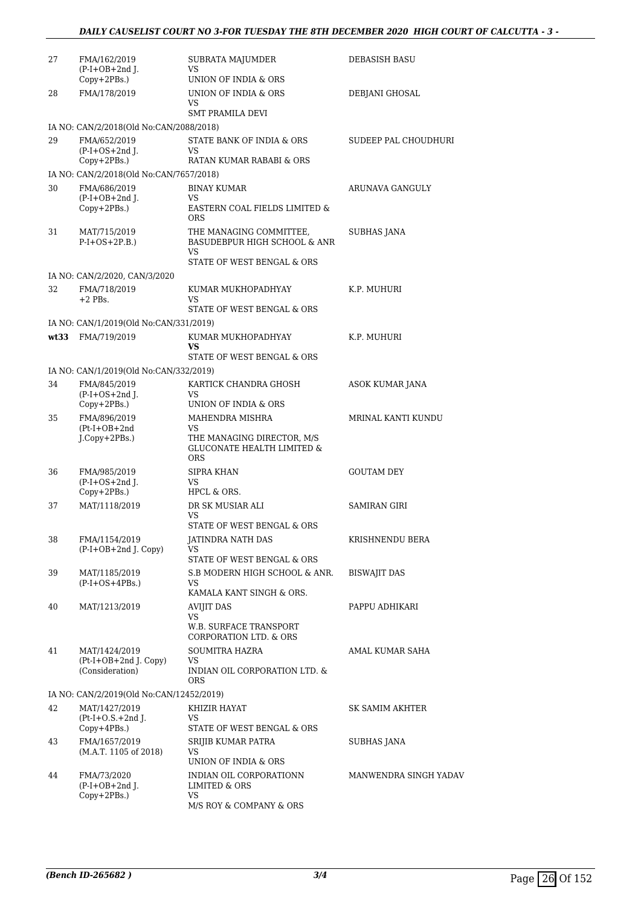| | | | |
|---|---|---|---|
| 27 | FMA/162/2019 (P-I+OB+2nd J. Copy+2PBs.) | SUBRATA MAJUMDER VS UNION OF INDIA & ORS | DEBASISH BASU |
| 28 | FMA/178/2019 | UNION OF INDIA & ORS VS SMT PRAMILA DEVI | DEBJANI GHOSAL |
| | IA NO: CAN/2/2018(Old No:CAN/2088/2018) | | |
| 29 | FMA/652/2019 (P-I+OS+2nd J. Copy+2PBs.) | STATE BANK OF INDIA & ORS VS RATAN KUMAR RABABI & ORS | SUDEEP PAL CHOUDHURI |
| | IA NO: CAN/2/2018(Old No:CAN/7657/2018) | | |
| 30 | FMA/686/2019 (P-I+OB+2nd J. Copy+2PBs.) | BINAY KUMAR VS EASTERN COAL FIELDS LIMITED & ORS | ARUNAVA GANGULY |
| 31 | MAT/715/2019 P-I+OS+2P.B.) | THE MANAGING COMMITTEE, BASUDEBPUR HIGH SCHOOL & ANR VS STATE OF WEST BENGAL & ORS | SUBHAS JANA |
| | IA NO: CAN/2/2020, CAN/3/2020 | | |
| 32 | FMA/718/2019 +2 PBs. | KUMAR MUKHOPADHYAY VS STATE OF WEST BENGAL & ORS | K.P. MUHURI |
| | IA NO: CAN/1/2019(Old No:CAN/331/2019) | | |
| wt33 | FMA/719/2019 | KUMAR MUKHOPADHYAY **VS** STATE OF WEST BENGAL & ORS | K.P. MUHURI |
| | IA NO: CAN/1/2019(Old No:CAN/332/2019) | | |
| 34 | FMA/845/2019 (P-I+OS+2nd J. Copy+2PBs.) | KARTICK CHANDRA GHOSH VS UNION OF INDIA & ORS | ASOK KUMAR JANA |
| 35 | FMA/896/2019 (Pt-I+OB+2nd J.Copy+2PBs.) | MAHENDRA MISHRA VS THE MANAGING DIRECTOR, M/S GLUCONATE HEALTH LIMITED & ORS | MRINAL KANTI KUNDU |
| 36 | FMA/985/2019 (P-I+OS+2nd J. Copy+2PBs.) | SIPRA KHAN VS HPCL & ORS. | GOUTAM DEY |
| 37 | MAT/1118/2019 | DR SK MUSIAR ALI VS STATE OF WEST BENGAL & ORS | SAMIRAN GIRI |
| 38 | FMA/1154/2019 (P-I+OB+2nd J. Copy) | JATINDRA NATH DAS VS STATE OF WEST BENGAL & ORS | KRISHNENDU BERA |
| 39 | MAT/1185/2019 (P-I+OS+4PBs.) | S.B MODERN HIGH SCHOOL & ANR. VS KAMALA KANT SINGH & ORS. | BISWAJIT DAS |
| 40 | MAT/1213/2019 | AVIJIT DAS VS W.B. SURFACE TRANSPORT CORPORATION LTD. & ORS | PAPPU ADHIKARI |
| 41 | MAT/1424/2019 (Pt-I+OB+2nd J. Copy) (Consideration) | SOUMITRA HAZRA VS INDIAN OIL CORPORATION LTD. & ORS | AMAL KUMAR SAHA |
| | IA NO: CAN/2/2019(Old No:CAN/12452/2019) | | |
| 42 | MAT/1427/2019 (Pt-I+O.S.+2nd J. Copy+4PBs.) | KHIZIR HAYAT VS STATE OF WEST BENGAL & ORS | SK SAMIM AKHTER |
| 43 | FMA/1657/2019 (M.A.T. 1105 of 2018) | SRIJIB KUMAR PATRA VS UNION OF INDIA & ORS | SUBHAS JANA |
| 44 | FMA/73/2020 (P-I+OB+2nd J. Copy+2PBs.) | INDIAN OIL CORPORATIONN LIMITED & ORS VS M/S ROY & COMPANY & ORS | MANWENDRA SINGH YADAV |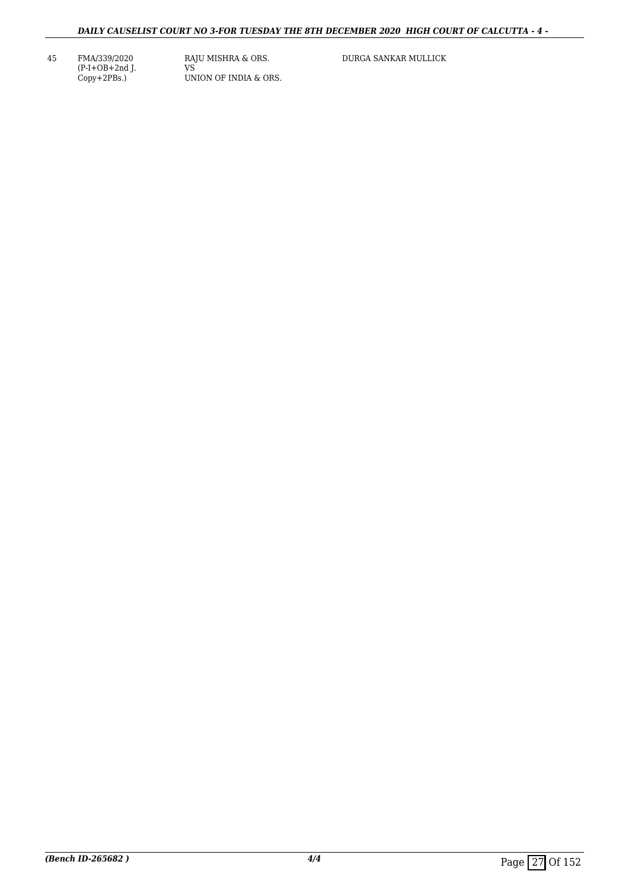| 45 | FMA/339/2020 (P-I+OB+2nd J. Copy+2PBs.) | RAJU MISHRA & ORS. VS UNION OF INDIA & ORS. | DURGA SANKAR MULLICK |
|---|---|---|---|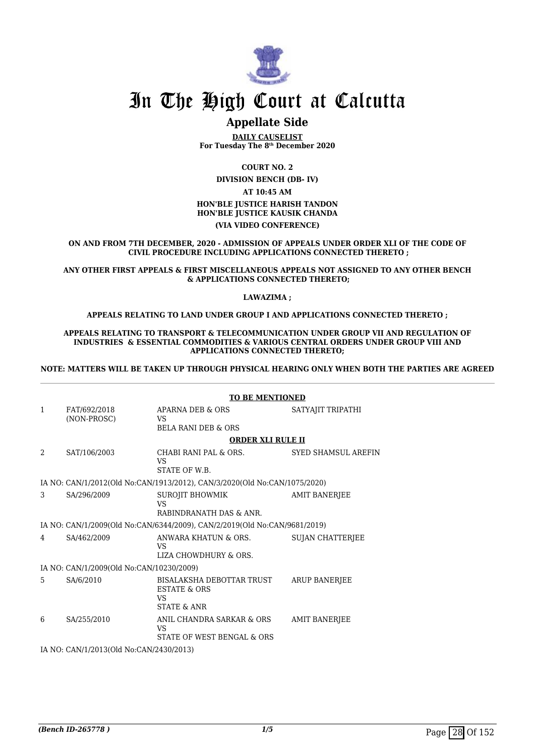# In The High Court at Calcutta

## Appellate Side

**DAILY CAUSELIST**
**For Tuesday The 8th December 2020**

**COURT NO. 2**

**DIVISION BENCH (DB- IV)**

**AT 10:45 AM**

**HON'BLE JUSTICE HARISH TANDON**
**HON'BLE JUSTICE KAUSIK CHANDA**

**(VIA VIDEO CONFERENCE)**

**ON AND FROM 7TH DECEMBER, 2020 - ADMISSION OF APPEALS UNDER ORDER XLI OF THE CODE OF CIVIL PROCEDURE INCLUDING APPLICATIONS CONNECTED THERETO ;**

**ANY OTHER FIRST APPEALS & FIRST MISCELLANEOUS APPEALS NOT ASSIGNED TO ANY OTHER BENCH & APPLICATIONS CONNECTED THERETO;**

**LAWAZIMA ;**

**APPEALS RELATING TO LAND UNDER GROUP I AND APPLICATIONS CONNECTED THERETO ;**

**APPEALS RELATING TO TRANSPORT & TELECOMMUNICATION UNDER GROUP VII AND REGULATION OF INDUSTRIES & ESSENTIAL COMMODITIES & VARIOUS CENTRAL ORDERS UNDER GROUP VIII AND APPLICATIONS CONNECTED THERETO;**

**NOTE: MATTERS WILL BE TAKEN UP THROUGH PHYSICAL HEARING ONLY WHEN BOTH THE PARTIES ARE AGREED**

**TO BE MENTIONED**

| | | | |
|---|---|---|---|
| 1 | FAT/692/2018 (NON-PROSC) | APARNA DEB & ORS<br>VS<br>BELA RANI DEB & ORS | SATYAJIT TRIPATHI |

**ORDER XLI RULE II**

| | | | |
|---|---|---|---|
| 2 | SAT/106/2003 | CHABI RANI PAL & ORS.<br>VS<br>STATE OF W.B. | SYED SHAMSUL AREFIN |
| | IA NO: CAN/1/2012(Old No:CAN/1913/2012), CAN/3/2020(Old No:CAN/1075/2020) | | |
| 3 | SA/296/2009 | SUROJIT BHOWMIK<br>VS<br>RABINDRANATH DAS & ANR. | AMIT BANERJEE |
| | IA NO: CAN/1/2009(Old No:CAN/6344/2009), CAN/2/2019(Old No:CAN/9681/2019) | | |
| 4 | SA/462/2009 | ANWARA KHATUN & ORS.<br>VS<br>LIZA CHOWDHURY & ORS. | SUJAN CHATTERJEE |
| | IA NO: CAN/1/2009(Old No:CAN/10230/2009) | | |
| 5 | SA/6/2010 | BISALAKSHA DEBOTTAR TRUST ESTATE & ORS<br>VS<br>STATE & ANR | ARUP BANERJEE |
| 6 | SA/255/2010 | ANIL CHANDRA SARKAR & ORS<br>VS<br>STATE OF WEST BENGAL & ORS | AMIT BANERJEE |
| | IA NO: CAN/1/2013(Old No:CAN/2430/2013) | | |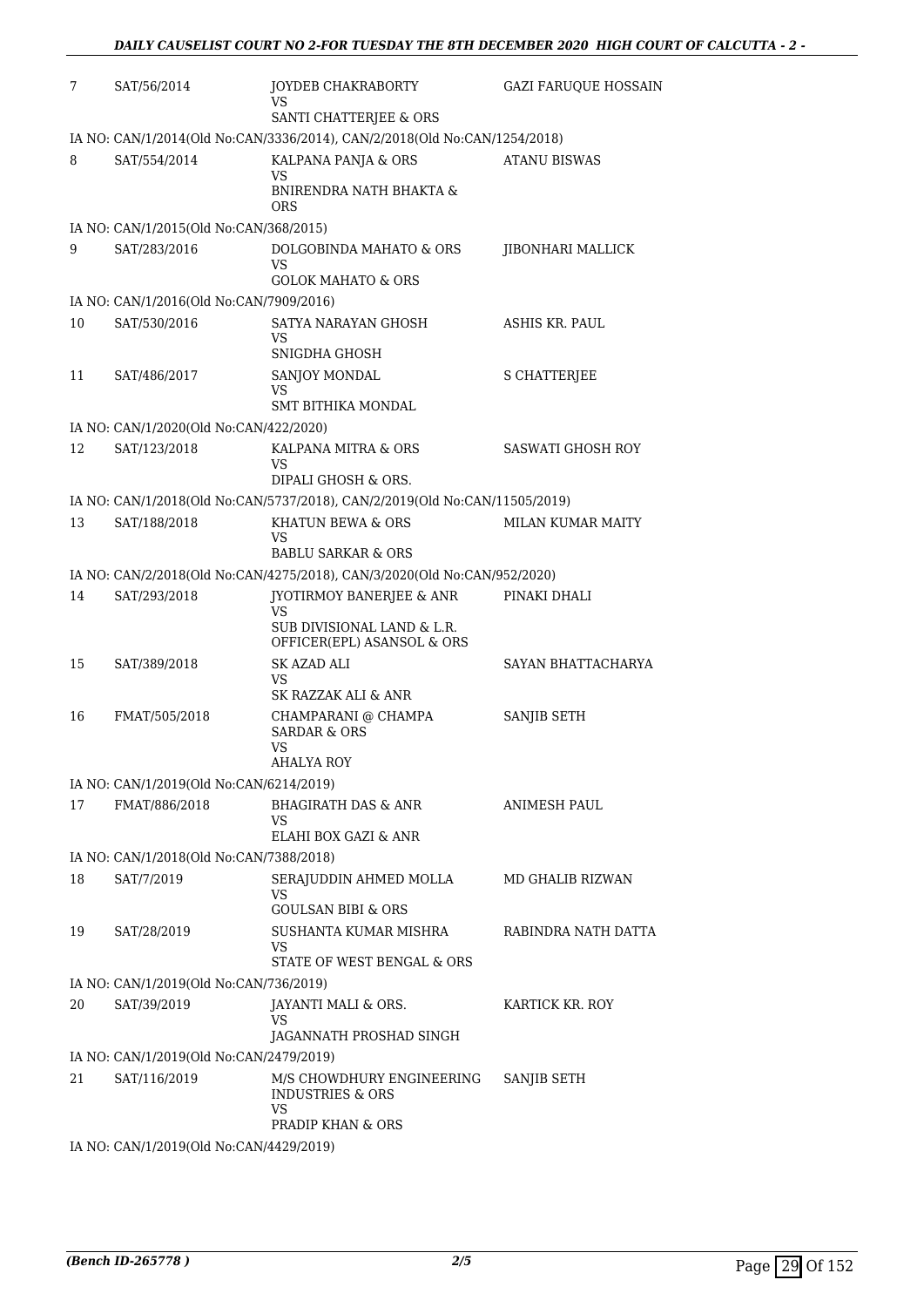| | | | |
|---|---|---|---|
| 7 | SAT/56/2014 | JOYDEB CHAKRABORTY<br>VS<br>SANTI CHATTERJEE & ORS | GAZI FARUQUE HOSSAIN |

IA NO: CAN/1/2014(Old No:CAN/3336/2014), CAN/2/2018(Old No:CAN/1254/2018)

| | | | |
|---|---|---|---|
| 8 | SAT/554/2014 | KALPANA PANJA & ORS<br>VS<br>BNIRENDRA NATH BHAKTA & ORS | ATANU BISWAS |

IA NO: CAN/1/2015(Old No:CAN/368/2015)

| | | | |
|---|---|---|---|
| 9 | SAT/283/2016 | DOLGOBINDA MAHATO & ORS<br>VS<br>GOLOK MAHATO & ORS | JIBONHARI MALLICK |

IA NO: CAN/1/2016(Old No:CAN/7909/2016)

| | | | |
|---|---|---|---|
| 10 | SAT/530/2016 | SATYA NARAYAN GHOSH<br>VS<br>SNIGDHA GHOSH | ASHIS KR. PAUL |
| 11 | SAT/486/2017 | SANJOY MONDAL<br>VS<br>SMT BITHIKA MONDAL | S CHATTERJEE |

IA NO: CAN/1/2020(Old No:CAN/422/2020)

| | | | |
|---|---|---|---|
| 12 | SAT/123/2018 | KALPANA MITRA & ORS<br>VS<br>DIPALI GHOSH & ORS. | SASWATI GHOSH ROY |

IA NO: CAN/1/2018(Old No:CAN/5737/2018), CAN/2/2019(Old No:CAN/11505/2019)

| | | | |
|---|---|---|---|
| 13 | SAT/188/2018 | KHATUN BEWA & ORS<br>VS<br>BABLU SARKAR & ORS | MILAN KUMAR MAITY |

IA NO: CAN/2/2018(Old No:CAN/4275/2018), CAN/3/2020(Old No:CAN/952/2020)

| | | | |
|---|---|---|---|
| 14 | SAT/293/2018 | JYOTIRMOY BANERJEE & ANR<br>VS<br>SUB DIVISIONAL LAND & L.R. OFFICER(EPL) ASANSOL & ORS | PINAKI DHALI |
| 15 | SAT/389/2018 | SK AZAD ALI<br>VS<br>SK RAZZAK ALI & ANR | SAYAN BHATTACHARYA |
| 16 | FMAT/505/2018 | CHAMPARANI @ CHAMPA SARDAR & ORS<br>VS<br>AHALYA ROY | SANJIB SETH |

IA NO: CAN/1/2019(Old No:CAN/6214/2019)

| | | | |
|---|---|---|---|
| 17 | FMAT/886/2018 | BHAGIRATH DAS & ANR<br>VS<br>ELAHI BOX GAZI & ANR | ANIMESH PAUL |

IA NO: CAN/1/2018(Old No:CAN/7388/2018)

| | | | |
|---|---|---|---|
| 18 | SAT/7/2019 | SERAJUDDIN AHMED MOLLA<br>VS<br>GOULSAN BIBI & ORS | MD GHALIB RIZWAN |
| 19 | SAT/28/2019 | SUSHANTA KUMAR MISHRA<br>VS<br>STATE OF WEST BENGAL & ORS | RABINDRA NATH DATTA |

IA NO: CAN/1/2019(Old No:CAN/736/2019)

| | | | |
|---|---|---|---|
| 20 | SAT/39/2019 | JAYANTI MALI & ORS.<br>VS<br>JAGANNATH PROSHAD SINGH | KARTICK KR. ROY |

IA NO: CAN/1/2019(Old No:CAN/2479/2019)

| | | | |
|---|---|---|---|
| 21 | SAT/116/2019 | M/S CHOWDHURY ENGINEERING INDUSTRIES & ORS<br>VS<br>PRADIP KHAN & ORS | SANJIB SETH |

IA NO: CAN/1/2019(Old No:CAN/4429/2019)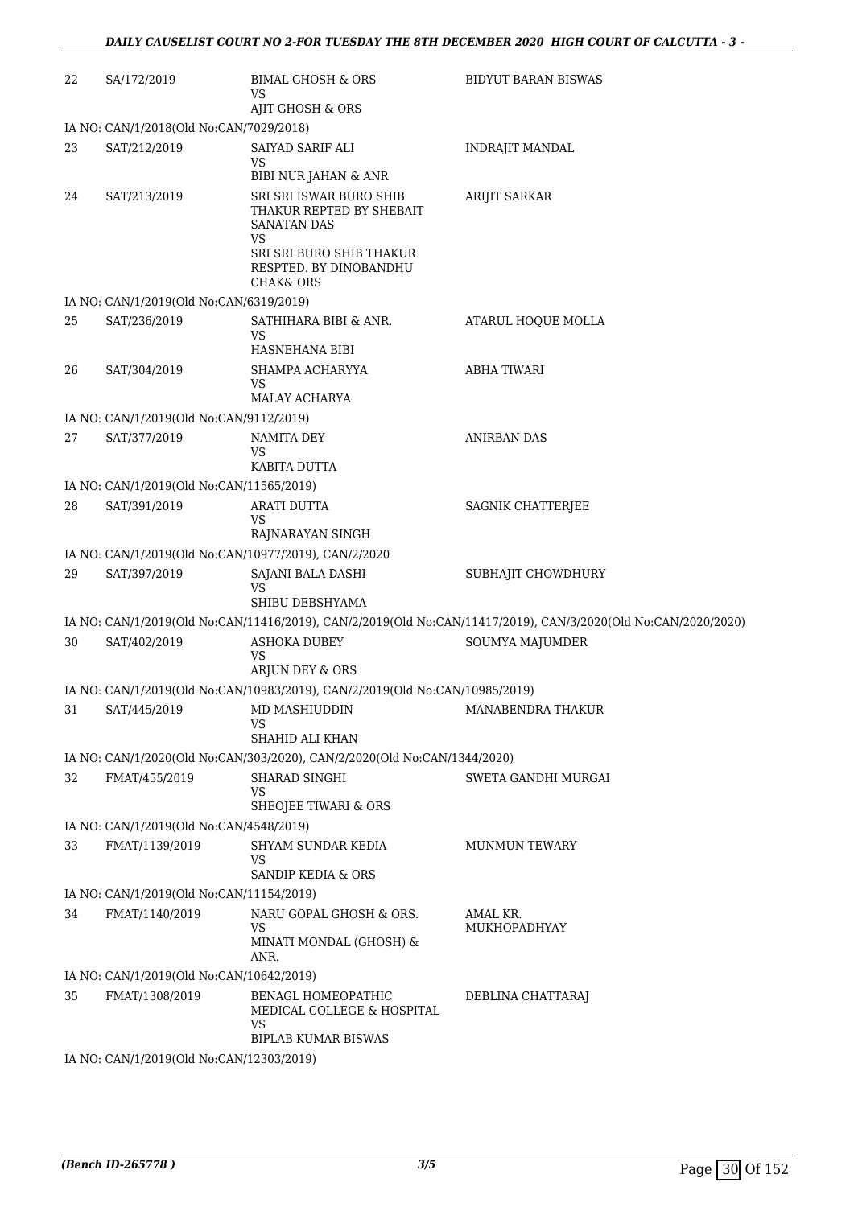| 22 | SA/172/2019 | BIMAL GHOSH & ORS<br>VS<br>AJIT GHOSH & ORS | BIDYUT BARAN BISWAS |
|---|---|---|---|

IA NO: CAN/1/2018(Old No:CAN/7029/2018)

| 23 | SAT/212/2019 | SAIYAD SARIF ALI<br>VS<br>BIBI NUR JAHAN & ANR | INDRAJIT MANDAL |
|---|---|---|---|
| 24 | SAT/213/2019 | SRI SRI ISWAR BURO SHIB THAKUR REPTED BY SHEBAIT SANATAN DAS<br>VS<br>SRI SRI BURO SHIB THAKUR RESPTED. BY DINOBANDHU CHAK& ORS | ARIJIT SARKAR |

IA NO: CAN/1/2019(Old No:CAN/6319/2019)

| 25 | SAT/236/2019 | SATHIHARA BIBI & ANR.<br>VS<br>HASNEHANA BIBI | ATARUL HOQUE MOLLA |
|---|---|---|---|
| 26 | SAT/304/2019 | SHAMPA ACHARYYA<br>VS<br>MALAY ACHARYA | ABHA TIWARI |

IA NO: CAN/1/2019(Old No:CAN/9112/2019)

| 27 | SAT/377/2019 | NAMITA DEY<br>VS<br>KABITA DUTTA | ANIRBAN DAS |
|---|---|---|---|

IA NO: CAN/1/2019(Old No:CAN/11565/2019)

| 28 | SAT/391/2019 | ARATI DUTTA<br>VS<br>RAJNARAYAN SINGH | SAGNIK CHATTERJEE |
|---|---|---|---|

IA NO: CAN/1/2019(Old No:CAN/10977/2019), CAN/2/2020

| 29 | SAT/397/2019 | SAJANI BALA DASHI<br>VS<br>SHIBU DEBSHYAMA | SUBHAJIT CHOWDHURY |
|---|---|---|---|

IA NO: CAN/1/2019(Old No:CAN/11416/2019), CAN/2/2019(Old No:CAN/11417/2019), CAN/3/2020(Old No:CAN/2020/2020)

| 30 | SAT/402/2019 | ASHOKA DUBEY<br>VS<br>ARJUN DEY & ORS | SOUMYA MAJUMDER |
|---|---|---|---|

IA NO: CAN/1/2019(Old No:CAN/10983/2019), CAN/2/2019(Old No:CAN/10985/2019)

| 31 | SAT/445/2019 | MD MASHIUDDIN<br>VS<br>SHAHID ALI KHAN | MANABENDRA THAKUR |
|---|---|---|---|

IA NO: CAN/1/2020(Old No:CAN/303/2020), CAN/2/2020(Old No:CAN/1344/2020)

| 32 | FMAT/455/2019 | SHARAD SINGHI<br>VS<br>SHEOJEE TIWARI & ORS | SWETA GANDHI MURGAI |
|---|---|---|---|

IA NO: CAN/1/2019(Old No:CAN/4548/2019)

| 33 | FMAT/1139/2019 | SHYAM SUNDAR KEDIA<br>VS<br>SANDIP KEDIA & ORS | MUNMUN TEWARY |
|---|---|---|---|

IA NO: CAN/1/2019(Old No:CAN/11154/2019)

| 34 | FMAT/1140/2019 | NARU GOPAL GHOSH & ORS.<br>VS<br>MINATI MONDAL (GHOSH) & ANR. | AMAL KR. MUKHOPADHYAY |
|---|---|---|---|

IA NO: CAN/1/2019(Old No:CAN/10642/2019)

| 35 | FMAT/1308/2019 | BENAGL HOMEOPATHIC MEDICAL COLLEGE & HOSPITAL<br>VS<br>BIPLAB KUMAR BISWAS | DEBLINA CHATTARAJ |
|---|---|---|---|

IA NO: CAN/1/2019(Old No:CAN/12303/2019)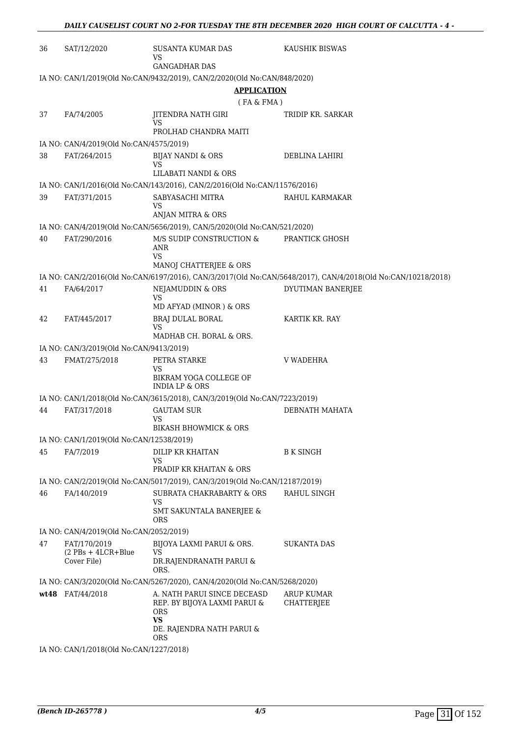| 36 | SAT/12/2020 | SUSANTA KUMAR DAS<br>VS<br>GANGADHAR DAS | KAUSHIK BISWAS |
|---|---|---|---|

IA NO: CAN/1/2019(Old No:CAN/9432/2019), CAN/2/2020(Old No:CAN/848/2020)

**APPLICATION**

( FA & FMA )

| 37 | FA/74/2005 | JITENDRA NATH GIRI<br>VS<br>PROLHAD CHANDRA MAITI | TRIDIP KR. SARKAR |
|---|---|---|---|

IA NO: CAN/4/2019(Old No:CAN/4575/2019)

| 38 | FAT/264/2015 | BIJAY NANDI & ORS<br>VS<br>LILABATI NANDI & ORS | DEBLINA LAHIRI |
|---|---|---|---|

IA NO: CAN/1/2016(Old No:CAN/143/2016), CAN/2/2016(Old No:CAN/11576/2016)

| 39 | FAT/371/2015 | SABYASACHI MITRA<br>VS<br>ANJAN MITRA & ORS | RAHUL KARMAKAR |
|---|---|---|---|

IA NO: CAN/4/2019(Old No:CAN/5656/2019), CAN/5/2020(Old No:CAN/521/2020)

| 40 | FAT/290/2016 | M/S SUDIP CONSTRUCTION & ANR<br>VS<br>MANOJ CHATTERJEE & ORS | PRANTICK GHOSH |
|---|---|---|---|

IA NO: CAN/2/2016(Old No:CAN/6197/2016), CAN/3/2017(Old No:CAN/5648/2017), CAN/4/2018(Old No:CAN/10218/2018)

| 41 | FA/64/2017 | NEJAMUDDIN & ORS<br>VS<br>MD AFYAD (MINOR ) & ORS | DYUTIMAN BANERJEE |
|---|---|---|---|
| 42 | FAT/445/2017 | BRAJ DULAL BORAL<br>VS<br>MADHAB CH. BORAL & ORS. | KARTIK KR. RAY |

IA NO: CAN/3/2019(Old No:CAN/9413/2019)

| 43 | FMAT/275/2018 | PETRA STARKE<br>VS<br>BIKRAM YOGA COLLEGE OF INDIA LP & ORS | V WADEHRA |
|---|---|---|---|

IA NO: CAN/1/2018(Old No:CAN/3615/2018), CAN/3/2019(Old No:CAN/7223/2019)

| 44 | FAT/317/2018 | GAUTAM SUR<br>VS<br>BIKASH BHOWMICK & ORS | DEBNATH MAHATA |
|---|---|---|---|

IA NO: CAN/1/2019(Old No:CAN/12538/2019)

| 45 | FA/7/2019 | DILIP KR KHAITAN<br>VS<br>PRADIP KR KHAITAN & ORS | B K SINGH |
|---|---|---|---|

IA NO: CAN/2/2019(Old No:CAN/5017/2019), CAN/3/2019(Old No:CAN/12187/2019)

| 46 | FA/140/2019 | SUBRATA CHAKRABARTY & ORS<br>VS<br>SMT SAKUNTALA BANERJEE & ORS | RAHUL SINGH |
|---|---|---|---|

IA NO: CAN/4/2019(Old No:CAN/2052/2019)

| 47 | FAT/170/2019<br>(2 PBs + 4LCR+Blue Cover File) | BIJOYA LAXMI PARUI & ORS.<br>VS<br>DR.RAJENDRANATH PARUI & ORS. | SUKANTA DAS |
|---|---|---|---|

IA NO: CAN/3/2020(Old No:CAN/5267/2020), CAN/4/2020(Old No:CAN/5268/2020)

| **wt48** | FAT/44/2018 | A. NATH PARUI SINCE DECEASD REP. BY BIJOYA LAXMI PARUI & ORS<br>**VS**<br>DE. RAJENDRA NATH PARUI & ORS | ARUP KUMAR CHATTERJEE |
|---|---|---|---|

IA NO: CAN/1/2018(Old No:CAN/1227/2018)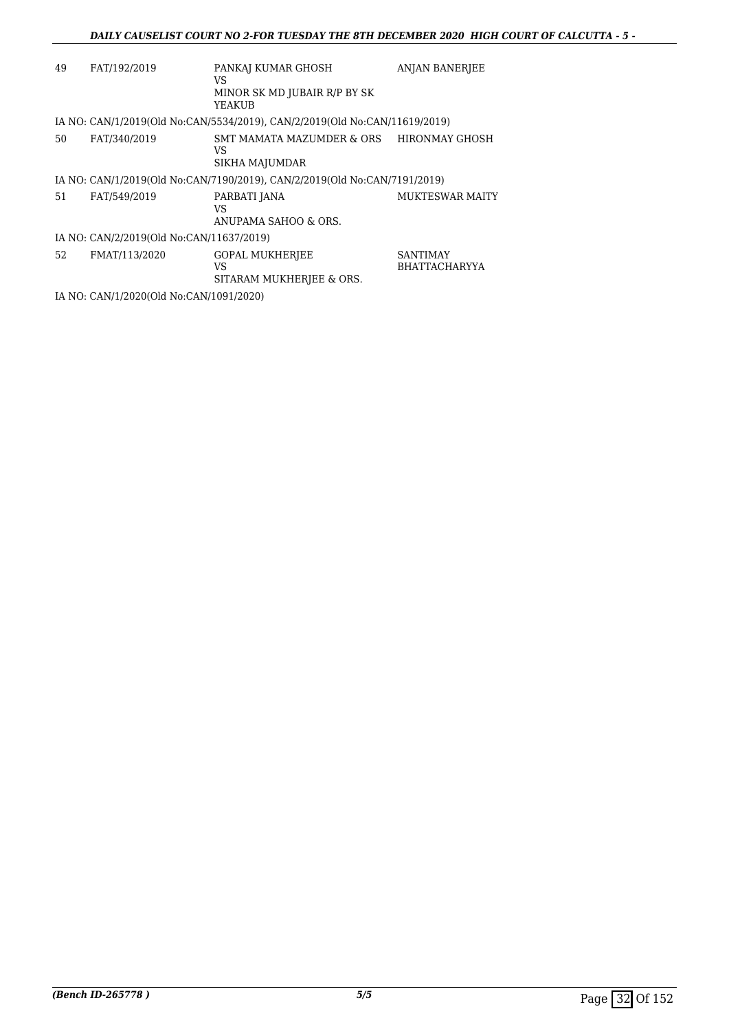| | | | |
|---|---|---|---|
| 49 | FAT/192/2019 | PANKAJ KUMAR GHOSH<br>VS<br>MINOR SK MD JUBAIR R/P BY SK YEAKUB | ANJAN BANERJEE |

IA NO: CAN/1/2019(Old No:CAN/5534/2019), CAN/2/2019(Old No:CAN/11619/2019)

| | | | |
|---|---|---|---|
| 50 | FAT/340/2019 | SMT MAMATA MAZUMDER & ORS<br>VS<br>SIKHA MAJUMDAR | HIRONMAY GHOSH |

IA NO: CAN/1/2019(Old No:CAN/7190/2019), CAN/2/2019(Old No:CAN/7191/2019)

| | | | |
|---|---|---|---|
| 51 | FAT/549/2019 | PARBATI JANA<br>VS<br>ANUPAMA SAHOO & ORS. | MUKTESWAR MAITY |

IA NO: CAN/2/2019(Old No:CAN/11637/2019)

| | | | |
|---|---|---|---|
| 52 | FMAT/113/2020 | GOPAL MUKHERJEE<br>VS<br>SITARAM MUKHERJEE & ORS. | SANTIMAY BHATTACHARYYA |

IA NO: CAN/1/2020(Old No:CAN/1091/2020)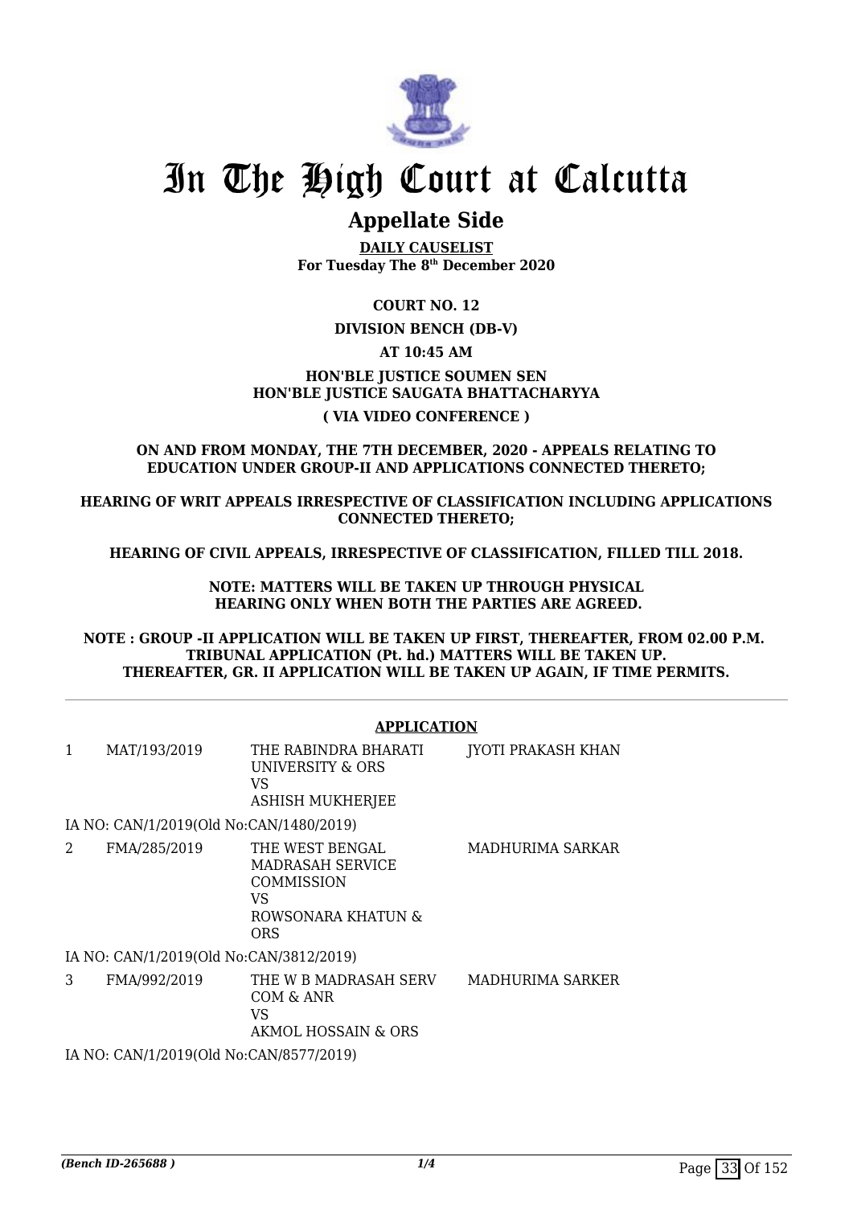# In The High Court at Calcutta

## Appellate Side

**DAILY CAUSELIST**
**For Tuesday The 8th December 2020**

**COURT NO. 12**

**DIVISION BENCH (DB-V)**

**AT 10:45 AM**

**HON'BLE JUSTICE SOUMEN SEN**
**HON'BLE JUSTICE SAUGATA BHATTACHARYYA**

**( VIA VIDEO CONFERENCE )**

**ON AND FROM MONDAY, THE 7TH DECEMBER, 2020 - APPEALS RELATING TO EDUCATION UNDER GROUP-II AND APPLICATIONS CONNECTED THERETO;**

**HEARING OF WRIT APPEALS IRRESPECTIVE OF CLASSIFICATION INCLUDING APPLICATIONS CONNECTED THERETO;**

**HEARING OF CIVIL APPEALS, IRRESPECTIVE OF CLASSIFICATION, FILLED TILL 2018.**

**NOTE: MATTERS WILL BE TAKEN UP THROUGH PHYSICAL HEARING ONLY WHEN BOTH THE PARTIES ARE AGREED.**

**NOTE : GROUP -II APPLICATION WILL BE TAKEN UP FIRST, THEREAFTER, FROM 02.00 P.M. TRIBUNAL APPLICATION (Pt. hd.) MATTERS WILL BE TAKEN UP. THEREAFTER, GR. II APPLICATION WILL BE TAKEN UP AGAIN, IF TIME PERMITS.**

**APPLICATION**

| | | | |
|---|---|---|---|
| 1 | MAT/193/2019 | THE RABINDRA BHARATI UNIVERSITY & ORS<br>VS<br>ASHISH MUKHERJEE | JYOTI PRAKASH KHAN |
| | IA NO: CAN/1/2019(Old No:CAN/1480/2019) | | |
| 2 | FMA/285/2019 | THE WEST BENGAL MADRASAH SERVICE COMMISSION<br>VS<br>ROWSONARA KHATUN & ORS | MADHURIMA SARKAR |
| | IA NO: CAN/1/2019(Old No:CAN/3812/2019) | | |
| 3 | FMA/992/2019 | THE W B MADRASAH SERV COM & ANR<br>VS<br>AKMOL HOSSAIN & ORS | MADHURIMA SARKER |
| | IA NO: CAN/1/2019(Old No:CAN/8577/2019) | | |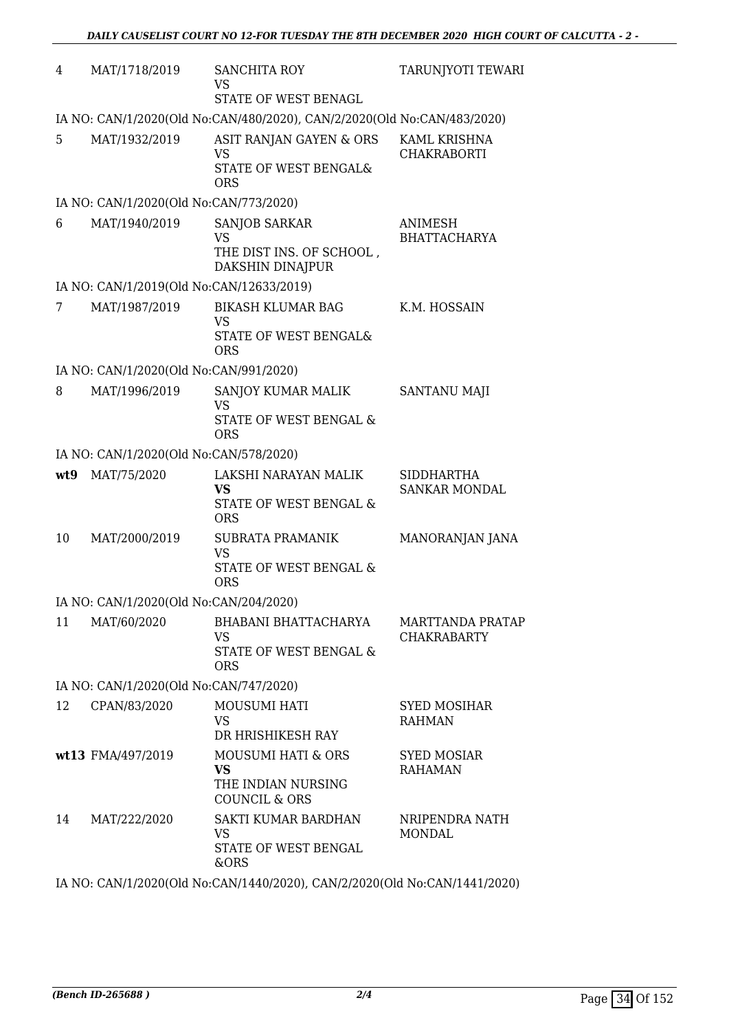| | | | |
|---|---|---|---|
| 4 | MAT/1718/2019 | SANCHITA ROY<br>VS<br>STATE OF WEST BENAGL | TARUNJYOTI TEWARI |

IA NO: CAN/1/2020(Old No:CAN/480/2020), CAN/2/2020(Old No:CAN/483/2020)

| | | | |
|---|---|---|---|
| 5 | MAT/1932/2019 | ASIT RANJAN GAYEN & ORS<br>VS<br>STATE OF WEST BENGAL& ORS | KAML KRISHNA CHAKRABORTI |

IA NO: CAN/1/2020(Old No:CAN/773/2020)

| | | | |
|---|---|---|---|
| 6 | MAT/1940/2019 | SANJOB SARKAR<br>VS<br>THE DIST INS. OF SCHOOL , DAKSHIN DINAJPUR | ANIMESH BHATTACHARYA |

IA NO: CAN/1/2019(Old No:CAN/12633/2019)

| | | | |
|---|---|---|---|
| 7 | MAT/1987/2019 | BIKASH KLUMAR BAG<br>VS<br>STATE OF WEST BENGAL& ORS | K.M. HOSSAIN |

IA NO: CAN/1/2020(Old No:CAN/991/2020)

| | | | |
|---|---|---|---|
| 8 | MAT/1996/2019 | SANJOY KUMAR MALIK<br>VS<br>STATE OF WEST BENGAL & ORS | SANTANU MAJI |

IA NO: CAN/1/2020(Old No:CAN/578/2020)

| | | | |
|---|---|---|---|
| **wt9** | MAT/75/2020 | LAKSHI NARAYAN MALIK<br>**VS**<br>STATE OF WEST BENGAL & ORS | SIDDHARTHA SANKAR MONDAL |
| 10 | MAT/2000/2019 | SUBRATA PRAMANIK<br>VS<br>STATE OF WEST BENGAL & ORS | MANORANJAN JANA |

IA NO: CAN/1/2020(Old No:CAN/204/2020)

| | | | |
|---|---|---|---|
| 11 | MAT/60/2020 | BHABANI BHATTACHARYA<br>VS<br>STATE OF WEST BENGAL & ORS | MARTTANDA PRATAP CHAKRABARTY |

IA NO: CAN/1/2020(Old No:CAN/747/2020)

| | | | |
|---|---|---|---|
| 12 | CPAN/83/2020 | MOUSUMI HATI<br>VS<br>DR HRISHIKESH RAY | SYED MOSIHAR RAHMAN |
| **wt13** | FMA/497/2019 | MOUSUMI HATI & ORS<br>**VS**<br>THE INDIAN NURSING COUNCIL & ORS | SYED MOSIAR RAHAMAN |
| 14 | MAT/222/2020 | SAKTI KUMAR BARDHAN<br>VS<br>STATE OF WEST BENGAL &ORS | NRIPENDRA NATH MONDAL |

IA NO: CAN/1/2020(Old No:CAN/1440/2020), CAN/2/2020(Old No:CAN/1441/2020)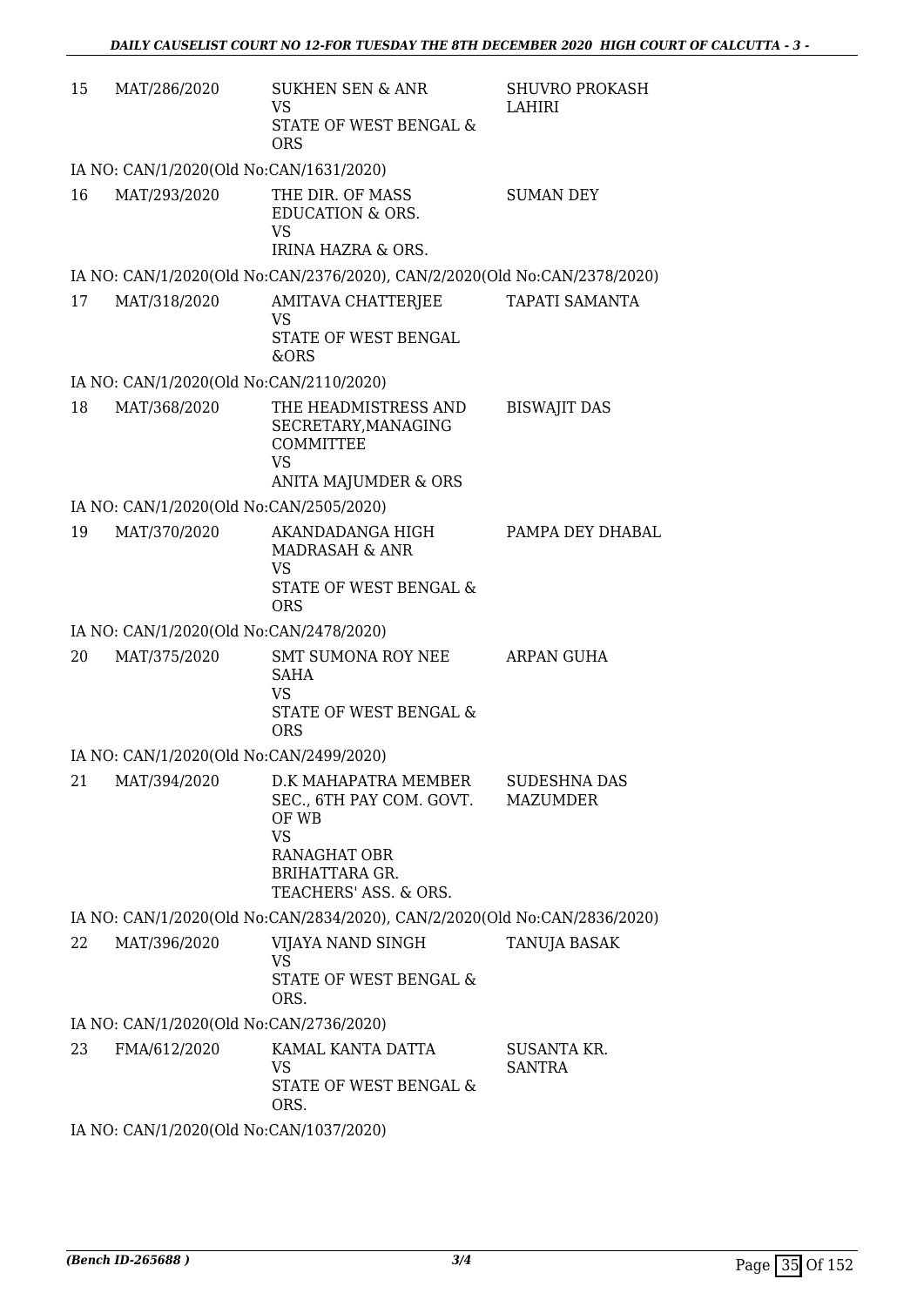| | | | |
|---|---|---|---|
| 15 | MAT/286/2020 | SUKHEN SEN & ANR<br>VS<br>STATE OF WEST BENGAL & ORS | SHUVRO PROKASH LAHIRI |

IA NO: CAN/1/2020(Old No:CAN/1631/2020)

| | | | |
|---|---|---|---|
| 16 | MAT/293/2020 | THE DIR. OF MASS EDUCATION & ORS.<br>VS<br>IRINA HAZRA & ORS. | SUMAN DEY |

IA NO: CAN/1/2020(Old No:CAN/2376/2020), CAN/2/2020(Old No:CAN/2378/2020)

| | | | |
|---|---|---|---|
| 17 | MAT/318/2020 | AMITAVA CHATTERJEE<br>VS<br>STATE OF WEST BENGAL &ORS | TAPATI SAMANTA |

IA NO: CAN/1/2020(Old No:CAN/2110/2020)

| | | | |
|---|---|---|---|
| 18 | MAT/368/2020 | THE HEADMISTRESS AND SECRETARY,MANAGING COMMITTEE<br>VS<br>ANITA MAJUMDER & ORS | BISWAJIT DAS |

IA NO: CAN/1/2020(Old No:CAN/2505/2020)

| | | | |
|---|---|---|---|
| 19 | MAT/370/2020 | AKANDADANGA HIGH MADRASAH & ANR<br>VS<br>STATE OF WEST BENGAL & ORS | PAMPA DEY DHABAL |

IA NO: CAN/1/2020(Old No:CAN/2478/2020)

| | | | |
|---|---|---|---|
| 20 | MAT/375/2020 | SMT SUMONA ROY NEE SAHA<br>VS<br>STATE OF WEST BENGAL & ORS | ARPAN GUHA |

IA NO: CAN/1/2020(Old No:CAN/2499/2020)

| | | | |
|---|---|---|---|
| 21 | MAT/394/2020 | D.K MAHAPATRA MEMBER SEC., 6TH PAY COM. GOVT. OF WB<br>VS<br>RANAGHAT OBR BRIHATTARA GR. TEACHERS' ASS. & ORS. | SUDESHNA DAS MAZUMDER |

IA NO: CAN/1/2020(Old No:CAN/2834/2020), CAN/2/2020(Old No:CAN/2836/2020)

| | | | |
|---|---|---|---|
| 22 | MAT/396/2020 | VIJAYA NAND SINGH<br>VS<br>STATE OF WEST BENGAL & ORS. | TANUJA BASAK |

IA NO: CAN/1/2020(Old No:CAN/2736/2020)

| | | | |
|---|---|---|---|
| 23 | FMA/612/2020 | KAMAL KANTA DATTA<br>VS<br>STATE OF WEST BENGAL & ORS. | SUSANTA KR. SANTRA |

IA NO: CAN/1/2020(Old No:CAN/1037/2020)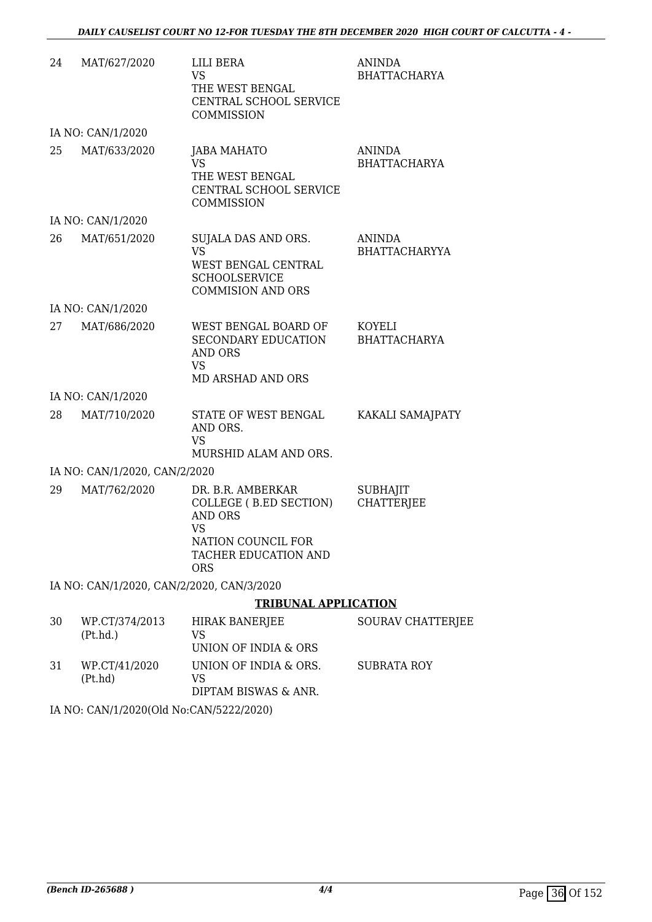| | | | |
|---|---|---|---|
| 24 | MAT/627/2020 | LILI BERA<br>VS<br>THE WEST BENGAL CENTRAL SCHOOL SERVICE COMMISSION | ANINDA BHATTACHARYA |
| | IA NO: CAN/1/2020 | | |
| 25 | MAT/633/2020 | JABA MAHATO<br>VS<br>THE WEST BENGAL CENTRAL SCHOOL SERVICE COMMISSION | ANINDA BHATTACHARYA |
| | IA NO: CAN/1/2020 | | |
| 26 | MAT/651/2020 | SUJALA DAS AND ORS.<br>VS<br>WEST BENGAL CENTRAL SCHOOLSERVICE COMMISION AND ORS | ANINDA BHATTACHARYYA |
| | IA NO: CAN/1/2020 | | |
| 27 | MAT/686/2020 | WEST BENGAL BOARD OF SECONDARY EDUCATION AND ORS<br>VS<br>MD ARSHAD AND ORS | KOYELI BHATTACHARYA |
| | IA NO: CAN/1/2020 | | |
| 28 | MAT/710/2020 | STATE OF WEST BENGAL AND ORS.<br>VS<br>MURSHID ALAM AND ORS. | KAKALI SAMAJPATY |
| | IA NO: CAN/1/2020, CAN/2/2020 | | |
| 29 | MAT/762/2020 | DR. B.R. AMBERKAR COLLEGE ( B.ED SECTION) AND ORS<br>VS<br>NATION COUNCIL FOR TACHER EDUCATION AND ORS | SUBHAJIT CHATTERJEE |
| | IA NO: CAN/1/2020, CAN/2/2020, CAN/3/2020 | | |

## TRIBUNAL APPLICATION

| | | | |
|---|---|---|---|
| 30 | WP.CT/374/2013 (Pt.hd.) | HIRAK BANERJEE<br>VS<br>UNION OF INDIA & ORS | SOURAV CHATTERJEE |
| 31 | WP.CT/41/2020 (Pt.hd) | UNION OF INDIA & ORS.<br>VS<br>DIPTAM BISWAS & ANR. | SUBRATA ROY |
| | IA NO: CAN/1/2020(Old No:CAN/5222/2020) | | |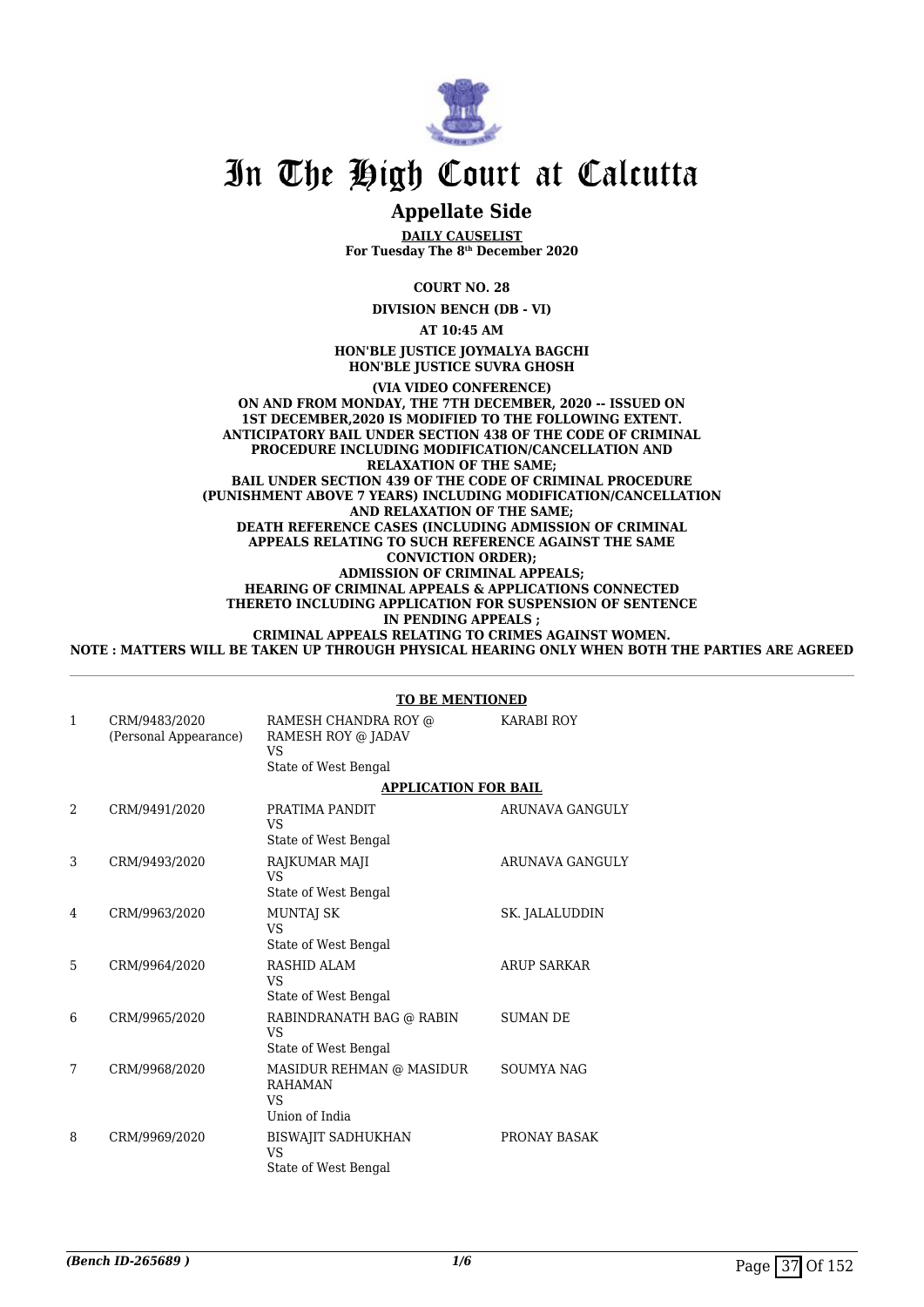# In The High Court at Calcutta

## Appellate Side

**DAILY CAUSELIST**
**For Tuesday The 8th December 2020**

**COURT NO. 28**

**DIVISION BENCH (DB - VI)**

**AT 10:45 AM**

**HON'BLE JUSTICE JOYMALYA BAGCHI**
**HON'BLE JUSTICE SUVRA GHOSH**

**(VIA VIDEO CONFERENCE)**
**ON AND FROM MONDAY, THE 7TH DECEMBER, 2020 -- ISSUED ON 1ST DECEMBER,2020 IS MODIFIED TO THE FOLLOWING EXTENT. ANTICIPATORY BAIL UNDER SECTION 438 OF THE CODE OF CRIMINAL PROCEDURE INCLUDING MODIFICATION/CANCELLATION AND RELAXATION OF THE SAME;**
**BAIL UNDER SECTION 439 OF THE CODE OF CRIMINAL PROCEDURE (PUNISHMENT ABOVE 7 YEARS) INCLUDING MODIFICATION/CANCELLATION AND RELAXATION OF THE SAME;**
**DEATH REFERENCE CASES (INCLUDING ADMISSION OF CRIMINAL APPEALS RELATING TO SUCH REFERENCE AGAINST THE SAME CONVICTION ORDER);**
**ADMISSION OF CRIMINAL APPEALS;**
**HEARING OF CRIMINAL APPEALS & APPLICATIONS CONNECTED THERETO INCLUDING APPLICATION FOR SUSPENSION OF SENTENCE IN PENDING APPEALS ;**
**CRIMINAL APPEALS RELATING TO CRIMES AGAINST WOMEN.**
**NOTE : MATTERS WILL BE TAKEN UP THROUGH PHYSICAL HEARING ONLY WHEN BOTH THE PARTIES ARE AGREED**

**TO BE MENTIONED**

| | | | |
|---|---|---|---|
| 1 | CRM/9483/2020 (Personal Appearance) | RAMESH CHANDRA ROY @ RAMESH ROY @ JADAV VS State of West Bengal | KARABI ROY |

**APPLICATION FOR BAIL**

| | | | |
|---|---|---|---|
| 2 | CRM/9491/2020 | PRATIMA PANDIT VS State of West Bengal | ARUNAVA GANGULY |
| 3 | CRM/9493/2020 | RAJKUMAR MAJI VS State of West Bengal | ARUNAVA GANGULY |
| 4 | CRM/9963/2020 | MUNTAJ SK VS State of West Bengal | SK. JALALUDDIN |
| 5 | CRM/9964/2020 | RASHID ALAM VS State of West Bengal | ARUP SARKAR |
| 6 | CRM/9965/2020 | RABINDRANATH BAG @ RABIN VS State of West Bengal | SUMAN DE |
| 7 | CRM/9968/2020 | MASIDUR REHMAN @ MASIDUR RAHAMAN VS Union of India | SOUMYA NAG |
| 8 | CRM/9969/2020 | BISWAJIT SADHUKHAN VS State of West Bengal | PRONAY BASAK |

*(Bench ID-265689 )*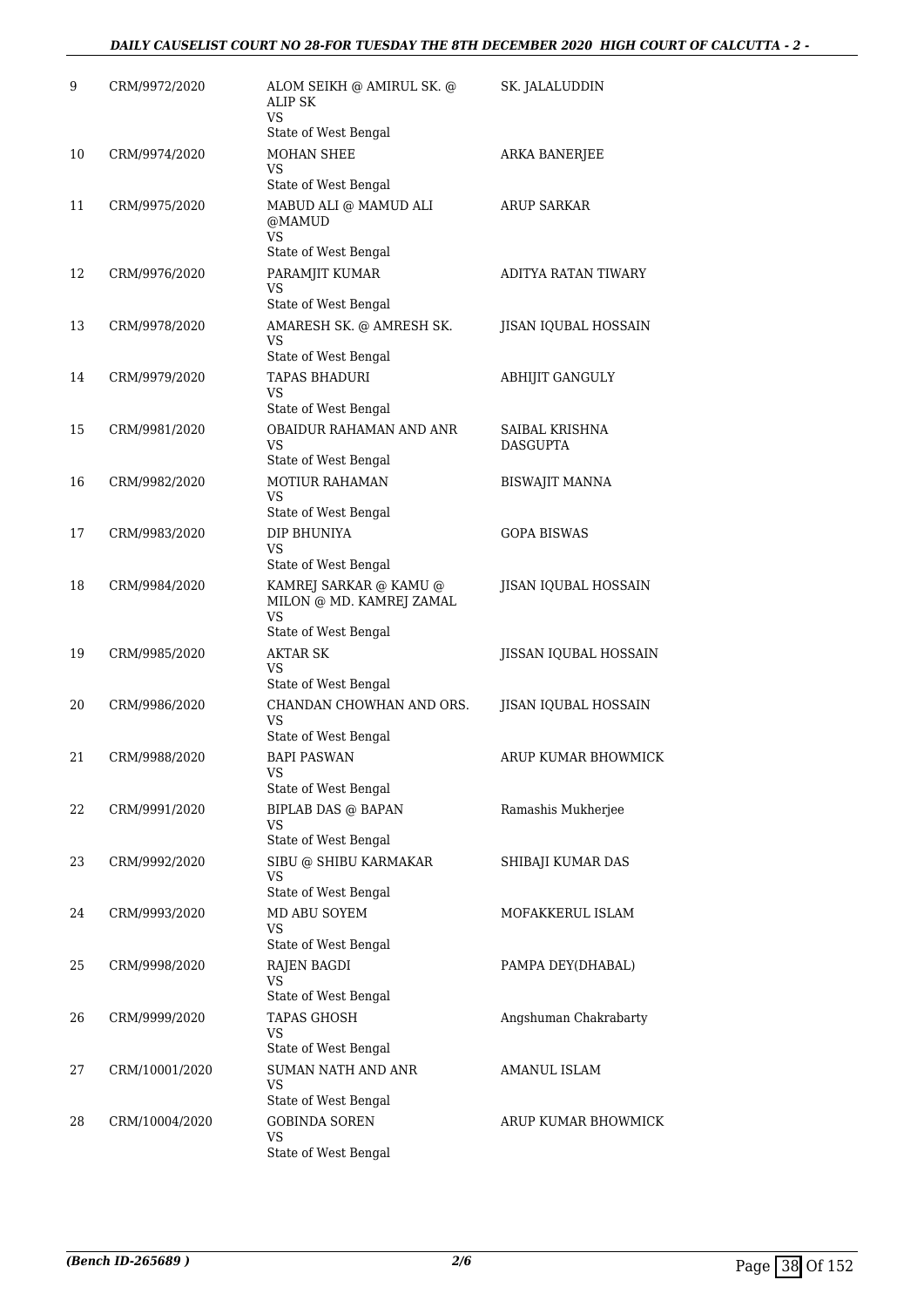| 9 | CRM/9972/2020 | ALOM SEIKH @ AMIRUL SK. @ ALIP SK<br>VS<br>State of West Bengal | SK. JALALUDDIN |
|---|---|---|---|
| 10 | CRM/9974/2020 | MOHAN SHEE<br>VS<br>State of West Bengal | ARKA BANERJEE |
| 11 | CRM/9975/2020 | MABUD ALI @ MAMUD ALI @MAMUD<br>VS<br>State of West Bengal | ARUP SARKAR |
| 12 | CRM/9976/2020 | PARAMJIT KUMAR<br>VS<br>State of West Bengal | ADITYA RATAN TIWARY |
| 13 | CRM/9978/2020 | AMARESH SK. @ AMRESH SK.<br>VS<br>State of West Bengal | JISAN IQUBAL HOSSAIN |
| 14 | CRM/9979/2020 | TAPAS BHADURI<br>VS<br>State of West Bengal | ABHIJIT GANGULY |
| 15 | CRM/9981/2020 | OBAIDUR RAHAMAN AND ANR<br>VS<br>State of West Bengal | SAIBAL KRISHNA DASGUPTA |
| 16 | CRM/9982/2020 | MOTIUR RAHAMAN<br>VS<br>State of West Bengal | BISWAJIT MANNA |
| 17 | CRM/9983/2020 | DIP BHUNIYA<br>VS<br>State of West Bengal | GOPA BISWAS |
| 18 | CRM/9984/2020 | KAMREJ SARKAR @ KAMU @ MILON @ MD. KAMREJ ZAMAL<br>VS<br>State of West Bengal | JISAN IQUBAL HOSSAIN |
| 19 | CRM/9985/2020 | AKTAR SK<br>VS<br>State of West Bengal | JISSAN IQUBAL HOSSAIN |
| 20 | CRM/9986/2020 | CHANDAN CHOWHAN AND ORS.<br>VS<br>State of West Bengal | JISAN IQUBAL HOSSAIN |
| 21 | CRM/9988/2020 | BAPI PASWAN<br>VS<br>State of West Bengal | ARUP KUMAR BHOWMICK |
| 22 | CRM/9991/2020 | BIPLAB DAS @ BAPAN<br>VS<br>State of West Bengal | Ramashis Mukherjee |
| 23 | CRM/9992/2020 | SIBU @ SHIBU KARMAKAR<br>VS<br>State of West Bengal | SHIBAJI KUMAR DAS |
| 24 | CRM/9993/2020 | MD ABU SOYEM<br>VS<br>State of West Bengal | MOFAKKERUL ISLAM |
| 25 | CRM/9998/2020 | RAJEN BAGDI<br>VS<br>State of West Bengal | PAMPA DEY(DHABAL) |
| 26 | CRM/9999/2020 | TAPAS GHOSH<br>VS<br>State of West Bengal | Angshuman Chakrabarty |
| 27 | CRM/10001/2020 | SUMAN NATH AND ANR<br>VS<br>State of West Bengal | AMANUL ISLAM |
| 28 | CRM/10004/2020 | GOBINDA SOREN<br>VS<br>State of West Bengal | ARUP KUMAR BHOWMICK |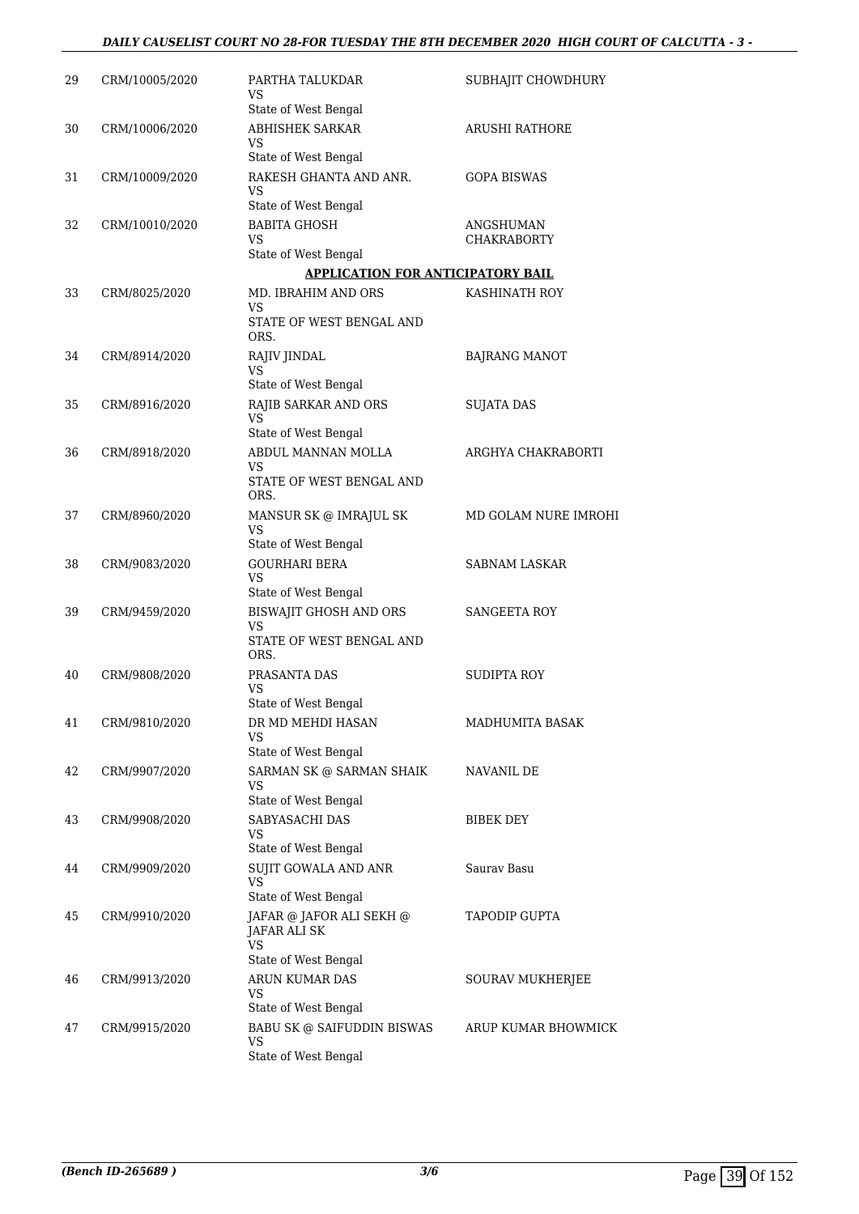| | | | |
|---|---|---|---|
| 29 | CRM/10005/2020 | PARTHA TALUKDAR<br>VS<br>State of West Bengal | SUBHAJIT CHOWDHURY |
| 30 | CRM/10006/2020 | ABHISHEK SARKAR<br>VS<br>State of West Bengal | ARUSHI RATHORE |
| 31 | CRM/10009/2020 | RAKESH GHANTA AND ANR.<br>VS<br>State of West Bengal | GOPA BISWAS |
| 32 | CRM/10010/2020 | BABITA GHOSH<br>VS<br>State of West Bengal | ANGSHUMAN CHAKRABORTY |
| | | **APPLICATION FOR ANTICIPATORY BAIL** | |
| 33 | CRM/8025/2020 | MD. IBRAHIM AND ORS<br>VS<br>STATE OF WEST BENGAL AND ORS. | KASHINATH ROY |
| 34 | CRM/8914/2020 | RAJIV JINDAL<br>VS<br>State of West Bengal | BAJRANG MANOT |
| 35 | CRM/8916/2020 | RAJIB SARKAR AND ORS<br>VS<br>State of West Bengal | SUJATA DAS |
| 36 | CRM/8918/2020 | ABDUL MANNAN MOLLA<br>VS<br>STATE OF WEST BENGAL AND ORS. | ARGHYA CHAKRABORTI |
| 37 | CRM/8960/2020 | MANSUR SK @ IMRAJUL SK<br>VS<br>State of West Bengal | MD GOLAM NURE IMROHI |
| 38 | CRM/9083/2020 | GOURHARI BERA<br>VS<br>State of West Bengal | SABNAM LASKAR |
| 39 | CRM/9459/2020 | BISWAJIT GHOSH AND ORS<br>VS<br>STATE OF WEST BENGAL AND ORS. | SANGEETA ROY |
| 40 | CRM/9808/2020 | PRASANTA DAS<br>VS<br>State of West Bengal | SUDIPTA ROY |
| 41 | CRM/9810/2020 | DR MD MEHDI HASAN<br>VS<br>State of West Bengal | MADHUMITA BASAK |
| 42 | CRM/9907/2020 | SARMAN SK @ SARMAN SHAIK<br>VS<br>State of West Bengal | NAVANIL DE |
| 43 | CRM/9908/2020 | SABYASACHI DAS<br>VS<br>State of West Bengal | BIBEK DEY |
| 44 | CRM/9909/2020 | SUJIT GOWALA AND ANR<br>VS<br>State of West Bengal | Saurav Basu |
| 45 | CRM/9910/2020 | JAFAR @ JAFOR ALI SEKH @ JAFAR ALI SK<br>VS<br>State of West Bengal | TAPODIP GUPTA |
| 46 | CRM/9913/2020 | ARUN KUMAR DAS<br>VS<br>State of West Bengal | SOURAV MUKHERJEE |
| 47 | CRM/9915/2020 | BABU SK @ SAIFUDDIN BISWAS<br>VS<br>State of West Bengal | ARUP KUMAR BHOWMICK |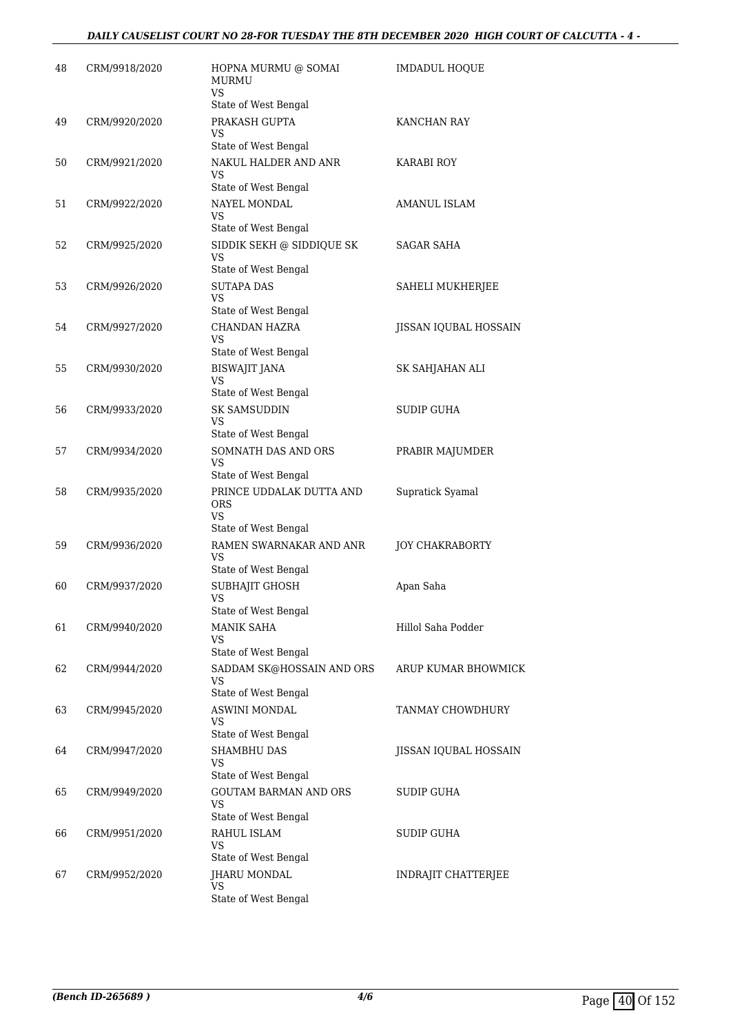| 48 | CRM/9918/2020 | HOPNA MURMU @ SOMAI MURMU<br>VS<br>State of West Bengal | IMDADUL HOQUE |
|---|---|---|---|
| 49 | CRM/9920/2020 | PRAKASH GUPTA<br>VS<br>State of West Bengal | KANCHAN RAY |
| 50 | CRM/9921/2020 | NAKUL HALDER AND ANR<br>VS<br>State of West Bengal | KARABI ROY |
| 51 | CRM/9922/2020 | NAYEL MONDAL<br>VS<br>State of West Bengal | AMANUL ISLAM |
| 52 | CRM/9925/2020 | SIDDIK SEKH @ SIDDIQUE SK<br>VS<br>State of West Bengal | SAGAR SAHA |
| 53 | CRM/9926/2020 | SUTAPA DAS<br>VS<br>State of West Bengal | SAHELI MUKHERJEE |
| 54 | CRM/9927/2020 | CHANDAN HAZRA<br>VS<br>State of West Bengal | JISSAN IQUBAL HOSSAIN |
| 55 | CRM/9930/2020 | BISWAJIT JANA<br>VS<br>State of West Bengal | SK SAHJAHAN ALI |
| 56 | CRM/9933/2020 | SK SAMSUDDIN<br>VS<br>State of West Bengal | SUDIP GUHA |
| 57 | CRM/9934/2020 | SOMNATH DAS AND ORS<br>VS<br>State of West Bengal | PRABIR MAJUMDER |
| 58 | CRM/9935/2020 | PRINCE UDDALAK DUTTA AND ORS<br>VS<br>State of West Bengal | Supratick Syamal |
| 59 | CRM/9936/2020 | RAMEN SWARNAKAR AND ANR<br>VS<br>State of West Bengal | JOY CHAKRABORTY |
| 60 | CRM/9937/2020 | SUBHAJIT GHOSH<br>VS<br>State of West Bengal | Apan Saha |
| 61 | CRM/9940/2020 | MANIK SAHA<br>VS<br>State of West Bengal | Hillol Saha Podder |
| 62 | CRM/9944/2020 | SADDAM SK@HOSSAIN AND ORS<br>VS<br>State of West Bengal | ARUP KUMAR BHOWMICK |
| 63 | CRM/9945/2020 | ASWINI MONDAL<br>VS<br>State of West Bengal | TANMAY CHOWDHURY |
| 64 | CRM/9947/2020 | SHAMBHU DAS<br>VS<br>State of West Bengal | JISSAN IQUBAL HOSSAIN |
| 65 | CRM/9949/2020 | GOUTAM BARMAN AND ORS<br>VS<br>State of West Bengal | SUDIP GUHA |
| 66 | CRM/9951/2020 | RAHUL ISLAM<br>VS<br>State of West Bengal | SUDIP GUHA |
| 67 | CRM/9952/2020 | JHARU MONDAL<br>VS<br>State of West Bengal | INDRAJIT CHATTERJEE |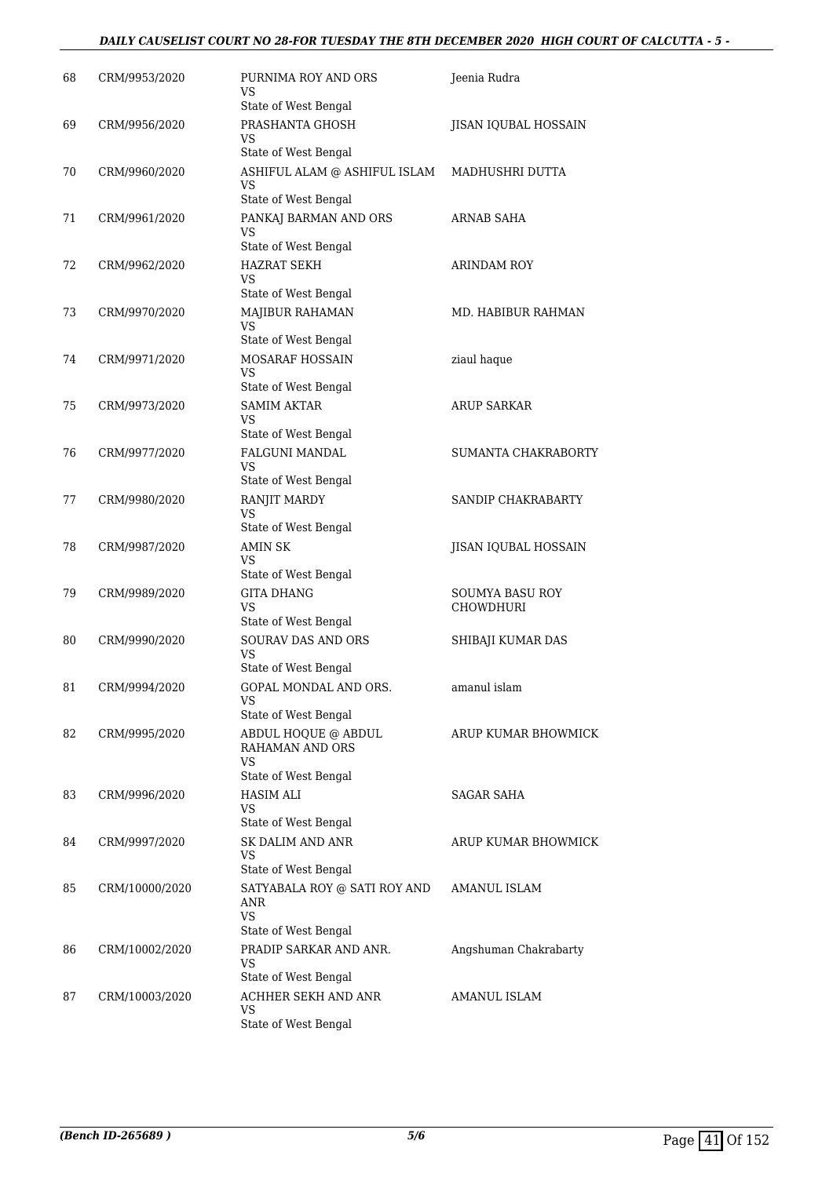| | | | |
|---|---|---|---|
| 68 | CRM/9953/2020 | PURNIMA ROY AND ORS<br>VS<br>State of West Bengal | Jeenia Rudra |
| 69 | CRM/9956/2020 | PRASHANTA GHOSH<br>VS<br>State of West Bengal | JISAN IQUBAL HOSSAIN |
| 70 | CRM/9960/2020 | ASHIFUL ALAM @ ASHIFUL ISLAM<br>VS<br>State of West Bengal | MADHUSHRI DUTTA |
| 71 | CRM/9961/2020 | PANKAJ BARMAN AND ORS<br>VS<br>State of West Bengal | ARNAB SAHA |
| 72 | CRM/9962/2020 | HAZRAT SEKH<br>VS<br>State of West Bengal | ARINDAM ROY |
| 73 | CRM/9970/2020 | MAJIBUR RAHAMAN<br>VS<br>State of West Bengal | MD. HABIBUR RAHMAN |
| 74 | CRM/9971/2020 | MOSARAF HOSSAIN<br>VS<br>State of West Bengal | ziaul haque |
| 75 | CRM/9973/2020 | SAMIM AKTAR<br>VS<br>State of West Bengal | ARUP SARKAR |
| 76 | CRM/9977/2020 | FALGUNI MANDAL<br>VS<br>State of West Bengal | SUMANTA CHAKRABORTY |
| 77 | CRM/9980/2020 | RANJIT MARDY<br>VS<br>State of West Bengal | SANDIP CHAKRABARTY |
| 78 | CRM/9987/2020 | AMIN SK<br>VS<br>State of West Bengal | JISAN IQUBAL HOSSAIN |
| 79 | CRM/9989/2020 | GITA DHANG<br>VS<br>State of West Bengal | SOUMYA BASU ROY CHOWDHURI |
| 80 | CRM/9990/2020 | SOURAV DAS AND ORS<br>VS<br>State of West Bengal | SHIBAJI KUMAR DAS |
| 81 | CRM/9994/2020 | GOPAL MONDAL AND ORS.<br>VS<br>State of West Bengal | amanul islam |
| 82 | CRM/9995/2020 | ABDUL HOQUE @ ABDUL RAHAMAN AND ORS<br>VS<br>State of West Bengal | ARUP KUMAR BHOWMICK |
| 83 | CRM/9996/2020 | HASIM ALI<br>VS<br>State of West Bengal | SAGAR SAHA |
| 84 | CRM/9997/2020 | SK DALIM AND ANR<br>VS<br>State of West Bengal | ARUP KUMAR BHOWMICK |
| 85 | CRM/10000/2020 | SATYABALA ROY @ SATI ROY AND ANR<br>VS<br>State of West Bengal | AMANUL ISLAM |
| 86 | CRM/10002/2020 | PRADIP SARKAR AND ANR.<br>VS<br>State of West Bengal | Angshuman Chakrabarty |
| 87 | CRM/10003/2020 | ACHHER SEKH AND ANR<br>VS<br>State of West Bengal | AMANUL ISLAM |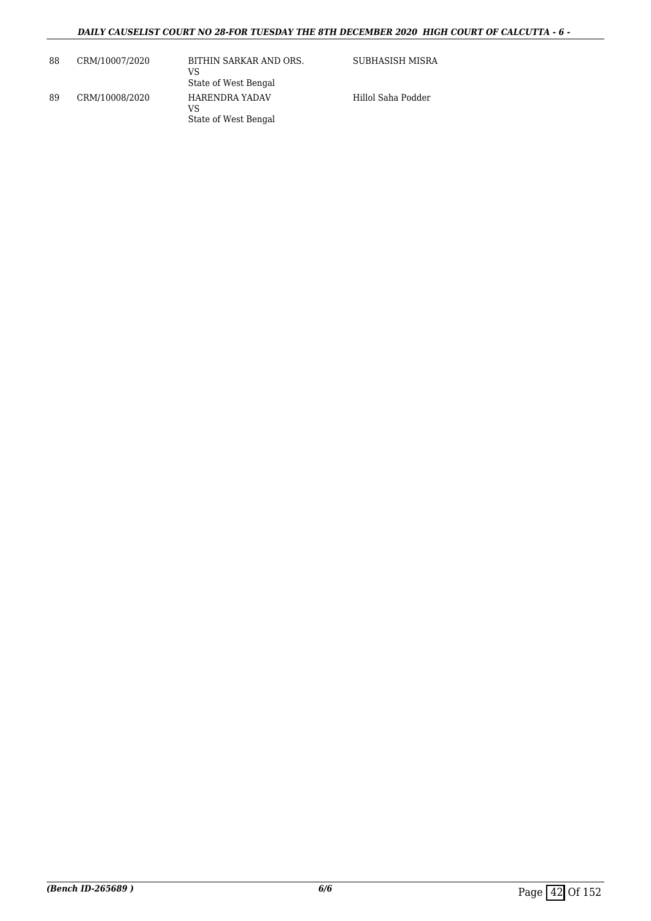| | | | |
|---|---|---|---|
| 88 | CRM/10007/2020 | BITHIN SARKAR AND ORS.<br>VS<br>State of West Bengal | SUBHASISH MISRA |
| 89 | CRM/10008/2020 | HARENDRA YADAV<br>VS<br>State of West Bengal | Hillol Saha Podder |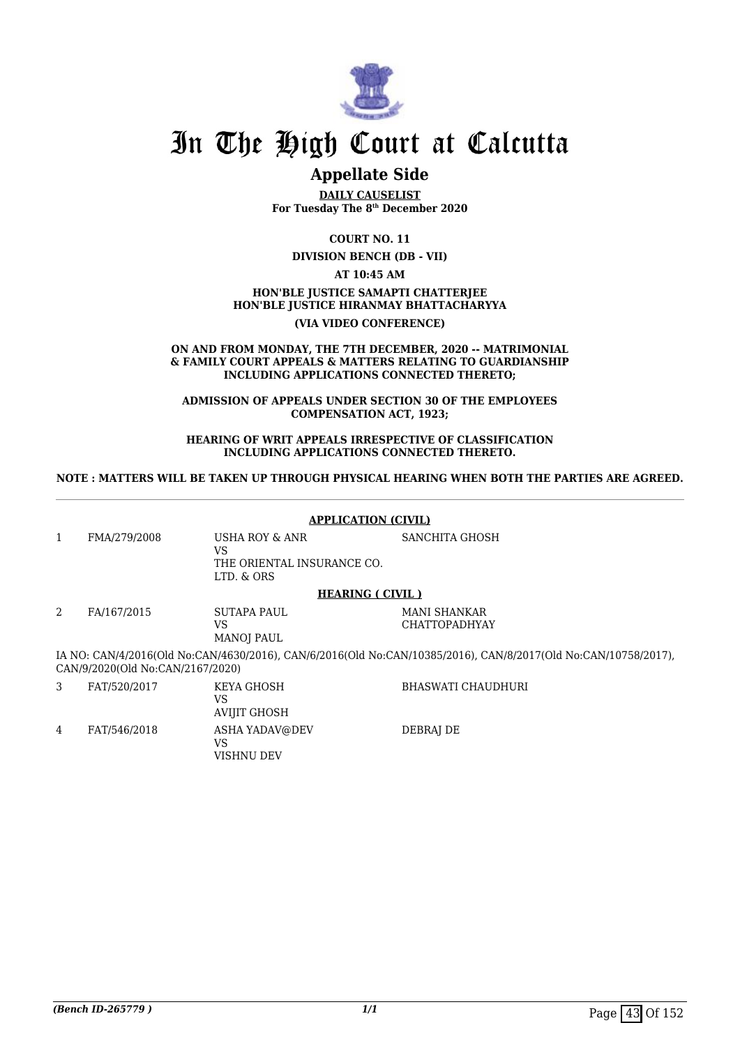# In The High Court at Calcutta

## Appellate Side

**DAILY CAUSELIST**
**For Tuesday The 8th December 2020**

**COURT NO. 11**

**DIVISION BENCH (DB - VII)**

**AT 10:45 AM**

**HON'BLE JUSTICE SAMAPTI CHATTERJEE**
**HON'BLE JUSTICE HIRANMAY BHATTACHARYYA**

**(VIA VIDEO CONFERENCE)**

**ON AND FROM MONDAY, THE 7TH DECEMBER, 2020 -- MATRIMONIAL & FAMILY COURT APPEALS & MATTERS RELATING TO GUARDIANSHIP INCLUDING APPLICATIONS CONNECTED THERETO;**

**ADMISSION OF APPEALS UNDER SECTION 30 OF THE EMPLOYEES COMPENSATION ACT, 1923;**

**HEARING OF WRIT APPEALS IRRESPECTIVE OF CLASSIFICATION INCLUDING APPLICATIONS CONNECTED THERETO.**

**NOTE : MATTERS WILL BE TAKEN UP THROUGH PHYSICAL HEARING WHEN BOTH THE PARTIES ARE AGREED.**

**APPLICATION (CIVIL)**

| | | | |
|---|---|---|---|
| 1 | FMA/279/2008 | USHA ROY & ANR<br>VS<br>THE ORIENTAL INSURANCE CO. LTD. & ORS | SANCHITA GHOSH |

**HEARING ( CIVIL )**

| | | | |
|---|---|---|---|
| 2 | FA/167/2015 | SUTAPA PAUL<br>VS<br>MANOJ PAUL | MANI SHANKAR CHATTOPADHYAY |

IA NO: CAN/4/2016(Old No:CAN/4630/2016), CAN/6/2016(Old No:CAN/10385/2016), CAN/8/2017(Old No:CAN/10758/2017), CAN/9/2020(Old No:CAN/2167/2020)

| | | | |
|---|---|---|---|
| 3 | FAT/520/2017 | KEYA GHOSH<br>VS<br>AVIJIT GHOSH | BHASWATI CHAUDHURI |
| 4 | FAT/546/2018 | ASHA YADAV@DEV<br>VS<br>VISHNU DEV | DEBRAJ DE |

*(Bench ID-265779 )*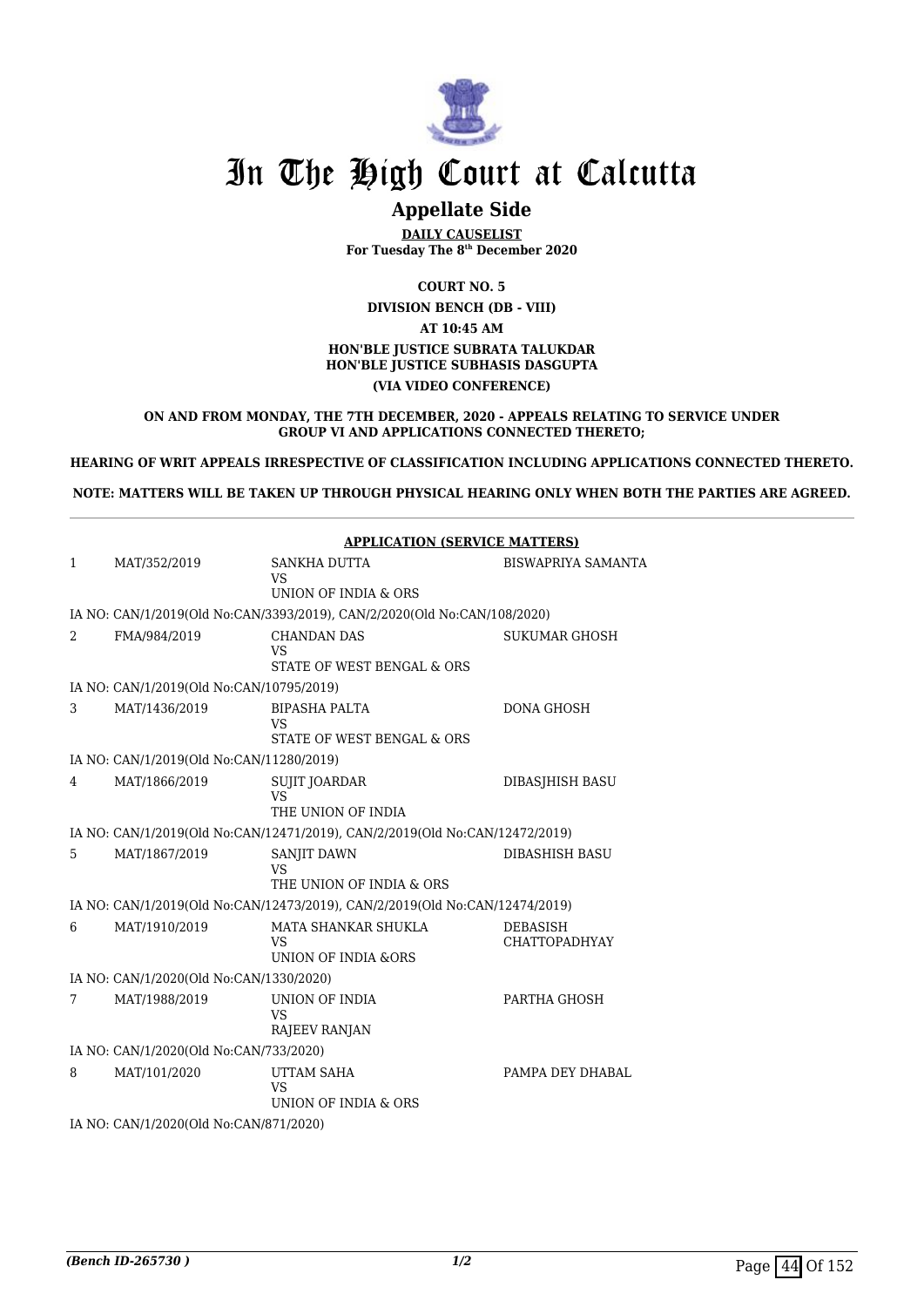# In The High Court at Calcutta

## Appellate Side

**DAILY CAUSELIST**
**For Tuesday The 8th December 2020**

**COURT NO. 5**

**DIVISION BENCH (DB - VIII)**

**AT 10:45 AM**

**HON'BLE JUSTICE SUBRATA TALUKDAR**
**HON'BLE JUSTICE SUBHASIS DASGUPTA**

**(VIA VIDEO CONFERENCE)**

**ON AND FROM MONDAY, THE 7TH DECEMBER, 2020 - APPEALS RELATING TO SERVICE UNDER GROUP VI AND APPLICATIONS CONNECTED THERETO;**

**HEARING OF WRIT APPEALS IRRESPECTIVE OF CLASSIFICATION INCLUDING APPLICATIONS CONNECTED THERETO.**

**NOTE: MATTERS WILL BE TAKEN UP THROUGH PHYSICAL HEARING ONLY WHEN BOTH THE PARTIES ARE AGREED.**

**APPLICATION (SERVICE MATTERS)**

| | | | |
|---|---|---|---|
| 1 | MAT/352/2019 | SANKHA DUTTA<br>VS<br>UNION OF INDIA & ORS | BISWAPRIYA SAMANTA |
| | IA NO: CAN/1/2019(Old No:CAN/3393/2019), CAN/2/2020(Old No:CAN/108/2020) | | |
| 2 | FMA/984/2019 | CHANDAN DAS<br>VS<br>STATE OF WEST BENGAL & ORS | SUKUMAR GHOSH |
| | IA NO: CAN/1/2019(Old No:CAN/10795/2019) | | |
| 3 | MAT/1436/2019 | BIPASHA PALTA<br>VS<br>STATE OF WEST BENGAL & ORS | DONA GHOSH |
| | IA NO: CAN/1/2019(Old No:CAN/11280/2019) | | |
| 4 | MAT/1866/2019 | SUJIT JOARDAR<br>VS<br>THE UNION OF INDIA | DIBASJHISH BASU |
| | IA NO: CAN/1/2019(Old No:CAN/12471/2019), CAN/2/2019(Old No:CAN/12472/2019) | | |
| 5 | MAT/1867/2019 | SANJIT DAWN<br>VS<br>THE UNION OF INDIA & ORS | DIBASHISH BASU |
| | IA NO: CAN/1/2019(Old No:CAN/12473/2019), CAN/2/2019(Old No:CAN/12474/2019) | | |
| 6 | MAT/1910/2019 | MATA SHANKAR SHUKLA<br>VS<br>UNION OF INDIA &ORS | DEBASISH CHATTOPADHYAY |
| | IA NO: CAN/1/2020(Old No:CAN/1330/2020) | | |
| 7 | MAT/1988/2019 | UNION OF INDIA<br>VS<br>RAJEEV RANJAN | PARTHA GHOSH |
| | IA NO: CAN/1/2020(Old No:CAN/733/2020) | | |
| 8 | MAT/101/2020 | UTTAM SAHA<br>VS<br>UNION OF INDIA & ORS | PAMPA DEY DHABAL |
| | IA NO: CAN/1/2020(Old No:CAN/871/2020) | | |

*(Bench ID-265730 )*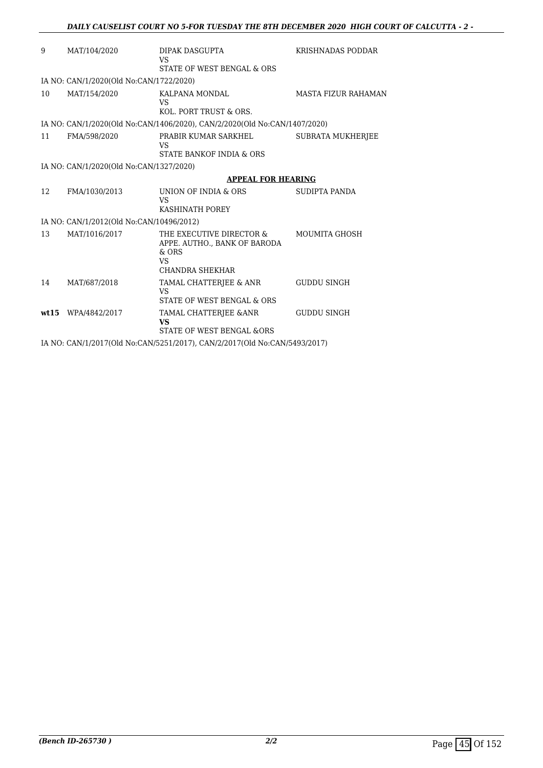| | | | |
|---|---|---|---|
| 9 | MAT/104/2020 | DIPAK DASGUPTA<br>VS<br>STATE OF WEST BENGAL & ORS | KRISHNADAS PODDAR |
| IA NO: CAN/1/2020(Old No:CAN/1722/2020) | | | |
| 10 | MAT/154/2020 | KALPANA MONDAL<br>VS<br>KOL. PORT TRUST & ORS. | MASTA FIZUR RAHAMAN |
| IA NO: CAN/1/2020(Old No:CAN/1406/2020), CAN/2/2020(Old No:CAN/1407/2020) | | | |
| 11 | FMA/598/2020 | PRABIR KUMAR SARKHEL<br>VS<br>STATE BANKOF INDIA & ORS | SUBRATA MUKHERJEE |
| IA NO: CAN/1/2020(Old No:CAN/1327/2020) | | | |
| | | **APPEAL FOR HEARING** | |
| 12 | FMA/1030/2013 | UNION OF INDIA & ORS<br>VS<br>KASHINATH POREY | SUDIPTA PANDA |
| IA NO: CAN/1/2012(Old No:CAN/10496/2012) | | | |
| 13 | MAT/1016/2017 | THE EXECUTIVE DIRECTOR & APPE. AUTHO., BANK OF BARODA & ORS<br>VS<br>CHANDRA SHEKHAR | MOUMITA GHOSH |
| 14 | MAT/687/2018 | TAMAL CHATTERJEE & ANR<br>VS<br>STATE OF WEST BENGAL & ORS | GUDDU SINGH |
| **wt15** | WPA/4842/2017 | TAMAL CHATTERJEE &ANR<br>**VS**<br>STATE OF WEST BENGAL &ORS | GUDDU SINGH |
| IA NO: CAN/1/2017(Old No:CAN/5251/2017), CAN/2/2017(Old No:CAN/5493/2017) | | | |

*(Bench ID-265730 )* 2/2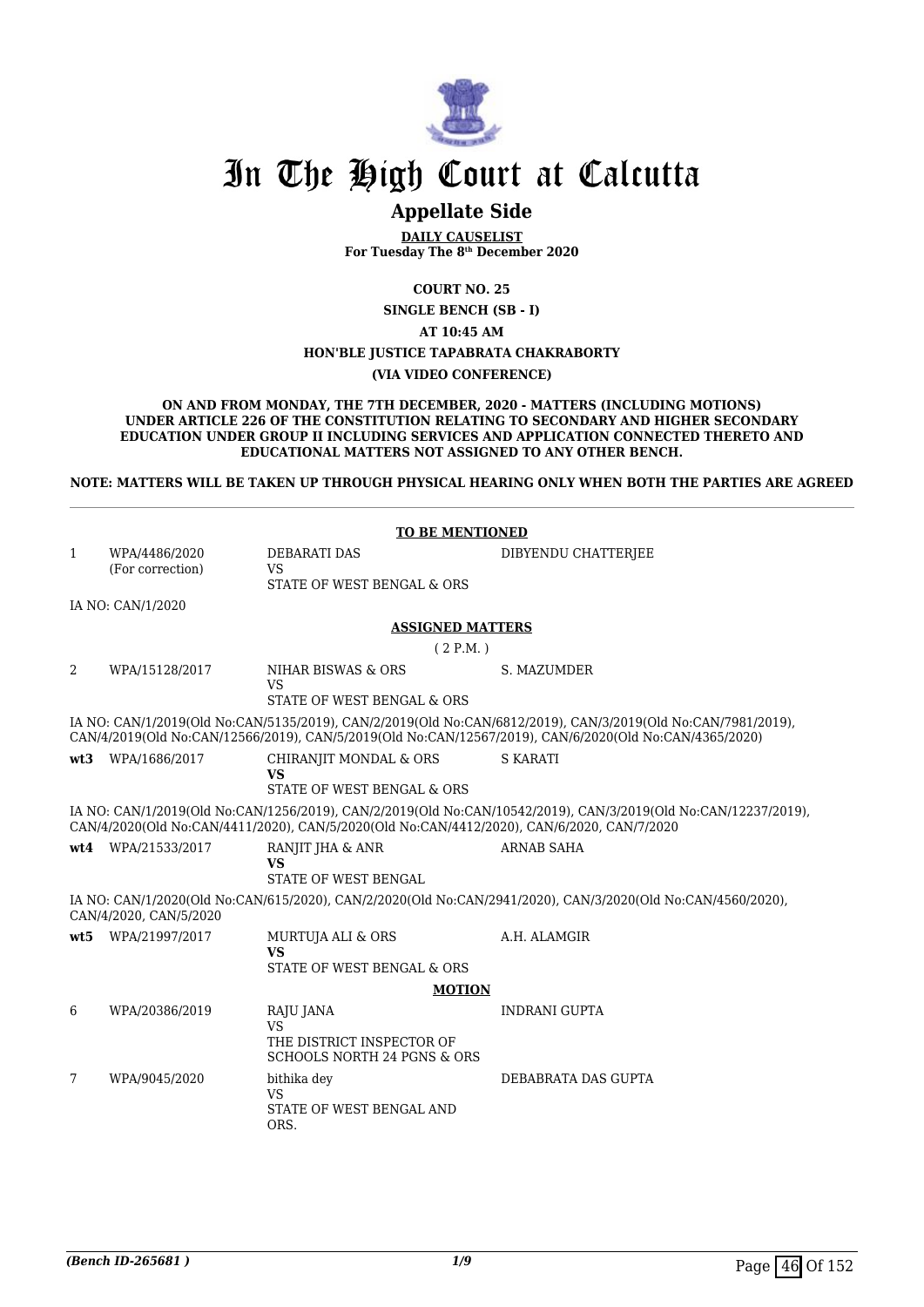# In The High Court at Calcutta

## Appellate Side

**DAILY CAUSELIST**
**For Tuesday The 8th December 2020**

**COURT NO. 25**

**SINGLE BENCH (SB - I)**

**AT 10:45 AM**

**HON'BLE JUSTICE TAPABRATA CHAKRABORTY**

**(VIA VIDEO CONFERENCE)**

**ON AND FROM MONDAY, THE 7TH DECEMBER, 2020 - MATTERS (INCLUDING MOTIONS) UNDER ARTICLE 226 OF THE CONSTITUTION RELATING TO SECONDARY AND HIGHER SECONDARY EDUCATION UNDER GROUP II INCLUDING SERVICES AND APPLICATION CONNECTED THERETO AND EDUCATIONAL MATTERS NOT ASSIGNED TO ANY OTHER BENCH.**

**NOTE: MATTERS WILL BE TAKEN UP THROUGH PHYSICAL HEARING ONLY WHEN BOTH THE PARTIES ARE AGREED**

**TO BE MENTIONED**

| | | | |
|---|---|---|---|
| 1 | WPA/4486/2020 (For correction) | DEBARATI DAS VS STATE OF WEST BENGAL & ORS | DIBYENDU CHATTERJEE |

IA NO: CAN/1/2020

**ASSIGNED MATTERS**

( 2 P.M. )

| | | | |
|---|---|---|---|
| 2 | WPA/15128/2017 | NIHAR BISWAS & ORS VS STATE OF WEST BENGAL & ORS | S. MAZUMDER |

IA NO: CAN/1/2019(Old No:CAN/5135/2019), CAN/2/2019(Old No:CAN/6812/2019), CAN/3/2019(Old No:CAN/7981/2019), CAN/4/2019(Old No:CAN/12566/2019), CAN/5/2019(Old No:CAN/12567/2019), CAN/6/2020(Old No:CAN/4365/2020)

| | | | |
|---|---|---|---|
| wt3 | WPA/1686/2017 | CHIRANJIT MONDAL & ORS **VS** STATE OF WEST BENGAL & ORS | S KARATI |

IA NO: CAN/1/2019(Old No:CAN/1256/2019), CAN/2/2019(Old No:CAN/10542/2019), CAN/3/2019(Old No:CAN/12237/2019), CAN/4/2020(Old No:CAN/4411/2020), CAN/5/2020(Old No:CAN/4412/2020), CAN/6/2020, CAN/7/2020

| | | | |
|---|---|---|---|
| wt4 | WPA/21533/2017 | RANJIT JHA & ANR **VS** STATE OF WEST BENGAL | ARNAB SAHA |

IA NO: CAN/1/2020(Old No:CAN/615/2020), CAN/2/2020(Old No:CAN/2941/2020), CAN/3/2020(Old No:CAN/4560/2020), CAN/4/2020, CAN/5/2020

| | | | |
|---|---|---|---|
| wt5 | WPA/21997/2017 | MURTUJA ALI & ORS **VS** STATE OF WEST BENGAL & ORS | A.H. ALAMGIR |

**MOTION**

| | | | |
|---|---|---|---|
| 6 | WPA/20386/2019 | RAJU JANA VS THE DISTRICT INSPECTOR OF SCHOOLS NORTH 24 PGNS & ORS | INDRANI GUPTA |
| 7 | WPA/9045/2020 | bithika dey VS STATE OF WEST BENGAL AND ORS. | DEBABRATA DAS GUPTA |

*(Bench ID-265681 )* 1/9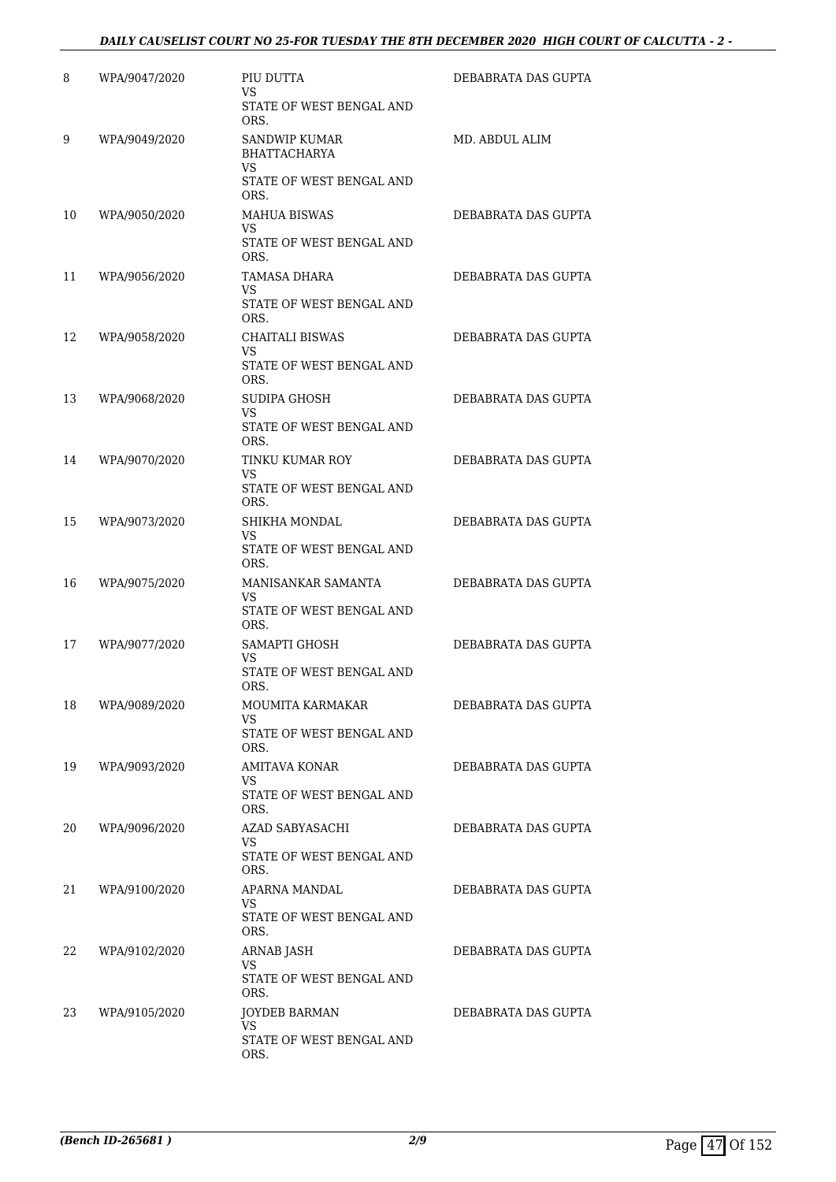| | | | |
|---|---|---|---|
| 8 | WPA/9047/2020 | PIU DUTTA<br>VS<br>STATE OF WEST BENGAL AND ORS. | DEBABRATA DAS GUPTA |
| 9 | WPA/9049/2020 | SANDWIP KUMAR BHATTACHARYA<br>VS<br>STATE OF WEST BENGAL AND ORS. | MD. ABDUL ALIM |
| 10 | WPA/9050/2020 | MAHUA BISWAS<br>VS<br>STATE OF WEST BENGAL AND ORS. | DEBABRATA DAS GUPTA |
| 11 | WPA/9056/2020 | TAMASA DHARA<br>VS<br>STATE OF WEST BENGAL AND ORS. | DEBABRATA DAS GUPTA |
| 12 | WPA/9058/2020 | CHAITALI BISWAS<br>VS<br>STATE OF WEST BENGAL AND ORS. | DEBABRATA DAS GUPTA |
| 13 | WPA/9068/2020 | SUDIPA GHOSH<br>VS<br>STATE OF WEST BENGAL AND ORS. | DEBABRATA DAS GUPTA |
| 14 | WPA/9070/2020 | TINKU KUMAR ROY<br>VS<br>STATE OF WEST BENGAL AND ORS. | DEBABRATA DAS GUPTA |
| 15 | WPA/9073/2020 | SHIKHA MONDAL<br>VS<br>STATE OF WEST BENGAL AND ORS. | DEBABRATA DAS GUPTA |
| 16 | WPA/9075/2020 | MANISANKAR SAMANTA<br>VS<br>STATE OF WEST BENGAL AND ORS. | DEBABRATA DAS GUPTA |
| 17 | WPA/9077/2020 | SAMAPTI GHOSH<br>VS<br>STATE OF WEST BENGAL AND ORS. | DEBABRATA DAS GUPTA |
| 18 | WPA/9089/2020 | MOUMITA KARMAKAR<br>VS<br>STATE OF WEST BENGAL AND ORS. | DEBABRATA DAS GUPTA |
| 19 | WPA/9093/2020 | AMITAVA KONAR<br>VS<br>STATE OF WEST BENGAL AND ORS. | DEBABRATA DAS GUPTA |
| 20 | WPA/9096/2020 | AZAD SABYASACHI<br>VS<br>STATE OF WEST BENGAL AND ORS. | DEBABRATA DAS GUPTA |
| 21 | WPA/9100/2020 | APARNA MANDAL<br>VS<br>STATE OF WEST BENGAL AND ORS. | DEBABRATA DAS GUPTA |
| 22 | WPA/9102/2020 | ARNAB JASH<br>VS<br>STATE OF WEST BENGAL AND ORS. | DEBABRATA DAS GUPTA |
| 23 | WPA/9105/2020 | JOYDEB BARMAN<br>VS<br>STATE OF WEST BENGAL AND ORS. | DEBABRATA DAS GUPTA |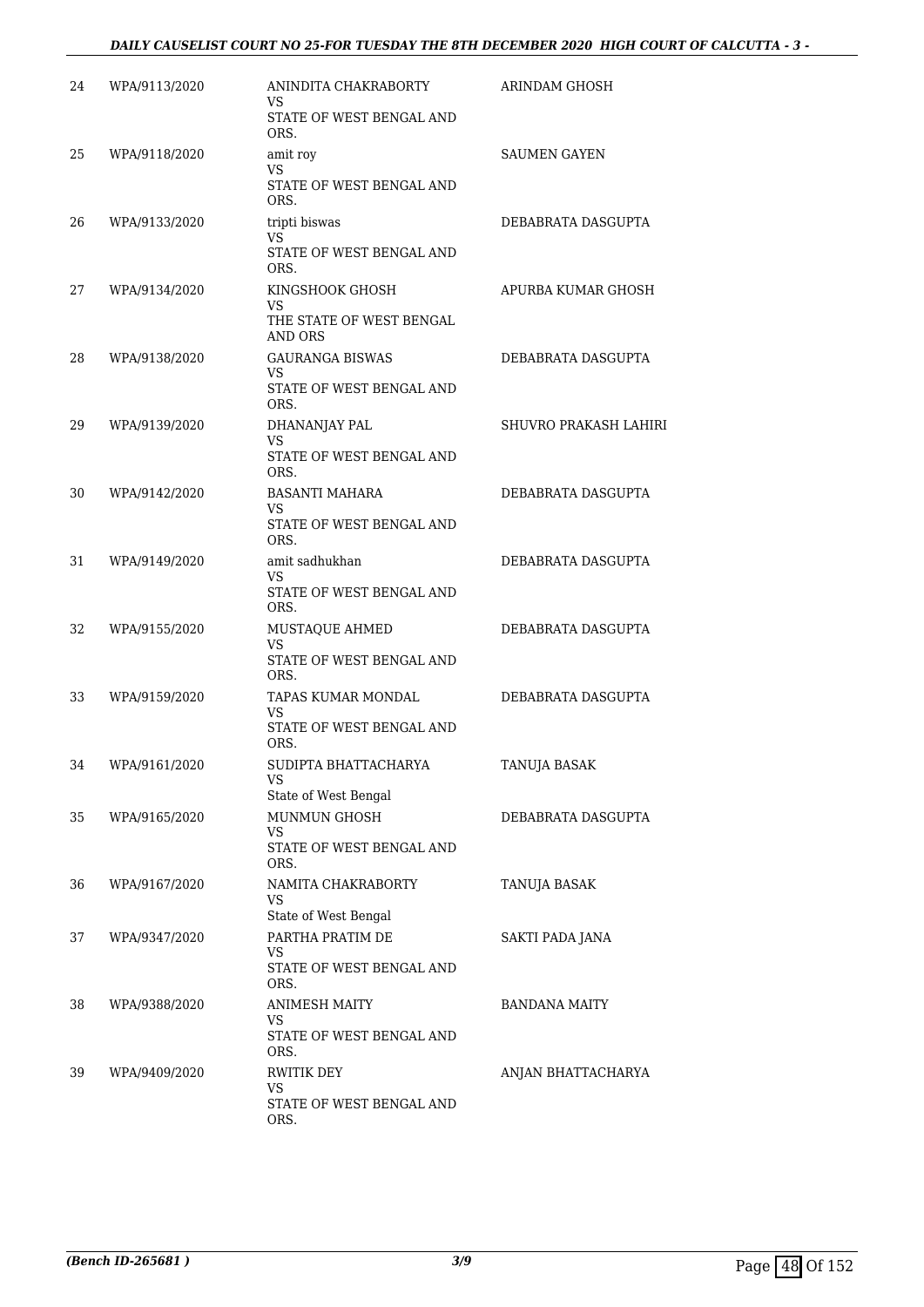| 24 | WPA/9113/2020 | ANINDITA CHAKRABORTY<br>VS<br>STATE OF WEST BENGAL AND ORS. | ARINDAM GHOSH |
|---|---|---|---|
| 25 | WPA/9118/2020 | amit roy<br>VS<br>STATE OF WEST BENGAL AND ORS. | SAUMEN GAYEN |
| 26 | WPA/9133/2020 | tripti biswas<br>VS<br>STATE OF WEST BENGAL AND ORS. | DEBABRATA DASGUPTA |
| 27 | WPA/9134/2020 | KINGSHOOK GHOSH<br>VS<br>THE STATE OF WEST BENGAL AND ORS | APURBA KUMAR GHOSH |
| 28 | WPA/9138/2020 | GAURANGA BISWAS<br>VS<br>STATE OF WEST BENGAL AND ORS. | DEBABRATA DASGUPTA |
| 29 | WPA/9139/2020 | DHANANJAY PAL<br>VS<br>STATE OF WEST BENGAL AND ORS. | SHUVRO PRAKASH LAHIRI |
| 30 | WPA/9142/2020 | BASANTI MAHARA<br>VS<br>STATE OF WEST BENGAL AND ORS. | DEBABRATA DASGUPTA |
| 31 | WPA/9149/2020 | amit sadhukhan<br>VS<br>STATE OF WEST BENGAL AND ORS. | DEBABRATA DASGUPTA |
| 32 | WPA/9155/2020 | MUSTAQUE AHMED<br>VS<br>STATE OF WEST BENGAL AND ORS. | DEBABRATA DASGUPTA |
| 33 | WPA/9159/2020 | TAPAS KUMAR MONDAL<br>VS<br>STATE OF WEST BENGAL AND ORS. | DEBABRATA DASGUPTA |
| 34 | WPA/9161/2020 | SUDIPTA BHATTACHARYA<br>VS<br>State of West Bengal | TANUJA BASAK |
| 35 | WPA/9165/2020 | MUNMUN GHOSH<br>VS<br>STATE OF WEST BENGAL AND ORS. | DEBABRATA DASGUPTA |
| 36 | WPA/9167/2020 | NAMITA CHAKRABORTY<br>VS<br>State of West Bengal | TANUJA BASAK |
| 37 | WPA/9347/2020 | PARTHA PRATIM DE<br>VS<br>STATE OF WEST BENGAL AND ORS. | SAKTI PADA JANA |
| 38 | WPA/9388/2020 | ANIMESH MAITY<br>VS<br>STATE OF WEST BENGAL AND ORS. | BANDANA MAITY |
| 39 | WPA/9409/2020 | RWITIK DEY<br>VS<br>STATE OF WEST BENGAL AND ORS. | ANJAN BHATTACHARYA |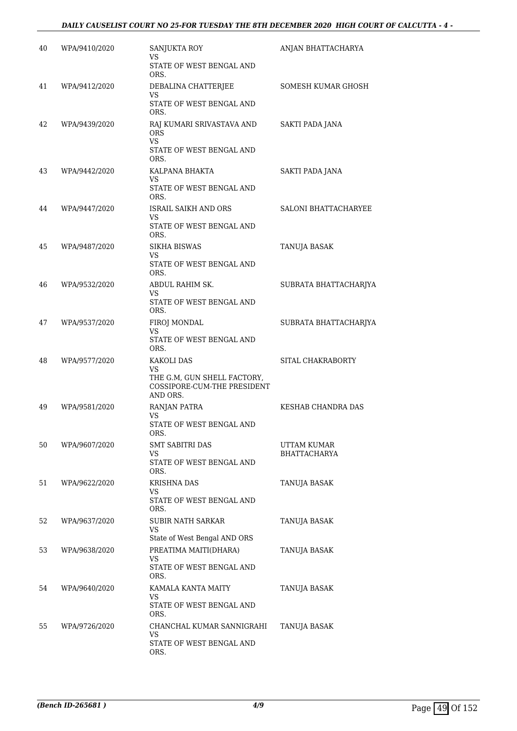| | | | |
|---|---|---|---|
| 40 | WPA/9410/2020 | SANJUKTA ROY<br>VS<br>STATE OF WEST BENGAL AND ORS. | ANJAN BHATTACHARYA |
| 41 | WPA/9412/2020 | DEBALINA CHATTERJEE<br>VS<br>STATE OF WEST BENGAL AND ORS. | SOMESH KUMAR GHOSH |
| 42 | WPA/9439/2020 | RAJ KUMARI SRIVASTAVA AND ORS<br>VS<br>STATE OF WEST BENGAL AND ORS. | SAKTI PADA JANA |
| 43 | WPA/9442/2020 | KALPANA BHAKTA<br>VS<br>STATE OF WEST BENGAL AND ORS. | SAKTI PADA JANA |
| 44 | WPA/9447/2020 | ISRAIL SAIKH AND ORS<br>VS<br>STATE OF WEST BENGAL AND ORS. | SALONI BHATTACHARYEE |
| 45 | WPA/9487/2020 | SIKHA BISWAS<br>VS<br>STATE OF WEST BENGAL AND ORS. | TANUJA BASAK |
| 46 | WPA/9532/2020 | ABDUL RAHIM SK.<br>VS<br>STATE OF WEST BENGAL AND ORS. | SUBRATA BHATTACHARJYA |
| 47 | WPA/9537/2020 | FIROJ MONDAL<br>VS<br>STATE OF WEST BENGAL AND ORS. | SUBRATA BHATTACHARJYA |
| 48 | WPA/9577/2020 | KAKOLI DAS<br>VS<br>THE G.M, GUN SHELL FACTORY, COSSIPORE-CUM-THE PRESIDENT AND ORS. | SITAL CHAKRABORTY |
| 49 | WPA/9581/2020 | RANJAN PATRA<br>VS<br>STATE OF WEST BENGAL AND ORS. | KESHAB CHANDRA DAS |
| 50 | WPA/9607/2020 | SMT SABITRI DAS<br>VS<br>STATE OF WEST BENGAL AND ORS. | UTTAM KUMAR BHATTACHARYA |
| 51 | WPA/9622/2020 | KRISHNA DAS<br>VS<br>STATE OF WEST BENGAL AND ORS. | TANUJA BASAK |
| 52 | WPA/9637/2020 | SUBIR NATH SARKAR<br>VS<br>State of West Bengal AND ORS | TANUJA BASAK |
| 53 | WPA/9638/2020 | PREATIMA MAITI(DHARA)<br>VS<br>STATE OF WEST BENGAL AND ORS. | TANUJA BASAK |
| 54 | WPA/9640/2020 | KAMALA KANTA MAITY<br>VS<br>STATE OF WEST BENGAL AND ORS. | TANUJA BASAK |
| 55 | WPA/9726/2020 | CHANCHAL KUMAR SANNIGRAHI<br>VS<br>STATE OF WEST BENGAL AND ORS. | TANUJA BASAK |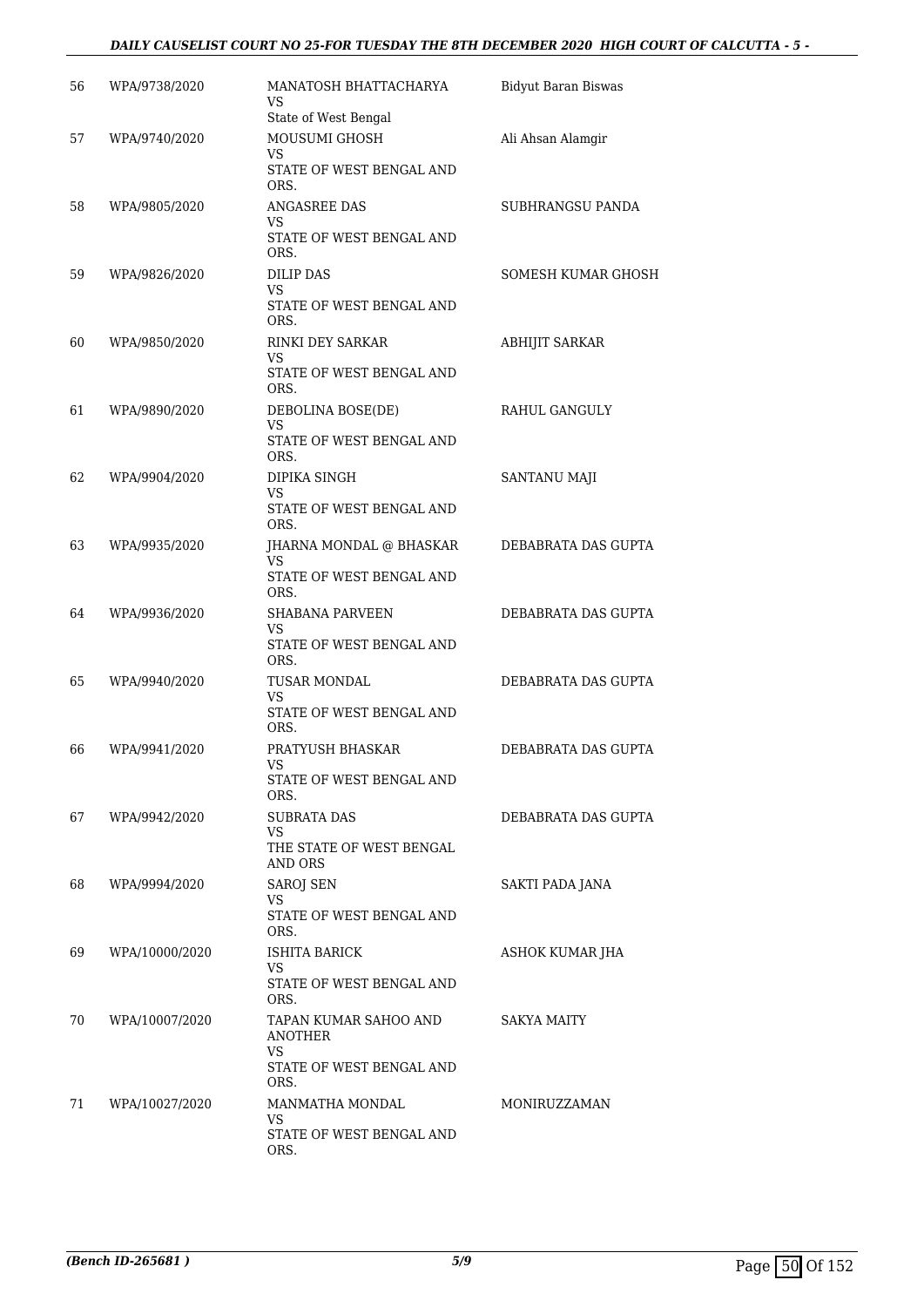| 56 | WPA/9738/2020 | MANATOSH BHATTACHARYA<br>VS<br>State of West Bengal | Bidyut Baran Biswas |
|---|---|---|---|
| 57 | WPA/9740/2020 | MOUSUMI GHOSH<br>VS<br>STATE OF WEST BENGAL AND ORS. | Ali Ahsan Alamgir |
| 58 | WPA/9805/2020 | ANGASREE DAS<br>VS<br>STATE OF WEST BENGAL AND ORS. | SUBHRANGSU PANDA |
| 59 | WPA/9826/2020 | DILIP DAS<br>VS<br>STATE OF WEST BENGAL AND ORS. | SOMESH KUMAR GHOSH |
| 60 | WPA/9850/2020 | RINKI DEY SARKAR<br>VS<br>STATE OF WEST BENGAL AND ORS. | ABHIJIT SARKAR |
| 61 | WPA/9890/2020 | DEBOLINA BOSE(DE)<br>VS<br>STATE OF WEST BENGAL AND ORS. | RAHUL GANGULY |
| 62 | WPA/9904/2020 | DIPIKA SINGH<br>VS<br>STATE OF WEST BENGAL AND ORS. | SANTANU MAJI |
| 63 | WPA/9935/2020 | JHARNA MONDAL @ BHASKAR<br>VS<br>STATE OF WEST BENGAL AND ORS. | DEBABRATA DAS GUPTA |
| 64 | WPA/9936/2020 | SHABANA PARVEEN<br>VS<br>STATE OF WEST BENGAL AND ORS. | DEBABRATA DAS GUPTA |
| 65 | WPA/9940/2020 | TUSAR MONDAL<br>VS<br>STATE OF WEST BENGAL AND ORS. | DEBABRATA DAS GUPTA |
| 66 | WPA/9941/2020 | PRATYUSH BHASKAR<br>VS<br>STATE OF WEST BENGAL AND ORS. | DEBABRATA DAS GUPTA |
| 67 | WPA/9942/2020 | SUBRATA DAS<br>VS<br>THE STATE OF WEST BENGAL AND ORS | DEBABRATA DAS GUPTA |
| 68 | WPA/9994/2020 | SAROJ SEN<br>VS<br>STATE OF WEST BENGAL AND ORS. | SAKTI PADA JANA |
| 69 | WPA/10000/2020 | ISHITA BARICK<br>VS<br>STATE OF WEST BENGAL AND ORS. | ASHOK KUMAR JHA |
| 70 | WPA/10007/2020 | TAPAN KUMAR SAHOO AND ANOTHER<br>VS<br>STATE OF WEST BENGAL AND ORS. | SAKYA MAITY |
| 71 | WPA/10027/2020 | MANMATHA MONDAL<br>VS<br>STATE OF WEST BENGAL AND ORS. | MONIRUZZAMAN |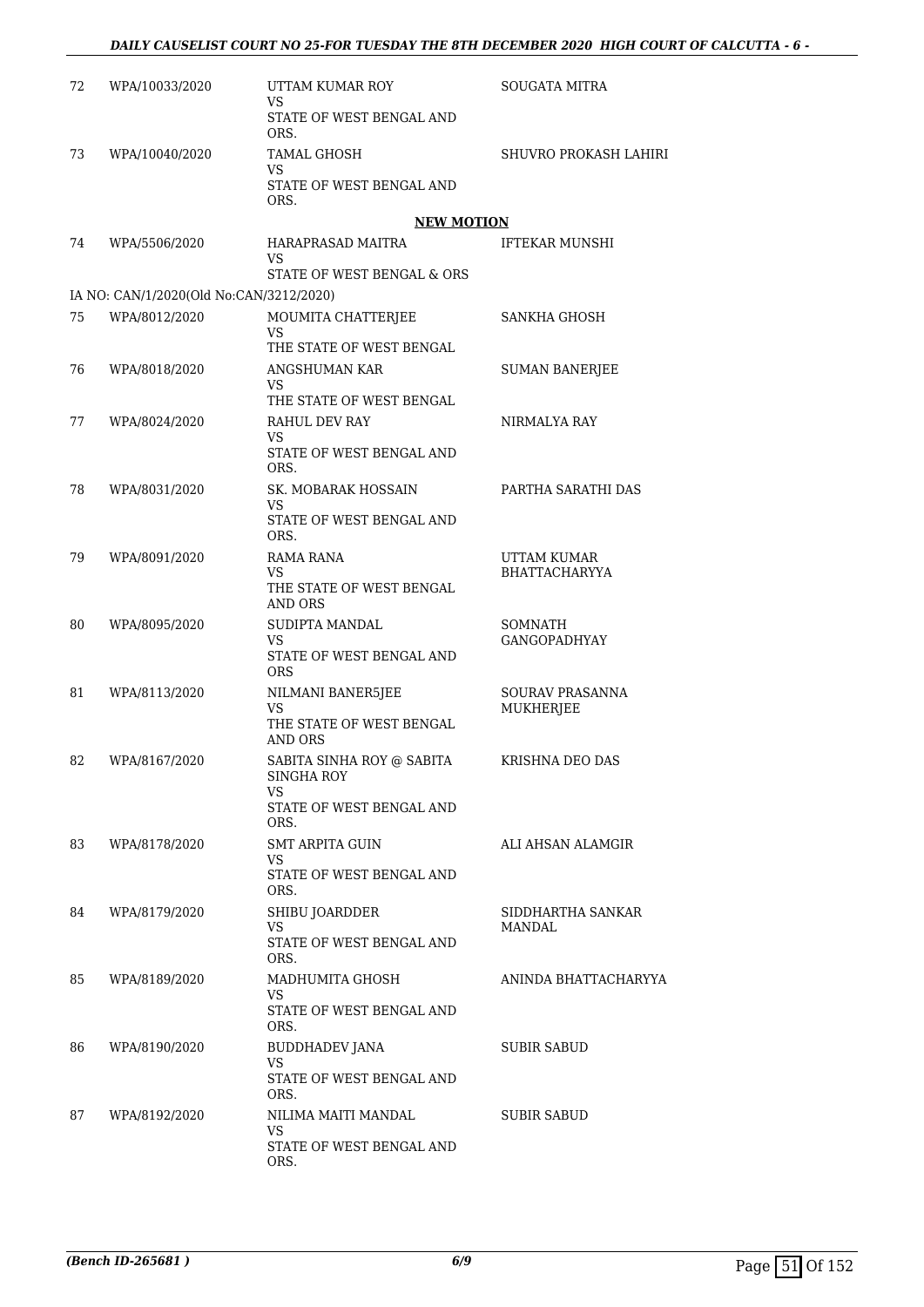| 72 | WPA/10033/2020 | UTTAM KUMAR ROY<br>VS<br>STATE OF WEST BENGAL AND ORS. | SOUGATA MITRA |
|---|---|---|---|
| 73 | WPA/10040/2020 | TAMAL GHOSH<br>VS<br>STATE OF WEST BENGAL AND ORS. | SHUVRO PROKASH LAHIRI |

**NEW MOTION**

| 74 | WPA/5506/2020 | HARAPRASAD MAITRA<br>VS<br>STATE OF WEST BENGAL & ORS | IFTEKAR MUNSHI |
|---|---|---|---|

IA NO: CAN/1/2020(Old No:CAN/3212/2020)

| 75 | WPA/8012/2020 | MOUMITA CHATTERJEE<br>VS<br>THE STATE OF WEST BENGAL | SANKHA GHOSH |
|---|---|---|---|
| 76 | WPA/8018/2020 | ANGSHUMAN KAR<br>VS<br>THE STATE OF WEST BENGAL | SUMAN BANERJEE |
| 77 | WPA/8024/2020 | RAHUL DEV RAY<br>VS<br>STATE OF WEST BENGAL AND ORS. | NIRMALYA RAY |
| 78 | WPA/8031/2020 | SK. MOBARAK HOSSAIN<br>VS<br>STATE OF WEST BENGAL AND ORS. | PARTHA SARATHI DAS |
| 79 | WPA/8091/2020 | RAMA RANA<br>VS<br>THE STATE OF WEST BENGAL AND ORS | UTTAM KUMAR BHATTACHARYYA |
| 80 | WPA/8095/2020 | SUDIPTA MANDAL<br>VS<br>STATE OF WEST BENGAL AND ORS | SOMNATH GANGOPADHYAY |
| 81 | WPA/8113/2020 | NILMANI BANER5JEE<br>VS<br>THE STATE OF WEST BENGAL AND ORS | SOURAV PRASANNA MUKHERJEE |
| 82 | WPA/8167/2020 | SABITA SINHA ROY @ SABITA SINGHA ROY<br>VS<br>STATE OF WEST BENGAL AND ORS. | KRISHNA DEO DAS |
| 83 | WPA/8178/2020 | SMT ARPITA GUIN<br>VS<br>STATE OF WEST BENGAL AND ORS. | ALI AHSAN ALAMGIR |
| 84 | WPA/8179/2020 | SHIBU JOARDDER<br>VS<br>STATE OF WEST BENGAL AND ORS. | SIDDHARTHA SANKAR MANDAL |
| 85 | WPA/8189/2020 | MADHUMITA GHOSH<br>VS<br>STATE OF WEST BENGAL AND ORS. | ANINDA BHATTACHARYYA |
| 86 | WPA/8190/2020 | BUDDHADEV JANA<br>VS<br>STATE OF WEST BENGAL AND ORS. | SUBIR SABUD |
| 87 | WPA/8192/2020 | NILIMA MAITI MANDAL<br>VS<br>STATE OF WEST BENGAL AND ORS. | SUBIR SABUD |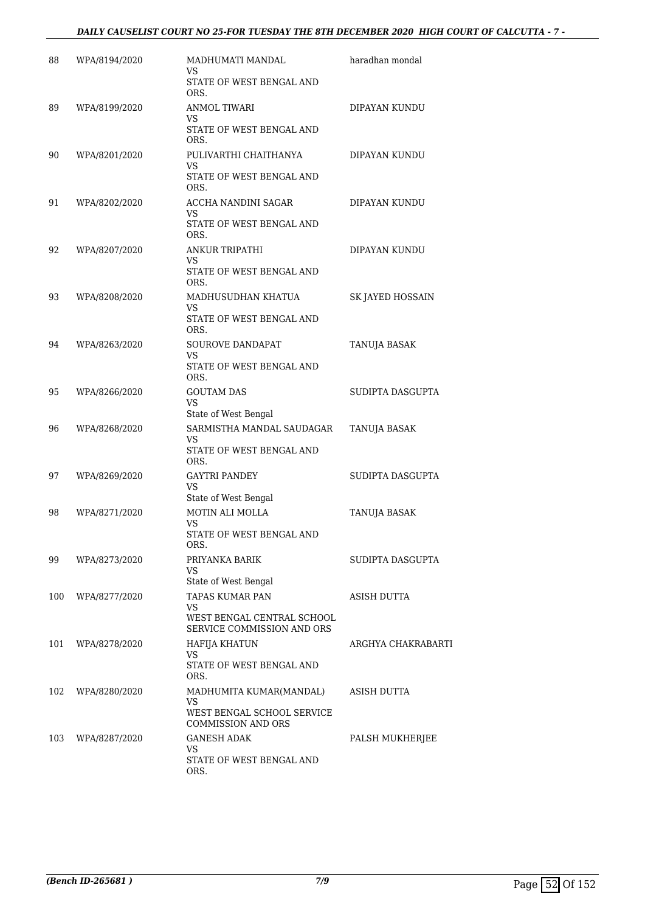| | | | |
|---|---|---|---|
| 88 | WPA/8194/2020 | MADHUMATI MANDAL<br>VS<br>STATE OF WEST BENGAL AND ORS. | haradhan mondal |
| 89 | WPA/8199/2020 | ANMOL TIWARI<br>VS<br>STATE OF WEST BENGAL AND ORS. | DIPAYAN KUNDU |
| 90 | WPA/8201/2020 | PULIVARTHI CHAITHANYA<br>VS<br>STATE OF WEST BENGAL AND ORS. | DIPAYAN KUNDU |
| 91 | WPA/8202/2020 | ACCHA NANDINI SAGAR<br>VS<br>STATE OF WEST BENGAL AND ORS. | DIPAYAN KUNDU |
| 92 | WPA/8207/2020 | ANKUR TRIPATHI<br>VS<br>STATE OF WEST BENGAL AND ORS. | DIPAYAN KUNDU |
| 93 | WPA/8208/2020 | MADHUSUDHAN KHATUA<br>VS<br>STATE OF WEST BENGAL AND ORS. | SK JAYED HOSSAIN |
| 94 | WPA/8263/2020 | SOUROVE DANDAPAT<br>VS<br>STATE OF WEST BENGAL AND ORS. | TANUJA BASAK |
| 95 | WPA/8266/2020 | GOUTAM DAS<br>VS<br>State of West Bengal | SUDIPTA DASGUPTA |
| 96 | WPA/8268/2020 | SARMISTHA MANDAL SAUDAGAR<br>VS<br>STATE OF WEST BENGAL AND ORS. | TANUJA BASAK |
| 97 | WPA/8269/2020 | GAYTRI PANDEY<br>VS<br>State of West Bengal | SUDIPTA DASGUPTA |
| 98 | WPA/8271/2020 | MOTIN ALI MOLLA<br>VS<br>STATE OF WEST BENGAL AND ORS. | TANUJA BASAK |
| 99 | WPA/8273/2020 | PRIYANKA BARIK<br>VS<br>State of West Bengal | SUDIPTA DASGUPTA |
| 100 | WPA/8277/2020 | TAPAS KUMAR PAN<br>VS<br>WEST BENGAL CENTRAL SCHOOL SERVICE COMMISSION AND ORS | ASISH DUTTA |
| 101 | WPA/8278/2020 | HAFIJA KHATUN<br>VS<br>STATE OF WEST BENGAL AND ORS. | ARGHYA CHAKRABARTI |
| 102 | WPA/8280/2020 | MADHUMITA KUMAR(MANDAL)<br>VS<br>WEST BENGAL SCHOOL SERVICE COMMISSION AND ORS | ASISH DUTTA |
| 103 | WPA/8287/2020 | GANESH ADAK<br>VS<br>STATE OF WEST BENGAL AND ORS. | PALSH MUKHERJEE |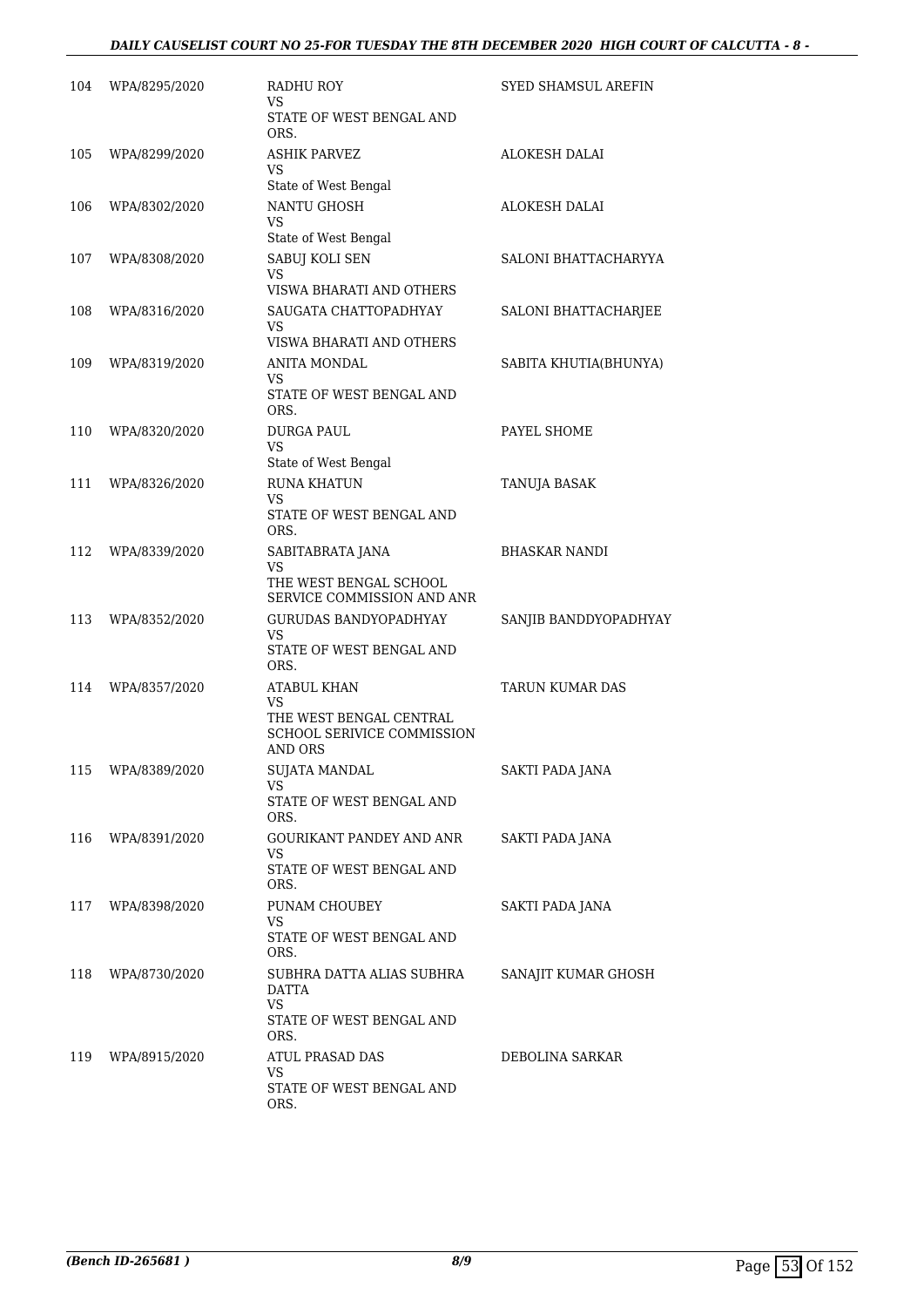| | | | |
|---|---|---|---|
| 104 | WPA/8295/2020 | RADHU ROY<br>VS<br>STATE OF WEST BENGAL AND ORS. | SYED SHAMSUL AREFIN |
| 105 | WPA/8299/2020 | ASHIK PARVEZ<br>VS<br>State of West Bengal | ALOKESH DALAI |
| 106 | WPA/8302/2020 | NANTU GHOSH<br>VS<br>State of West Bengal | ALOKESH DALAI |
| 107 | WPA/8308/2020 | SABUJ KOLI SEN<br>VS<br>VISWA BHARATI AND OTHERS | SALONI BHATTACHARYYA |
| 108 | WPA/8316/2020 | SAUGATA CHATTOPADHYAY<br>VS<br>VISWA BHARATI AND OTHERS | SALONI BHATTACHARJEE |
| 109 | WPA/8319/2020 | ANITA MONDAL<br>VS<br>STATE OF WEST BENGAL AND ORS. | SABITA KHUTIA(BHUNYA) |
| 110 | WPA/8320/2020 | DURGA PAUL<br>VS<br>State of West Bengal | PAYEL SHOME |
| 111 | WPA/8326/2020 | RUNA KHATUN<br>VS<br>STATE OF WEST BENGAL AND ORS. | TANUJA BASAK |
| 112 | WPA/8339/2020 | SABITABRATA JANA<br>VS<br>THE WEST BENGAL SCHOOL SERVICE COMMISSION AND ANR | BHASKAR NANDI |
| 113 | WPA/8352/2020 | GURUDAS BANDYOPADHYAY<br>VS<br>STATE OF WEST BENGAL AND ORS. | SANJIB BANDDYOPADHYAY |
| 114 | WPA/8357/2020 | ATABUL KHAN<br>VS<br>THE WEST BENGAL CENTRAL SCHOOL SERIVICE COMMISSION AND ORS | TARUN KUMAR DAS |
| 115 | WPA/8389/2020 | SUJATA MANDAL<br>VS<br>STATE OF WEST BENGAL AND ORS. | SAKTI PADA JANA |
| 116 | WPA/8391/2020 | GOURIKANT PANDEY AND ANR<br>VS<br>STATE OF WEST BENGAL AND ORS. | SAKTI PADA JANA |
| 117 | WPA/8398/2020 | PUNAM CHOUBEY<br>VS<br>STATE OF WEST BENGAL AND ORS. | SAKTI PADA JANA |
| 118 | WPA/8730/2020 | SUBHRA DATTA ALIAS SUBHRA DATTA<br>VS<br>STATE OF WEST BENGAL AND ORS. | SANAJIT KUMAR GHOSH |
| 119 | WPA/8915/2020 | ATUL PRASAD DAS<br>VS<br>STATE OF WEST BENGAL AND ORS. | DEBOLINA SARKAR |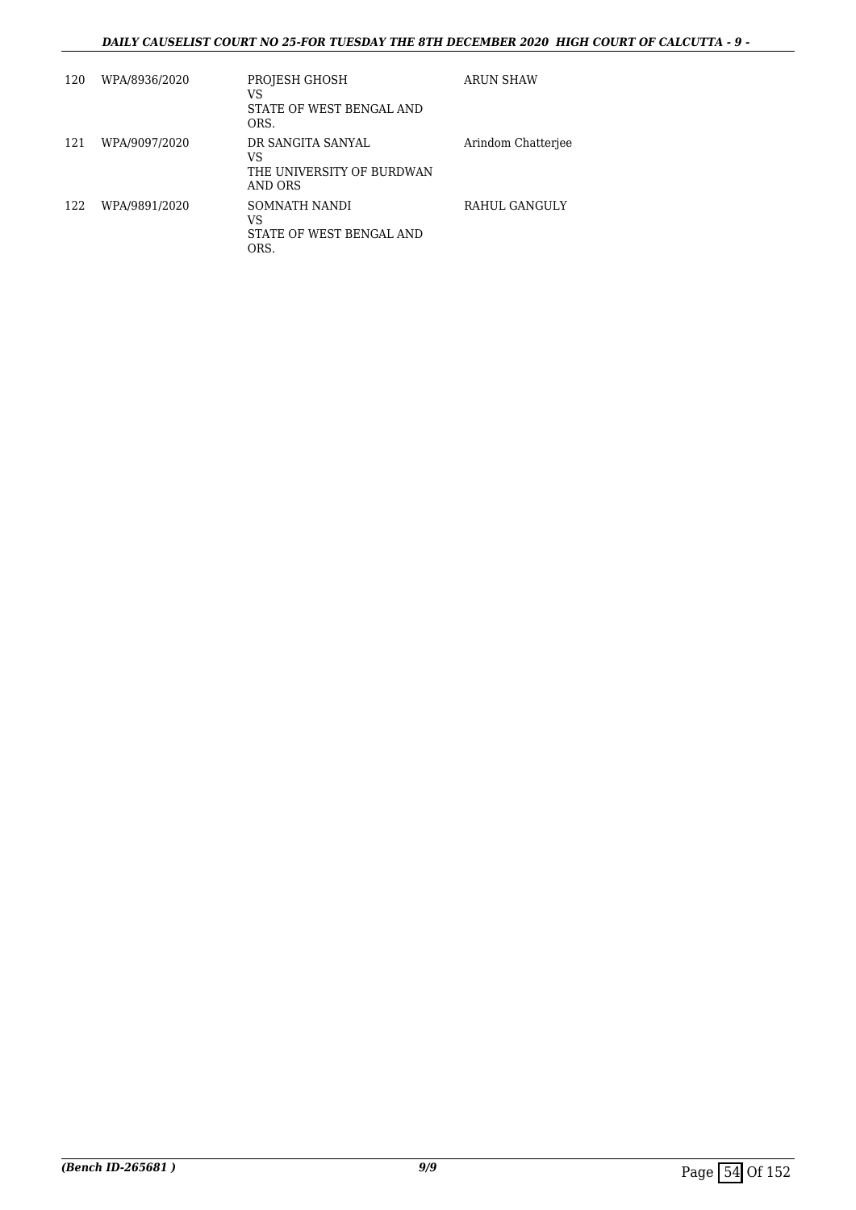| 120 | WPA/8936/2020 | PROJESH GHOSH<br>VS<br>STATE OF WEST BENGAL AND ORS. | ARUN SHAW |
|---|---|---|---|
| 121 | WPA/9097/2020 | DR SANGITA SANYAL<br>VS<br>THE UNIVERSITY OF BURDWAN AND ORS | Arindom Chatterjee |
| 122 | WPA/9891/2020 | SOMNATH NANDI<br>VS<br>STATE OF WEST BENGAL AND ORS. | RAHUL GANGULY |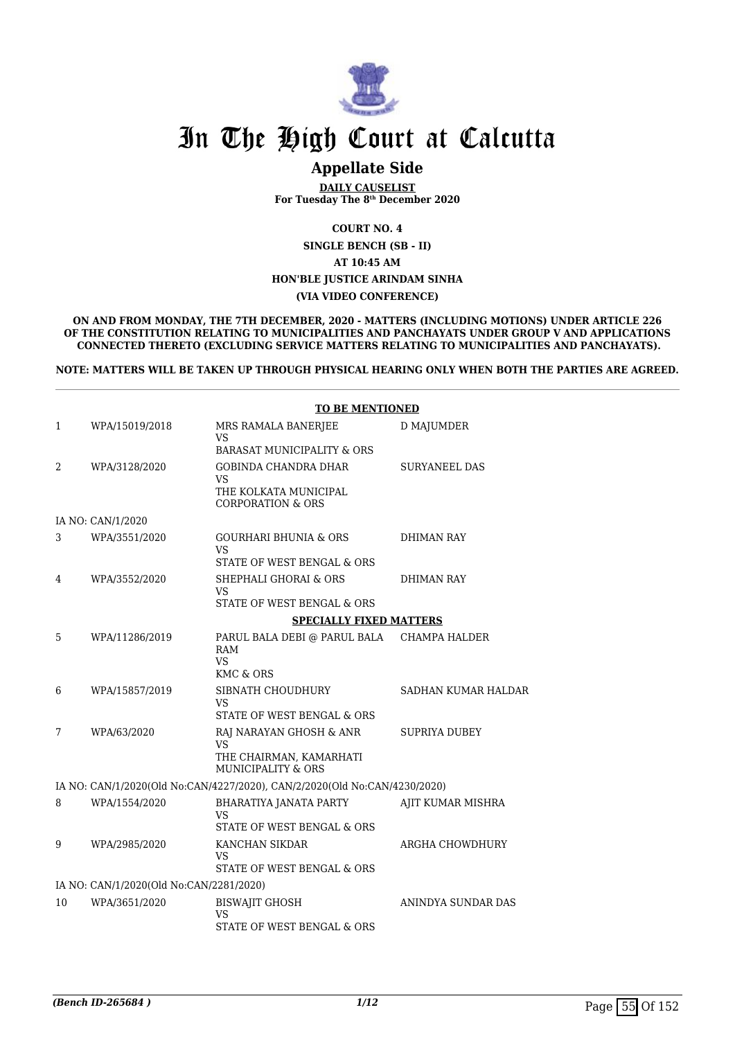# In The High Court at Calcutta

## Appellate Side

**DAILY CAUSELIST**
**For Tuesday The 8th December 2020**

**COURT NO. 4**

**SINGLE BENCH (SB - II)**

**AT 10:45 AM**

**HON'BLE JUSTICE ARINDAM SINHA**

**(VIA VIDEO CONFERENCE)**

**ON AND FROM MONDAY, THE 7TH DECEMBER, 2020 - MATTERS (INCLUDING MOTIONS) UNDER ARTICLE 226 OF THE CONSTITUTION RELATING TO MUNICIPALITIES AND PANCHAYATS UNDER GROUP V AND APPLICATIONS CONNECTED THERETO (EXCLUDING SERVICE MATTERS RELATING TO MUNICIPALITIES AND PANCHAYATS).**

**NOTE: MATTERS WILL BE TAKEN UP THROUGH PHYSICAL HEARING ONLY WHEN BOTH THE PARTIES ARE AGREED.**

**TO BE MENTIONED**

| | | | |
|---|---|---|---|
| 1 | WPA/15019/2018 | MRS RAMALA BANERJEE<br>VS<br>BARASAT MUNICIPALITY & ORS | D MAJUMDER |
| 2 | WPA/3128/2020 | GOBINDA CHANDRA DHAR<br>VS<br>THE KOLKATA MUNICIPAL CORPORATION & ORS | SURYANEEL DAS |
| | IA NO: CAN/1/2020 | | |
| 3 | WPA/3551/2020 | GOURHARI BHUNIA & ORS<br>VS<br>STATE OF WEST BENGAL & ORS | DHIMAN RAY |
| 4 | WPA/3552/2020 | SHEPHALI GHORAI & ORS<br>VS<br>STATE OF WEST BENGAL & ORS | DHIMAN RAY |

**SPECIALLY FIXED MATTERS**

| | | | |
|---|---|---|---|
| 5 | WPA/11286/2019 | PARUL BALA DEBI @ PARUL BALA RAM<br>VS<br>KMC & ORS | CHAMPA HALDER |
| 6 | WPA/15857/2019 | SIBNATH CHOUDHURY<br>VS<br>STATE OF WEST BENGAL & ORS | SADHAN KUMAR HALDAR |
| 7 | WPA/63/2020 | RAJ NARAYAN GHOSH & ANR<br>VS<br>THE CHAIRMAN, KAMARHATI MUNICIPALITY & ORS | SUPRIYA DUBEY |
| | IA NO: CAN/1/2020(Old No:CAN/4227/2020), CAN/2/2020(Old No:CAN/4230/2020) | | |
| 8 | WPA/1554/2020 | BHARATIYA JANATA PARTY<br>VS<br>STATE OF WEST BENGAL & ORS | AJIT KUMAR MISHRA |
| 9 | WPA/2985/2020 | KANCHAN SIKDAR<br>VS<br>STATE OF WEST BENGAL & ORS | ARGHA CHOWDHURY |
| | IA NO: CAN/1/2020(Old No:CAN/2281/2020) | | |
| 10 | WPA/3651/2020 | BISWAJIT GHOSH<br>VS<br>STATE OF WEST BENGAL & ORS | ANINDYA SUNDAR DAS |

*(Bench ID-265684 )*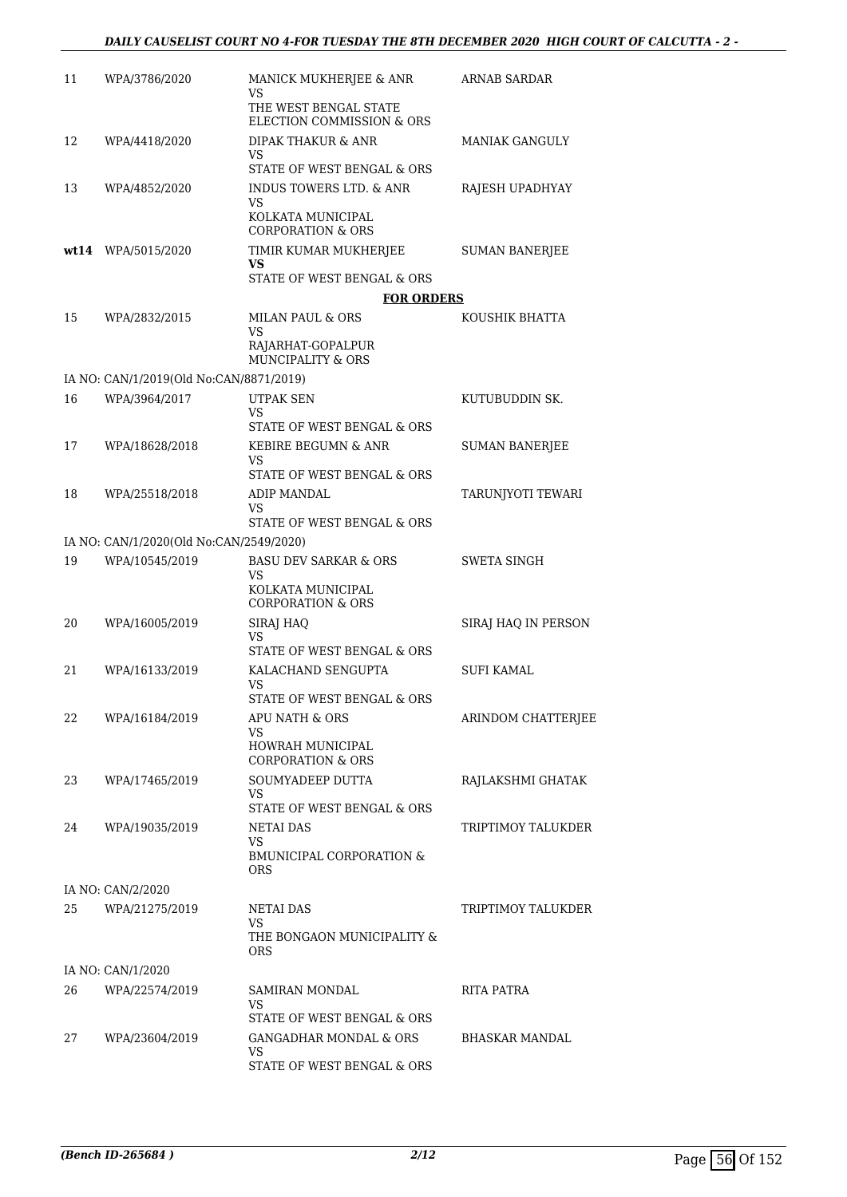| | | | |
|---|---|---|---|
| 11 | WPA/3786/2020 | MANICK MUKHERJEE & ANR<br>VS<br>THE WEST BENGAL STATE ELECTION COMMISSION & ORS | ARNAB SARDAR |
| 12 | WPA/4418/2020 | DIPAK THAKUR & ANR<br>VS<br>STATE OF WEST BENGAL & ORS | MANIAK GANGULY |
| 13 | WPA/4852/2020 | INDUS TOWERS LTD. & ANR<br>VS<br>KOLKATA MUNICIPAL CORPORATION & ORS | RAJESH UPADHYAY |
| **wt14** | WPA/5015/2020 | TIMIR KUMAR MUKHERJEE<br>**VS**<br>STATE OF WEST BENGAL & ORS | SUMAN BANERJEE |
| | | **FOR ORDERS** | |
| 15 | WPA/2832/2015 | MILAN PAUL & ORS<br>VS<br>RAJARHAT-GOPALPUR MUNCIPALITY & ORS | KOUSHIK BHATTA |
| | IA NO: CAN/1/2019(Old No:CAN/8871/2019) | | |
| 16 | WPA/3964/2017 | UTPAK SEN<br>VS<br>STATE OF WEST BENGAL & ORS | KUTUBUDDIN SK. |
| 17 | WPA/18628/2018 | KEBIRE BEGUMN & ANR<br>VS<br>STATE OF WEST BENGAL & ORS | SUMAN BANERJEE |
| 18 | WPA/25518/2018 | ADIP MANDAL<br>VS<br>STATE OF WEST BENGAL & ORS | TARUNJYOTI TEWARI |
| | IA NO: CAN/1/2020(Old No:CAN/2549/2020) | | |
| 19 | WPA/10545/2019 | BASU DEV SARKAR & ORS<br>VS<br>KOLKATA MUNICIPAL CORPORATION & ORS | SWETA SINGH |
| 20 | WPA/16005/2019 | SIRAJ HAQ<br>VS<br>STATE OF WEST BENGAL & ORS | SIRAJ HAQ IN PERSON |
| 21 | WPA/16133/2019 | KALACHAND SENGUPTA<br>VS<br>STATE OF WEST BENGAL & ORS | SUFI KAMAL |
| 22 | WPA/16184/2019 | APU NATH & ORS<br>VS<br>HOWRAH MUNICIPAL CORPORATION & ORS | ARINDOM CHATTERJEE |
| 23 | WPA/17465/2019 | SOUMYADEEP DUTTA<br>VS<br>STATE OF WEST BENGAL & ORS | RAJLAKSHMI GHATAK |
| 24 | WPA/19035/2019 | NETAI DAS<br>VS<br>BMUNICIPAL CORPORATION & ORS | TRIPTIMOY TALUKDER |
| | IA NO: CAN/2/2020 | | |
| 25 | WPA/21275/2019 | NETAI DAS<br>VS<br>THE BONGAON MUNICIPALITY & ORS | TRIPTIMOY TALUKDER |
| | IA NO: CAN/1/2020 | | |
| 26 | WPA/22574/2019 | SAMIRAN MONDAL<br>VS<br>STATE OF WEST BENGAL & ORS | RITA PATRA |
| 27 | WPA/23604/2019 | GANGADHAR MONDAL & ORS<br>VS<br>STATE OF WEST BENGAL & ORS | BHASKAR MANDAL |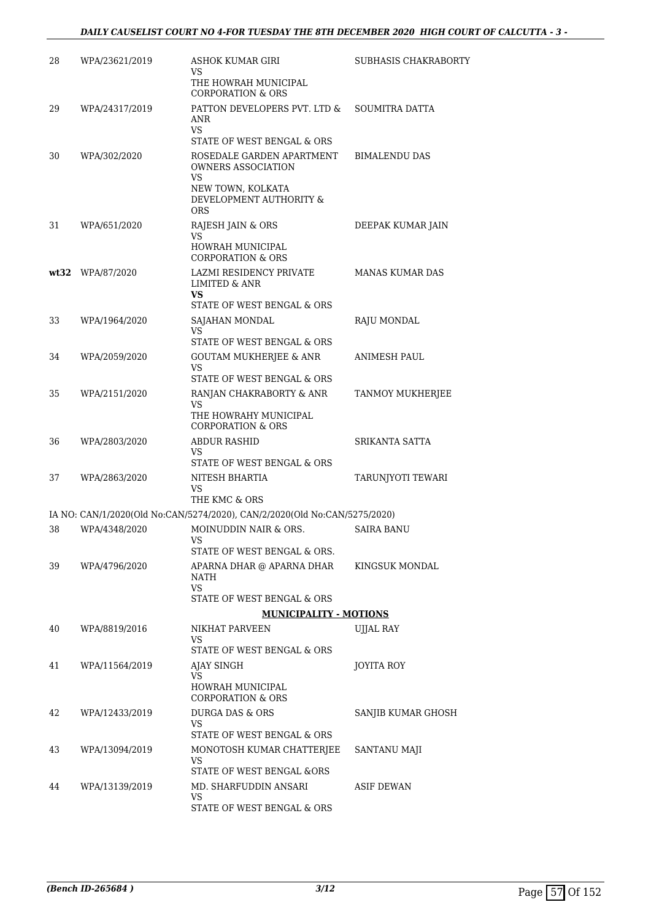| | | | |
|---|---|---|---|
| 28 | WPA/23621/2019 | ASHOK KUMAR GIRI<br>VS<br>THE HOWRAH MUNICIPAL CORPORATION & ORS | SUBHASIS CHAKRABORTY |
| 29 | WPA/24317/2019 | PATTON DEVELOPERS PVT. LTD & ANR<br>VS<br>STATE OF WEST BENGAL & ORS | SOUMITRA DATTA |
| 30 | WPA/302/2020 | ROSEDALE GARDEN APARTMENT OWNERS ASSOCIATION<br>VS<br>NEW TOWN, KOLKATA DEVELOPMENT AUTHORITY & ORS | BIMALENDU DAS |
| 31 | WPA/651/2020 | RAJESH JAIN & ORS<br>VS<br>HOWRAH MUNICIPAL CORPORATION & ORS | DEEPAK KUMAR JAIN |
| **wt32** | WPA/87/2020 | LAZMI RESIDENCY PRIVATE LIMITED & ANR<br>**VS**<br>STATE OF WEST BENGAL & ORS | MANAS KUMAR DAS |
| 33 | WPA/1964/2020 | SAJAHAN MONDAL<br>VS<br>STATE OF WEST BENGAL & ORS | RAJU MONDAL |
| 34 | WPA/2059/2020 | GOUTAM MUKHERJEE & ANR<br>VS<br>STATE OF WEST BENGAL & ORS | ANIMESH PAUL |
| 35 | WPA/2151/2020 | RANJAN CHAKRABORTY & ANR<br>VS<br>THE HOWRAHY MUNICIPAL CORPORATION & ORS | TANMOY MUKHERJEE |
| 36 | WPA/2803/2020 | ABDUR RASHID<br>VS<br>STATE OF WEST BENGAL & ORS | SRIKANTA SATTA |
| 37 | WPA/2863/2020 | NITESH BHARTIA<br>VS<br>THE KMC & ORS | TARUNJYOTI TEWARI |

IA NO: CAN/1/2020(Old No:CAN/5274/2020), CAN/2/2020(Old No:CAN/5275/2020)

| | | | |
|---|---|---|---|
| 38 | WPA/4348/2020 | MOINUDDIN NAIR & ORS.<br>VS<br>STATE OF WEST BENGAL & ORS. | SAIRA BANU |
| 39 | WPA/4796/2020 | APARNA DHAR @ APARNA DHAR NATH<br>VS<br>STATE OF WEST BENGAL & ORS | KINGSUK MONDAL |

**MUNICIPALITY - MOTIONS**

| | | | |
|---|---|---|---|
| 40 | WPA/8819/2016 | NIKHAT PARVEEN<br>VS<br>STATE OF WEST BENGAL & ORS | UJJAL RAY |
| 41 | WPA/11564/2019 | AJAY SINGH<br>VS<br>HOWRAH MUNICIPAL CORPORATION & ORS | JOYITA ROY |
| 42 | WPA/12433/2019 | DURGA DAS & ORS<br>VS<br>STATE OF WEST BENGAL & ORS | SANJIB KUMAR GHOSH |
| 43 | WPA/13094/2019 | MONOTOSH KUMAR CHATTERJEE<br>VS<br>STATE OF WEST BENGAL &ORS | SANTANU MAJI |
| 44 | WPA/13139/2019 | MD. SHARFUDDIN ANSARI<br>VS<br>STATE OF WEST BENGAL & ORS | ASIF DEWAN |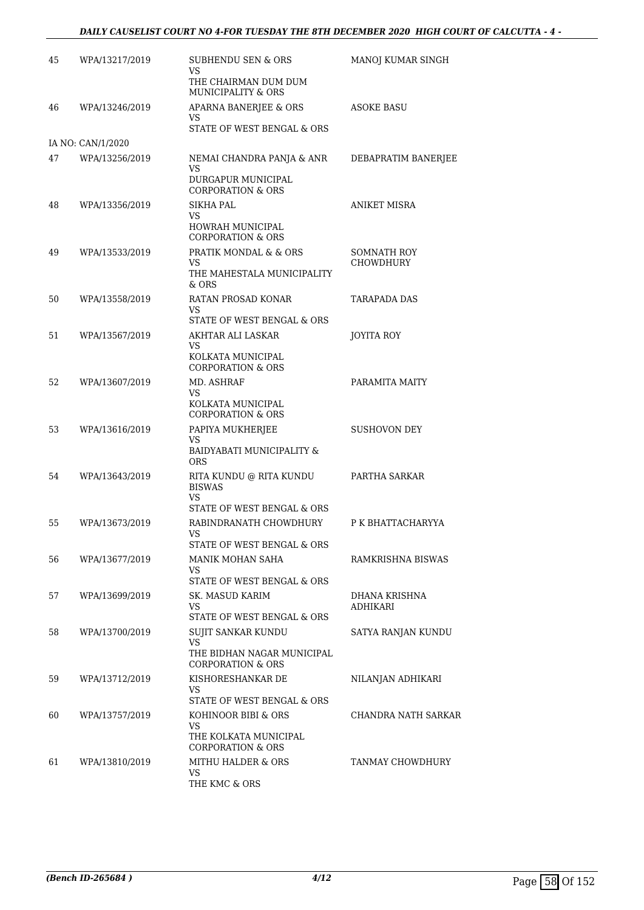| | | | |
|---|---|---|---|
| 45 | WPA/13217/2019 | SUBHENDU SEN & ORS<br>VS<br>THE CHAIRMAN DUM DUM MUNICIPALITY & ORS | MANOJ KUMAR SINGH |
| 46 | WPA/13246/2019 | APARNA BANERJEE & ORS<br>VS<br>STATE OF WEST BENGAL & ORS | ASOKE BASU |
| IA NO: CAN/1/2020 | | | |
| 47 | WPA/13256/2019 | NEMAI CHANDRA PANJA & ANR<br>VS<br>DURGAPUR MUNICIPAL CORPORATION & ORS | DEBAPRATIM BANERJEE |
| 48 | WPA/13356/2019 | SIKHA PAL<br>VS<br>HOWRAH MUNICIPAL CORPORATION & ORS | ANIKET MISRA |
| 49 | WPA/13533/2019 | PRATIK MONDAL & & ORS<br>VS<br>THE MAHESTALA MUNICIPALITY & ORS | SOMNATH ROY CHOWDHURY |
| 50 | WPA/13558/2019 | RATAN PROSAD KONAR<br>VS<br>STATE OF WEST BENGAL & ORS | TARAPADA DAS |
| 51 | WPA/13567/2019 | AKHTAR ALI LASKAR<br>VS<br>KOLKATA MUNICIPAL CORPORATION & ORS | JOYITA ROY |
| 52 | WPA/13607/2019 | MD. ASHRAF<br>VS<br>KOLKATA MUNICIPAL CORPORATION & ORS | PARAMITA MAITY |
| 53 | WPA/13616/2019 | PAPIYA MUKHERJEE<br>VS<br>BAIDYABATI MUNICIPALITY & ORS | SUSHOVON DEY |
| 54 | WPA/13643/2019 | RITA KUNDU @ RITA KUNDU BISWAS<br>VS<br>STATE OF WEST BENGAL & ORS | PARTHA SARKAR |
| 55 | WPA/13673/2019 | RABINDRANATH CHOWDHURY<br>VS<br>STATE OF WEST BENGAL & ORS | P K BHATTACHARYYA |
| 56 | WPA/13677/2019 | MANIK MOHAN SAHA<br>VS<br>STATE OF WEST BENGAL & ORS | RAMKRISHNA BISWAS |
| 57 | WPA/13699/2019 | SK. MASUD KARIM<br>VS<br>STATE OF WEST BENGAL & ORS | DHANA KRISHNA ADHIKARI |
| 58 | WPA/13700/2019 | SUJIT SANKAR KUNDU<br>VS<br>THE BIDHAN NAGAR MUNICIPAL CORPORATION & ORS | SATYA RANJAN KUNDU |
| 59 | WPA/13712/2019 | KISHORESHANKAR DE<br>VS<br>STATE OF WEST BENGAL & ORS | NILANJAN ADHIKARI |
| 60 | WPA/13757/2019 | KOHINOOR BIBI & ORS<br>VS<br>THE KOLKATA MUNICIPAL CORPORATION & ORS | CHANDRA NATH SARKAR |
| 61 | WPA/13810/2019 | MITHU HALDER & ORS<br>VS<br>THE KMC & ORS | TANMAY CHOWDHURY |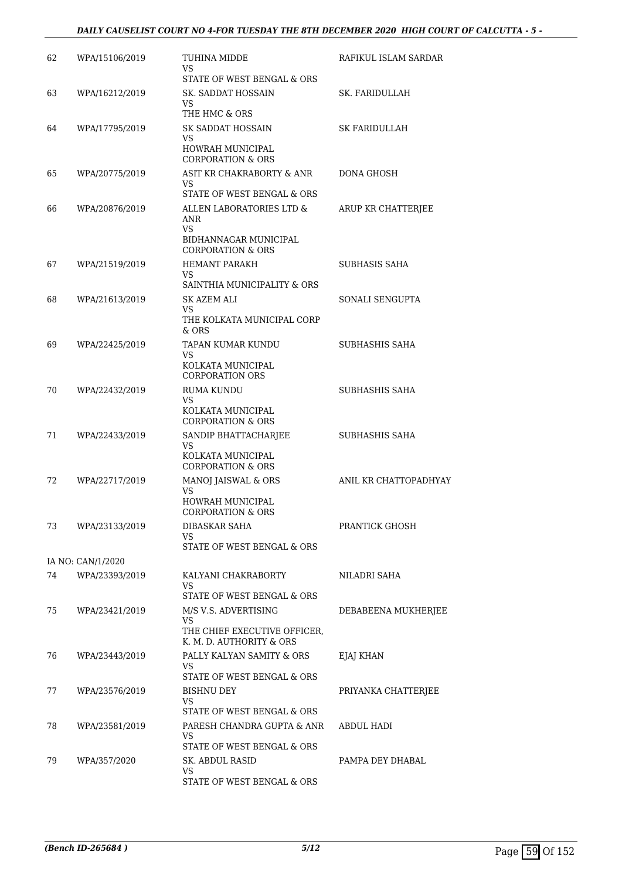| | | | |
|---|---|---|---|
| 62 | WPA/15106/2019 | TUHINA MIDDE<br>VS<br>STATE OF WEST BENGAL & ORS | RAFIKUL ISLAM SARDAR |
| 63 | WPA/16212/2019 | SK. SADDAT HOSSAIN<br>VS<br>THE HMC & ORS | SK. FARIDULLAH |
| 64 | WPA/17795/2019 | SK SADDAT HOSSAIN<br>VS<br>HOWRAH MUNICIPAL CORPORATION & ORS | SK FARIDULLAH |
| 65 | WPA/20775/2019 | ASIT KR CHAKRABORTY & ANR<br>VS<br>STATE OF WEST BENGAL & ORS | DONA GHOSH |
| 66 | WPA/20876/2019 | ALLEN LABORATORIES LTD & ANR<br>VS<br>BIDHANNAGAR MUNICIPAL CORPORATION & ORS | ARUP KR CHATTERJEE |
| 67 | WPA/21519/2019 | HEMANT PARAKH<br>VS<br>SAINTHIA MUNICIPALITY & ORS | SUBHASIS SAHA |
| 68 | WPA/21613/2019 | SK AZEM ALI<br>VS<br>THE KOLKATA MUNICIPAL CORP & ORS | SONALI SENGUPTA |
| 69 | WPA/22425/2019 | TAPAN KUMAR KUNDU<br>VS<br>KOLKATA MUNICIPAL CORPORATION ORS | SUBHASHIS SAHA |
| 70 | WPA/22432/2019 | RUMA KUNDU<br>VS<br>KOLKATA MUNICIPAL CORPORATION & ORS | SUBHASHIS SAHA |
| 71 | WPA/22433/2019 | SANDIP BHATTACHARJEE<br>VS<br>KOLKATA MUNICIPAL CORPORATION & ORS | SUBHASHIS SAHA |
| 72 | WPA/22717/2019 | MANOJ JAISWAL & ORS<br>VS<br>HOWRAH MUNICIPAL CORPORATION & ORS | ANIL KR CHATTOPADHYAY |
| 73 | WPA/23133/2019 | DIBASKAR SAHA<br>VS<br>STATE OF WEST BENGAL & ORS | PRANTICK GHOSH |
| | IA NO: CAN/1/2020 | | |
| 74 | WPA/23393/2019 | KALYANI CHAKRABORTY<br>VS<br>STATE OF WEST BENGAL & ORS | NILADRI SAHA |
| 75 | WPA/23421/2019 | M/S V.S. ADVERTISING<br>VS<br>THE CHIEF EXECUTIVE OFFICER, K. M. D. AUTHORITY & ORS | DEBABEENA MUKHERJEE |
| 76 | WPA/23443/2019 | PALLY KALYAN SAMITY & ORS<br>VS<br>STATE OF WEST BENGAL & ORS | EJAJ KHAN |
| 77 | WPA/23576/2019 | BISHNU DEY<br>VS<br>STATE OF WEST BENGAL & ORS | PRIYANKA CHATTERJEE |
| 78 | WPA/23581/2019 | PARESH CHANDRA GUPTA & ANR<br>VS<br>STATE OF WEST BENGAL & ORS | ABDUL HADI |
| 79 | WPA/357/2020 | SK. ABDUL RASID<br>VS<br>STATE OF WEST BENGAL & ORS | PAMPA DEY DHABAL |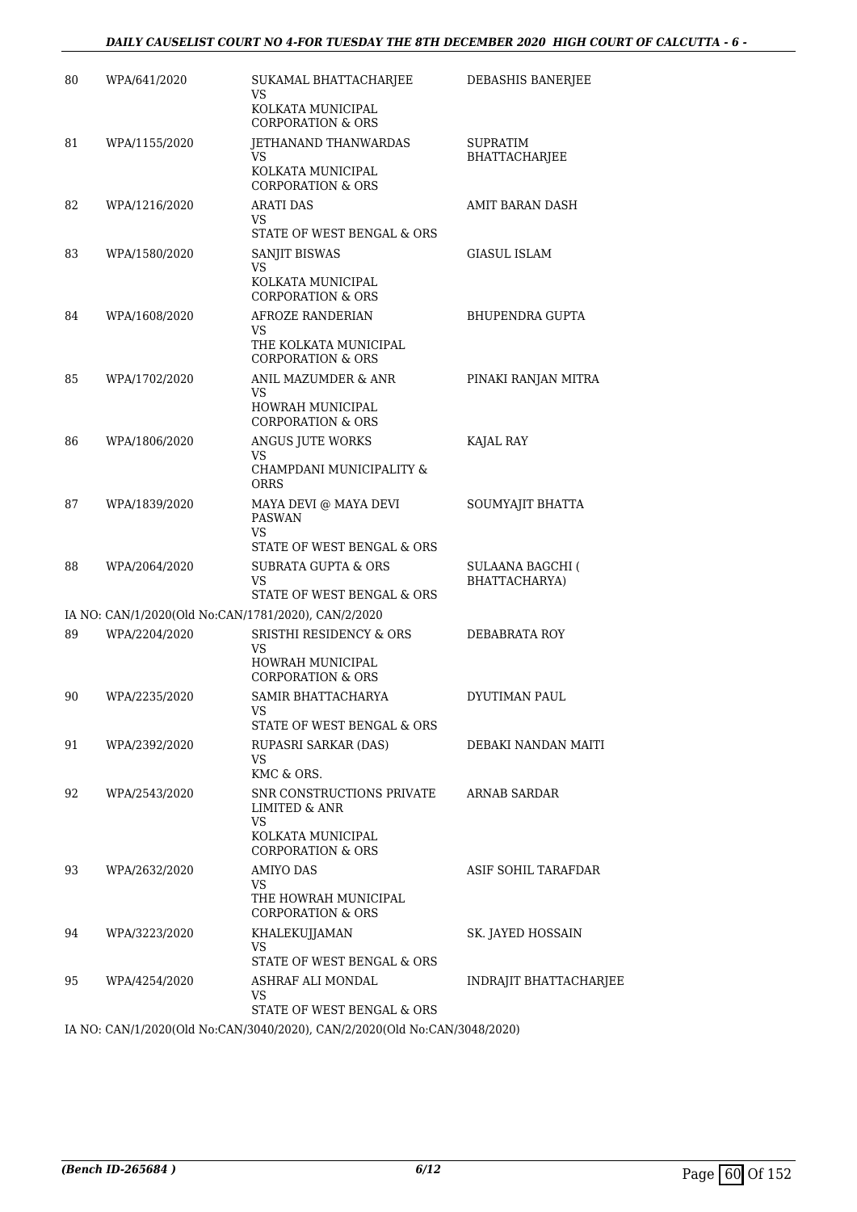| 80 | WPA/641/2020 | SUKAMAL BHATTACHARJEE VS KOLKATA MUNICIPAL CORPORATION & ORS | DEBASHIS BANERJEE |
|---|---|---|---|
| 81 | WPA/1155/2020 | JETHANAND THANWARDAS VS KOLKATA MUNICIPAL CORPORATION & ORS | SUPRATIM BHATTACHARJEE |
| 82 | WPA/1216/2020 | ARATI DAS VS STATE OF WEST BENGAL & ORS | AMIT BARAN DASH |
| 83 | WPA/1580/2020 | SANJIT BISWAS VS KOLKATA MUNICIPAL CORPORATION & ORS | GIASUL ISLAM |
| 84 | WPA/1608/2020 | AFROZE RANDERIAN VS THE KOLKATA MUNICIPAL CORPORATION & ORS | BHUPENDRA GUPTA |
| 85 | WPA/1702/2020 | ANIL MAZUMDER & ANR VS HOWRAH MUNICIPAL CORPORATION & ORS | PINAKI RANJAN MITRA |
| 86 | WPA/1806/2020 | ANGUS JUTE WORKS VS CHAMPDANI MUNICIPALITY & ORRS | KAJAL RAY |
| 87 | WPA/1839/2020 | MAYA DEVI @ MAYA DEVI PASWAN VS STATE OF WEST BENGAL & ORS | SOUMYAJIT BHATTA |
| 88 | WPA/2064/2020 | SUBRATA GUPTA & ORS VS STATE OF WEST BENGAL & ORS | SULAANA BAGCHI ( BHATTACHARYA) |
| | IA NO: CAN/1/2020(Old No:CAN/1781/2020), CAN/2/2020 | | |
| 89 | WPA/2204/2020 | SRISTHI RESIDENCY & ORS VS HOWRAH MUNICIPAL CORPORATION & ORS | DEBABRATA ROY |
| 90 | WPA/2235/2020 | SAMIR BHATTACHARYA VS STATE OF WEST BENGAL & ORS | DYUTIMAN PAUL |
| 91 | WPA/2392/2020 | RUPASRI SARKAR (DAS) VS KMC & ORS. | DEBAKI NANDAN MAITI |
| 92 | WPA/2543/2020 | SNR CONSTRUCTIONS PRIVATE LIMITED & ANR VS KOLKATA MUNICIPAL CORPORATION & ORS | ARNAB SARDAR |
| 93 | WPA/2632/2020 | AMIYO DAS VS THE HOWRAH MUNICIPAL CORPORATION & ORS | ASIF SOHIL TARAFDAR |
| 94 | WPA/3223/2020 | KHALEKUJJAMAN VS STATE OF WEST BENGAL & ORS | SK. JAYED HOSSAIN |
| 95 | WPA/4254/2020 | ASHRAF ALI MONDAL VS STATE OF WEST BENGAL & ORS | INDRAJIT BHATTACHARJEE |
| | IA NO: CAN/1/2020(Old No:CAN/3040/2020), CAN/2/2020(Old No:CAN/3048/2020) | | |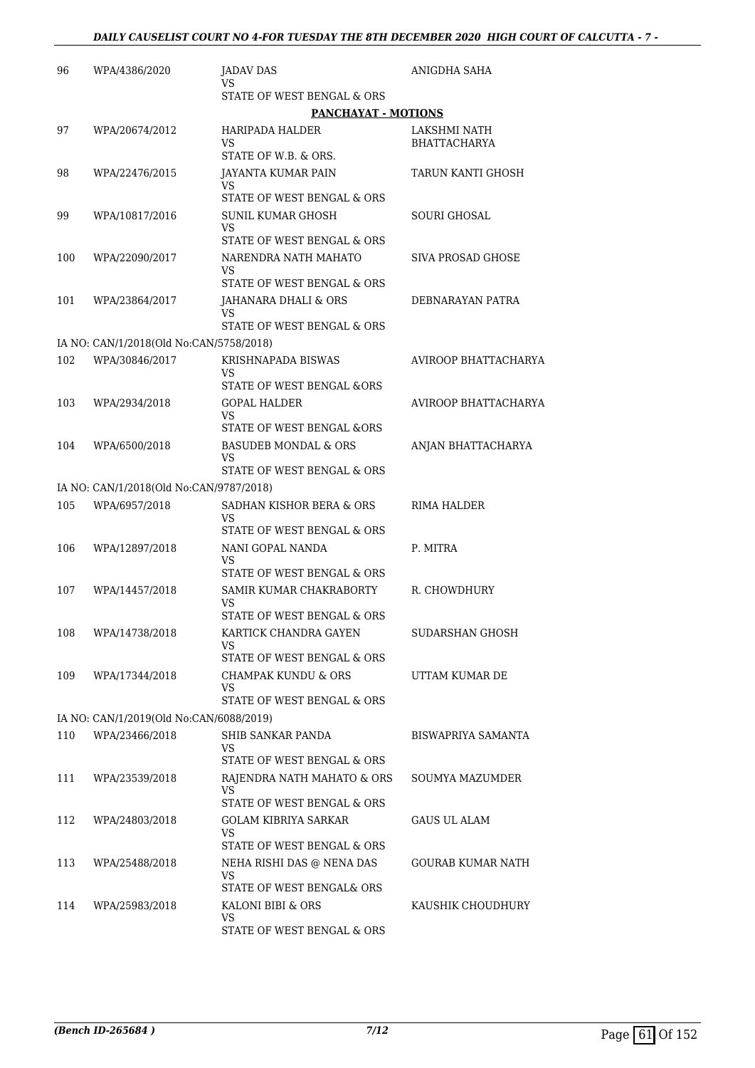| | | | |
|---|---|---|---|
| 96 | WPA/4386/2020 | JADAV DAS<br>VS<br>STATE OF WEST BENGAL & ORS | ANIGDHA SAHA |

**PANCHAYAT - MOTIONS**

| | | | |
|---|---|---|---|
| 97 | WPA/20674/2012 | HARIPADA HALDER<br>VS<br>STATE OF W.B. & ORS. | LAKSHMI NATH BHATTACHARYA |
| 98 | WPA/22476/2015 | JAYANTA KUMAR PAIN<br>VS<br>STATE OF WEST BENGAL & ORS | TARUN KANTI GHOSH |
| 99 | WPA/10817/2016 | SUNIL KUMAR GHOSH<br>VS<br>STATE OF WEST BENGAL & ORS | SOURI GHOSAL |
| 100 | WPA/22090/2017 | NARENDRA NATH MAHATO<br>VS<br>STATE OF WEST BENGAL & ORS | SIVA PROSAD GHOSE |
| 101 | WPA/23864/2017 | JAHANARA DHALI & ORS<br>VS<br>STATE OF WEST BENGAL & ORS | DEBNARAYAN PATRA |
| | IA NO: CAN/1/2018(Old No:CAN/5758/2018) | | |
| 102 | WPA/30846/2017 | KRISHNAPADA BISWAS<br>VS<br>STATE OF WEST BENGAL &ORS | AVIROOP BHATTACHARYA |
| 103 | WPA/2934/2018 | GOPAL HALDER<br>VS<br>STATE OF WEST BENGAL &ORS | AVIROOP BHATTACHARYA |
| 104 | WPA/6500/2018 | BASUDEB MONDAL & ORS<br>VS<br>STATE OF WEST BENGAL & ORS | ANJAN BHATTACHARYA |
| | IA NO: CAN/1/2018(Old No:CAN/9787/2018) | | |
| 105 | WPA/6957/2018 | SADHAN KISHOR BERA & ORS<br>VS<br>STATE OF WEST BENGAL & ORS | RIMA HALDER |
| 106 | WPA/12897/2018 | NANI GOPAL NANDA<br>VS<br>STATE OF WEST BENGAL & ORS | P. MITRA |
| 107 | WPA/14457/2018 | SAMIR KUMAR CHAKRABORTY<br>VS<br>STATE OF WEST BENGAL & ORS | R. CHOWDHURY |
| 108 | WPA/14738/2018 | KARTICK CHANDRA GAYEN<br>VS<br>STATE OF WEST BENGAL & ORS | SUDARSHAN GHOSH |
| 109 | WPA/17344/2018 | CHAMPAK KUNDU & ORS<br>VS<br>STATE OF WEST BENGAL & ORS | UTTAM KUMAR DE |
| | IA NO: CAN/1/2019(Old No:CAN/6088/2019) | | |
| 110 | WPA/23466/2018 | SHIB SANKAR PANDA<br>VS<br>STATE OF WEST BENGAL & ORS | BISWAPRIYA SAMANTA |
| 111 | WPA/23539/2018 | RAJENDRA NATH MAHATO & ORS<br>VS<br>STATE OF WEST BENGAL & ORS | SOUMYA MAZUMDER |
| 112 | WPA/24803/2018 | GOLAM KIBRIYA SARKAR<br>VS<br>STATE OF WEST BENGAL & ORS | GAUS UL ALAM |
| 113 | WPA/25488/2018 | NEHA RISHI DAS @ NENA DAS<br>VS<br>STATE OF WEST BENGAL& ORS | GOURAB KUMAR NATH |
| 114 | WPA/25983/2018 | KALONI BIBI & ORS<br>VS<br>STATE OF WEST BENGAL & ORS | KAUSHIK CHOUDHURY |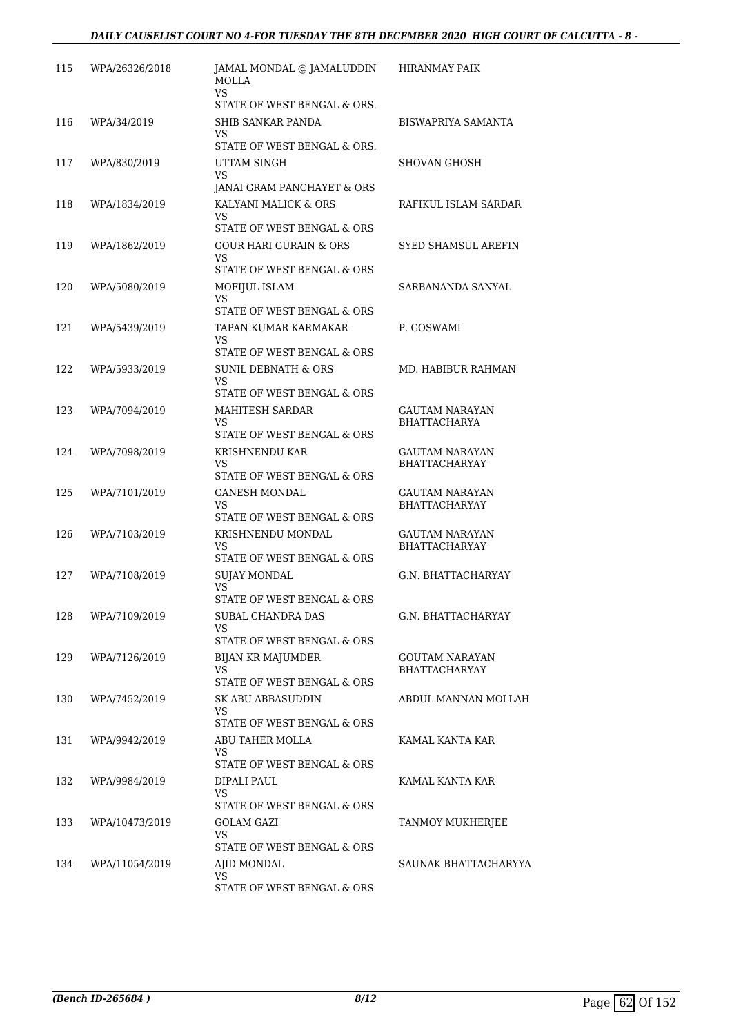| 115 | WPA/26326/2018 | JAMAL MONDAL @ JAMALUDDIN MOLLA<br>VS<br>STATE OF WEST BENGAL & ORS. | HIRANMAY PAIK |
|---|---|---|---|
| 116 | WPA/34/2019 | SHIB SANKAR PANDA<br>VS<br>STATE OF WEST BENGAL & ORS. | BISWAPRIYA SAMANTA |
| 117 | WPA/830/2019 | UTTAM SINGH<br>VS<br>JANAI GRAM PANCHAYET & ORS | SHOVAN GHOSH |
| 118 | WPA/1834/2019 | KALYANI MALICK & ORS<br>VS<br>STATE OF WEST BENGAL & ORS | RAFIKUL ISLAM SARDAR |
| 119 | WPA/1862/2019 | GOUR HARI GURAIN & ORS<br>VS<br>STATE OF WEST BENGAL & ORS | SYED SHAMSUL AREFIN |
| 120 | WPA/5080/2019 | MOFIJUL ISLAM<br>VS<br>STATE OF WEST BENGAL & ORS | SARBANANDA SANYAL |
| 121 | WPA/5439/2019 | TAPAN KUMAR KARMAKAR<br>VS<br>STATE OF WEST BENGAL & ORS | P. GOSWAMI |
| 122 | WPA/5933/2019 | SUNIL DEBNATH & ORS<br>VS<br>STATE OF WEST BENGAL & ORS | MD. HABIBUR RAHMAN |
| 123 | WPA/7094/2019 | MAHITESH SARDAR<br>VS<br>STATE OF WEST BENGAL & ORS | GAUTAM NARAYAN BHATTACHARYA |
| 124 | WPA/7098/2019 | KRISHNENDU KAR<br>VS<br>STATE OF WEST BENGAL & ORS | GAUTAM NARAYAN BHATTACHARYAY |
| 125 | WPA/7101/2019 | GANESH MONDAL<br>VS<br>STATE OF WEST BENGAL & ORS | GAUTAM NARAYAN BHATTACHARYAY |
| 126 | WPA/7103/2019 | KRISHNENDU MONDAL<br>VS<br>STATE OF WEST BENGAL & ORS | GAUTAM NARAYAN BHATTACHARYAY |
| 127 | WPA/7108/2019 | SUJAY MONDAL<br>VS<br>STATE OF WEST BENGAL & ORS | G.N. BHATTACHARYAY |
| 128 | WPA/7109/2019 | SUBAL CHANDRA DAS<br>VS<br>STATE OF WEST BENGAL & ORS | G.N. BHATTACHARYAY |
| 129 | WPA/7126/2019 | BIJAN KR MAJUMDER<br>VS<br>STATE OF WEST BENGAL & ORS | GOUTAM NARAYAN BHATTACHARYAY |
| 130 | WPA/7452/2019 | SK ABU ABBASUDDIN<br>VS<br>STATE OF WEST BENGAL & ORS | ABDUL MANNAN MOLLAH |
| 131 | WPA/9942/2019 | ABU TAHER MOLLA<br>VS<br>STATE OF WEST BENGAL & ORS | KAMAL KANTA KAR |
| 132 | WPA/9984/2019 | DIPALI PAUL<br>VS<br>STATE OF WEST BENGAL & ORS | KAMAL KANTA KAR |
| 133 | WPA/10473/2019 | GOLAM GAZI<br>VS<br>STATE OF WEST BENGAL & ORS | TANMOY MUKHERJEE |
| 134 | WPA/11054/2019 | AJID MONDAL<br>VS<br>STATE OF WEST BENGAL & ORS | SAUNAK BHATTACHARYYA |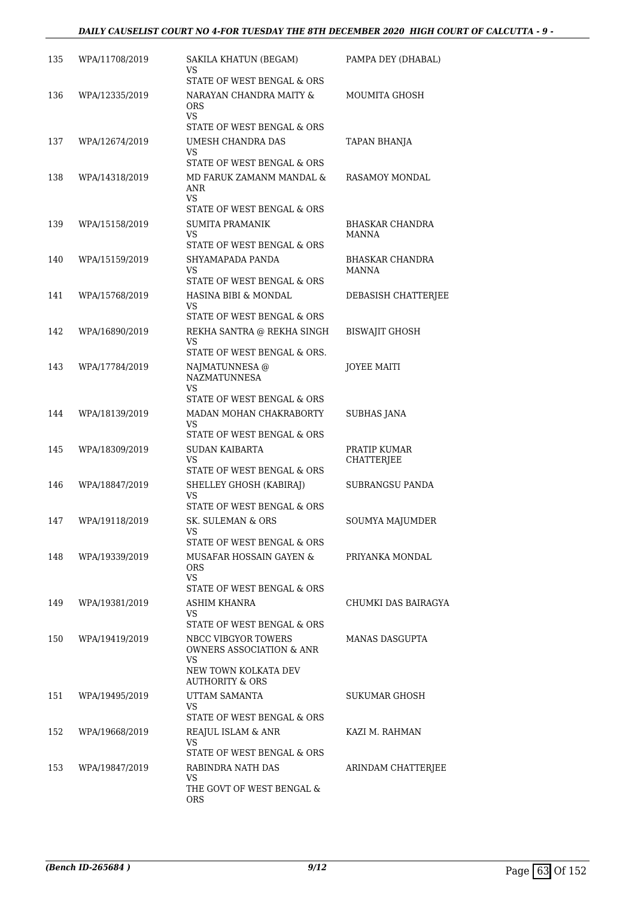| 135 | WPA/11708/2019 | SAKILA KHATUN (BEGAM) VS STATE OF WEST BENGAL & ORS | PAMPA DEY (DHABAL) |
|---|---|---|---|
| 136 | WPA/12335/2019 | NARAYAN CHANDRA MAITY & ORS VS STATE OF WEST BENGAL & ORS | MOUMITA GHOSH |
| 137 | WPA/12674/2019 | UMESH CHANDRA DAS VS STATE OF WEST BENGAL & ORS | TAPAN BHANJA |
| 138 | WPA/14318/2019 | MD FARUK ZAMANM MANDAL & ANR VS STATE OF WEST BENGAL & ORS | RASAMOY MONDAL |
| 139 | WPA/15158/2019 | SUMITA PRAMANIK VS STATE OF WEST BENGAL & ORS | BHASKAR CHANDRA MANNA |
| 140 | WPA/15159/2019 | SHYAMAPADA PANDA VS STATE OF WEST BENGAL & ORS | BHASKAR CHANDRA MANNA |
| 141 | WPA/15768/2019 | HASINA BIBI & MONDAL VS STATE OF WEST BENGAL & ORS | DEBASISH CHATTERJEE |
| 142 | WPA/16890/2019 | REKHA SANTRA @ REKHA SINGH VS STATE OF WEST BENGAL & ORS. | BISWAJIT GHOSH |
| 143 | WPA/17784/2019 | NAJMATUNNESA @ NAZMATUNNESA VS STATE OF WEST BENGAL & ORS | JOYEE MAITI |
| 144 | WPA/18139/2019 | MADAN MOHAN CHAKRABORTY VS STATE OF WEST BENGAL & ORS | SUBHAS JANA |
| 145 | WPA/18309/2019 | SUDAN KAIBARTA VS STATE OF WEST BENGAL & ORS | PRATIP KUMAR CHATTERJEE |
| 146 | WPA/18847/2019 | SHELLEY GHOSH (KABIRAJ) VS STATE OF WEST BENGAL & ORS | SUBRANGSU PANDA |
| 147 | WPA/19118/2019 | SK. SULEMAN & ORS VS STATE OF WEST BENGAL & ORS | SOUMYA MAJUMDER |
| 148 | WPA/19339/2019 | MUSAFAR HOSSAIN GAYEN & ORS VS STATE OF WEST BENGAL & ORS | PRIYANKA MONDAL |
| 149 | WPA/19381/2019 | ASHIM KHANRA VS STATE OF WEST BENGAL & ORS | CHUMKI DAS BAIRAGYA |
| 150 | WPA/19419/2019 | NBCC VIBGYOR TOWERS OWNERS ASSOCIATION & ANR VS NEW TOWN KOLKATA DEV AUTHORITY & ORS | MANAS DASGUPTA |
| 151 | WPA/19495/2019 | UTTAM SAMANTA VS STATE OF WEST BENGAL & ORS | SUKUMAR GHOSH |
| 152 | WPA/19668/2019 | REAJUL ISLAM & ANR VS STATE OF WEST BENGAL & ORS | KAZI M. RAHMAN |
| 153 | WPA/19847/2019 | RABINDRA NATH DAS VS THE GOVT OF WEST BENGAL & ORS | ARINDAM CHATTERJEE |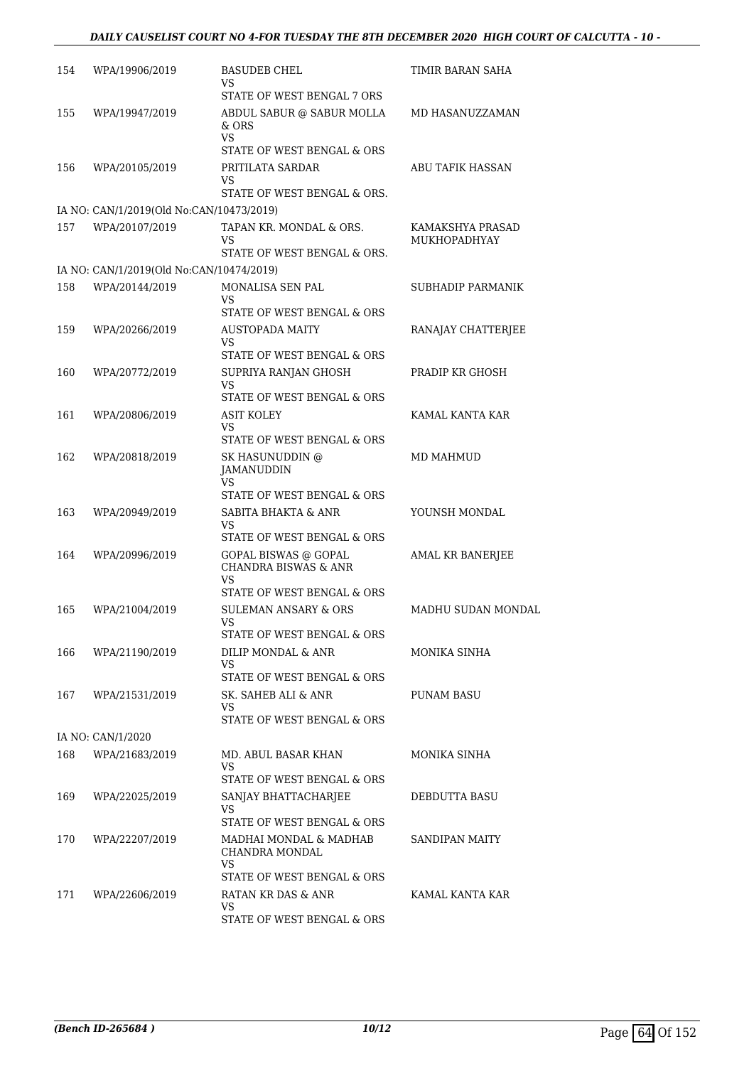| | | | |
|---|---|---|---|
| 154 | WPA/19906/2019 | BASUDEB CHEL<br>VS<br>STATE OF WEST BENGAL 7 ORS | TIMIR BARAN SAHA |
| 155 | WPA/19947/2019 | ABDUL SABUR @ SABUR MOLLA & ORS<br>VS<br>STATE OF WEST BENGAL & ORS | MD HASANUZZAMAN |
| 156 | WPA/20105/2019 | PRITILATA SARDAR<br>VS<br>STATE OF WEST BENGAL & ORS. | ABU TAFIK HASSAN |
| IA NO: CAN/1/2019(Old No:CAN/10473/2019) | | | |
| 157 | WPA/20107/2019 | TAPAN KR. MONDAL & ORS.<br>VS<br>STATE OF WEST BENGAL & ORS. | KAMAKSHYA PRASAD MUKHOPADHYAY |
| IA NO: CAN/1/2019(Old No:CAN/10474/2019) | | | |
| 158 | WPA/20144/2019 | MONALISA SEN PAL<br>VS<br>STATE OF WEST BENGAL & ORS | SUBHADIP PARMANIK |
| 159 | WPA/20266/2019 | AUSTOPADA MAITY<br>VS<br>STATE OF WEST BENGAL & ORS | RANAJAY CHATTERJEE |
| 160 | WPA/20772/2019 | SUPRIYA RANJAN GHOSH<br>VS<br>STATE OF WEST BENGAL & ORS | PRADIP KR GHOSH |
| 161 | WPA/20806/2019 | ASIT KOLEY<br>VS<br>STATE OF WEST BENGAL & ORS | KAMAL KANTA KAR |
| 162 | WPA/20818/2019 | SK HASUNUDDIN @ JAMANUDDIN<br>VS<br>STATE OF WEST BENGAL & ORS | MD MAHMUD |
| 163 | WPA/20949/2019 | SABITA BHAKTA & ANR<br>VS<br>STATE OF WEST BENGAL & ORS | YOUNSH MONDAL |
| 164 | WPA/20996/2019 | GOPAL BISWAS @ GOPAL CHANDRA BISWAS & ANR<br>VS<br>STATE OF WEST BENGAL & ORS | AMAL KR BANERJEE |
| 165 | WPA/21004/2019 | SULEMAN ANSARY & ORS<br>VS<br>STATE OF WEST BENGAL & ORS | MADHU SUDAN MONDAL |
| 166 | WPA/21190/2019 | DILIP MONDAL & ANR<br>VS<br>STATE OF WEST BENGAL & ORS | MONIKA SINHA |
| 167 | WPA/21531/2019 | SK. SAHEB ALI & ANR<br>VS<br>STATE OF WEST BENGAL & ORS | PUNAM BASU |
| IA NO: CAN/1/2020 | | | |
| 168 | WPA/21683/2019 | MD. ABUL BASAR KHAN<br>VS<br>STATE OF WEST BENGAL & ORS | MONIKA SINHA |
| 169 | WPA/22025/2019 | SANJAY BHATTACHARJEE<br>VS<br>STATE OF WEST BENGAL & ORS | DEBDUTTA BASU |
| 170 | WPA/22207/2019 | MADHAI MONDAL & MADHAB CHANDRA MONDAL<br>VS<br>STATE OF WEST BENGAL & ORS | SANDIPAN MAITY |
| 171 | WPA/22606/2019 | RATAN KR DAS & ANR<br>VS<br>STATE OF WEST BENGAL & ORS | KAMAL KANTA KAR |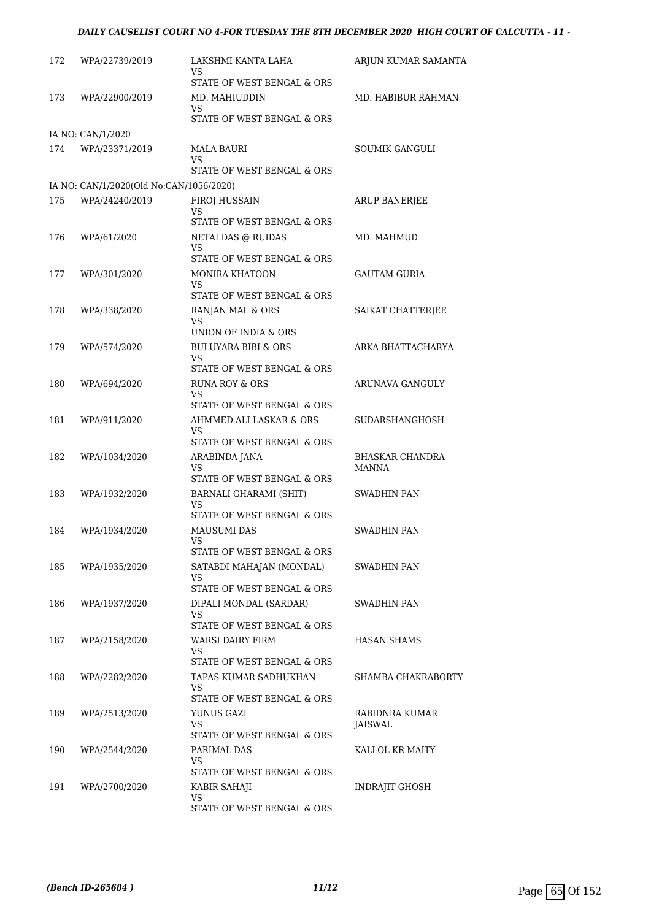| | | | |
|---|---|---|---|
| 172 | WPA/22739/2019 | LAKSHMI KANTA LAHA<br>VS<br>STATE OF WEST BENGAL & ORS | ARJUN KUMAR SAMANTA |
| 173 | WPA/22900/2019 | MD. MAHIUDDIN<br>VS<br>STATE OF WEST BENGAL & ORS | MD. HABIBUR RAHMAN |
| IA NO: CAN/1/2020 | | | |
| 174 | WPA/23371/2019 | MALA BAURI<br>VS<br>STATE OF WEST BENGAL & ORS | SOUMIK GANGULI |
| IA NO: CAN/1/2020(Old No:CAN/1056/2020) | | | |
| 175 | WPA/24240/2019 | FIROJ HUSSAIN<br>VS<br>STATE OF WEST BENGAL & ORS | ARUP BANERJEE |
| 176 | WPA/61/2020 | NETAI DAS @ RUIDAS<br>VS<br>STATE OF WEST BENGAL & ORS | MD. MAHMUD |
| 177 | WPA/301/2020 | MONIRA KHATOON<br>VS<br>STATE OF WEST BENGAL & ORS | GAUTAM GURIA |
| 178 | WPA/338/2020 | RANJAN MAL & ORS<br>VS<br>UNION OF INDIA & ORS | SAIKAT CHATTERJEE |
| 179 | WPA/574/2020 | BULUYARA BIBI & ORS<br>VS<br>STATE OF WEST BENGAL & ORS | ARKA BHATTACHARYA |
| 180 | WPA/694/2020 | RUNA ROY & ORS<br>VS<br>STATE OF WEST BENGAL & ORS | ARUNAVA GANGULY |
| 181 | WPA/911/2020 | AHMMED ALI LASKAR & ORS<br>VS<br>STATE OF WEST BENGAL & ORS | SUDARSHANGHOSH |
| 182 | WPA/1034/2020 | ARABINDA JANA<br>VS<br>STATE OF WEST BENGAL & ORS | BHASKAR CHANDRA MANNA |
| 183 | WPA/1932/2020 | BARNALI GHARAMI (SHIT)<br>VS<br>STATE OF WEST BENGAL & ORS | SWADHIN PAN |
| 184 | WPA/1934/2020 | MAUSUMI DAS<br>VS<br>STATE OF WEST BENGAL & ORS | SWADHIN PAN |
| 185 | WPA/1935/2020 | SATABDI MAHAJAN (MONDAL)<br>VS<br>STATE OF WEST BENGAL & ORS | SWADHIN PAN |
| 186 | WPA/1937/2020 | DIPALI MONDAL (SARDAR)<br>VS<br>STATE OF WEST BENGAL & ORS | SWADHIN PAN |
| 187 | WPA/2158/2020 | WARSI DAIRY FIRM<br>VS<br>STATE OF WEST BENGAL & ORS | HASAN SHAMS |
| 188 | WPA/2282/2020 | TAPAS KUMAR SADHUKHAN<br>VS<br>STATE OF WEST BENGAL & ORS | SHAMBA CHAKRABORTY |
| 189 | WPA/2513/2020 | YUNUS GAZI<br>VS<br>STATE OF WEST BENGAL & ORS | RABIDNRA KUMAR JAISWAL |
| 190 | WPA/2544/2020 | PARIMAL DAS<br>VS<br>STATE OF WEST BENGAL & ORS | KALLOL KR MAITY |
| 191 | WPA/2700/2020 | KABIR SAHAJI<br>VS<br>STATE OF WEST BENGAL & ORS | INDRAJIT GHOSH |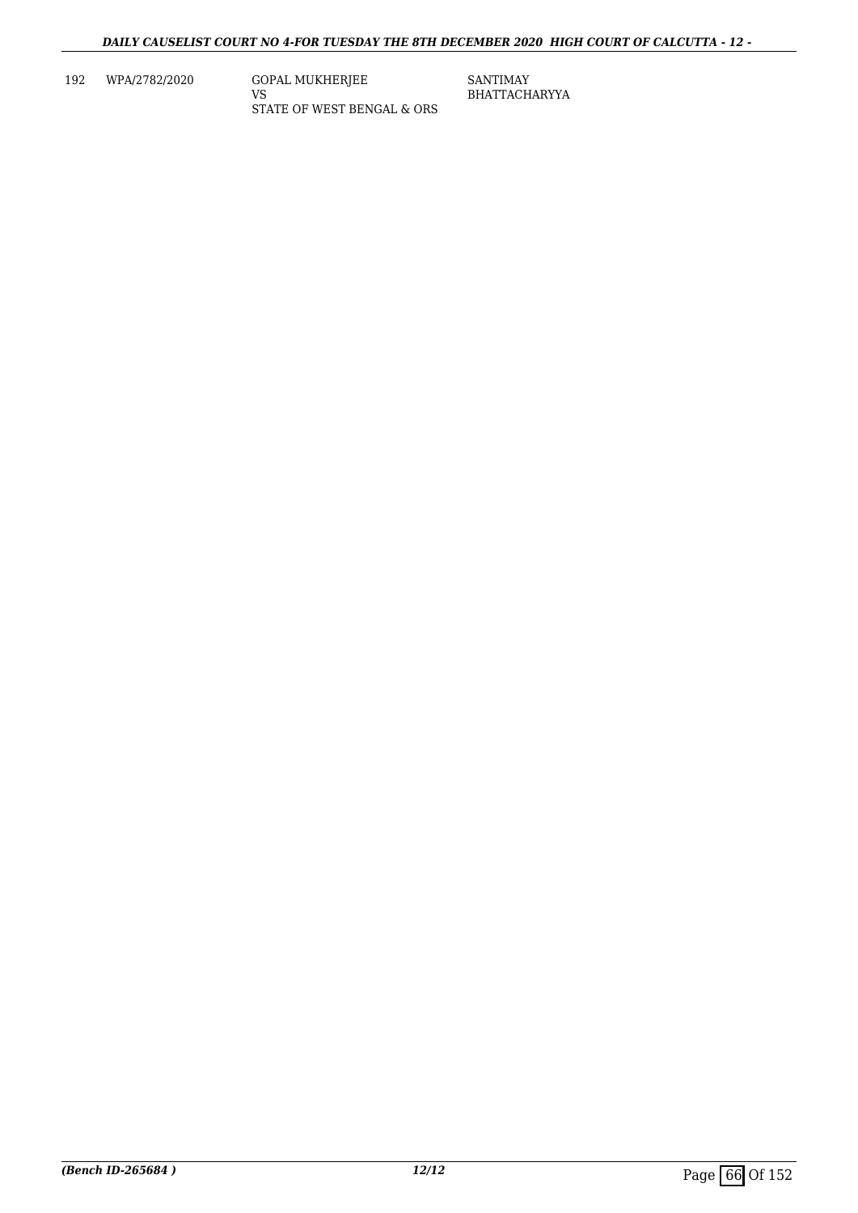| 192 | WPA/2782/2020 | GOPAL MUKHERJEE<br>VS<br>STATE OF WEST BENGAL & ORS | SANTIMAY BHATTACHARYYA |
|---|---|---|---|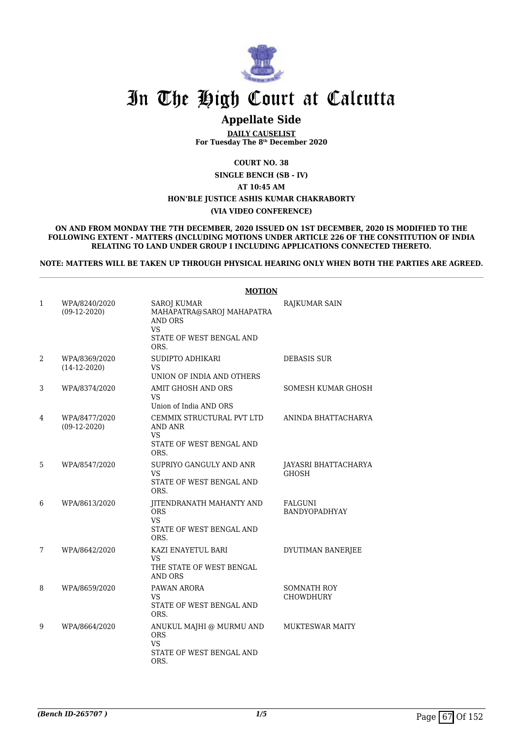# In The High Court at Calcutta

## Appellate Side

**DAILY CAUSELIST**
**For Tuesday The 8th December 2020**

**COURT NO. 38**

**SINGLE BENCH (SB - IV)**

**AT 10:45 AM**

**HON'BLE JUSTICE ASHIS KUMAR CHAKRABORTY**

**(VIA VIDEO CONFERENCE)**

**ON AND FROM MONDAY THE 7TH DECEMBER, 2020 ISSUED ON 1ST DECEMBER, 2020 IS MODIFIED TO THE FOLLOWING EXTENT - MATTERS (INCLUDING MOTIONS UNDER ARTICLE 226 OF THE CONSTITUTION OF INDIA RELATING TO LAND UNDER GROUP I INCLUDING APPLICATIONS CONNECTED THERETO.**

**NOTE: MATTERS WILL BE TAKEN UP THROUGH PHYSICAL HEARING ONLY WHEN BOTH THE PARTIES ARE AGREED.**

**MOTION**

| | | | |
|---|---|---|---|
| 1 | WPA/8240/2020 (09-12-2020) | SAROJ KUMAR MAHAPATRA@SAROJ MAHAPATRA AND ORS VS STATE OF WEST BENGAL AND ORS. | RAJKUMAR SAIN |
| 2 | WPA/8369/2020 (14-12-2020) | SUDIPTO ADHIKARI VS UNION OF INDIA AND OTHERS | DEBASIS SUR |
| 3 | WPA/8374/2020 | AMIT GHOSH AND ORS VS Union of India AND ORS | SOMESH KUMAR GHOSH |
| 4 | WPA/8477/2020 (09-12-2020) | CEMMIX STRUCTURAL PVT LTD AND ANR VS STATE OF WEST BENGAL AND ORS. | ANINDA BHATTACHARYA |
| 5 | WPA/8547/2020 | SUPRIYO GANGULY AND ANR VS STATE OF WEST BENGAL AND ORS. | JAYASRI BHATTACHARYA GHOSH |
| 6 | WPA/8613/2020 | JITENDRANATH MAHANTY AND ORS VS STATE OF WEST BENGAL AND ORS. | FALGUNI BANDYOPADHYAY |
| 7 | WPA/8642/2020 | KAZI ENAYETUL BARI VS THE STATE OF WEST BENGAL AND ORS | DYUTIMAN BANERJEE |
| 8 | WPA/8659/2020 | PAWAN ARORA VS STATE OF WEST BENGAL AND ORS. | SOMNATH ROY CHOWDHURY |
| 9 | WPA/8664/2020 | ANUKUL MAJHI @ MURMU AND ORS VS STATE OF WEST BENGAL AND ORS. | MUKTESWAR MAITY |

*(Bench ID-265707 )*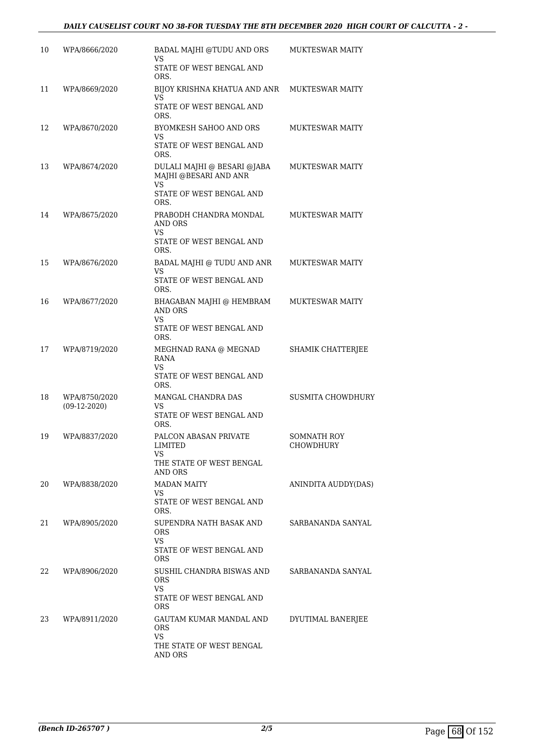| | | | |
|---|---|---|---|
| 10 | WPA/8666/2020 | BADAL MAJHI @TUDU AND ORS<br>VS<br>STATE OF WEST BENGAL AND ORS. | MUKTESWAR MAITY |
| 11 | WPA/8669/2020 | BIJOY KRISHNA KHATUA AND ANR<br>VS<br>STATE OF WEST BENGAL AND ORS. | MUKTESWAR MAITY |
| 12 | WPA/8670/2020 | BYOMKESH SAHOO AND ORS<br>VS<br>STATE OF WEST BENGAL AND ORS. | MUKTESWAR MAITY |
| 13 | WPA/8674/2020 | DULALI MAJHI @ BESARI @JABA MAJHI @BESARI AND ANR<br>VS<br>STATE OF WEST BENGAL AND ORS. | MUKTESWAR MAITY |
| 14 | WPA/8675/2020 | PRABODH CHANDRA MONDAL AND ORS<br>VS<br>STATE OF WEST BENGAL AND ORS. | MUKTESWAR MAITY |
| 15 | WPA/8676/2020 | BADAL MAJHI @ TUDU AND ANR<br>VS<br>STATE OF WEST BENGAL AND ORS. | MUKTESWAR MAITY |
| 16 | WPA/8677/2020 | BHAGABAN MAJHI @ HEMBRAM AND ORS<br>VS<br>STATE OF WEST BENGAL AND ORS. | MUKTESWAR MAITY |
| 17 | WPA/8719/2020 | MEGHNAD RANA @ MEGNAD RANA<br>VS<br>STATE OF WEST BENGAL AND ORS. | SHAMIK CHATTERJEE |
| 18 | WPA/8750/2020<br>(09-12-2020) | MANGAL CHANDRA DAS<br>VS<br>STATE OF WEST BENGAL AND ORS. | SUSMITA CHOWDHURY |
| 19 | WPA/8837/2020 | PALCON ABASAN PRIVATE LIMITED<br>VS<br>THE STATE OF WEST BENGAL AND ORS | SOMNATH ROY CHOWDHURY |
| 20 | WPA/8838/2020 | MADAN MAITY<br>VS<br>STATE OF WEST BENGAL AND ORS. | ANINDITA AUDDY(DAS) |
| 21 | WPA/8905/2020 | SUPENDRA NATH BASAK AND ORS<br>VS<br>STATE OF WEST BENGAL AND ORS | SARBANANDA SANYAL |
| 22 | WPA/8906/2020 | SUSHIL CHANDRA BISWAS AND ORS<br>VS<br>STATE OF WEST BENGAL AND ORS | SARBANANDA SANYAL |
| 23 | WPA/8911/2020 | GAUTAM KUMAR MANDAL AND ORS<br>VS<br>THE STATE OF WEST BENGAL AND ORS | DYUTIMAL BANERJEE |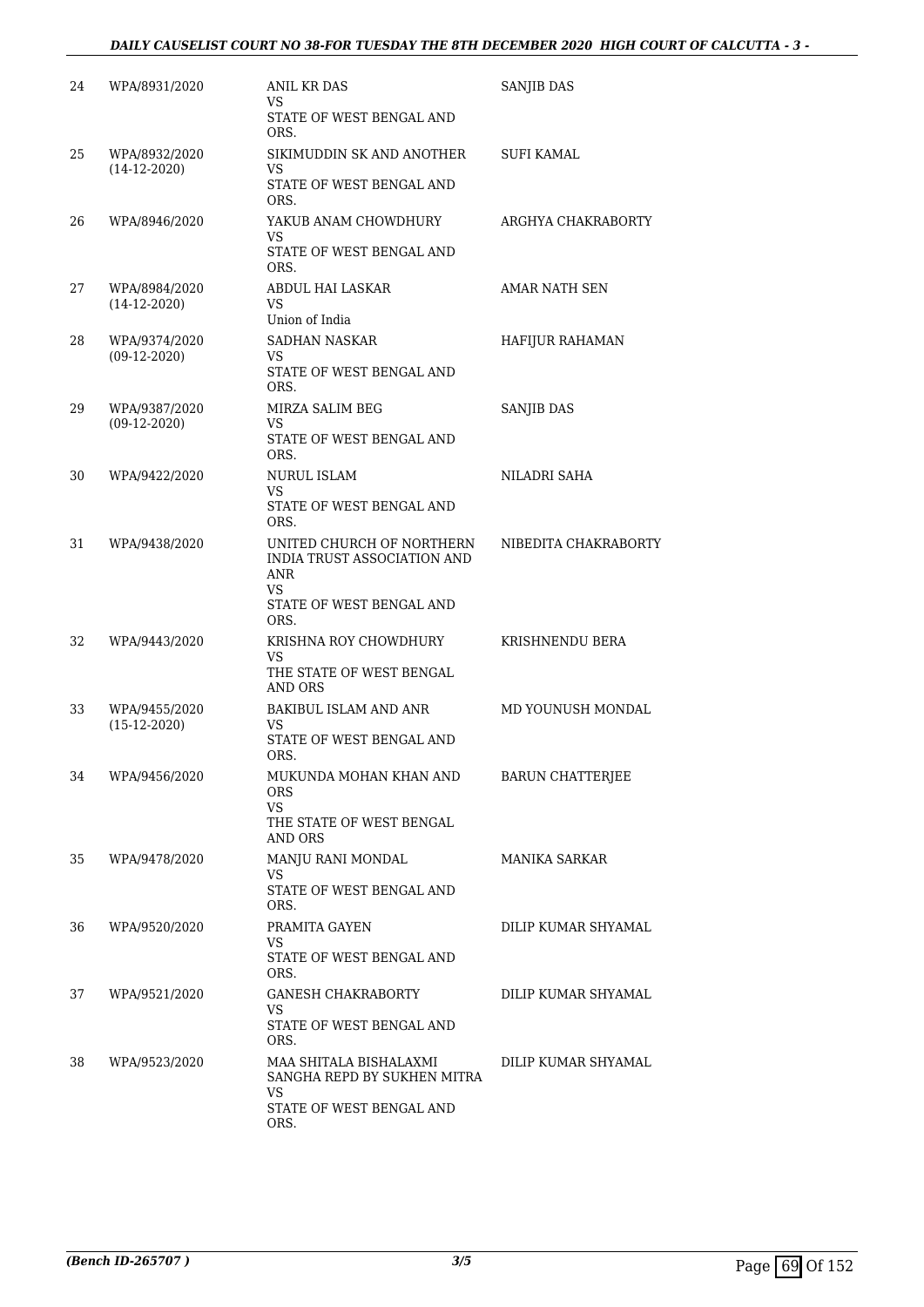| | | | |
|---|---|---|---|
| 24 | WPA/8931/2020 | ANIL KR DAS<br>VS<br>STATE OF WEST BENGAL AND ORS. | SANJIB DAS |
| 25 | WPA/8932/2020<br>(14-12-2020) | SIKIMUDDIN SK AND ANOTHER<br>VS<br>STATE OF WEST BENGAL AND ORS. | SUFI KAMAL |
| 26 | WPA/8946/2020 | YAKUB ANAM CHOWDHURY<br>VS<br>STATE OF WEST BENGAL AND ORS. | ARGHYA CHAKRABORTY |
| 27 | WPA/8984/2020<br>(14-12-2020) | ABDUL HAI LASKAR<br>VS<br>Union of India | AMAR NATH SEN |
| 28 | WPA/9374/2020<br>(09-12-2020) | SADHAN NASKAR<br>VS<br>STATE OF WEST BENGAL AND ORS. | HAFIJUR RAHAMAN |
| 29 | WPA/9387/2020<br>(09-12-2020) | MIRZA SALIM BEG<br>VS<br>STATE OF WEST BENGAL AND ORS. | SANJIB DAS |
| 30 | WPA/9422/2020 | NURUL ISLAM<br>VS<br>STATE OF WEST BENGAL AND ORS. | NILADRI SAHA |
| 31 | WPA/9438/2020 | UNITED CHURCH OF NORTHERN INDIA TRUST ASSOCIATION AND ANR<br>VS<br>STATE OF WEST BENGAL AND ORS. | NIBEDITA CHAKRABORTY |
| 32 | WPA/9443/2020 | KRISHNA ROY CHOWDHURY<br>VS<br>THE STATE OF WEST BENGAL AND ORS | KRISHNENDU BERA |
| 33 | WPA/9455/2020<br>(15-12-2020) | BAKIBUL ISLAM AND ANR<br>VS<br>STATE OF WEST BENGAL AND ORS. | MD YOUNUSH MONDAL |
| 34 | WPA/9456/2020 | MUKUNDA MOHAN KHAN AND ORS<br>VS<br>THE STATE OF WEST BENGAL AND ORS | BARUN CHATTERJEE |
| 35 | WPA/9478/2020 | MANJU RANI MONDAL<br>VS<br>STATE OF WEST BENGAL AND ORS. | MANIKA SARKAR |
| 36 | WPA/9520/2020 | PRAMITA GAYEN<br>VS<br>STATE OF WEST BENGAL AND ORS. | DILIP KUMAR SHYAMAL |
| 37 | WPA/9521/2020 | GANESH CHAKRABORTY<br>VS<br>STATE OF WEST BENGAL AND ORS. | DILIP KUMAR SHYAMAL |
| 38 | WPA/9523/2020 | MAA SHITALA BISHALAXMI SANGHA REPD BY SUKHEN MITRA<br>VS<br>STATE OF WEST BENGAL AND ORS. | DILIP KUMAR SHYAMAL |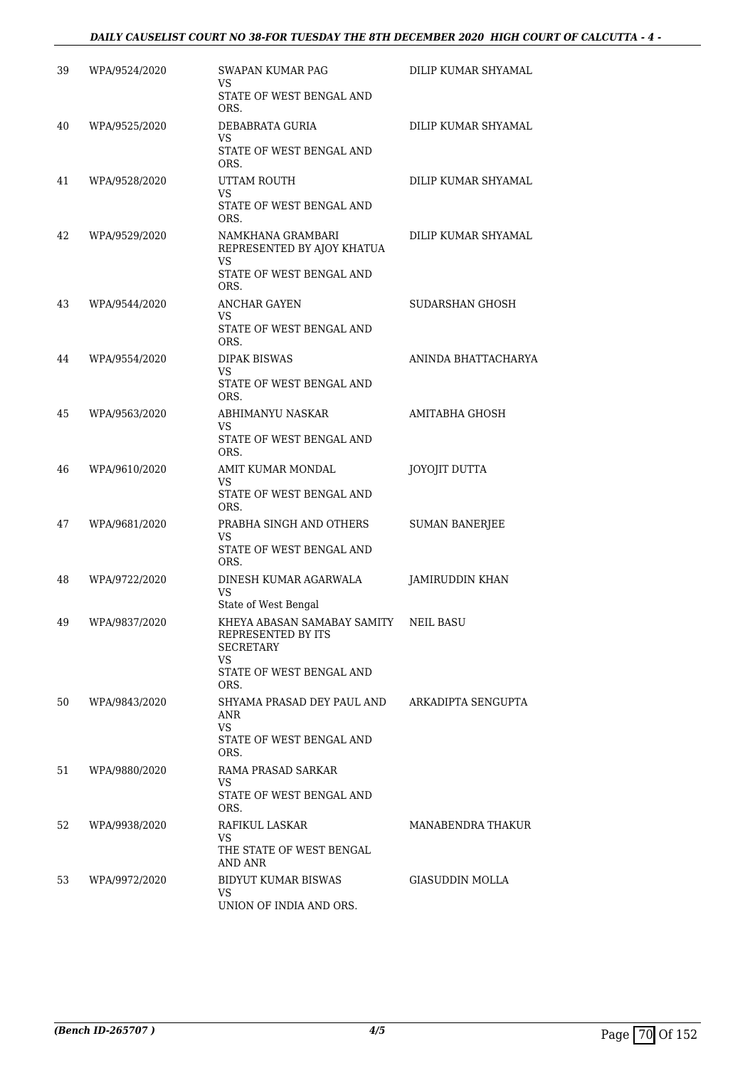| | | | |
|---|---|---|---|
| 39 | WPA/9524/2020 | SWAPAN KUMAR PAG<br>VS<br>STATE OF WEST BENGAL AND ORS. | DILIP KUMAR SHYAMAL |
| 40 | WPA/9525/2020 | DEBABRATA GURIA<br>VS<br>STATE OF WEST BENGAL AND ORS. | DILIP KUMAR SHYAMAL |
| 41 | WPA/9528/2020 | UTTAM ROUTH<br>VS<br>STATE OF WEST BENGAL AND ORS. | DILIP KUMAR SHYAMAL |
| 42 | WPA/9529/2020 | NAMKHANA GRAMBARI REPRESENTED BY AJOY KHATUA<br>VS<br>STATE OF WEST BENGAL AND ORS. | DILIP KUMAR SHYAMAL |
| 43 | WPA/9544/2020 | ANCHAR GAYEN<br>VS<br>STATE OF WEST BENGAL AND ORS. | SUDARSHAN GHOSH |
| 44 | WPA/9554/2020 | DIPAK BISWAS<br>VS<br>STATE OF WEST BENGAL AND ORS. | ANINDA BHATTACHARYA |
| 45 | WPA/9563/2020 | ABHIMANYU NASKAR<br>VS<br>STATE OF WEST BENGAL AND ORS. | AMITABHA GHOSH |
| 46 | WPA/9610/2020 | AMIT KUMAR MONDAL<br>VS<br>STATE OF WEST BENGAL AND ORS. | JOYOJIT DUTTA |
| 47 | WPA/9681/2020 | PRABHA SINGH AND OTHERS<br>VS<br>STATE OF WEST BENGAL AND ORS. | SUMAN BANERJEE |
| 48 | WPA/9722/2020 | DINESH KUMAR AGARWALA<br>VS<br>State of West Bengal | JAMIRUDDIN KHAN |
| 49 | WPA/9837/2020 | KHEYA ABASAN SAMABAY SAMITY REPRESENTED BY ITS SECRETARY<br>VS<br>STATE OF WEST BENGAL AND ORS. | NEIL BASU |
| 50 | WPA/9843/2020 | SHYAMA PRASAD DEY PAUL AND ANR<br>VS<br>STATE OF WEST BENGAL AND ORS. | ARKADIPTA SENGUPTA |
| 51 | WPA/9880/2020 | RAMA PRASAD SARKAR<br>VS<br>STATE OF WEST BENGAL AND ORS. | |
| 52 | WPA/9938/2020 | RAFIKUL LASKAR<br>VS<br>THE STATE OF WEST BENGAL AND ANR | MANABENDRA THAKUR |
| 53 | WPA/9972/2020 | BIDYUT KUMAR BISWAS<br>VS<br>UNION OF INDIA AND ORS. | GIASUDDIN MOLLA |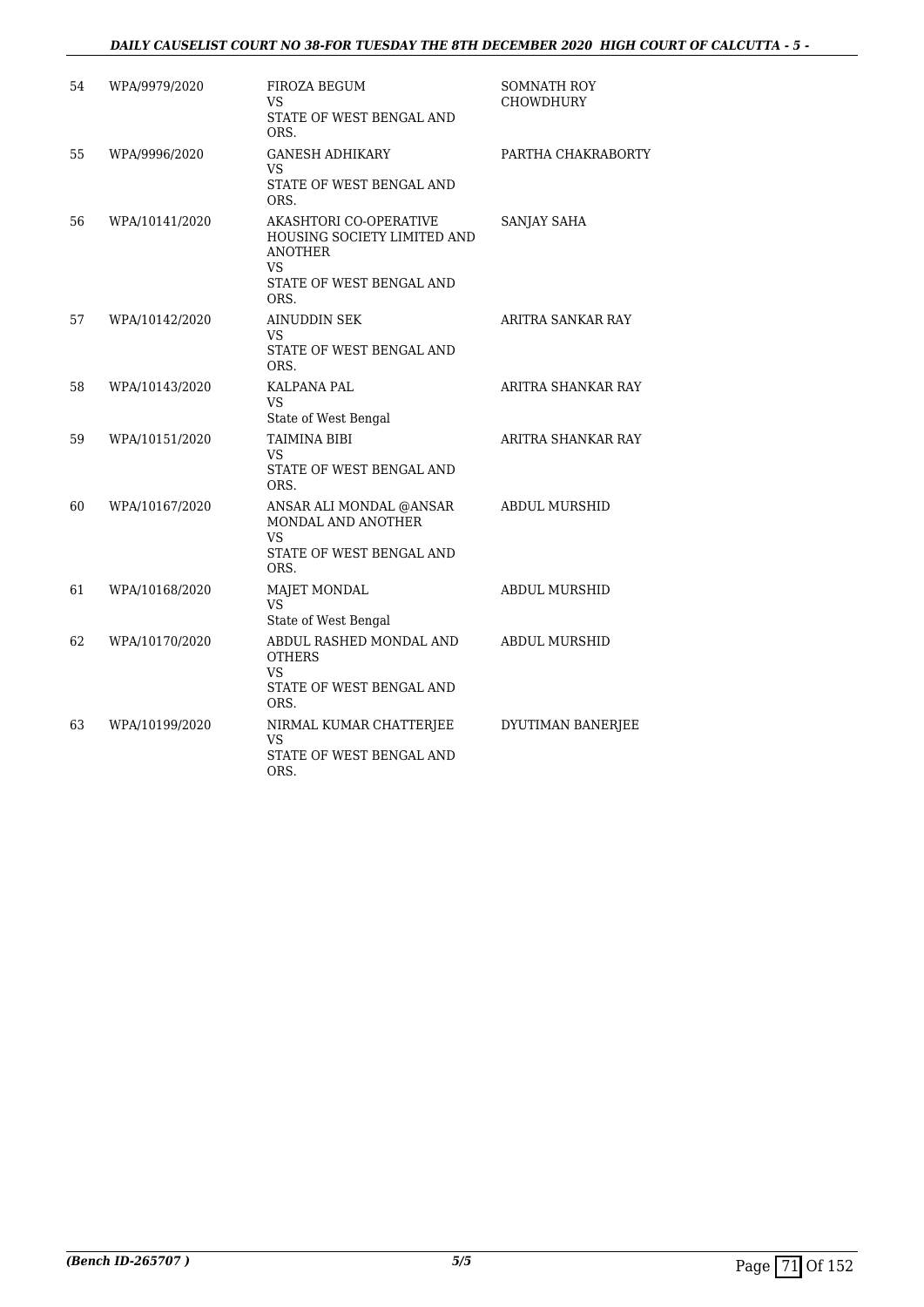| | | | |
|---|---|---|---|
| 54 | WPA/9979/2020 | FIROZA BEGUM<br>VS<br>STATE OF WEST BENGAL AND ORS. | SOMNATH ROY CHOWDHURY |
| 55 | WPA/9996/2020 | GANESH ADHIKARY<br>VS<br>STATE OF WEST BENGAL AND ORS. | PARTHA CHAKRABORTY |
| 56 | WPA/10141/2020 | AKASHTORI CO-OPERATIVE HOUSING SOCIETY LIMITED AND ANOTHER<br>VS<br>STATE OF WEST BENGAL AND ORS. | SANJAY SAHA |
| 57 | WPA/10142/2020 | AINUDDIN SEK<br>VS<br>STATE OF WEST BENGAL AND ORS. | ARITRA SANKAR RAY |
| 58 | WPA/10143/2020 | KALPANA PAL<br>VS<br>State of West Bengal | ARITRA SHANKAR RAY |
| 59 | WPA/10151/2020 | TAIMINA BIBI<br>VS<br>STATE OF WEST BENGAL AND ORS. | ARITRA SHANKAR RAY |
| 60 | WPA/10167/2020 | ANSAR ALI MONDAL @ANSAR MONDAL AND ANOTHER<br>VS<br>STATE OF WEST BENGAL AND ORS. | ABDUL MURSHID |
| 61 | WPA/10168/2020 | MAJET MONDAL<br>VS<br>State of West Bengal | ABDUL MURSHID |
| 62 | WPA/10170/2020 | ABDUL RASHED MONDAL AND OTHERS<br>VS<br>STATE OF WEST BENGAL AND ORS. | ABDUL MURSHID |
| 63 | WPA/10199/2020 | NIRMAL KUMAR CHATTERJEE<br>VS<br>STATE OF WEST BENGAL AND ORS. | DYUTIMAN BANERJEE |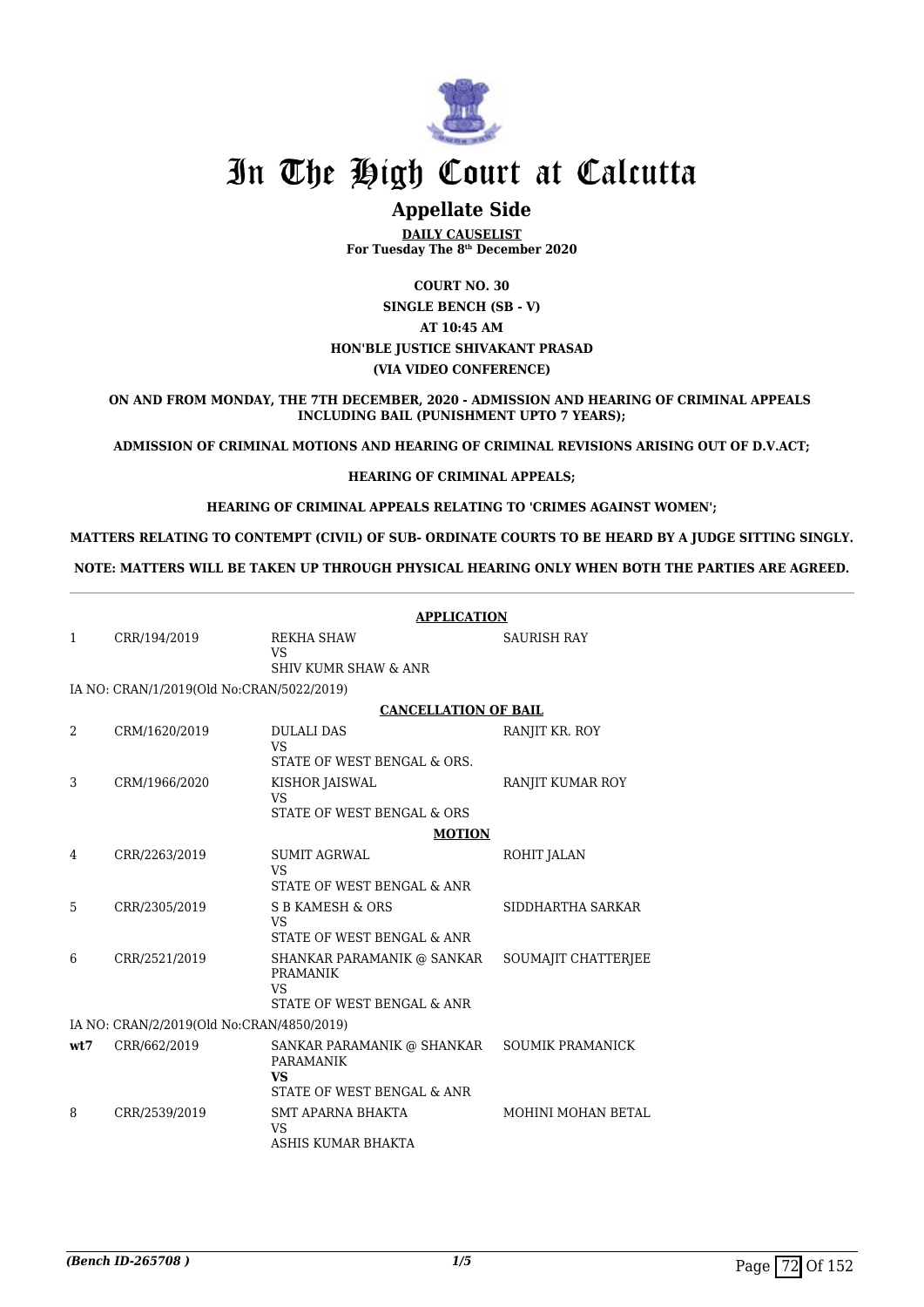# In The High Court at Calcutta

## Appellate Side

**DAILY CAUSELIST**
**For Tuesday The 8th December 2020**

**COURT NO. 30**
**SINGLE BENCH (SB - V)**
**AT 10:45 AM**
**HON'BLE JUSTICE SHIVAKANT PRASAD**
**(VIA VIDEO CONFERENCE)**

**ON AND FROM MONDAY, THE 7TH DECEMBER, 2020 - ADMISSION AND HEARING OF CRIMINAL APPEALS INCLUDING BAIL (PUNISHMENT UPTO 7 YEARS);**

**ADMISSION OF CRIMINAL MOTIONS AND HEARING OF CRIMINAL REVISIONS ARISING OUT OF D.V.ACT;**

**HEARING OF CRIMINAL APPEALS;**

**HEARING OF CRIMINAL APPEALS RELATING TO 'CRIMES AGAINST WOMEN';**

**MATTERS RELATING TO CONTEMPT (CIVIL) OF SUB- ORDINATE COURTS TO BE HEARD BY A JUDGE SITTING SINGLY.**

**NOTE: MATTERS WILL BE TAKEN UP THROUGH PHYSICAL HEARING ONLY WHEN BOTH THE PARTIES ARE AGREED.**

**APPLICATION**

| | | | |
|---|---|---|---|
| 1 | CRR/194/2019 | REKHA SHAW<br>VS<br>SHIV KUMR SHAW & ANR | SAURISH RAY |
| | IA NO: CRAN/1/2019(Old No:CRAN/5022/2019) | | |

**CANCELLATION OF BAIL**

| | | | |
|---|---|---|---|
| 2 | CRM/1620/2019 | DULALI DAS<br>VS<br>STATE OF WEST BENGAL & ORS. | RANJIT KR. ROY |
| 3 | CRM/1966/2020 | KISHOR JAISWAL<br>VS<br>STATE OF WEST BENGAL & ORS | RANJIT KUMAR ROY |

**MOTION**

| | | | |
|---|---|---|---|
| 4 | CRR/2263/2019 | SUMIT AGRWAL<br>VS<br>STATE OF WEST BENGAL & ANR | ROHIT JALAN |
| 5 | CRR/2305/2019 | S B KAMESH & ORS<br>VS<br>STATE OF WEST BENGAL & ANR | SIDDHARTHA SARKAR |
| 6 | CRR/2521/2019 | SHANKAR PARAMANIK @ SANKAR PRAMANIK<br>VS<br>STATE OF WEST BENGAL & ANR | SOUMAJIT CHATTERJEE |
| | IA NO: CRAN/2/2019(Old No:CRAN/4850/2019) | | |
| wt7 | CRR/662/2019 | SANKAR PARAMANIK @ SHANKAR PARAMANIK<br>**VS**<br>STATE OF WEST BENGAL & ANR | SOUMIK PRAMANICK |
| 8 | CRR/2539/2019 | SMT APARNA BHAKTA<br>VS<br>ASHIS KUMAR BHAKTA | MOHINI MOHAN BETAL |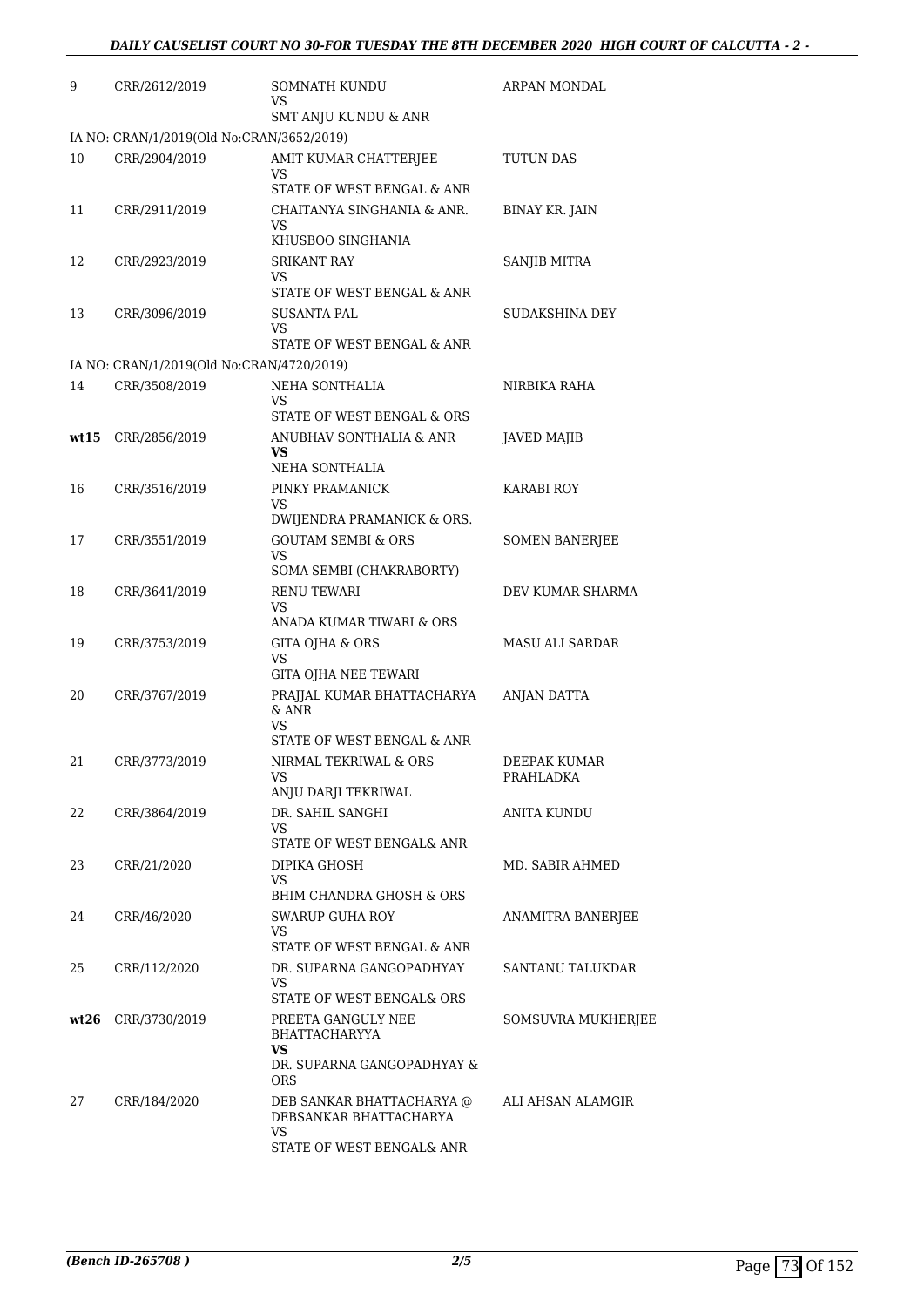| | | | |
|---|---|---|---|
| 9 | CRR/2612/2019 | SOMNATH KUNDU<br>VS<br>SMT ANJU KUNDU & ANR | ARPAN MONDAL |
| IA NO: CRAN/1/2019(Old No:CRAN/3652/2019) | | | |
| 10 | CRR/2904/2019 | AMIT KUMAR CHATTERJEE<br>VS<br>STATE OF WEST BENGAL & ANR | TUTUN DAS |
| 11 | CRR/2911/2019 | CHAITANYA SINGHANIA & ANR.<br>VS<br>KHUSBOO SINGHANIA | BINAY KR. JAIN |
| 12 | CRR/2923/2019 | SRIKANT RAY<br>VS<br>STATE OF WEST BENGAL & ANR | SANJIB MITRA |
| 13 | CRR/3096/2019 | SUSANTA PAL<br>VS<br>STATE OF WEST BENGAL & ANR | SUDAKSHINA DEY |
| IA NO: CRAN/1/2019(Old No:CRAN/4720/2019) | | | |
| 14 | CRR/3508/2019 | NEHA SONTHALIA<br>VS<br>STATE OF WEST BENGAL & ORS | NIRBIKA RAHA |
| **wt15** | CRR/2856/2019 | ANUBHAV SONTHALIA & ANR<br>**VS**<br>NEHA SONTHALIA | JAVED MAJIB |
| 16 | CRR/3516/2019 | PINKY PRAMANICK<br>VS<br>DWIJENDRA PRAMANICK & ORS. | KARABI ROY |
| 17 | CRR/3551/2019 | GOUTAM SEMBI & ORS<br>VS<br>SOMA SEMBI (CHAKRABORTY) | SOMEN BANERJEE |
| 18 | CRR/3641/2019 | RENU TEWARI<br>VS<br>ANADA KUMAR TIWARI & ORS | DEV KUMAR SHARMA |
| 19 | CRR/3753/2019 | GITA OJHA & ORS<br>VS<br>GITA OJHA NEE TEWARI | MASU ALI SARDAR |
| 20 | CRR/3767/2019 | PRAJJAL KUMAR BHATTACHARYA & ANR<br>VS<br>STATE OF WEST BENGAL & ANR | ANJAN DATTA |
| 21 | CRR/3773/2019 | NIRMAL TEKRIWAL & ORS<br>VS<br>ANJU DARJI TEKRIWAL | DEEPAK KUMAR PRAHLADKA |
| 22 | CRR/3864/2019 | DR. SAHIL SANGHI<br>VS<br>STATE OF WEST BENGAL& ANR | ANITA KUNDU |
| 23 | CRR/21/2020 | DIPIKA GHOSH<br>VS<br>BHIM CHANDRA GHOSH & ORS | MD. SABIR AHMED |
| 24 | CRR/46/2020 | SWARUP GUHA ROY<br>VS<br>STATE OF WEST BENGAL & ANR | ANAMITRA BANERJEE |
| 25 | CRR/112/2020 | DR. SUPARNA GANGOPADHYAY<br>VS<br>STATE OF WEST BENGAL& ORS | SANTANU TALUKDAR |
| **wt26** | CRR/3730/2019 | PREETA GANGULY NEE BHATTACHARYYA<br>**VS**<br>DR. SUPARNA GANGOPADHYAY & ORS | SOMSUVRA MUKHERJEE |
| 27 | CRR/184/2020 | DEB SANKAR BHATTACHARYA @ DEBSANKAR BHATTACHARYA<br>VS<br>STATE OF WEST BENGAL& ANR | ALI AHSAN ALAMGIR |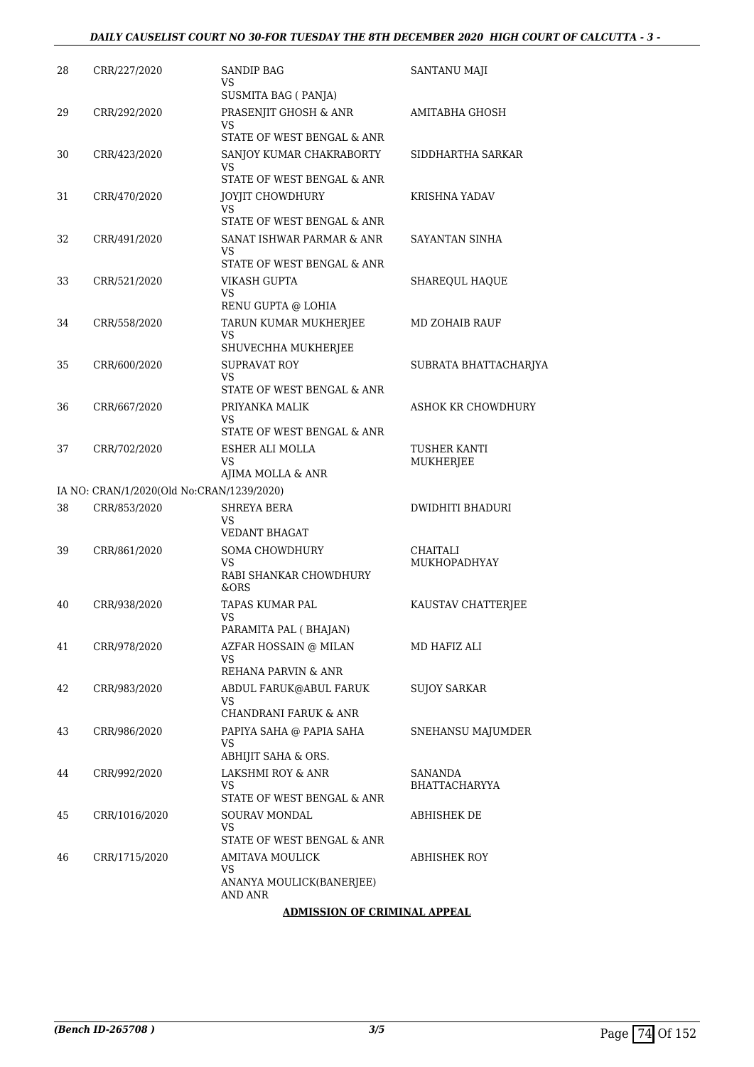| | | | |
|---|---|---|---|
| 28 | CRR/227/2020 | SANDIP BAG<br>VS<br>SUSMITA BAG ( PANJA) | SANTANU MAJI |
| 29 | CRR/292/2020 | PRASENJIT GHOSH & ANR<br>VS<br>STATE OF WEST BENGAL & ANR | AMITABHA GHOSH |
| 30 | CRR/423/2020 | SANJOY KUMAR CHAKRABORTY<br>VS<br>STATE OF WEST BENGAL & ANR | SIDDHARTHA SARKAR |
| 31 | CRR/470/2020 | JOYJIT CHOWDHURY<br>VS<br>STATE OF WEST BENGAL & ANR | KRISHNA YADAV |
| 32 | CRR/491/2020 | SANAT ISHWAR PARMAR & ANR<br>VS<br>STATE OF WEST BENGAL & ANR | SAYANTAN SINHA |
| 33 | CRR/521/2020 | VIKASH GUPTA<br>VS<br>RENU GUPTA @ LOHIA | SHAREQUL HAQUE |
| 34 | CRR/558/2020 | TARUN KUMAR MUKHERJEE<br>VS<br>SHUVECHHA MUKHERJEE | MD ZOHAIB RAUF |
| 35 | CRR/600/2020 | SUPRAVAT ROY<br>VS<br>STATE OF WEST BENGAL & ANR | SUBRATA BHATTACHARJYA |
| 36 | CRR/667/2020 | PRIYANKA MALIK<br>VS<br>STATE OF WEST BENGAL & ANR | ASHOK KR CHOWDHURY |
| 37 | CRR/702/2020 | ESHER ALI MOLLA<br>VS<br>AJIMA MOLLA & ANR | TUSHER KANTI MUKHERJEE |
| | IA NO: CRAN/1/2020(Old No:CRAN/1239/2020) | | |
| 38 | CRR/853/2020 | SHREYA BERA<br>VS<br>VEDANT BHAGAT | DWIDHITI BHADURI |
| 39 | CRR/861/2020 | SOMA CHOWDHURY<br>VS<br>RABI SHANKAR CHOWDHURY &ORS | CHAITALI MUKHOPADHYAY |
| 40 | CRR/938/2020 | TAPAS KUMAR PAL<br>VS<br>PARAMITA PAL ( BHAJAN) | KAUSTAV CHATTERJEE |
| 41 | CRR/978/2020 | AZFAR HOSSAIN @ MILAN<br>VS<br>REHANA PARVIN & ANR | MD HAFIZ ALI |
| 42 | CRR/983/2020 | ABDUL FARUK@ABUL FARUK<br>VS<br>CHANDRANI FARUK & ANR | SUJOY SARKAR |
| 43 | CRR/986/2020 | PAPIYA SAHA @ PAPIA SAHA<br>VS<br>ABHIJIT SAHA & ORS. | SNEHANSU MAJUMDER |
| 44 | CRR/992/2020 | LAKSHMI ROY & ANR<br>VS<br>STATE OF WEST BENGAL & ANR | SANANDA BHATTACHARYYA |
| 45 | CRR/1016/2020 | SOURAV MONDAL<br>VS<br>STATE OF WEST BENGAL & ANR | ABHISHEK DE |
| 46 | CRR/1715/2020 | AMITAVA MOULICK<br>VS<br>ANANYA MOULICK(BANERJEE) AND ANR | ABHISHEK ROY |

**ADMISSION OF CRIMINAL APPEAL**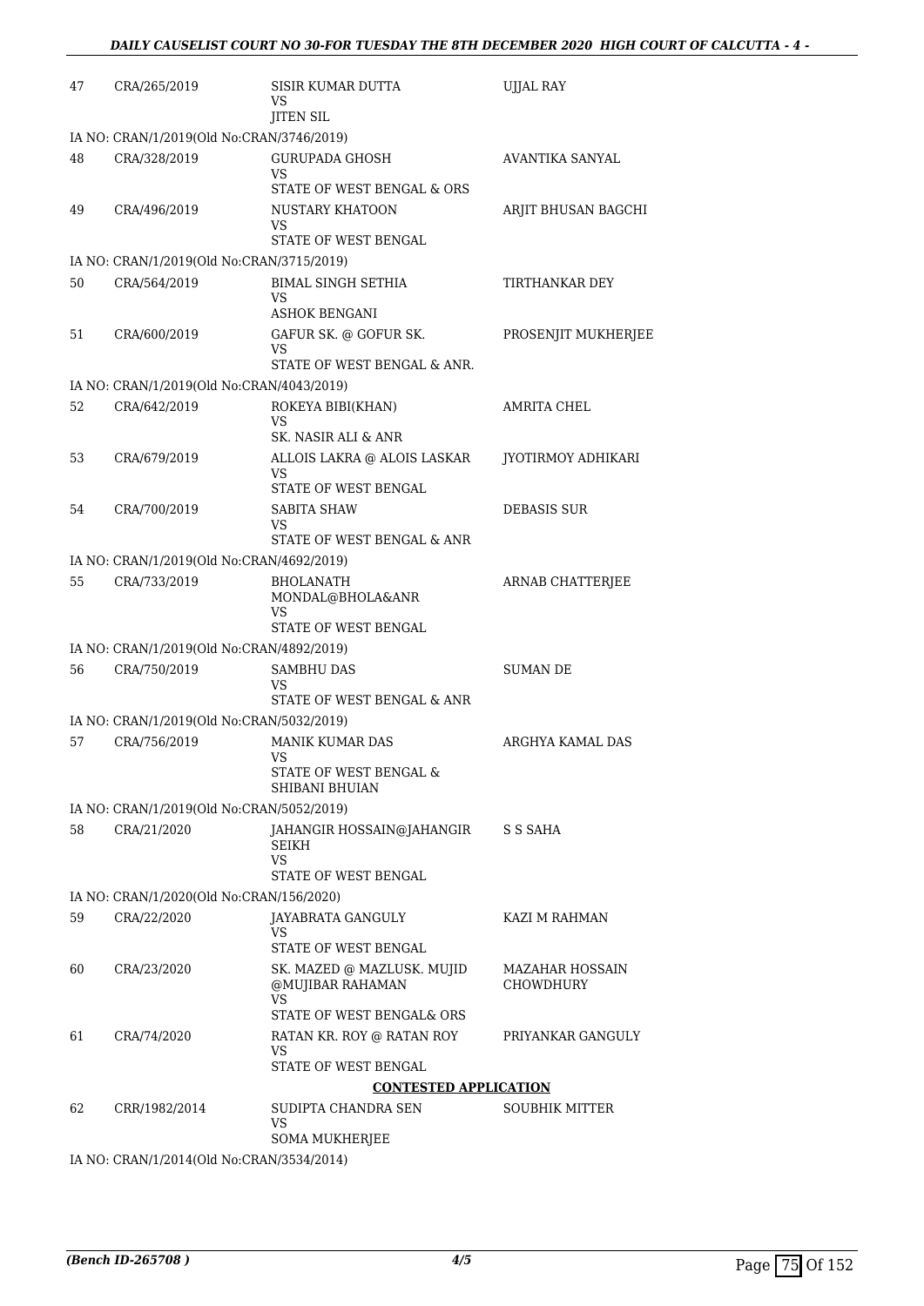| | | | |
|---|---|---|---|
| 47 | CRA/265/2019 | SISIR KUMAR DUTTA<br>VS<br>JITEN SIL | UJJAL RAY |
| IA NO: CRAN/1/2019(Old No:CRAN/3746/2019) | | | |
| 48 | CRA/328/2019 | GURUPADA GHOSH<br>VS<br>STATE OF WEST BENGAL & ORS | AVANTIKA SANYAL |
| 49 | CRA/496/2019 | NUSTARY KHATOON<br>VS<br>STATE OF WEST BENGAL | ARJIT BHUSAN BAGCHI |
| IA NO: CRAN/1/2019(Old No:CRAN/3715/2019) | | | |
| 50 | CRA/564/2019 | BIMAL SINGH SETHIA<br>VS<br>ASHOK BENGANI | TIRTHANKAR DEY |
| 51 | CRA/600/2019 | GAFUR SK. @ GOFUR SK.<br>VS<br>STATE OF WEST BENGAL & ANR. | PROSENJIT MUKHERJEE |
| IA NO: CRAN/1/2019(Old No:CRAN/4043/2019) | | | |
| 52 | CRA/642/2019 | ROKEYA BIBI(KHAN)<br>VS<br>SK. NASIR ALI & ANR | AMRITA CHEL |
| 53 | CRA/679/2019 | ALLOIS LAKRA @ ALOIS LASKAR<br>VS<br>STATE OF WEST BENGAL | JYOTIRMOY ADHIKARI |
| 54 | CRA/700/2019 | SABITA SHAW<br>VS<br>STATE OF WEST BENGAL & ANR | DEBASIS SUR |
| IA NO: CRAN/1/2019(Old No:CRAN/4692/2019) | | | |
| 55 | CRA/733/2019 | BHOLANATH MONDAL@BHOLA&ANR<br>VS<br>STATE OF WEST BENGAL | ARNAB CHATTERJEE |
| IA NO: CRAN/1/2019(Old No:CRAN/4892/2019) | | | |
| 56 | CRA/750/2019 | SAMBHU DAS<br>VS<br>STATE OF WEST BENGAL & ANR | SUMAN DE |
| IA NO: CRAN/1/2019(Old No:CRAN/5032/2019) | | | |
| 57 | CRA/756/2019 | MANIK KUMAR DAS<br>VS<br>STATE OF WEST BENGAL & SHIBANI BHUIAN | ARGHYA KAMAL DAS |
| IA NO: CRAN/1/2019(Old No:CRAN/5052/2019) | | | |
| 58 | CRA/21/2020 | JAHANGIR HOSSAIN@JAHANGIR SEIKH<br>VS<br>STATE OF WEST BENGAL | S S SAHA |
| IA NO: CRAN/1/2020(Old No:CRAN/156/2020) | | | |
| 59 | CRA/22/2020 | JAYABRATA GANGULY<br>VS<br>STATE OF WEST BENGAL | KAZI M RAHMAN |
| 60 | CRA/23/2020 | SK. MAZED @ MAZLUSK. MUJID @MUJIBAR RAHAMAN<br>VS<br>STATE OF WEST BENGAL& ORS | MAZAHAR HOSSAIN CHOWDHURY |
| 61 | CRA/74/2020 | RATAN KR. ROY @ RATAN ROY<br>VS<br>STATE OF WEST BENGAL | PRIYANKAR GANGULY |
| | | **CONTESTED APPLICATION** | |
| 62 | CRR/1982/2014 | SUDIPTA CHANDRA SEN<br>VS<br>SOMA MUKHERJEE | SOUBHIK MITTER |
| IA NO: CRAN/1/2014(Old No:CRAN/3534/2014) | | | |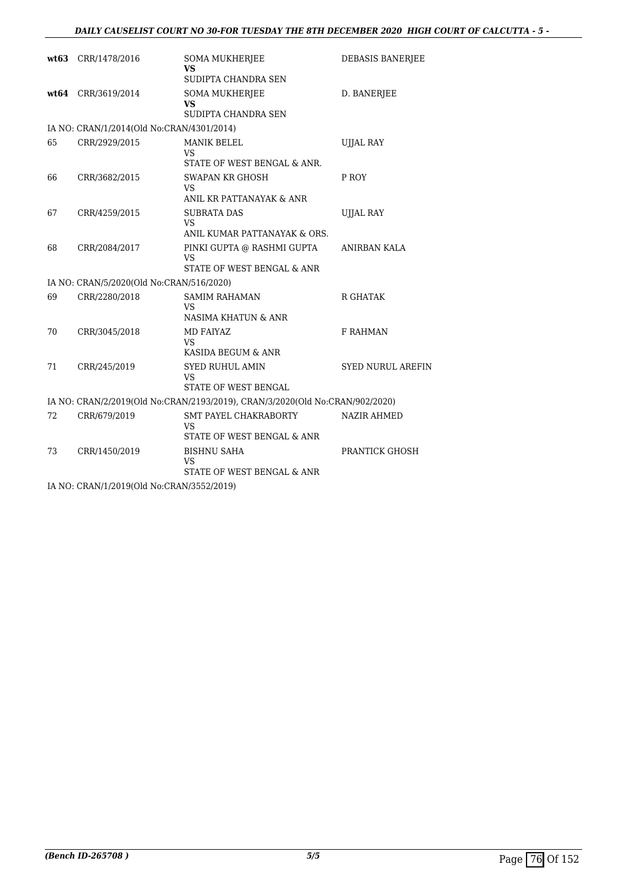| | | | |
|---|---|---|---|
| **wt63** | CRR/1478/2016 | SOMA MUKHERJEE<br>**VS**<br>SUDIPTA CHANDRA SEN | DEBASIS BANERJEE |
| **wt64** | CRR/3619/2014 | SOMA MUKHERJEE<br>**VS**<br>SUDIPTA CHANDRA SEN | D. BANERJEE |
| IA NO: CRAN/1/2014(Old No:CRAN/4301/2014) | | | |
| 65 | CRR/2929/2015 | MANIK BELEL<br>VS<br>STATE OF WEST BENGAL & ANR. | UJJAL RAY |
| 66 | CRR/3682/2015 | SWAPAN KR GHOSH<br>VS<br>ANIL KR PATTANAYAK & ANR | P ROY |
| 67 | CRR/4259/2015 | SUBRATA DAS<br>VS<br>ANIL KUMAR PATTANAYAK & ORS. | UJJAL RAY |
| 68 | CRR/2084/2017 | PINKI GUPTA @ RASHMI GUPTA<br>VS<br>STATE OF WEST BENGAL & ANR | ANIRBAN KALA |
| IA NO: CRAN/5/2020(Old No:CRAN/516/2020) | | | |
| 69 | CRR/2280/2018 | SAMIM RAHAMAN<br>VS<br>NASIMA KHATUN & ANR | R GHATAK |
| 70 | CRR/3045/2018 | MD FAIYAZ<br>VS<br>KASIDA BEGUM & ANR | F RAHMAN |
| 71 | CRR/245/2019 | SYED RUHUL AMIN<br>VS<br>STATE OF WEST BENGAL | SYED NURUL AREFIN |
| IA NO: CRAN/2/2019(Old No:CRAN/2193/2019), CRAN/3/2020(Old No:CRAN/902/2020) | | | |
| 72 | CRR/679/2019 | SMT PAYEL CHAKRABORTY<br>VS<br>STATE OF WEST BENGAL & ANR | NAZIR AHMED |
| 73 | CRR/1450/2019 | BISHNU SAHA<br>VS<br>STATE OF WEST BENGAL & ANR | PRANTICK GHOSH |
| IA NO: CRAN/1/2019(Old No:CRAN/3552/2019) | | | |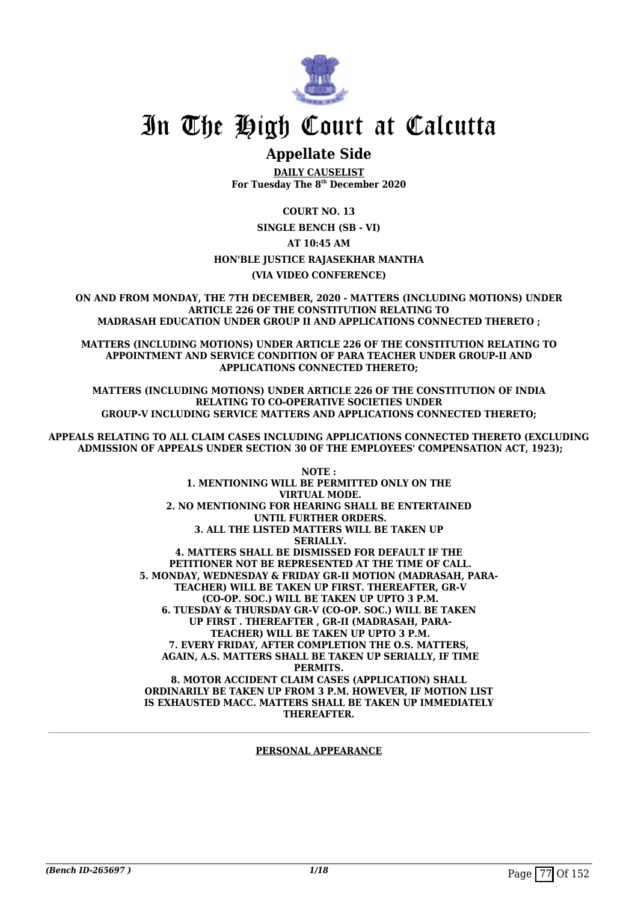# In The High Court at Calcutta

## Appellate Side

**DAILY CAUSELIST**
**For Tuesday The 8th December 2020**

**COURT NO. 13**

**SINGLE BENCH (SB - VI)**

**AT 10:45 AM**

**HON'BLE JUSTICE RAJASEKHAR MANTHA**

**(VIA VIDEO CONFERENCE)**

**ON AND FROM MONDAY, THE 7TH DECEMBER, 2020 - MATTERS (INCLUDING MOTIONS) UNDER ARTICLE 226 OF THE CONSTITUTION RELATING TO MADRASAH EDUCATION UNDER GROUP II AND APPLICATIONS CONNECTED THERETO ;**

**MATTERS (INCLUDING MOTIONS) UNDER ARTICLE 226 OF THE CONSTITUTION RELATING TO APPOINTMENT AND SERVICE CONDITION OF PARA TEACHER UNDER GROUP-II AND APPLICATIONS CONNECTED THERETO;**

**MATTERS (INCLUDING MOTIONS) UNDER ARTICLE 226 OF THE CONSTITUTION OF INDIA RELATING TO CO-OPERATIVE SOCIETIES UNDER GROUP-V INCLUDING SERVICE MATTERS AND APPLICATIONS CONNECTED THERETO;**

**APPEALS RELATING TO ALL CLAIM CASES INCLUDING APPLICATIONS CONNECTED THERETO (EXCLUDING ADMISSION OF APPEALS UNDER SECTION 30 OF THE EMPLOYEES' COMPENSATION ACT, 1923);**

**NOTE :**
**1. MENTIONING WILL BE PERMITTED ONLY ON THE VIRTUAL MODE.**
**2. NO MENTIONING FOR HEARING SHALL BE ENTERTAINED UNTIL FURTHER ORDERS.**
**3. ALL THE LISTED MATTERS WILL BE TAKEN UP SERIALLY.**
**4. MATTERS SHALL BE DISMISSED FOR DEFAULT IF THE PETITIONER NOT BE REPRESENTED AT THE TIME OF CALL.**
**5. MONDAY, WEDNESDAY & FRIDAY GR-II MOTION (MADRASAH, PARA-TEACHER) WILL BE TAKEN UP FIRST. THEREAFTER, GR-V (CO-OP. SOC.) WILL BE TAKEN UP UPTO 3 P.M.**
**6. TUESDAY & THURSDAY GR-V (CO-OP. SOC.) WILL BE TAKEN UP FIRST . THEREAFTER , GR-II (MADRASAH, PARA-TEACHER) WILL BE TAKEN UP UPTO 3 P.M.**
**7. EVERY FRIDAY, AFTER COMPLETION THE O.S. MATTERS, AGAIN, A.S. MATTERS SHALL BE TAKEN UP SERIALLY, IF TIME PERMITS.**
**8. MOTOR ACCIDENT CLAIM CASES (APPLICATION) SHALL ORDINARILY BE TAKEN UP FROM 3 P.M. HOWEVER, IF MOTION LIST IS EXHAUSTED MACC. MATTERS SHALL BE TAKEN UP IMMEDIATELY THEREAFTER.**

---

**PERSONAL APPEARANCE**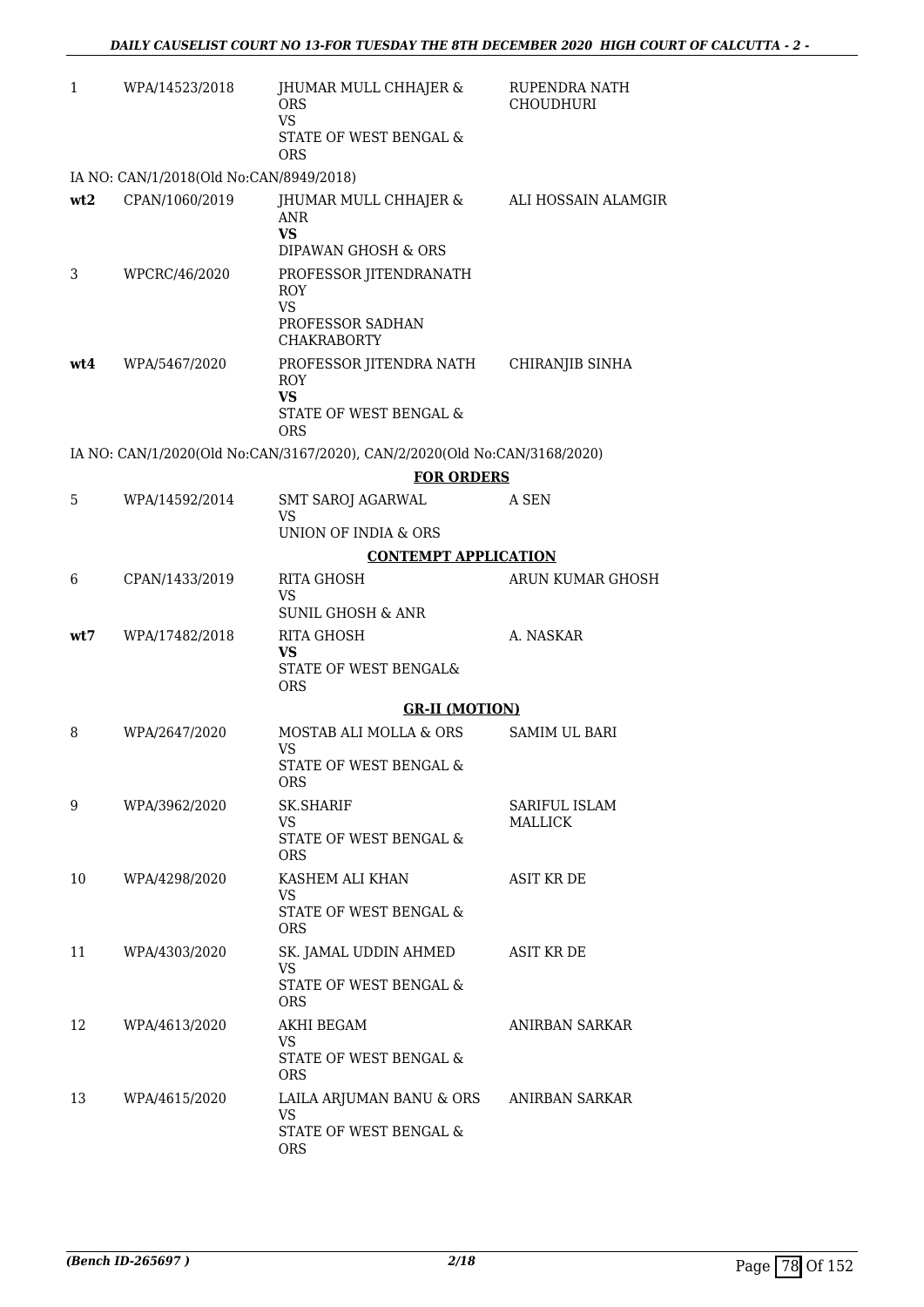| | | | |
|---|---|---|---|
| 1 | WPA/14523/2018 | JHUMAR MULL CHHAJER & ORS<br>VS<br>STATE OF WEST BENGAL & ORS | RUPENDRA NATH CHOUDHURI |
| IA NO: CAN/1/2018(Old No:CAN/8949/2018) | | | |
| **wt2** | CPAN/1060/2019 | JHUMAR MULL CHHAJER & ANR<br>**VS**<br>DIPAWAN GHOSH & ORS | ALI HOSSAIN ALAMGIR |
| 3 | WPCRC/46/2020 | PROFESSOR JITENDRANATH ROY<br>VS<br>PROFESSOR SADHAN CHAKRABORTY | |
| **wt4** | WPA/5467/2020 | PROFESSOR JITENDRA NATH ROY<br>**VS**<br>STATE OF WEST BENGAL & ORS | CHIRANJIB SINHA |
| IA NO: CAN/1/2020(Old No:CAN/3167/2020), CAN/2/2020(Old No:CAN/3168/2020) | | | |

**FOR ORDERS**

| | | | |
|---|---|---|---|
| 5 | WPA/14592/2014 | SMT SAROJ AGARWAL<br>VS<br>UNION OF INDIA & ORS | A SEN |

**CONTEMPT APPLICATION**

| | | | |
|---|---|---|---|
| 6 | CPAN/1433/2019 | RITA GHOSH<br>VS<br>SUNIL GHOSH & ANR | ARUN KUMAR GHOSH |
| **wt7** | WPA/17482/2018 | RITA GHOSH<br>**VS**<br>STATE OF WEST BENGAL& ORS | A. NASKAR |

**GR-II (MOTION)**

| | | | |
|---|---|---|---|
| 8 | WPA/2647/2020 | MOSTAB ALI MOLLA & ORS<br>VS<br>STATE OF WEST BENGAL & ORS | SAMIM UL BARI |
| 9 | WPA/3962/2020 | SK.SHARIF<br>VS<br>STATE OF WEST BENGAL & ORS | SARIFUL ISLAM MALLICK |
| 10 | WPA/4298/2020 | KASHEM ALI KHAN<br>VS<br>STATE OF WEST BENGAL & ORS | ASIT KR DE |
| 11 | WPA/4303/2020 | SK. JAMAL UDDIN AHMED<br>VS<br>STATE OF WEST BENGAL & ORS | ASIT KR DE |
| 12 | WPA/4613/2020 | AKHI BEGAM<br>VS<br>STATE OF WEST BENGAL & ORS | ANIRBAN SARKAR |
| 13 | WPA/4615/2020 | LAILA ARJUMAN BANU & ORS<br>VS<br>STATE OF WEST BENGAL & ORS | ANIRBAN SARKAR |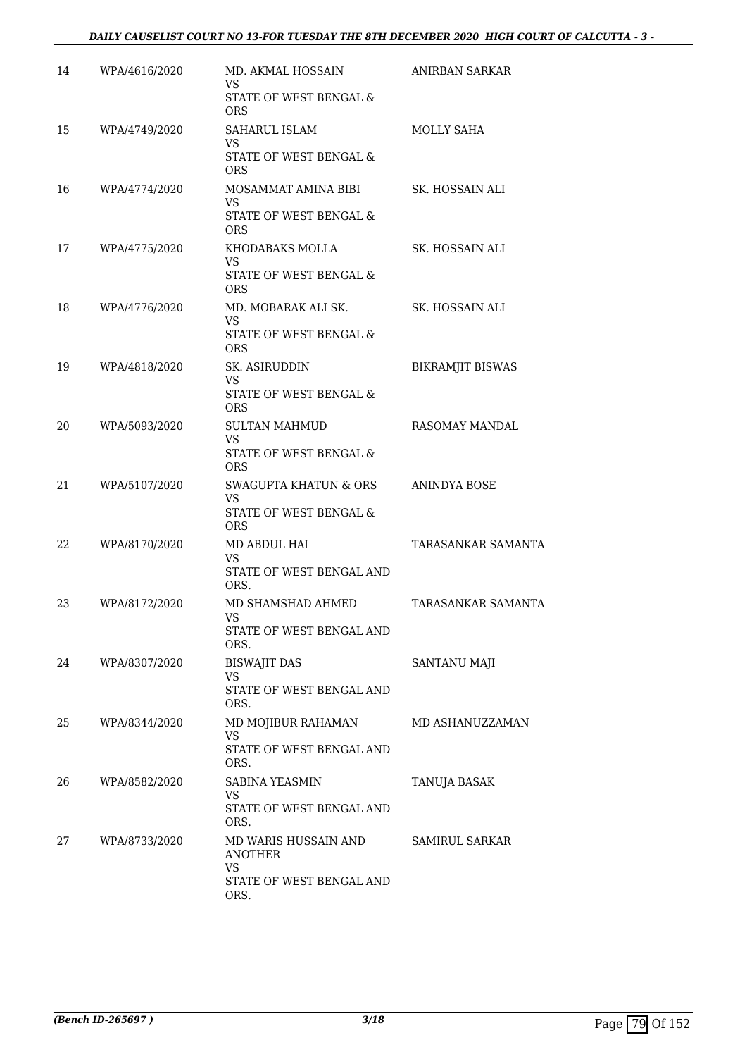| 14 | WPA/4616/2020 | MD. AKMAL HOSSAIN<br>VS<br>STATE OF WEST BENGAL & ORS | ANIRBAN SARKAR |
|---|---|---|---|
| 15 | WPA/4749/2020 | SAHARUL ISLAM<br>VS<br>STATE OF WEST BENGAL & ORS | MOLLY SAHA |
| 16 | WPA/4774/2020 | MOSAMMAT AMINA BIBI<br>VS<br>STATE OF WEST BENGAL & ORS | SK. HOSSAIN ALI |
| 17 | WPA/4775/2020 | KHODABAKS MOLLA<br>VS<br>STATE OF WEST BENGAL & ORS | SK. HOSSAIN ALI |
| 18 | WPA/4776/2020 | MD. MOBARAK ALI SK.<br>VS<br>STATE OF WEST BENGAL & ORS | SK. HOSSAIN ALI |
| 19 | WPA/4818/2020 | SK. ASIRUDDIN<br>VS<br>STATE OF WEST BENGAL & ORS | BIKRAMJIT BISWAS |
| 20 | WPA/5093/2020 | SULTAN MAHMUD<br>VS<br>STATE OF WEST BENGAL & ORS | RASOMAY MANDAL |
| 21 | WPA/5107/2020 | SWAGUPTA KHATUN & ORS<br>VS<br>STATE OF WEST BENGAL & ORS | ANINDYA BOSE |
| 22 | WPA/8170/2020 | MD ABDUL HAI<br>VS<br>STATE OF WEST BENGAL AND ORS. | TARASANKAR SAMANTA |
| 23 | WPA/8172/2020 | MD SHAMSHAD AHMED<br>VS<br>STATE OF WEST BENGAL AND ORS. | TARASANKAR SAMANTA |
| 24 | WPA/8307/2020 | BISWAJIT DAS<br>VS<br>STATE OF WEST BENGAL AND ORS. | SANTANU MAJI |
| 25 | WPA/8344/2020 | MD MOJIBUR RAHAMAN<br>VS<br>STATE OF WEST BENGAL AND ORS. | MD ASHANUZZAMAN |
| 26 | WPA/8582/2020 | SABINA YEASMIN<br>VS<br>STATE OF WEST BENGAL AND ORS. | TANUJA BASAK |
| 27 | WPA/8733/2020 | MD WARIS HUSSAIN AND ANOTHER<br>VS<br>STATE OF WEST BENGAL AND ORS. | SAMIRUL SARKAR |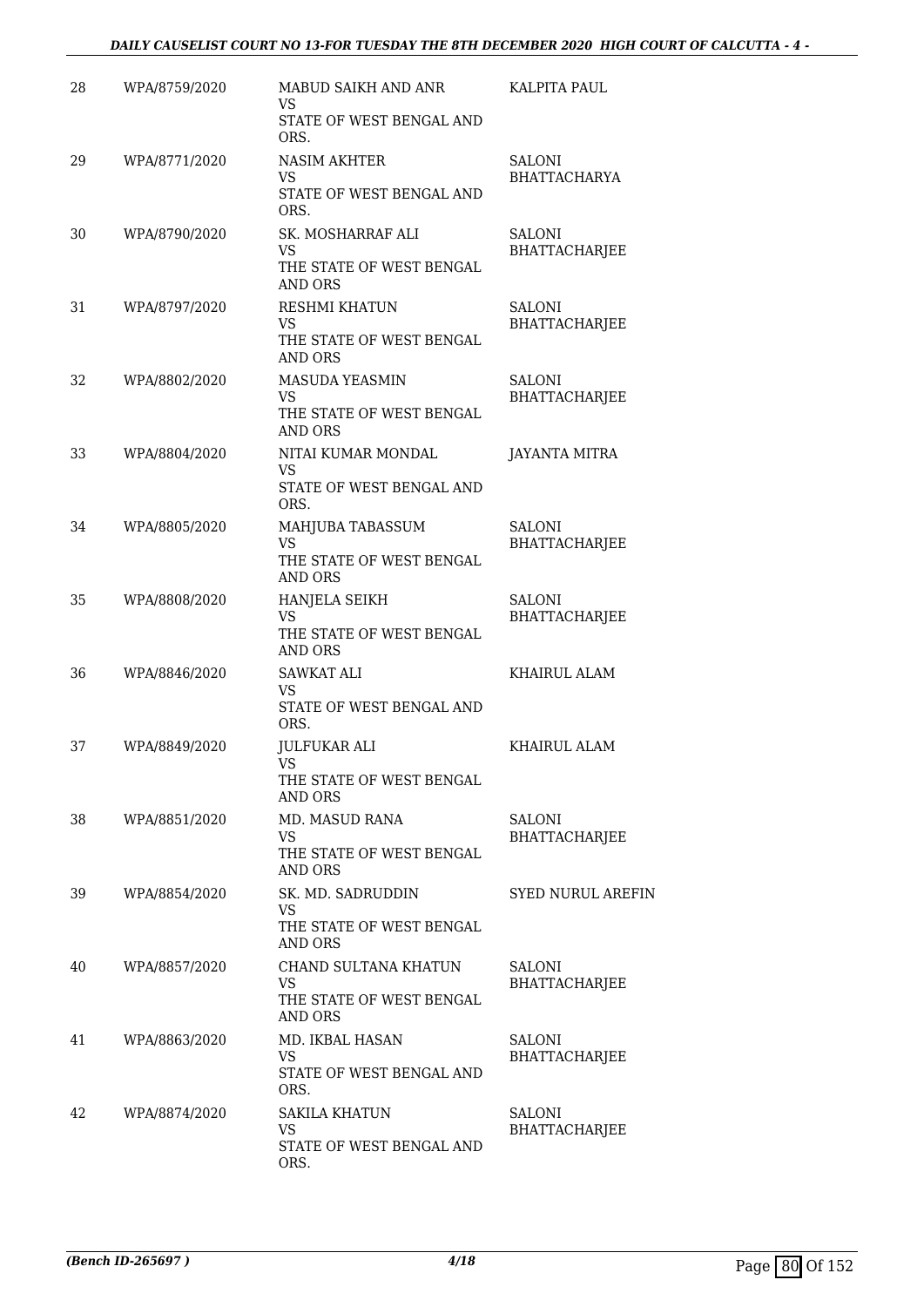| 28 | WPA/8759/2020 | MABUD SAIKH AND ANR<br>VS<br>STATE OF WEST BENGAL AND ORS. | KALPITA PAUL |
|---|---|---|---|
| 29 | WPA/8771/2020 | NASIM AKHTER<br>VS<br>STATE OF WEST BENGAL AND ORS. | SALONI BHATTACHARYA |
| 30 | WPA/8790/2020 | SK. MOSHARRAF ALI<br>VS<br>THE STATE OF WEST BENGAL AND ORS | SALONI BHATTACHARJEE |
| 31 | WPA/8797/2020 | RESHMI KHATUN<br>VS<br>THE STATE OF WEST BENGAL AND ORS | SALONI BHATTACHARJEE |
| 32 | WPA/8802/2020 | MASUDA YEASMIN<br>VS<br>THE STATE OF WEST BENGAL AND ORS | SALONI BHATTACHARJEE |
| 33 | WPA/8804/2020 | NITAI KUMAR MONDAL<br>VS<br>STATE OF WEST BENGAL AND ORS. | JAYANTA MITRA |
| 34 | WPA/8805/2020 | MAHJUBA TABASSUM<br>VS<br>THE STATE OF WEST BENGAL AND ORS | SALONI BHATTACHARJEE |
| 35 | WPA/8808/2020 | HANJELA SEIKH<br>VS<br>THE STATE OF WEST BENGAL AND ORS | SALONI BHATTACHARJEE |
| 36 | WPA/8846/2020 | SAWKAT ALI<br>VS<br>STATE OF WEST BENGAL AND ORS. | KHAIRUL ALAM |
| 37 | WPA/8849/2020 | JULFUKAR ALI<br>VS<br>THE STATE OF WEST BENGAL AND ORS | KHAIRUL ALAM |
| 38 | WPA/8851/2020 | MD. MASUD RANA<br>VS<br>THE STATE OF WEST BENGAL AND ORS | SALONI BHATTACHARJEE |
| 39 | WPA/8854/2020 | SK. MD. SADRUDDIN<br>VS<br>THE STATE OF WEST BENGAL AND ORS | SYED NURUL AREFIN |
| 40 | WPA/8857/2020 | CHAND SULTANA KHATUN<br>VS<br>THE STATE OF WEST BENGAL AND ORS | SALONI BHATTACHARJEE |
| 41 | WPA/8863/2020 | MD. IKBAL HASAN<br>VS<br>STATE OF WEST BENGAL AND ORS. | SALONI BHATTACHARJEE |
| 42 | WPA/8874/2020 | SAKILA KHATUN<br>VS<br>STATE OF WEST BENGAL AND ORS. | SALONI BHATTACHARJEE |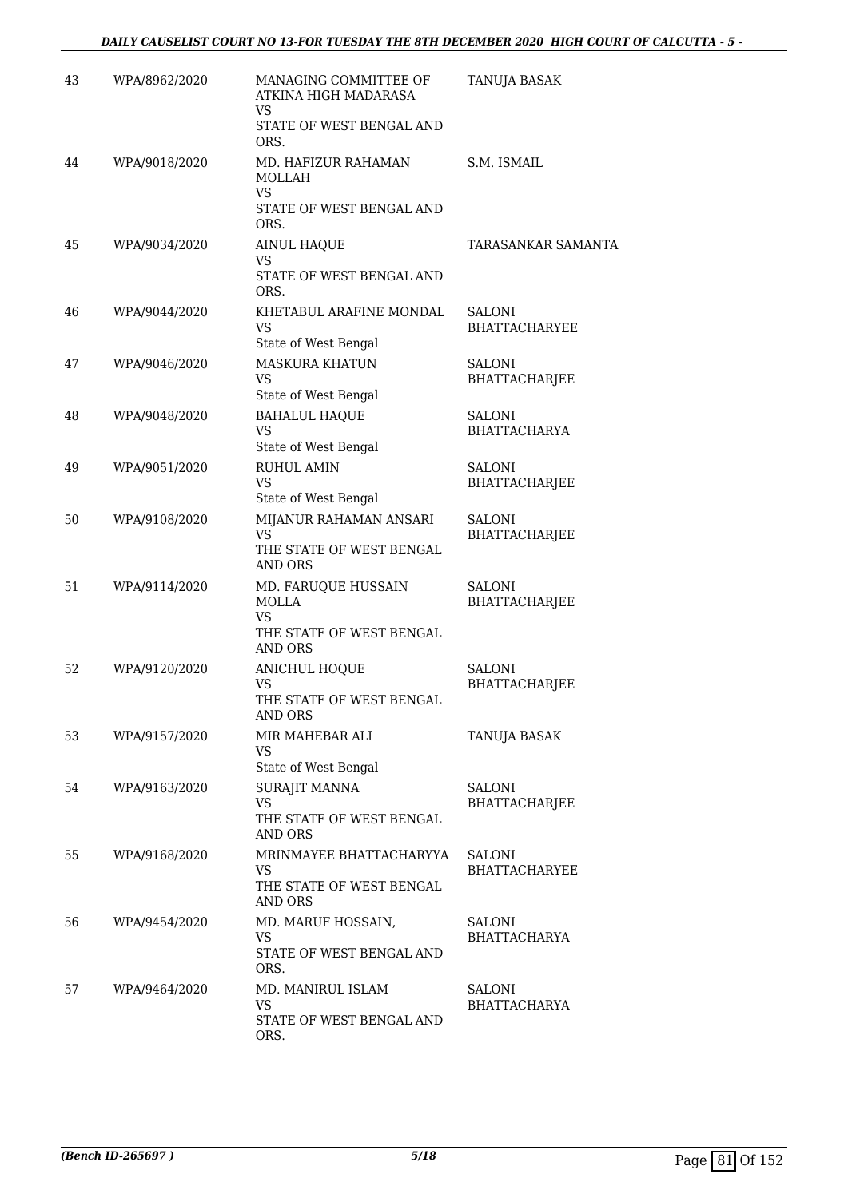| 43 | WPA/8962/2020 | MANAGING COMMITTEE OF ATKINA HIGH MADARASA<br>VS<br>STATE OF WEST BENGAL AND ORS. | TANUJA BASAK |
|---|---|---|---|
| 44 | WPA/9018/2020 | MD. HAFIZUR RAHAMAN MOLLAH<br>VS<br>STATE OF WEST BENGAL AND ORS. | S.M. ISMAIL |
| 45 | WPA/9034/2020 | AINUL HAQUE<br>VS<br>STATE OF WEST BENGAL AND ORS. | TARASANKAR SAMANTA |
| 46 | WPA/9044/2020 | KHETABUL ARAFINE MONDAL<br>VS<br>State of West Bengal | SALONI BHATTACHARYEE |
| 47 | WPA/9046/2020 | MASKURA KHATUN<br>VS<br>State of West Bengal | SALONI BHATTACHARJEE |
| 48 | WPA/9048/2020 | BAHALUL HAQUE<br>VS<br>State of West Bengal | SALONI BHATTACHARYA |
| 49 | WPA/9051/2020 | RUHUL AMIN<br>VS<br>State of West Bengal | SALONI BHATTACHARJEE |
| 50 | WPA/9108/2020 | MIJANUR RAHAMAN ANSARI<br>VS<br>THE STATE OF WEST BENGAL AND ORS | SALONI BHATTACHARJEE |
| 51 | WPA/9114/2020 | MD. FARUQUE HUSSAIN MOLLA<br>VS<br>THE STATE OF WEST BENGAL AND ORS | SALONI BHATTACHARJEE |
| 52 | WPA/9120/2020 | ANICHUL HOQUE<br>VS<br>THE STATE OF WEST BENGAL AND ORS | SALONI BHATTACHARJEE |
| 53 | WPA/9157/2020 | MIR MAHEBAR ALI<br>VS<br>State of West Bengal | TANUJA BASAK |
| 54 | WPA/9163/2020 | SURAJIT MANNA<br>VS<br>THE STATE OF WEST BENGAL AND ORS | SALONI BHATTACHARJEE |
| 55 | WPA/9168/2020 | MRINMAYEE BHATTACHARYYA<br>VS<br>THE STATE OF WEST BENGAL AND ORS | SALONI BHATTACHARYEE |
| 56 | WPA/9454/2020 | MD. MARUF HOSSAIN,<br>VS<br>STATE OF WEST BENGAL AND ORS. | SALONI BHATTACHARYA |
| 57 | WPA/9464/2020 | MD. MANIRUL ISLAM<br>VS<br>STATE OF WEST BENGAL AND ORS. | SALONI BHATTACHARYA |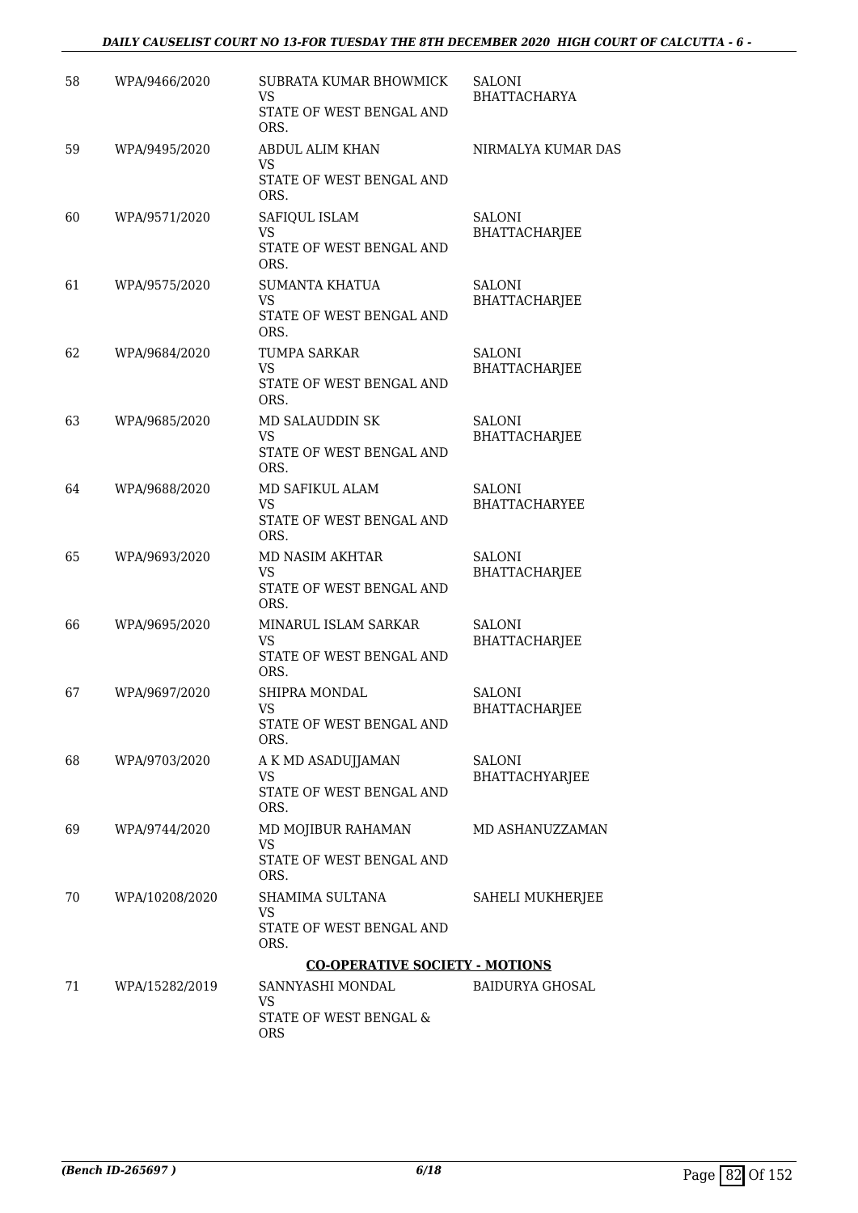| | | | |
|---|---|---|---|
| 58 | WPA/9466/2020 | SUBRATA KUMAR BHOWMICK<br>VS<br>STATE OF WEST BENGAL AND ORS. | SALONI BHATTACHARYA |
| 59 | WPA/9495/2020 | ABDUL ALIM KHAN<br>VS<br>STATE OF WEST BENGAL AND ORS. | NIRMALYA KUMAR DAS |
| 60 | WPA/9571/2020 | SAFIQUL ISLAM<br>VS<br>STATE OF WEST BENGAL AND ORS. | SALONI BHATTACHARJEE |
| 61 | WPA/9575/2020 | SUMANTA KHATUA<br>VS<br>STATE OF WEST BENGAL AND ORS. | SALONI BHATTACHARJEE |
| 62 | WPA/9684/2020 | TUMPA SARKAR<br>VS<br>STATE OF WEST BENGAL AND ORS. | SALONI BHATTACHARJEE |
| 63 | WPA/9685/2020 | MD SALAUDDIN SK<br>VS<br>STATE OF WEST BENGAL AND ORS. | SALONI BHATTACHARJEE |
| 64 | WPA/9688/2020 | MD SAFIKUL ALAM<br>VS<br>STATE OF WEST BENGAL AND ORS. | SALONI BHATTACHARYEE |
| 65 | WPA/9693/2020 | MD NASIM AKHTAR<br>VS<br>STATE OF WEST BENGAL AND ORS. | SALONI BHATTACHARJEE |
| 66 | WPA/9695/2020 | MINARUL ISLAM SARKAR<br>VS<br>STATE OF WEST BENGAL AND ORS. | SALONI BHATTACHARJEE |
| 67 | WPA/9697/2020 | SHIPRA MONDAL<br>VS<br>STATE OF WEST BENGAL AND ORS. | SALONI BHATTACHARJEE |
| 68 | WPA/9703/2020 | A K MD ASADUJJAMAN<br>VS<br>STATE OF WEST BENGAL AND ORS. | SALONI BHATTACHYARJEE |
| 69 | WPA/9744/2020 | MD MOJIBUR RAHAMAN<br>VS<br>STATE OF WEST BENGAL AND ORS. | MD ASHANUZZAMAN |
| 70 | WPA/10208/2020 | SHAMIMA SULTANA<br>VS<br>STATE OF WEST BENGAL AND ORS. | SAHELI MUKHERJEE |

**CO-OPERATIVE SOCIETY - MOTIONS**

| | | | |
|---|---|---|---|
| 71 | WPA/15282/2019 | SANNYASHI MONDAL<br>VS<br>STATE OF WEST BENGAL & ORS | BAIDURYA GHOSAL |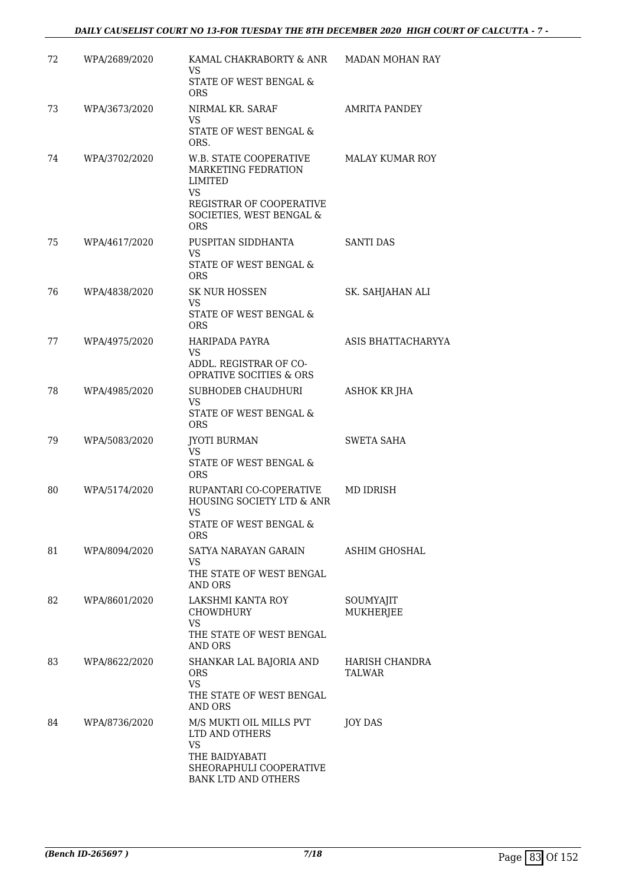| | | | |
|---|---|---|---|
| 72 | WPA/2689/2020 | KAMAL CHAKRABORTY & ANR<br>VS<br>STATE OF WEST BENGAL & ORS | MADAN MOHAN RAY |
| 73 | WPA/3673/2020 | NIRMAL KR. SARAF<br>VS<br>STATE OF WEST BENGAL & ORS. | AMRITA PANDEY |
| 74 | WPA/3702/2020 | W.B. STATE COOPERATIVE MARKETING FEDRATION LIMITED<br>VS<br>REGISTRAR OF COOPERATIVE SOCIETIES, WEST BENGAL & ORS | MALAY KUMAR ROY |
| 75 | WPA/4617/2020 | PUSPITAN SIDDHANTA<br>VS<br>STATE OF WEST BENGAL & ORS | SANTI DAS |
| 76 | WPA/4838/2020 | SK NUR HOSSEN<br>VS<br>STATE OF WEST BENGAL & ORS | SK. SAHJAHAN ALI |
| 77 | WPA/4975/2020 | HARIPADA PAYRA<br>VS<br>ADDL. REGISTRAR OF CO-OPRATIVE SOCITIES & ORS | ASIS BHATTACHARYYA |
| 78 | WPA/4985/2020 | SUBHODEB CHAUDHURI<br>VS<br>STATE OF WEST BENGAL & ORS | ASHOK KR JHA |
| 79 | WPA/5083/2020 | JYOTI BURMAN<br>VS<br>STATE OF WEST BENGAL & ORS | SWETA SAHA |
| 80 | WPA/5174/2020 | RUPANTARI CO-COPERATIVE HOUSING SOCIETY LTD & ANR<br>VS<br>STATE OF WEST BENGAL & ORS | MD IDRISH |
| 81 | WPA/8094/2020 | SATYA NARAYAN GARAIN<br>VS<br>THE STATE OF WEST BENGAL AND ORS | ASHIM GHOSHAL |
| 82 | WPA/8601/2020 | LAKSHMI KANTA ROY CHOWDHURY<br>VS<br>THE STATE OF WEST BENGAL AND ORS | SOUMYAJIT MUKHERJEE |
| 83 | WPA/8622/2020 | SHANKAR LAL BAJORIA AND ORS<br>VS<br>THE STATE OF WEST BENGAL AND ORS | HARISH CHANDRA TALWAR |
| 84 | WPA/8736/2020 | M/S MUKTI OIL MILLS PVT LTD AND OTHERS<br>VS<br>THE BAIDYABATI SHEORAPHULI COOPERATIVE BANK LTD AND OTHERS | JOY DAS |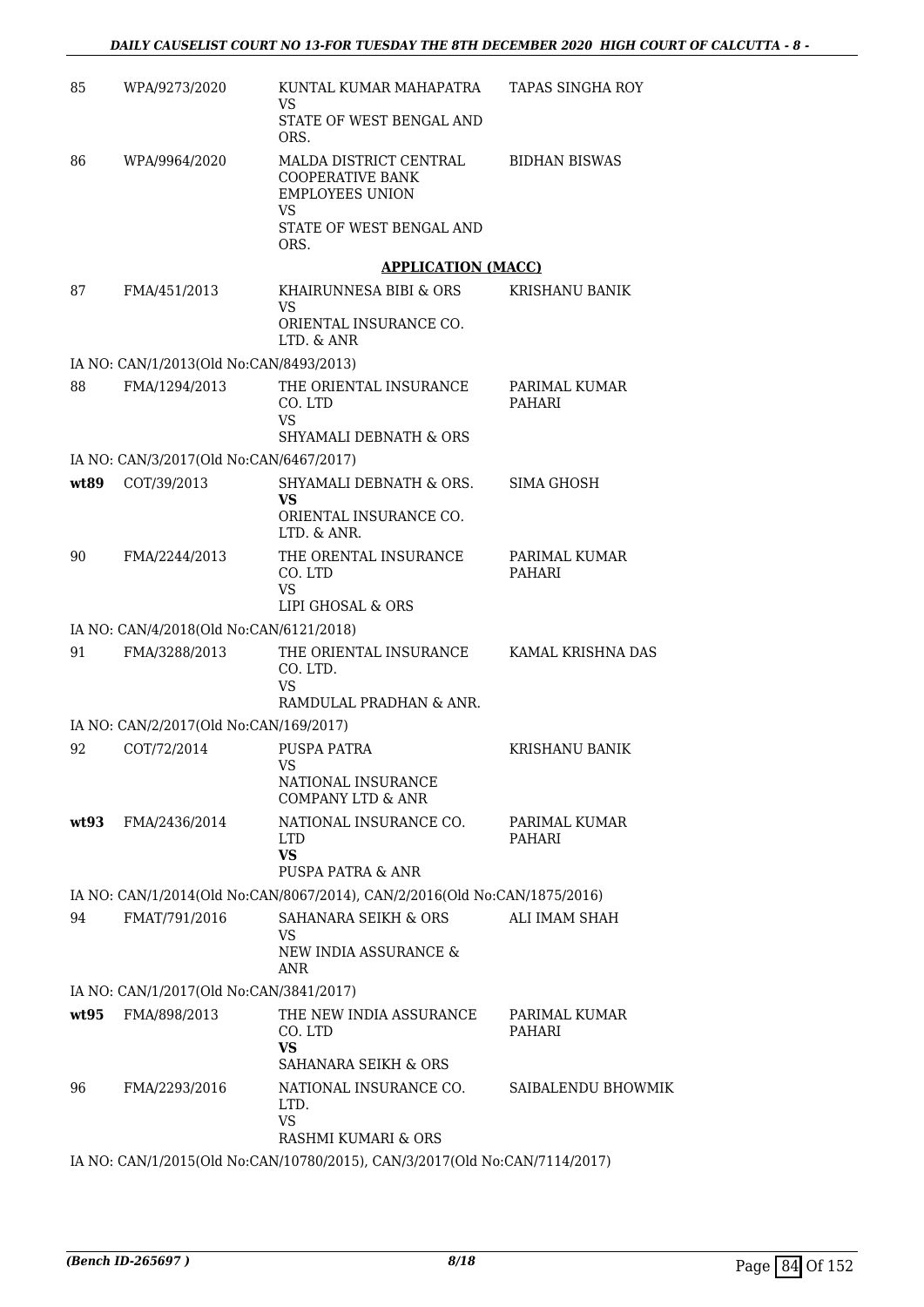| | | | |
|---|---|---|---|
| 85 | WPA/9273/2020 | KUNTAL KUMAR MAHAPATRA<br>VS<br>STATE OF WEST BENGAL AND ORS. | TAPAS SINGHA ROY |
| 86 | WPA/9964/2020 | MALDA DISTRICT CENTRAL COOPERATIVE BANK EMPLOYEES UNION<br>VS<br>STATE OF WEST BENGAL AND ORS. | BIDHAN BISWAS |

**APPLICATION (MACC)**

| | | | |
|---|---|---|---|
| 87 | FMA/451/2013 | KHAIRUNNESA BIBI & ORS<br>VS<br>ORIENTAL INSURANCE CO. LTD. & ANR | KRISHANU BANIK |
| | IA NO: CAN/1/2013(Old No:CAN/8493/2013) | | |
| 88 | FMA/1294/2013 | THE ORIENTAL INSURANCE CO. LTD<br>VS<br>SHYAMALI DEBNATH & ORS | PARIMAL KUMAR PAHARI |
| | IA NO: CAN/3/2017(Old No:CAN/6467/2017) | | |
| **wt89** | COT/39/2013 | SHYAMALI DEBNATH & ORS.<br>**VS**<br>ORIENTAL INSURANCE CO. LTD. & ANR. | SIMA GHOSH |
| 90 | FMA/2244/2013 | THE ORENTAL INSURANCE CO. LTD<br>VS<br>LIPI GHOSAL & ORS | PARIMAL KUMAR PAHARI |
| | IA NO: CAN/4/2018(Old No:CAN/6121/2018) | | |
| 91 | FMA/3288/2013 | THE ORIENTAL INSURANCE CO. LTD.<br>VS<br>RAMDULAL PRADHAN & ANR. | KAMAL KRISHNA DAS |
| | IA NO: CAN/2/2017(Old No:CAN/169/2017) | | |
| 92 | COT/72/2014 | PUSPA PATRA<br>VS<br>NATIONAL INSURANCE COMPANY LTD & ANR | KRISHANU BANIK |
| **wt93** | FMA/2436/2014 | NATIONAL INSURANCE CO. LTD<br>**VS**<br>PUSPA PATRA & ANR | PARIMAL KUMAR PAHARI |
| | IA NO: CAN/1/2014(Old No:CAN/8067/2014), CAN/2/2016(Old No:CAN/1875/2016) | | |
| 94 | FMAT/791/2016 | SAHANARA SEIKH & ORS<br>VS<br>NEW INDIA ASSURANCE & ANR | ALI IMAM SHAH |
| | IA NO: CAN/1/2017(Old No:CAN/3841/2017) | | |
| **wt95** | FMA/898/2013 | THE NEW INDIA ASSURANCE CO. LTD<br>**VS**<br>SAHANARA SEIKH & ORS | PARIMAL KUMAR PAHARI |
| 96 | FMA/2293/2016 | NATIONAL INSURANCE CO. LTD.<br>VS<br>RASHMI KUMARI & ORS | SAIBALENDU BHOWMIK |
| | IA NO: CAN/1/2015(Old No:CAN/10780/2015), CAN/3/2017(Old No:CAN/7114/2017) | | |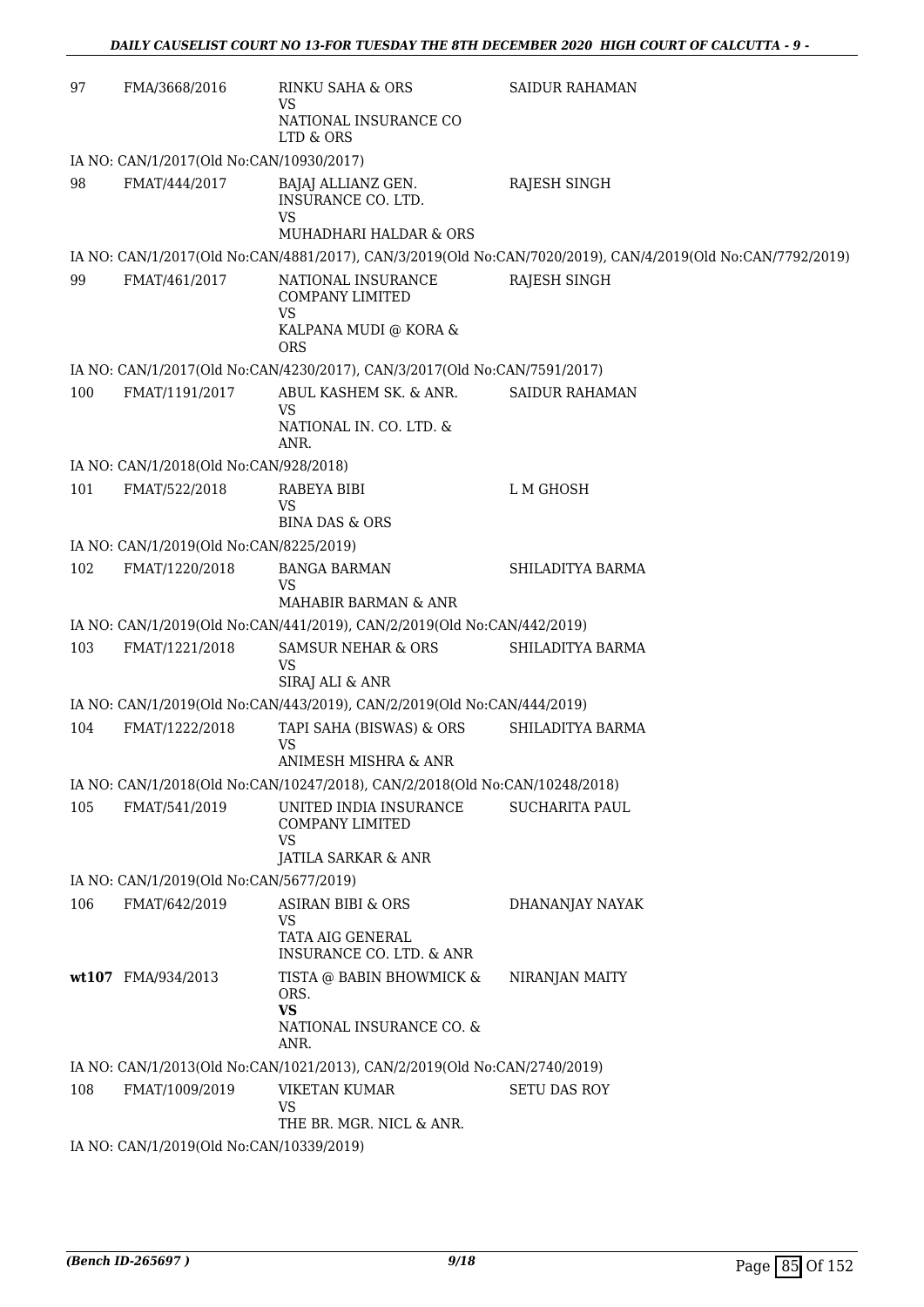| No. | Case No. | Parties | Advocate |
|---|---|---|---|
| 97 | FMA/3668/2016 | RINKU SAHA & ORS<br>VS<br>NATIONAL INSURANCE CO LTD & ORS | SAIDUR RAHAMAN |

IA NO: CAN/1/2017(Old No:CAN/10930/2017)

| No. | Case No. | Parties | Advocate |
|---|---|---|---|
| 98 | FMAT/444/2017 | BAJAJ ALLIANZ GEN. INSURANCE CO. LTD.<br>VS<br>MUHADHARI HALDAR & ORS | RAJESH SINGH |

IA NO: CAN/1/2017(Old No:CAN/4881/2017), CAN/3/2019(Old No:CAN/7020/2019), CAN/4/2019(Old No:CAN/7792/2019)

| No. | Case No. | Parties | Advocate |
|---|---|---|---|
| 99 | FMAT/461/2017 | NATIONAL INSURANCE COMPANY LIMITED<br>VS<br>KALPANA MUDI @ KORA & ORS | RAJESH SINGH |

IA NO: CAN/1/2017(Old No:CAN/4230/2017), CAN/3/2017(Old No:CAN/7591/2017)

| No. | Case No. | Parties | Advocate |
|---|---|---|---|
| 100 | FMAT/1191/2017 | ABUL KASHEM SK. & ANR.<br>VS<br>NATIONAL IN. CO. LTD. & ANR. | SAIDUR RAHAMAN |

IA NO: CAN/1/2018(Old No:CAN/928/2018)

| No. | Case No. | Parties | Advocate |
|---|---|---|---|
| 101 | FMAT/522/2018 | RABEYA BIBI<br>VS<br>BINA DAS & ORS | L M GHOSH |

IA NO: CAN/1/2019(Old No:CAN/8225/2019)

| No. | Case No. | Parties | Advocate |
|---|---|---|---|
| 102 | FMAT/1220/2018 | BANGA BARMAN<br>VS<br>MAHABIR BARMAN & ANR | SHILADITYA BARMA |

IA NO: CAN/1/2019(Old No:CAN/441/2019), CAN/2/2019(Old No:CAN/442/2019)

| No. | Case No. | Parties | Advocate |
|---|---|---|---|
| 103 | FMAT/1221/2018 | SAMSUR NEHAR & ORS<br>VS<br>SIRAJ ALI & ANR | SHILADITYA BARMA |

IA NO: CAN/1/2019(Old No:CAN/443/2019), CAN/2/2019(Old No:CAN/444/2019)

| No. | Case No. | Parties | Advocate |
|---|---|---|---|
| 104 | FMAT/1222/2018 | TAPI SAHA (BISWAS) & ORS<br>VS<br>ANIMESH MISHRA & ANR | SHILADITYA BARMA |

IA NO: CAN/1/2018(Old No:CAN/10247/2018), CAN/2/2018(Old No:CAN/10248/2018)

| No. | Case No. | Parties | Advocate |
|---|---|---|---|
| 105 | FMAT/541/2019 | UNITED INDIA INSURANCE COMPANY LIMITED<br>VS<br>JATILA SARKAR & ANR | SUCHARITA PAUL |

IA NO: CAN/1/2019(Old No:CAN/5677/2019)

| No. | Case No. | Parties | Advocate |
|---|---|---|---|
| 106 | FMAT/642/2019 | ASIRAN BIBI & ORS<br>VS<br>TATA AIG GENERAL INSURANCE CO. LTD. & ANR | DHANANJAY NAYAK |
| **wt107** | FMA/934/2013 | TISTA @ BABIN BHOWMICK & ORS.<br>**VS**<br>NATIONAL INSURANCE CO. & ANR. | NIRANJAN MAITY |

IA NO: CAN/1/2013(Old No:CAN/1021/2013), CAN/2/2019(Old No:CAN/2740/2019)

| No. | Case No. | Parties | Advocate |
|---|---|---|---|
| 108 | FMAT/1009/2019 | VIKETAN KUMAR<br>VS<br>THE BR. MGR. NICL & ANR. | SETU DAS ROY |

IA NO: CAN/1/2019(Old No:CAN/10339/2019)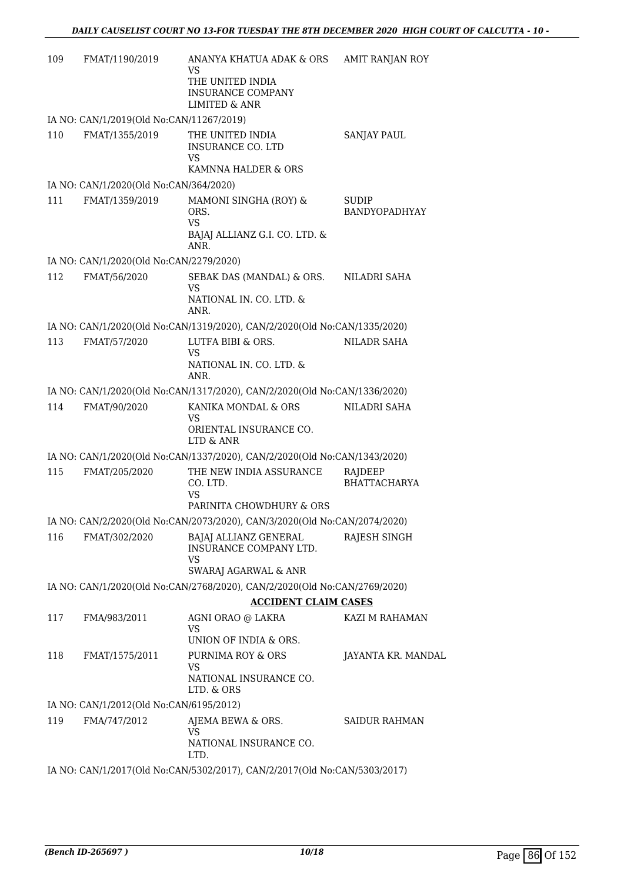| | | | |
|---|---|---|---|
| 109 | FMAT/1190/2019 | ANANYA KHATUA ADAK & ORS<br>VS<br>THE UNITED INDIA INSURANCE COMPANY LIMITED & ANR | AMIT RANJAN ROY |

IA NO: CAN/1/2019(Old No:CAN/11267/2019)

| | | | |
|---|---|---|---|
| 110 | FMAT/1355/2019 | THE UNITED INDIA INSURANCE CO. LTD<br>VS<br>KAMNNA HALDER & ORS | SANJAY PAUL |

IA NO: CAN/1/2020(Old No:CAN/364/2020)

| | | | |
|---|---|---|---|
| 111 | FMAT/1359/2019 | MAMONI SINGHA (ROY) & ORS.<br>VS<br>BAJAJ ALLIANZ G.I. CO. LTD. & ANR. | SUDIP BANDYOPADHYAY |

IA NO: CAN/1/2020(Old No:CAN/2279/2020)

| | | | |
|---|---|---|---|
| 112 | FMAT/56/2020 | SEBAK DAS (MANDAL) & ORS.<br>VS<br>NATIONAL IN. CO. LTD. & ANR. | NILADRI SAHA |

IA NO: CAN/1/2020(Old No:CAN/1319/2020), CAN/2/2020(Old No:CAN/1335/2020)

| | | | |
|---|---|---|---|
| 113 | FMAT/57/2020 | LUTFA BIBI & ORS.<br>VS<br>NATIONAL IN. CO. LTD. & ANR. | NILADR SAHA |

IA NO: CAN/1/2020(Old No:CAN/1317/2020), CAN/2/2020(Old No:CAN/1336/2020)

| | | | |
|---|---|---|---|
| 114 | FMAT/90/2020 | KANIKA MONDAL & ORS<br>VS<br>ORIENTAL INSURANCE CO. LTD & ANR | NILADRI SAHA |

IA NO: CAN/1/2020(Old No:CAN/1337/2020), CAN/2/2020(Old No:CAN/1343/2020)

| | | | |
|---|---|---|---|
| 115 | FMAT/205/2020 | THE NEW INDIA ASSURANCE CO. LTD.<br>VS<br>PARINITA CHOWDHURY & ORS | RAJDEEP BHATTACHARYA |

IA NO: CAN/2/2020(Old No:CAN/2073/2020), CAN/3/2020(Old No:CAN/2074/2020)

| | | | |
|---|---|---|---|
| 116 | FMAT/302/2020 | BAJAJ ALLIANZ GENERAL INSURANCE COMPANY LTD.<br>VS<br>SWARAJ AGARWAL & ANR | RAJESH SINGH |

IA NO: CAN/1/2020(Old No:CAN/2768/2020), CAN/2/2020(Old No:CAN/2769/2020)

## ACCIDENT CLAIM CASES

| | | | |
|---|---|---|---|
| 117 | FMA/983/2011 | AGNI ORAO @ LAKRA<br>VS<br>UNION OF INDIA & ORS. | KAZI M RAHAMAN |
| 118 | FMAT/1575/2011 | PURNIMA ROY & ORS<br>VS<br>NATIONAL INSURANCE CO. LTD. & ORS | JAYANTA KR. MANDAL |

IA NO: CAN/1/2012(Old No:CAN/6195/2012)

| | | | |
|---|---|---|---|
| 119 | FMA/747/2012 | AJEMA BEWA & ORS.<br>VS<br>NATIONAL INSURANCE CO. LTD. | SAIDUR RAHMAN |

IA NO: CAN/1/2017(Old No:CAN/5302/2017), CAN/2/2017(Old No:CAN/5303/2017)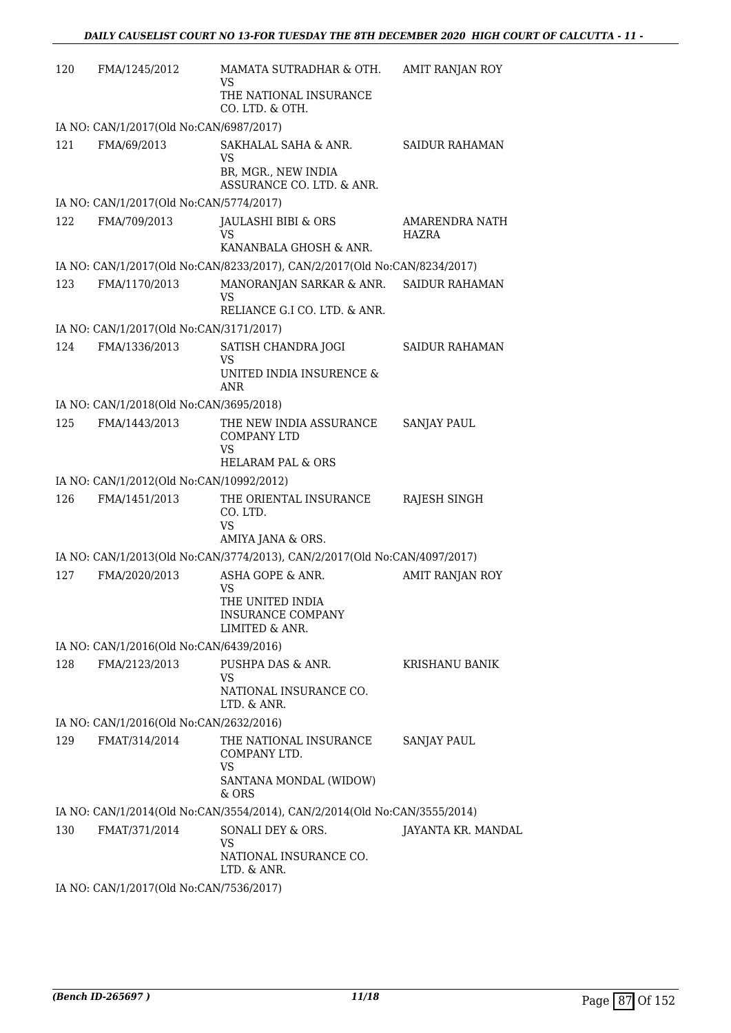| | | | |
|---|---|---|---|
| 120 | FMA/1245/2012 | MAMATA SUTRADHAR & OTH.<br>VS<br>THE NATIONAL INSURANCE CO. LTD. & OTH. | AMIT RANJAN ROY |

IA NO: CAN/1/2017(Old No:CAN/6987/2017)

| | | | |
|---|---|---|---|
| 121 | FMA/69/2013 | SAKHALAL SAHA & ANR.<br>VS<br>BR, MGR., NEW INDIA ASSURANCE CO. LTD. & ANR. | SAIDUR RAHAMAN |

IA NO: CAN/1/2017(Old No:CAN/5774/2017)

| | | | |
|---|---|---|---|
| 122 | FMA/709/2013 | JAULASHI BIBI & ORS<br>VS<br>KANANBALA GHOSH & ANR. | AMARENDRA NATH HAZRA |

IA NO: CAN/1/2017(Old No:CAN/8233/2017), CAN/2/2017(Old No:CAN/8234/2017)

| | | | |
|---|---|---|---|
| 123 | FMA/1170/2013 | MANORANJAN SARKAR & ANR.<br>VS<br>RELIANCE G.I CO. LTD. & ANR. | SAIDUR RAHAMAN |

IA NO: CAN/1/2017(Old No:CAN/3171/2017)

| | | | |
|---|---|---|---|
| 124 | FMA/1336/2013 | SATISH CHANDRA JOGI<br>VS<br>UNITED INDIA INSURENCE & ANR | SAIDUR RAHAMAN |

IA NO: CAN/1/2018(Old No:CAN/3695/2018)

| | | | |
|---|---|---|---|
| 125 | FMA/1443/2013 | THE NEW INDIA ASSURANCE COMPANY LTD<br>VS<br>HELARAM PAL & ORS | SANJAY PAUL |

IA NO: CAN/1/2012(Old No:CAN/10992/2012)

| | | | |
|---|---|---|---|
| 126 | FMA/1451/2013 | THE ORIENTAL INSURANCE CO. LTD.<br>VS<br>AMIYA JANA & ORS. | RAJESH SINGH |

IA NO: CAN/1/2013(Old No:CAN/3774/2013), CAN/2/2017(Old No:CAN/4097/2017)

| | | | |
|---|---|---|---|
| 127 | FMA/2020/2013 | ASHA GOPE & ANR.<br>VS<br>THE UNITED INDIA INSURANCE COMPANY LIMITED & ANR. | AMIT RANJAN ROY |

IA NO: CAN/1/2016(Old No:CAN/6439/2016)

| | | | |
|---|---|---|---|
| 128 | FMA/2123/2013 | PUSHPA DAS & ANR.<br>VS<br>NATIONAL INSURANCE CO. LTD. & ANR. | KRISHANU BANIK |

IA NO: CAN/1/2016(Old No:CAN/2632/2016)

| | | | |
|---|---|---|---|
| 129 | FMAT/314/2014 | THE NATIONAL INSURANCE COMPANY LTD.<br>VS<br>SANTANA MONDAL (WIDOW) & ORS | SANJAY PAUL |

IA NO: CAN/1/2014(Old No:CAN/3554/2014), CAN/2/2014(Old No:CAN/3555/2014)

| | | | |
|---|---|---|---|
| 130 | FMAT/371/2014 | SONALI DEY & ORS.<br>VS<br>NATIONAL INSURANCE CO. LTD. & ANR. | JAYANTA KR. MANDAL |

IA NO: CAN/1/2017(Old No:CAN/7536/2017)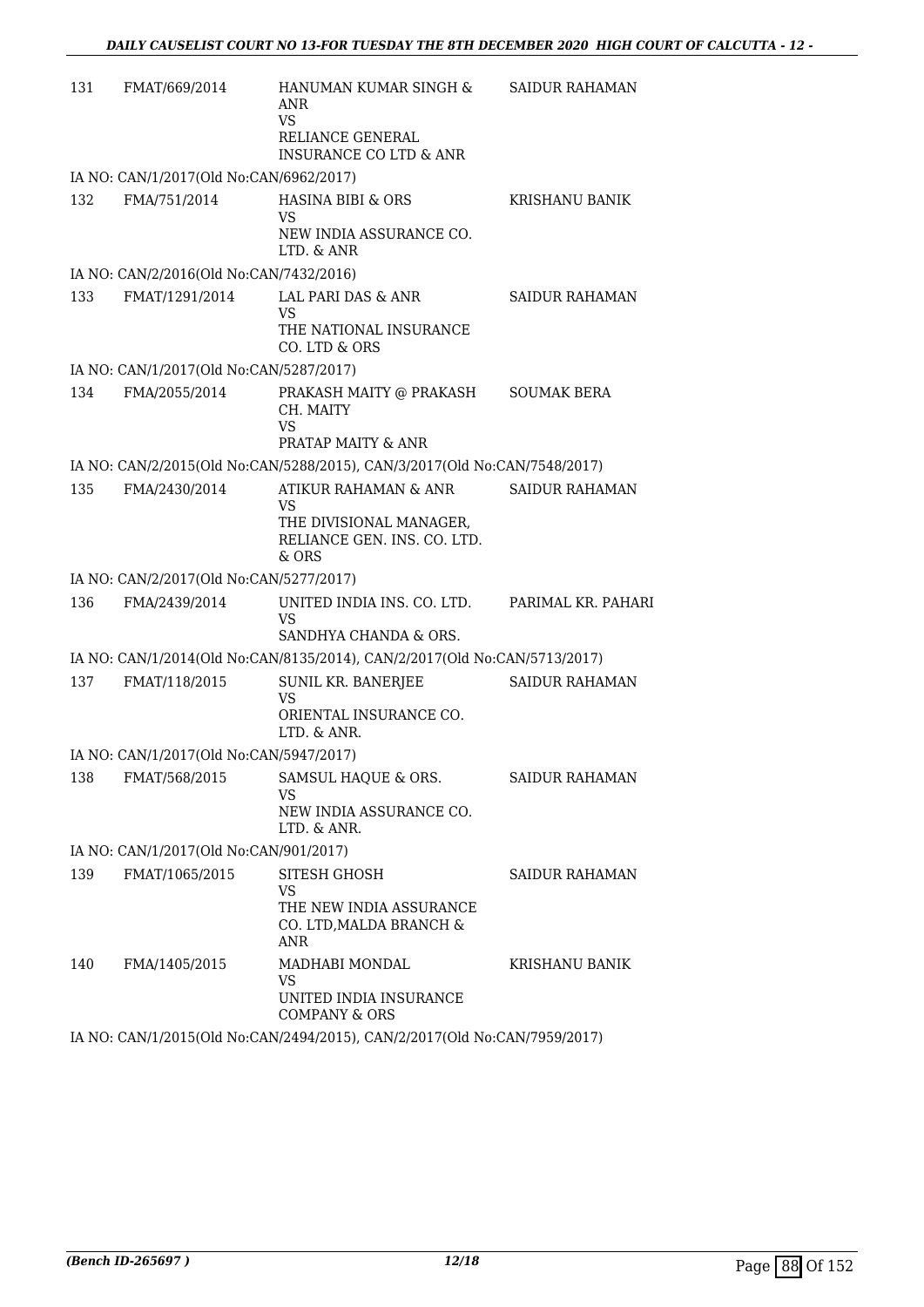| | | | |
|---|---|---|---|
| 131 | FMAT/669/2014 | HANUMAN KUMAR SINGH & ANR<br>VS<br>RELIANCE GENERAL INSURANCE CO LTD & ANR | SAIDUR RAHAMAN |
| IA NO: CAN/1/2017(Old No:CAN/6962/2017) | | | |
| 132 | FMA/751/2014 | HASINA BIBI & ORS<br>VS<br>NEW INDIA ASSURANCE CO. LTD. & ANR | KRISHANU BANIK |
| IA NO: CAN/2/2016(Old No:CAN/7432/2016) | | | |
| 133 | FMAT/1291/2014 | LAL PARI DAS & ANR<br>VS<br>THE NATIONAL INSURANCE CO. LTD & ORS | SAIDUR RAHAMAN |
| IA NO: CAN/1/2017(Old No:CAN/5287/2017) | | | |
| 134 | FMA/2055/2014 | PRAKASH MAITY @ PRAKASH CH. MAITY<br>VS<br>PRATAP MAITY & ANR | SOUMAK BERA |
| IA NO: CAN/2/2015(Old No:CAN/5288/2015), CAN/3/2017(Old No:CAN/7548/2017) | | | |
| 135 | FMA/2430/2014 | ATIKUR RAHAMAN & ANR<br>VS<br>THE DIVISIONAL MANAGER, RELIANCE GEN. INS. CO. LTD. & ORS | SAIDUR RAHAMAN |
| IA NO: CAN/2/2017(Old No:CAN/5277/2017) | | | |
| 136 | FMA/2439/2014 | UNITED INDIA INS. CO. LTD.<br>VS<br>SANDHYA CHANDA & ORS. | PARIMAL KR. PAHARI |
| IA NO: CAN/1/2014(Old No:CAN/8135/2014), CAN/2/2017(Old No:CAN/5713/2017) | | | |
| 137 | FMAT/118/2015 | SUNIL KR. BANERJEE<br>VS<br>ORIENTAL INSURANCE CO. LTD. & ANR. | SAIDUR RAHAMAN |
| IA NO: CAN/1/2017(Old No:CAN/5947/2017) | | | |
| 138 | FMAT/568/2015 | SAMSUL HAQUE & ORS.<br>VS<br>NEW INDIA ASSURANCE CO. LTD. & ANR. | SAIDUR RAHAMAN |
| IA NO: CAN/1/2017(Old No:CAN/901/2017) | | | |
| 139 | FMAT/1065/2015 | SITESH GHOSH<br>VS<br>THE NEW INDIA ASSURANCE CO. LTD,MALDA BRANCH & ANR | SAIDUR RAHAMAN |
| 140 | FMA/1405/2015 | MADHABI MONDAL<br>VS<br>UNITED INDIA INSURANCE COMPANY & ORS | KRISHANU BANIK |
| IA NO: CAN/1/2015(Old No:CAN/2494/2015), CAN/2/2017(Old No:CAN/7959/2017) | | | |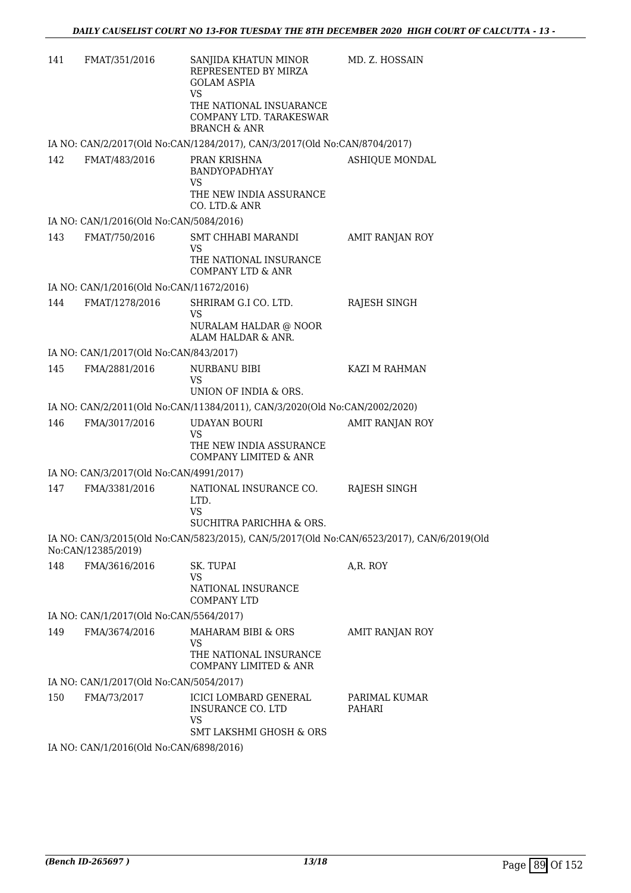| | | | |
|---|---|---|---|
| 141 | FMAT/351/2016 | SANJIDA KHATUN MINOR REPRESENTED BY MIRZA GOLAM ASPIA<br>VS<br>THE NATIONAL INSUARANCE COMPANY LTD. TARAKESWAR BRANCH & ANR | MD. Z. HOSSAIN |

IA NO: CAN/2/2017(Old No:CAN/1284/2017), CAN/3/2017(Old No:CAN/8704/2017)

| | | | |
|---|---|---|---|
| 142 | FMAT/483/2016 | PRAN KRISHNA BANDYOPADHYAY<br>VS<br>THE NEW INDIA ASSURANCE CO. LTD.& ANR | ASHIQUE MONDAL |

IA NO: CAN/1/2016(Old No:CAN/5084/2016)

| | | | |
|---|---|---|---|
| 143 | FMAT/750/2016 | SMT CHHABI MARANDI<br>VS<br>THE NATIONAL INSURANCE COMPANY LTD & ANR | AMIT RANJAN ROY |

IA NO: CAN/1/2016(Old No:CAN/11672/2016)

| | | | |
|---|---|---|---|
| 144 | FMAT/1278/2016 | SHRIRAM G.I CO. LTD.<br>VS<br>NURALAM HALDAR @ NOOR ALAM HALDAR & ANR. | RAJESH SINGH |

IA NO: CAN/1/2017(Old No:CAN/843/2017)

| | | | |
|---|---|---|---|
| 145 | FMA/2881/2016 | NURBANU BIBI<br>VS<br>UNION OF INDIA & ORS. | KAZI M RAHMAN |

IA NO: CAN/2/2011(Old No:CAN/11384/2011), CAN/3/2020(Old No:CAN/2002/2020)

| | | | |
|---|---|---|---|
| 146 | FMA/3017/2016 | UDAYAN BOURI<br>VS<br>THE NEW INDIA ASSURANCE COMPANY LIMITED & ANR | AMIT RANJAN ROY |

IA NO: CAN/3/2017(Old No:CAN/4991/2017)

| | | | |
|---|---|---|---|
| 147 | FMA/3381/2016 | NATIONAL INSURANCE CO. LTD.<br>VS<br>SUCHITRA PARICHHA & ORS. | RAJESH SINGH |

IA NO: CAN/3/2015(Old No:CAN/5823/2015), CAN/5/2017(Old No:CAN/6523/2017), CAN/6/2019(Old No:CAN/12385/2019)

| | | | |
|---|---|---|---|
| 148 | FMA/3616/2016 | SK. TUPAI<br>VS<br>NATIONAL INSURANCE COMPANY LTD | A,R. ROY |

IA NO: CAN/1/2017(Old No:CAN/5564/2017)

| | | | |
|---|---|---|---|
| 149 | FMA/3674/2016 | MAHARAM BIBI & ORS<br>VS<br>THE NATIONAL INSURANCE COMPANY LIMITED & ANR | AMIT RANJAN ROY |

IA NO: CAN/1/2017(Old No:CAN/5054/2017)

| | | | |
|---|---|---|---|
| 150 | FMA/73/2017 | ICICI LOMBARD GENERAL INSURANCE CO. LTD<br>VS<br>SMT LAKSHMI GHOSH & ORS | PARIMAL KUMAR PAHARI |

IA NO: CAN/1/2016(Old No:CAN/6898/2016)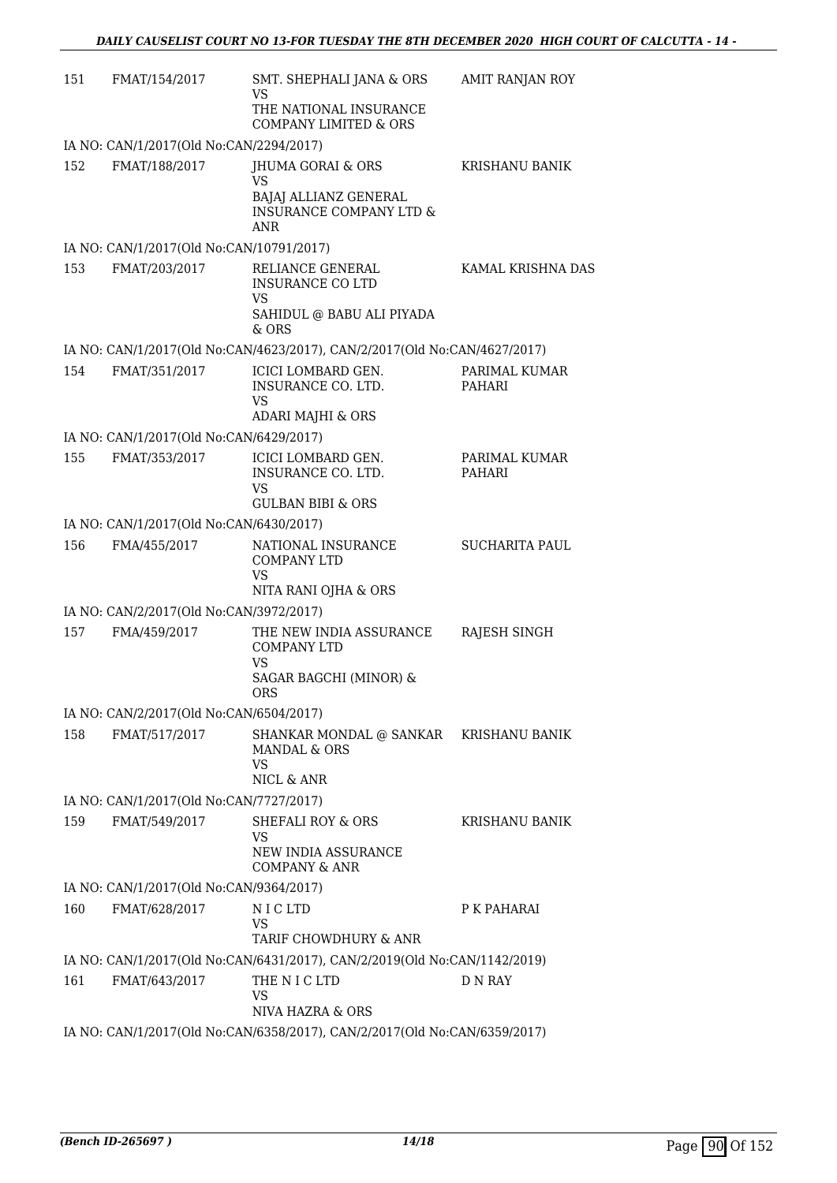| | | | |
|---|---|---|---|
| 151 | FMAT/154/2017 | SMT. SHEPHALI JANA & ORS<br>VS<br>THE NATIONAL INSURANCE COMPANY LIMITED & ORS | AMIT RANJAN ROY |
| | IA NO: CAN/1/2017(Old No:CAN/2294/2017) | | |
| 152 | FMAT/188/2017 | JHUMA GORAI & ORS<br>VS<br>BAJAJ ALLIANZ GENERAL INSURANCE COMPANY LTD & ANR | KRISHANU BANIK |
| | IA NO: CAN/1/2017(Old No:CAN/10791/2017) | | |
| 153 | FMAT/203/2017 | RELIANCE GENERAL INSURANCE CO LTD<br>VS<br>SAHIDUL @ BABU ALI PIYADA & ORS | KAMAL KRISHNA DAS |
| | IA NO: CAN/1/2017(Old No:CAN/4623/2017), CAN/2/2017(Old No:CAN/4627/2017) | | |
| 154 | FMAT/351/2017 | ICICI LOMBARD GEN. INSURANCE CO. LTD.<br>VS<br>ADARI MAJHI & ORS | PARIMAL KUMAR PAHARI |
| | IA NO: CAN/1/2017(Old No:CAN/6429/2017) | | |
| 155 | FMAT/353/2017 | ICICI LOMBARD GEN. INSURANCE CO. LTD.<br>VS<br>GULBAN BIBI & ORS | PARIMAL KUMAR PAHARI |
| | IA NO: CAN/1/2017(Old No:CAN/6430/2017) | | |
| 156 | FMA/455/2017 | NATIONAL INSURANCE COMPANY LTD<br>VS<br>NITA RANI OJHA & ORS | SUCHARITA PAUL |
| | IA NO: CAN/2/2017(Old No:CAN/3972/2017) | | |
| 157 | FMA/459/2017 | THE NEW INDIA ASSURANCE COMPANY LTD<br>VS<br>SAGAR BAGCHI (MINOR) & ORS | RAJESH SINGH |
| | IA NO: CAN/2/2017(Old No:CAN/6504/2017) | | |
| 158 | FMAT/517/2017 | SHANKAR MONDAL @ SANKAR MANDAL & ORS<br>VS<br>NICL & ANR | KRISHANU BANIK |
| | IA NO: CAN/1/2017(Old No:CAN/7727/2017) | | |
| 159 | FMAT/549/2017 | SHEFALI ROY & ORS<br>VS<br>NEW INDIA ASSURANCE COMPANY & ANR | KRISHANU BANIK |
| | IA NO: CAN/1/2017(Old No:CAN/9364/2017) | | |
| 160 | FMAT/628/2017 | N I C LTD<br>VS<br>TARIF CHOWDHURY & ANR | P K PAHARAI |
| | IA NO: CAN/1/2017(Old No:CAN/6431/2017), CAN/2/2019(Old No:CAN/1142/2019) | | |
| 161 | FMAT/643/2017 | THE N I C LTD<br>VS<br>NIVA HAZRA & ORS | D N RAY |
| | IA NO: CAN/1/2017(Old No:CAN/6358/2017), CAN/2/2017(Old No:CAN/6359/2017) | | |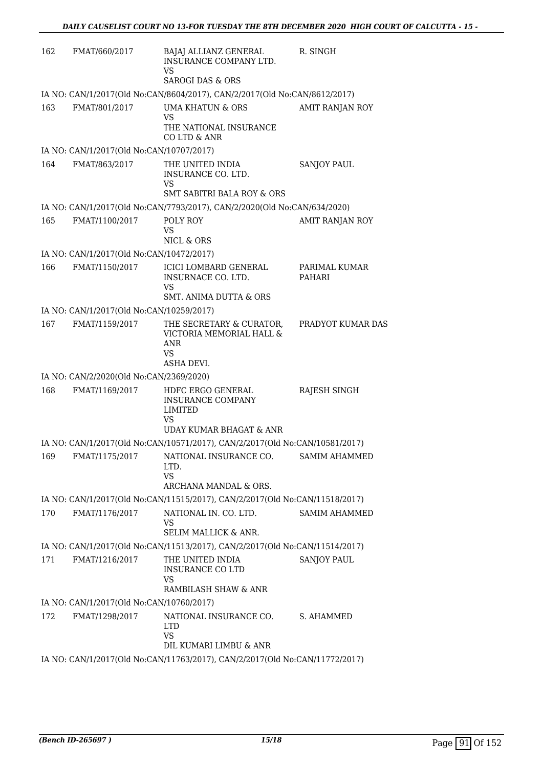| 162 | FMAT/660/2017 | BAJAJ ALLIANZ GENERAL INSURANCE COMPANY LTD.<br>VS<br>SAROGI DAS & ORS | R. SINGH |
|---|---|---|---|

IA NO: CAN/1/2017(Old No:CAN/8604/2017), CAN/2/2017(Old No:CAN/8612/2017)

| 163 | FMAT/801/2017 | UMA KHATUN & ORS<br>VS<br>THE NATIONAL INSURANCE CO LTD & ANR | AMIT RANJAN ROY |
|---|---|---|---|

IA NO: CAN/1/2017(Old No:CAN/10707/2017)

| 164 | FMAT/863/2017 | THE UNITED INDIA INSURANCE CO. LTD.<br>VS<br>SMT SABITRI BALA ROY & ORS | SANJOY PAUL |
|---|---|---|---|

IA NO: CAN/1/2017(Old No:CAN/7793/2017), CAN/2/2020(Old No:CAN/634/2020)

| 165 | FMAT/1100/2017 | POLY ROY<br>VS<br>NICL & ORS | AMIT RANJAN ROY |
|---|---|---|---|

IA NO: CAN/1/2017(Old No:CAN/10472/2017)

| 166 | FMAT/1150/2017 | ICICI LOMBARD GENERAL INSURNACE CO. LTD.<br>VS<br>SMT. ANIMA DUTTA & ORS | PARIMAL KUMAR PAHARI |
|---|---|---|---|

IA NO: CAN/1/2017(Old No:CAN/10259/2017)

| 167 | FMAT/1159/2017 | THE SECRETARY & CURATOR, VICTORIA MEMORIAL HALL & ANR<br>VS<br>ASHA DEVI. | PRADYOT KUMAR DAS |
|---|---|---|---|

IA NO: CAN/2/2020(Old No:CAN/2369/2020)

| 168 | FMAT/1169/2017 | HDFC ERGO GENERAL INSURANCE COMPANY LIMITED<br>VS<br>UDAY KUMAR BHAGAT & ANR | RAJESH SINGH |
|---|---|---|---|

IA NO: CAN/1/2017(Old No:CAN/10571/2017), CAN/2/2017(Old No:CAN/10581/2017)

| 169 | FMAT/1175/2017 | NATIONAL INSURANCE CO. LTD.<br>VS<br>ARCHANA MANDAL & ORS. | SAMIM AHAMMED |
|---|---|---|---|

IA NO: CAN/1/2017(Old No:CAN/11515/2017), CAN/2/2017(Old No:CAN/11518/2017)

| 170 | FMAT/1176/2017 | NATIONAL IN. CO. LTD.<br>VS<br>SELIM MALLICK & ANR. | SAMIM AHAMMED |
|---|---|---|---|

IA NO: CAN/1/2017(Old No:CAN/11513/2017), CAN/2/2017(Old No:CAN/11514/2017)

| 171 | FMAT/1216/2017 | THE UNITED INDIA INSURANCE CO LTD<br>VS<br>RAMBILASH SHAW & ANR | SANJOY PAUL |
|---|---|---|---|

IA NO: CAN/1/2017(Old No:CAN/10760/2017)

| 172 | FMAT/1298/2017 | NATIONAL INSURANCE CO. LTD<br>VS<br>DIL KUMARI LIMBU & ANR | S. AHAMMED |
|---|---|---|---|

IA NO: CAN/1/2017(Old No:CAN/11763/2017), CAN/2/2017(Old No:CAN/11772/2017)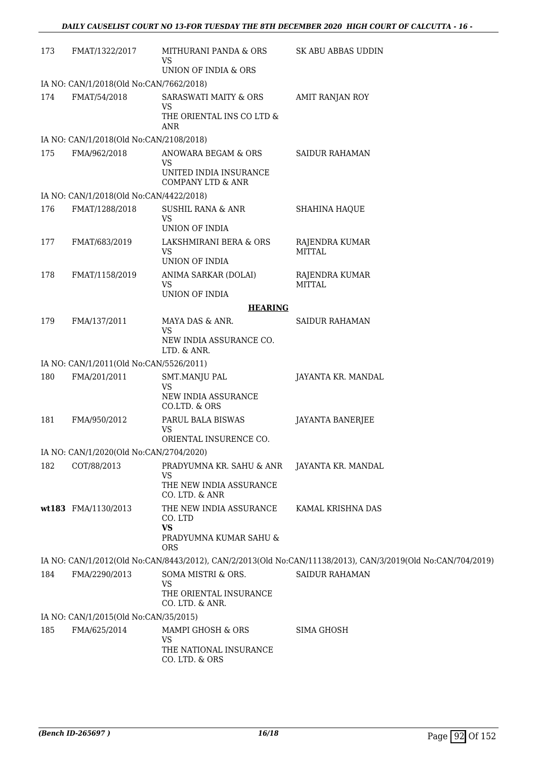| | | | |
|---|---|---|---|
| 173 | FMAT/1322/2017 | MITHURANI PANDA & ORS<br>VS<br>UNION OF INDIA & ORS | SK ABU ABBAS UDDIN |
| IA NO: CAN/1/2018(Old No:CAN/7662/2018) | | | |
| 174 | FMAT/54/2018 | SARASWATI MAITY & ORS<br>VS<br>THE ORIENTAL INS CO LTD & ANR | AMIT RANJAN ROY |
| IA NO: CAN/1/2018(Old No:CAN/2108/2018) | | | |
| 175 | FMA/962/2018 | ANOWARA BEGAM & ORS<br>VS<br>UNITED INDIA INSURANCE COMPANY LTD & ANR | SAIDUR RAHAMAN |
| IA NO: CAN/1/2018(Old No:CAN/4422/2018) | | | |
| 176 | FMAT/1288/2018 | SUSHIL RANA & ANR<br>VS<br>UNION OF INDIA | SHAHINA HAQUE |
| 177 | FMAT/683/2019 | LAKSHMIRANI BERA & ORS<br>VS<br>UNION OF INDIA | RAJENDRA KUMAR MITTAL |
| 178 | FMAT/1158/2019 | ANIMA SARKAR (DOLAI)<br>VS<br>UNION OF INDIA | RAJENDRA KUMAR MITTAL |

**HEARING**

| | | | |
|---|---|---|---|
| 179 | FMA/137/2011 | MAYA DAS & ANR.<br>VS<br>NEW INDIA ASSURANCE CO. LTD. & ANR. | SAIDUR RAHAMAN |
| IA NO: CAN/1/2011(Old No:CAN/5526/2011) | | | |
| 180 | FMA/201/2011 | SMT.MANJU PAL<br>VS<br>NEW INDIA ASSURANCE CO.LTD. & ORS | JAYANTA KR. MANDAL |
| 181 | FMA/950/2012 | PARUL BALA BISWAS<br>VS<br>ORIENTAL INSURENCE CO. | JAYANTA BANERJEE |
| IA NO: CAN/1/2020(Old No:CAN/2704/2020) | | | |
| 182 | COT/88/2013 | PRADYUMNA KR. SAHU & ANR<br>VS<br>THE NEW INDIA ASSURANCE CO. LTD. & ANR | JAYANTA KR. MANDAL |
| **wt183** | FMA/1130/2013 | THE NEW INDIA ASSURANCE CO. LTD<br>**VS**<br>PRADYUMNA KUMAR SAHU & ORS | KAMAL KRISHNA DAS |
| IA NO: CAN/1/2012(Old No:CAN/8443/2012), CAN/2/2013(Old No:CAN/11138/2013), CAN/3/2019(Old No:CAN/704/2019) | | | |
| 184 | FMA/2290/2013 | SOMA MISTRI & ORS.<br>VS<br>THE ORIENTAL INSURANCE CO. LTD. & ANR. | SAIDUR RAHAMAN |
| IA NO: CAN/1/2015(Old No:CAN/35/2015) | | | |
| 185 | FMA/625/2014 | MAMPI GHOSH & ORS<br>VS<br>THE NATIONAL INSURANCE CO. LTD. & ORS | SIMA GHOSH |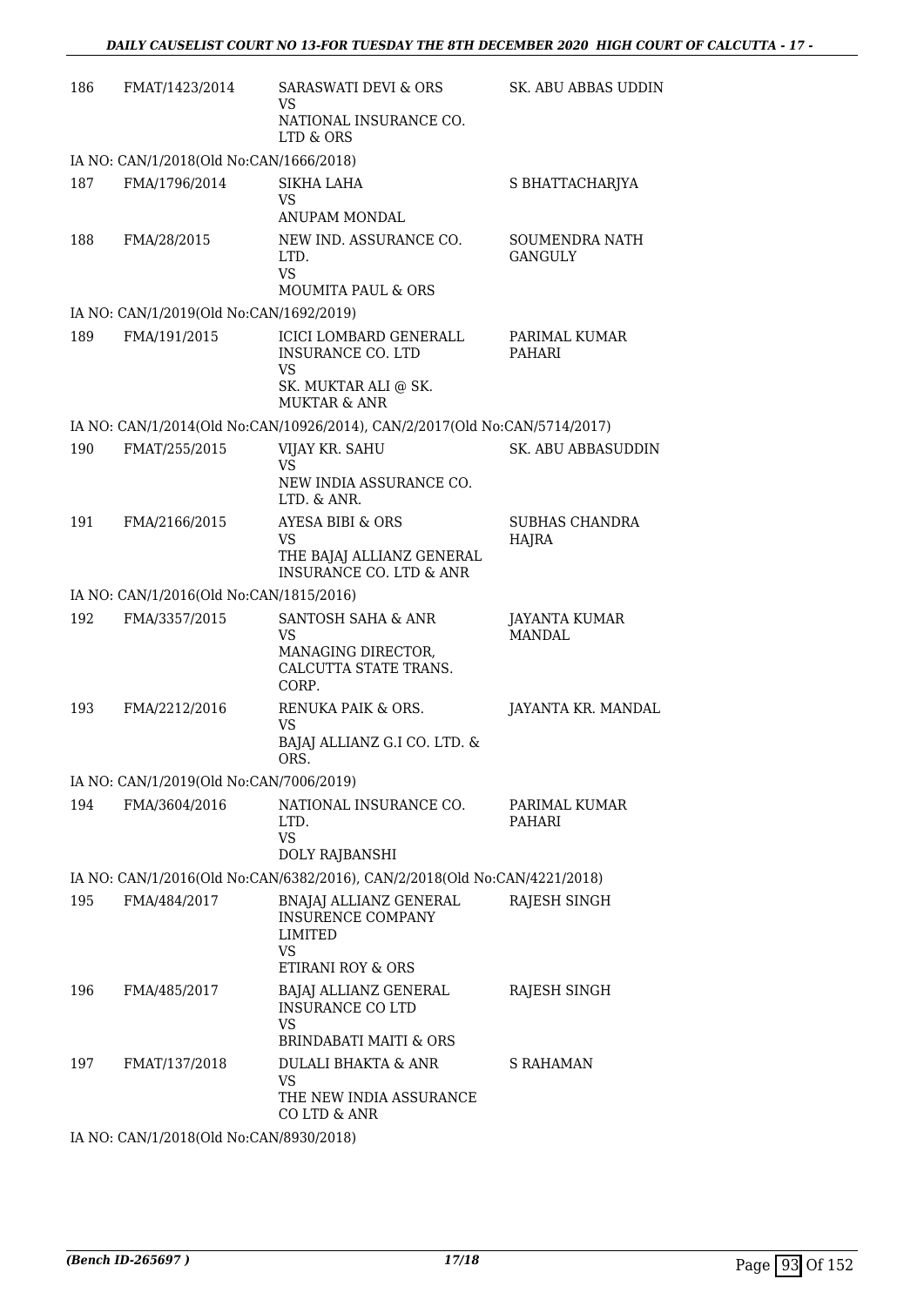| | | | |
|---|---|---|---|
| 186 | FMAT/1423/2014 | SARASWATI DEVI & ORS<br>VS<br>NATIONAL INSURANCE CO. LTD & ORS | SK. ABU ABBAS UDDIN |

IA NO: CAN/1/2018(Old No:CAN/1666/2018)

| | | | |
|---|---|---|---|
| 187 | FMA/1796/2014 | SIKHA LAHA<br>VS<br>ANUPAM MONDAL | S BHATTACHARJYA |
| 188 | FMA/28/2015 | NEW IND. ASSURANCE CO. LTD.<br>VS<br>MOUMITA PAUL & ORS | SOUMENDRA NATH GANGULY |

IA NO: CAN/1/2019(Old No:CAN/1692/2019)

| | | | |
|---|---|---|---|
| 189 | FMA/191/2015 | ICICI LOMBARD GENERALL INSURANCE CO. LTD<br>VS<br>SK. MUKTAR ALI @ SK. MUKTAR & ANR | PARIMAL KUMAR PAHARI |

IA NO: CAN/1/2014(Old No:CAN/10926/2014), CAN/2/2017(Old No:CAN/5714/2017)

| | | | |
|---|---|---|---|
| 190 | FMAT/255/2015 | VIJAY KR. SAHU<br>VS<br>NEW INDIA ASSURANCE CO. LTD. & ANR. | SK. ABU ABBASUDDIN |
| 191 | FMA/2166/2015 | AYESA BIBI & ORS<br>VS<br>THE BAJAJ ALLIANZ GENERAL INSURANCE CO. LTD & ANR | SUBHAS CHANDRA HAJRA |

IA NO: CAN/1/2016(Old No:CAN/1815/2016)

| | | | |
|---|---|---|---|
| 192 | FMA/3357/2015 | SANTOSH SAHA & ANR<br>VS<br>MANAGING DIRECTOR, CALCUTTA STATE TRANS. CORP. | JAYANTA KUMAR MANDAL |
| 193 | FMA/2212/2016 | RENUKA PAIK & ORS.<br>VS<br>BAJAJ ALLIANZ G.I CO. LTD. & ORS. | JAYANTA KR. MANDAL |

IA NO: CAN/1/2019(Old No:CAN/7006/2019)

| | | | |
|---|---|---|---|
| 194 | FMA/3604/2016 | NATIONAL INSURANCE CO. LTD.<br>VS<br>DOLY RAJBANSHI | PARIMAL KUMAR PAHARI |

IA NO: CAN/1/2016(Old No:CAN/6382/2016), CAN/2/2018(Old No:CAN/4221/2018)

| | | | |
|---|---|---|---|
| 195 | FMA/484/2017 | BNAJAJ ALLIANZ GENERAL INSURENCE COMPANY LIMITED<br>VS<br>ETIRANI ROY & ORS | RAJESH SINGH |
| 196 | FMA/485/2017 | BAJAJ ALLIANZ GENERAL INSURANCE CO LTD<br>VS<br>BRINDABATI MAITI & ORS | RAJESH SINGH |
| 197 | FMAT/137/2018 | DULALI BHAKTA & ANR<br>VS<br>THE NEW INDIA ASSURANCE CO LTD & ANR | S RAHAMAN |

IA NO: CAN/1/2018(Old No:CAN/8930/2018)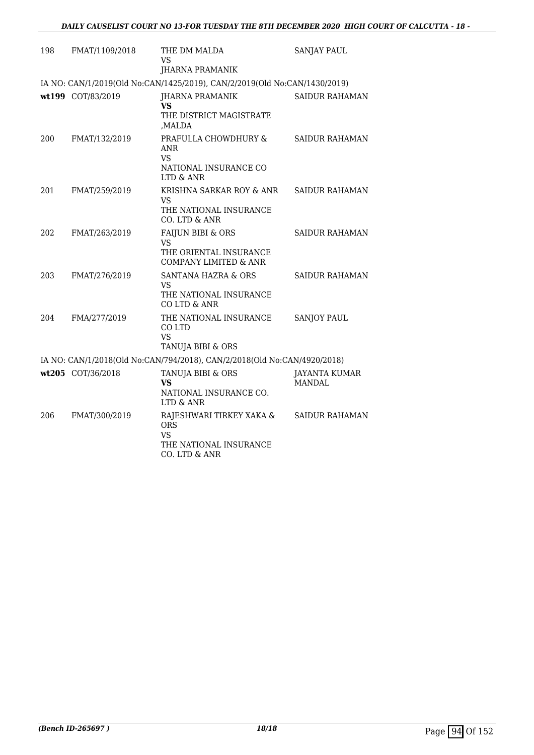| 198 | FMAT/1109/2018 | THE DM MALDA<br>VS<br>JHARNA PRAMANIK | SANJAY PAUL |
|---|---|---|---|

IA NO: CAN/1/2019(Old No:CAN/1425/2019), CAN/2/2019(Old No:CAN/1430/2019)

| | | | |
|---|---|---|---|
| **wt199** | COT/83/2019 | JHARNA PRAMANIK<br>**VS**<br>THE DISTRICT MAGISTRATE ,MALDA | SAIDUR RAHAMAN |
| 200 | FMAT/132/2019 | PRAFULLA CHOWDHURY & ANR<br>VS<br>NATIONAL INSURANCE CO LTD & ANR | SAIDUR RAHAMAN |
| 201 | FMAT/259/2019 | KRISHNA SARKAR ROY & ANR<br>VS<br>THE NATIONAL INSURANCE CO. LTD & ANR | SAIDUR RAHAMAN |
| 202 | FMAT/263/2019 | FAIJUN BIBI & ORS<br>VS<br>THE ORIENTAL INSURANCE COMPANY LIMITED & ANR | SAIDUR RAHAMAN |
| 203 | FMAT/276/2019 | SANTANA HAZRA & ORS<br>VS<br>THE NATIONAL INSURANCE CO LTD & ANR | SAIDUR RAHAMAN |
| 204 | FMA/277/2019 | THE NATIONAL INSURANCE CO LTD<br>VS<br>TANUJA BIBI & ORS | SANJOY PAUL |

IA NO: CAN/1/2018(Old No:CAN/794/2018), CAN/2/2018(Old No:CAN/4920/2018)

| | | | |
|---|---|---|---|
| **wt205** | COT/36/2018 | TANUJA BIBI & ORS<br>**VS**<br>NATIONAL INSURANCE CO. LTD & ANR | JAYANTA KUMAR MANDAL |
| 206 | FMAT/300/2019 | RAJESHWARI TIRKEY XAKA & ORS<br>VS<br>THE NATIONAL INSURANCE CO. LTD & ANR | SAIDUR RAHAMAN |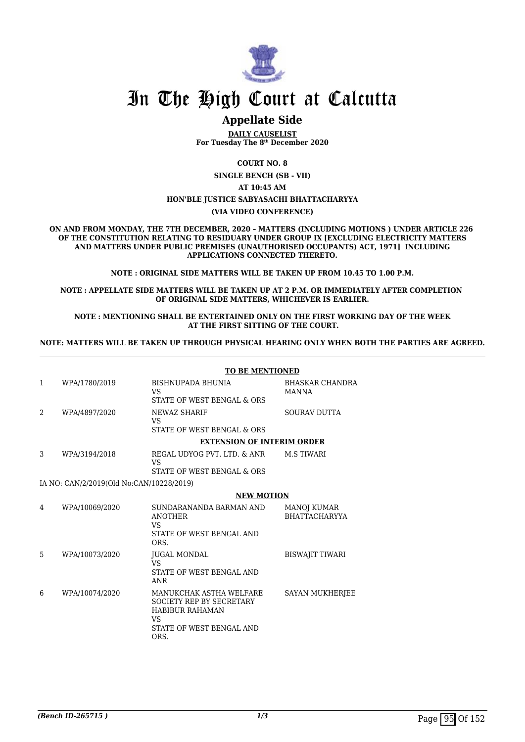# In The High Court at Calcutta

## Appellate Side

**DAILY CAUSELIST**
**For Tuesday The 8th December 2020**

**COURT NO. 8**

**SINGLE BENCH (SB - VII)**

**AT 10:45 AM**

**HON'BLE JUSTICE SABYASACHI BHATTACHARYYA**

**(VIA VIDEO CONFERENCE)**

**ON AND FROM MONDAY, THE 7TH DECEMBER, 2020 – MATTERS (INCLUDING MOTIONS ) UNDER ARTICLE 226 OF THE CONSTITUTION RELATING TO RESIDUARY UNDER GROUP IX [EXCLUDING ELECTRICITY MATTERS AND MATTERS UNDER PUBLIC PREMISES (UNAUTHORISED OCCUPANTS) ACT, 1971] INCLUDING APPLICATIONS CONNECTED THERETO.**

**NOTE : ORIGINAL SIDE MATTERS WILL BE TAKEN UP FROM 10.45 TO 1.00 P.M.**

**NOTE : APPELLATE SIDE MATTERS WILL BE TAKEN UP AT 2 P.M. OR IMMEDIATELY AFTER COMPLETION OF ORIGINAL SIDE MATTERS, WHICHEVER IS EARLIER.**

**NOTE : MENTIONING SHALL BE ENTERTAINED ONLY ON THE FIRST WORKING DAY OF THE WEEK AT THE FIRST SITTING OF THE COURT.**

**NOTE: MATTERS WILL BE TAKEN UP THROUGH PHYSICAL HEARING ONLY WHEN BOTH THE PARTIES ARE AGREED.**

**TO BE MENTIONED**

| | | | |
|---|---|---|---|
| 1 | WPA/1780/2019 | BISHNUPADA BHUNIA<br>VS<br>STATE OF WEST BENGAL & ORS | BHASKAR CHANDRA MANNA |
| 2 | WPA/4897/2020 | NEWAZ SHARIF<br>VS<br>STATE OF WEST BENGAL & ORS | SOURAV DUTTA |

**EXTENSION OF INTERIM ORDER**

| | | | |
|---|---|---|---|
| 3 | WPA/3194/2018 | REGAL UDYOG PVT. LTD. & ANR<br>VS<br>STATE OF WEST BENGAL & ORS | M.S TIWARI |

IA NO: CAN/2/2019(Old No:CAN/10228/2019)

**NEW MOTION**

| | | | |
|---|---|---|---|
| 4 | WPA/10069/2020 | SUNDARANANDA BARMAN AND ANOTHER<br>VS<br>STATE OF WEST BENGAL AND ORS. | MANOJ KUMAR BHATTACHARYYA |
| 5 | WPA/10073/2020 | JUGAL MONDAL<br>VS<br>STATE OF WEST BENGAL AND ANR | BISWAJIT TIWARI |
| 6 | WPA/10074/2020 | MANUKCHAK ASTHA WELFARE SOCIETY REP BY SECRETARY HABIBUR RAHAMAN<br>VS<br>STATE OF WEST BENGAL AND ORS. | SAYAN MUKHERJEE |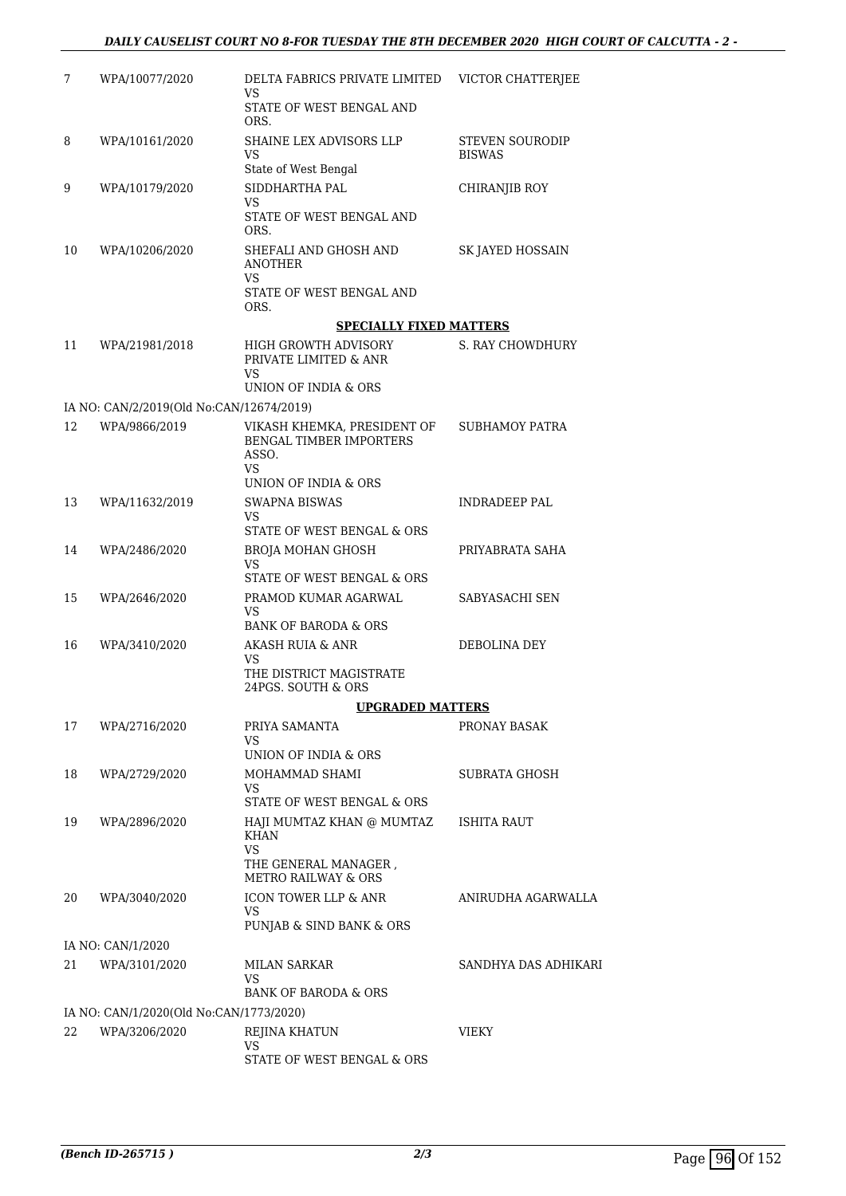| | | | |
|---|---|---|---|
| 7 | WPA/10077/2020 | DELTA FABRICS PRIVATE LIMITED<br>VS<br>STATE OF WEST BENGAL AND ORS. | VICTOR CHATTERJEE |
| 8 | WPA/10161/2020 | SHAINE LEX ADVISORS LLP<br>VS<br>State of West Bengal | STEVEN SOURODIP BISWAS |
| 9 | WPA/10179/2020 | SIDDHARTHA PAL<br>VS<br>STATE OF WEST BENGAL AND ORS. | CHIRANJIB ROY |
| 10 | WPA/10206/2020 | SHEFALI AND GHOSH AND ANOTHER<br>VS<br>STATE OF WEST BENGAL AND ORS. | SK JAYED HOSSAIN |

**SPECIALLY FIXED MATTERS**

| | | | |
|---|---|---|---|
| 11 | WPA/21981/2018 | HIGH GROWTH ADVISORY PRIVATE LIMITED & ANR<br>VS<br>UNION OF INDIA & ORS | S. RAY CHOWDHURY |
| | IA NO: CAN/2/2019(Old No:CAN/12674/2019) | | |
| 12 | WPA/9866/2019 | VIKASH KHEMKA, PRESIDENT OF BENGAL TIMBER IMPORTERS ASSO.<br>VS<br>UNION OF INDIA & ORS | SUBHAMOY PATRA |
| 13 | WPA/11632/2019 | SWAPNA BISWAS<br>VS<br>STATE OF WEST BENGAL & ORS | INDRADEEP PAL |
| 14 | WPA/2486/2020 | BROJA MOHAN GHOSH<br>VS<br>STATE OF WEST BENGAL & ORS | PRIYABRATA SAHA |
| 15 | WPA/2646/2020 | PRAMOD KUMAR AGARWAL<br>VS<br>BANK OF BARODA & ORS | SABYASACHI SEN |
| 16 | WPA/3410/2020 | AKASH RUIA & ANR<br>VS<br>THE DISTRICT MAGISTRATE 24PGS. SOUTH & ORS | DEBOLINA DEY |

**UPGRADED MATTERS**

| | | | |
|---|---|---|---|
| 17 | WPA/2716/2020 | PRIYA SAMANTA<br>VS<br>UNION OF INDIA & ORS | PRONAY BASAK |
| 18 | WPA/2729/2020 | MOHAMMAD SHAMI<br>VS<br>STATE OF WEST BENGAL & ORS | SUBRATA GHOSH |
| 19 | WPA/2896/2020 | HAJI MUMTAZ KHAN @ MUMTAZ KHAN<br>VS<br>THE GENERAL MANAGER , METRO RAILWAY & ORS | ISHITA RAUT |
| 20 | WPA/3040/2020 | ICON TOWER LLP & ANR<br>VS<br>PUNJAB & SIND BANK & ORS | ANIRUDHA AGARWALLA |
| | IA NO: CAN/1/2020 | | |
| 21 | WPA/3101/2020 | MILAN SARKAR<br>VS<br>BANK OF BARODA & ORS | SANDHYA DAS ADHIKARI |
| | IA NO: CAN/1/2020(Old No:CAN/1773/2020) | | |
| 22 | WPA/3206/2020 | REJINA KHATUN<br>VS<br>STATE OF WEST BENGAL & ORS | VIEKY |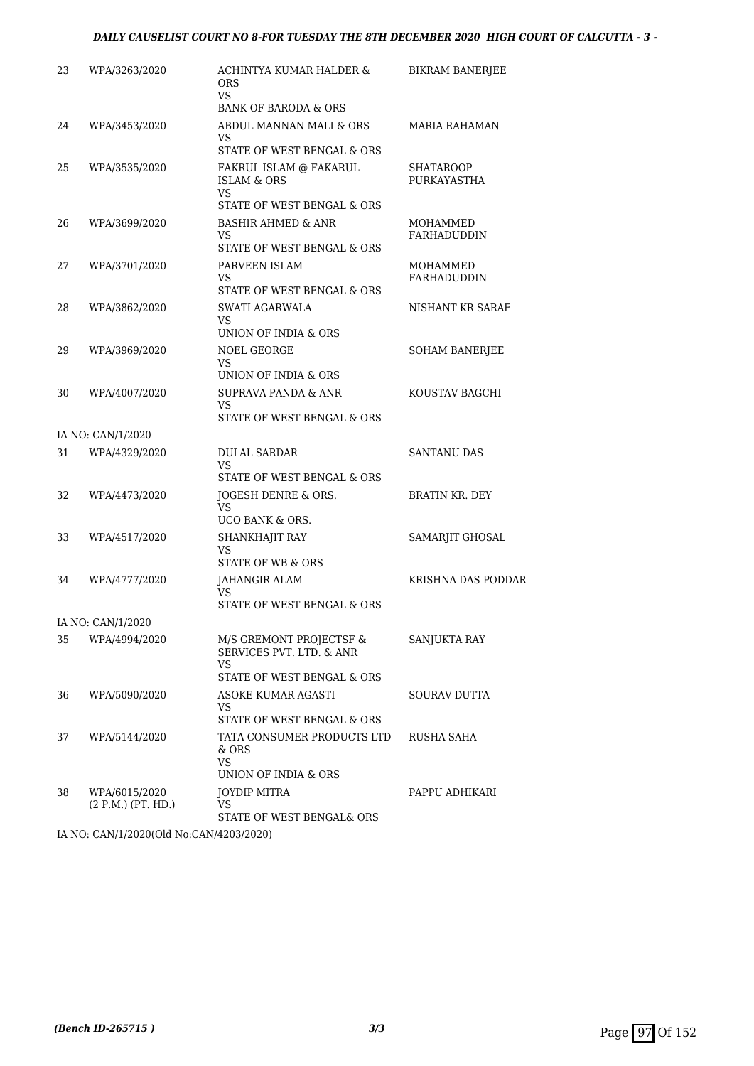| | | | |
|---|---|---|---|
| 23 | WPA/3263/2020 | ACHINTYA KUMAR HALDER & ORS<br>VS<br>BANK OF BARODA & ORS | BIKRAM BANERJEE |
| 24 | WPA/3453/2020 | ABDUL MANNAN MALI & ORS<br>VS<br>STATE OF WEST BENGAL & ORS | MARIA RAHAMAN |
| 25 | WPA/3535/2020 | FAKRUL ISLAM @ FAKARUL ISLAM & ORS<br>VS<br>STATE OF WEST BENGAL & ORS | SHATAROOP PURKAYASTHA |
| 26 | WPA/3699/2020 | BASHIR AHMED & ANR<br>VS<br>STATE OF WEST BENGAL & ORS | MOHAMMED FARHADUDDIN |
| 27 | WPA/3701/2020 | PARVEEN ISLAM<br>VS<br>STATE OF WEST BENGAL & ORS | MOHAMMED FARHADUDDIN |
| 28 | WPA/3862/2020 | SWATI AGARWALA<br>VS<br>UNION OF INDIA & ORS | NISHANT KR SARAF |
| 29 | WPA/3969/2020 | NOEL GEORGE<br>VS<br>UNION OF INDIA & ORS | SOHAM BANERJEE |
| 30 | WPA/4007/2020 | SUPRAVA PANDA & ANR<br>VS<br>STATE OF WEST BENGAL & ORS | KOUSTAV BAGCHI |
| | IA NO: CAN/1/2020 | | |
| 31 | WPA/4329/2020 | DULAL SARDAR<br>VS<br>STATE OF WEST BENGAL & ORS | SANTANU DAS |
| 32 | WPA/4473/2020 | JOGESH DENRE & ORS.<br>VS<br>UCO BANK & ORS. | BRATIN KR. DEY |
| 33 | WPA/4517/2020 | SHANKHAJIT RAY<br>VS<br>STATE OF WB & ORS | SAMARJIT GHOSAL |
| 34 | WPA/4777/2020 | JAHANGIR ALAM<br>VS<br>STATE OF WEST BENGAL & ORS | KRISHNA DAS PODDAR |
| | IA NO: CAN/1/2020 | | |
| 35 | WPA/4994/2020 | M/S GREMONT PROJECTSF & SERVICES PVT. LTD. & ANR<br>VS<br>STATE OF WEST BENGAL & ORS | SANJUKTA RAY |
| 36 | WPA/5090/2020 | ASOKE KUMAR AGASTI<br>VS<br>STATE OF WEST BENGAL & ORS | SOURAV DUTTA |
| 37 | WPA/5144/2020 | TATA CONSUMER PRODUCTS LTD & ORS<br>VS<br>UNION OF INDIA & ORS | RUSHA SAHA |
| 38 | WPA/6015/2020<br>(2 P.M.) (PT. HD.) | JOYDIP MITRA<br>VS<br>STATE OF WEST BENGAL& ORS | PAPPU ADHIKARI |

IA NO: CAN/1/2020(Old No:CAN/4203/2020)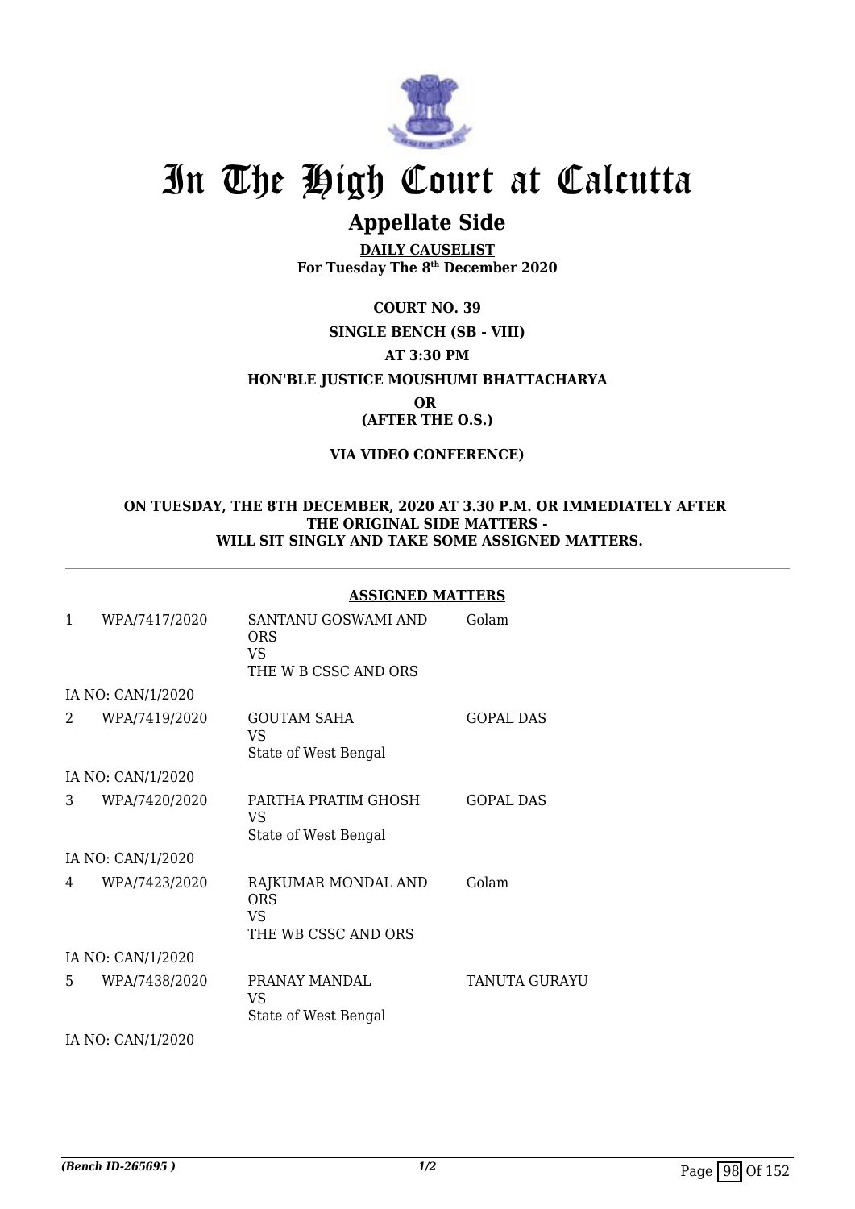# In The High Court at Calcutta

## Appellate Side

**DAILY CAUSELIST**
**For Tuesday The 8th December 2020**

**COURT NO. 39**

**SINGLE BENCH (SB - VIII)**

**AT 3:30 PM**

**HON'BLE JUSTICE MOUSHUMI BHATTACHARYA**

**OR**

**(AFTER THE O.S.)**

**VIA VIDEO CONFERENCE)**

**ON TUESDAY, THE 8TH DECEMBER, 2020 AT 3.30 P.M. OR IMMEDIATELY AFTER THE ORIGINAL SIDE MATTERS - WILL SIT SINGLY AND TAKE SOME ASSIGNED MATTERS.**

**ASSIGNED MATTERS**

| | | | |
|---|---|---|---|
| 1 | WPA/7417/2020 | SANTANU GOSWAMI AND ORS<br>VS<br>THE W B CSSC AND ORS | Golam |
| IA NO: CAN/1/2020 | | | |
| 2 | WPA/7419/2020 | GOUTAM SAHA<br>VS<br>State of West Bengal | GOPAL DAS |
| IA NO: CAN/1/2020 | | | |
| 3 | WPA/7420/2020 | PARTHA PRATIM GHOSH<br>VS<br>State of West Bengal | GOPAL DAS |
| IA NO: CAN/1/2020 | | | |
| 4 | WPA/7423/2020 | RAJKUMAR MONDAL AND ORS<br>VS<br>THE WB CSSC AND ORS | Golam |
| IA NO: CAN/1/2020 | | | |
| 5 | WPA/7438/2020 | PRANAY MANDAL<br>VS<br>State of West Bengal | TANUTA GURAYU |
| IA NO: CAN/1/2020 | | | |

*(Bench ID-265695 )*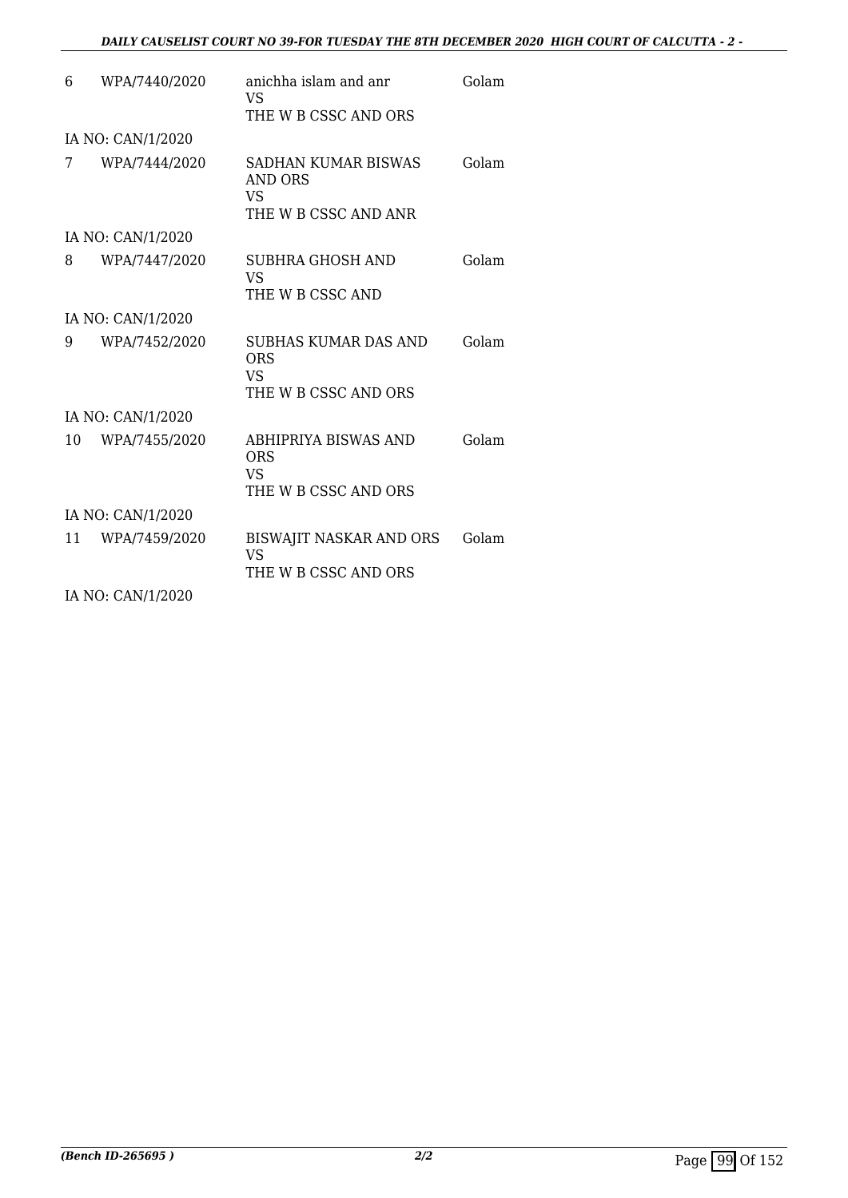| | | | |
|---|---|---|---|
| 6 | WPA/7440/2020 | anichha islam and anr<br>VS<br>THE W B CSSC AND ORS | Golam |
| IA NO: CAN/1/2020 | | | |
| 7 | WPA/7444/2020 | SADHAN KUMAR BISWAS AND ORS<br>VS<br>THE W B CSSC AND ANR | Golam |
| IA NO: CAN/1/2020 | | | |
| 8 | WPA/7447/2020 | SUBHRA GHOSH AND<br>VS<br>THE W B CSSC AND | Golam |
| IA NO: CAN/1/2020 | | | |
| 9 | WPA/7452/2020 | SUBHAS KUMAR DAS AND ORS<br>VS<br>THE W B CSSC AND ORS | Golam |
| IA NO: CAN/1/2020 | | | |
| 10 | WPA/7455/2020 | ABHIPRIYA BISWAS AND ORS<br>VS<br>THE W B CSSC AND ORS | Golam |
| IA NO: CAN/1/2020 | | | |
| 11 | WPA/7459/2020 | BISWAJIT NASKAR AND ORS<br>VS<br>THE W B CSSC AND ORS | Golam |
| IA NO: CAN/1/2020 | | | |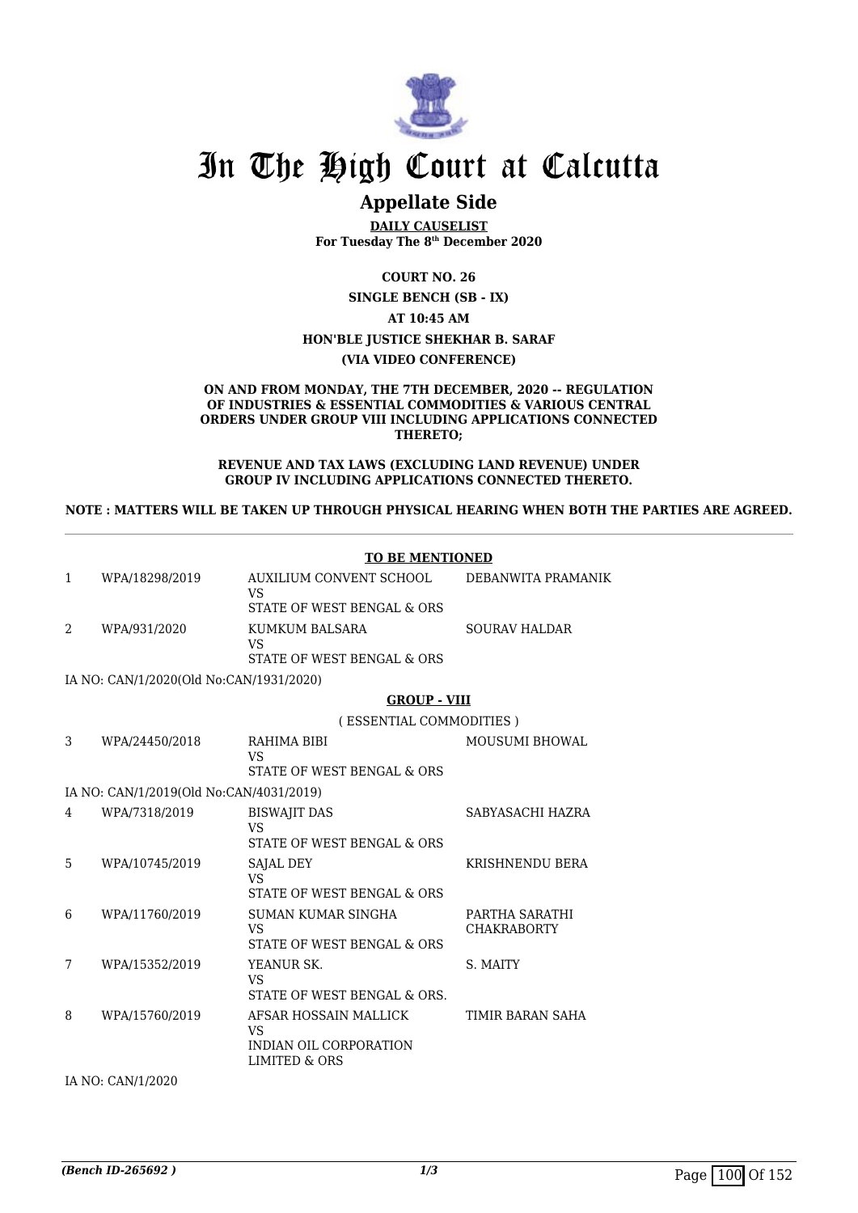# In The High Court at Calcutta

## Appellate Side

**DAILY CAUSELIST**
**For Tuesday The 8th December 2020**

**COURT NO. 26**
**SINGLE BENCH (SB - IX)**
**AT 10:45 AM**
**HON'BLE JUSTICE SHEKHAR B. SARAF**
**(VIA VIDEO CONFERENCE)**

**ON AND FROM MONDAY, THE 7TH DECEMBER, 2020 -- REGULATION OF INDUSTRIES & ESSENTIAL COMMODITIES & VARIOUS CENTRAL ORDERS UNDER GROUP VIII INCLUDING APPLICATIONS CONNECTED THERETO;**

**REVENUE AND TAX LAWS (EXCLUDING LAND REVENUE) UNDER GROUP IV INCLUDING APPLICATIONS CONNECTED THERETO.**

**NOTE : MATTERS WILL BE TAKEN UP THROUGH PHYSICAL HEARING WHEN BOTH THE PARTIES ARE AGREED.**

**TO BE MENTIONED**

| | | | |
|---|---|---|---|
| 1 | WPA/18298/2019 | AUXILIUM CONVENT SCHOOL<br>VS<br>STATE OF WEST BENGAL & ORS | DEBANWITA PRAMANIK |
| 2 | WPA/931/2020 | KUMKUM BALSARA<br>VS<br>STATE OF WEST BENGAL & ORS | SOURAV HALDAR |

IA NO: CAN/1/2020(Old No:CAN/1931/2020)

**GROUP - VIII**

( ESSENTIAL COMMODITIES )

| | | | |
|---|---|---|---|
| 3 | WPA/24450/2018 | RAHIMA BIBI<br>VS<br>STATE OF WEST BENGAL & ORS | MOUSUMI BHOWAL |

IA NO: CAN/1/2019(Old No:CAN/4031/2019)

| | | | |
|---|---|---|---|
| 4 | WPA/7318/2019 | BISWAJIT DAS<br>VS<br>STATE OF WEST BENGAL & ORS | SABYASACHI HAZRA |
| 5 | WPA/10745/2019 | SAJAL DEY<br>VS<br>STATE OF WEST BENGAL & ORS | KRISHNENDU BERA |
| 6 | WPA/11760/2019 | SUMAN KUMAR SINGHA<br>VS<br>STATE OF WEST BENGAL & ORS | PARTHA SARATHI CHAKRABORTY |
| 7 | WPA/15352/2019 | YEANUR SK.<br>VS<br>STATE OF WEST BENGAL & ORS. | S. MAITY |
| 8 | WPA/15760/2019 | AFSAR HOSSAIN MALLICK<br>VS<br>INDIAN OIL CORPORATION LIMITED & ORS | TIMIR BARAN SAHA |

IA NO: CAN/1/2020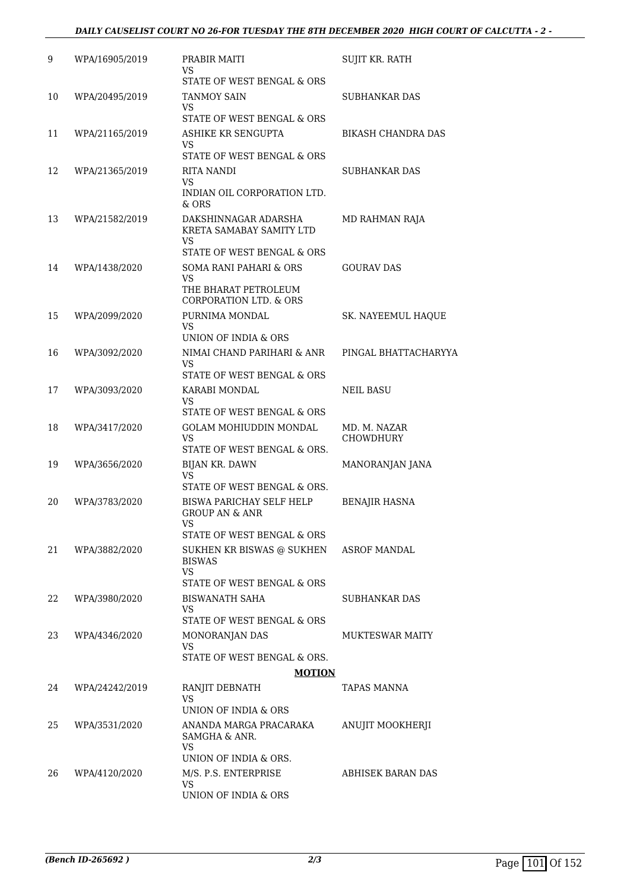| 9 | WPA/16905/2019 | PRABIR MAITI<br>VS<br>STATE OF WEST BENGAL & ORS | SUJIT KR. RATH |
|---|---|---|---|
| 10 | WPA/20495/2019 | TANMOY SAIN<br>VS<br>STATE OF WEST BENGAL & ORS | SUBHANKAR DAS |
| 11 | WPA/21165/2019 | ASHIKE KR SENGUPTA<br>VS<br>STATE OF WEST BENGAL & ORS | BIKASH CHANDRA DAS |
| 12 | WPA/21365/2019 | RITA NANDI<br>VS<br>INDIAN OIL CORPORATION LTD. & ORS | SUBHANKAR DAS |
| 13 | WPA/21582/2019 | DAKSHINNAGAR ADARSHA KRETA SAMABAY SAMITY LTD<br>VS<br>STATE OF WEST BENGAL & ORS | MD RAHMAN RAJA |
| 14 | WPA/1438/2020 | SOMA RANI PAHARI & ORS<br>VS<br>THE BHARAT PETROLEUM CORPORATION LTD. & ORS | GOURAV DAS |
| 15 | WPA/2099/2020 | PURNIMA MONDAL<br>VS<br>UNION OF INDIA & ORS | SK. NAYEEMUL HAQUE |
| 16 | WPA/3092/2020 | NIMAI CHAND PARIHARI & ANR<br>VS<br>STATE OF WEST BENGAL & ORS | PINGAL BHATTACHARYYA |
| 17 | WPA/3093/2020 | KARABI MONDAL<br>VS<br>STATE OF WEST BENGAL & ORS | NEIL BASU |
| 18 | WPA/3417/2020 | GOLAM MOHIUDDIN MONDAL<br>VS<br>STATE OF WEST BENGAL & ORS. | MD. M. NAZAR CHOWDHURY |
| 19 | WPA/3656/2020 | BIJAN KR. DAWN<br>VS<br>STATE OF WEST BENGAL & ORS. | MANORANJAN JANA |
| 20 | WPA/3783/2020 | BISWA PARICHAY SELF HELP GROUP AN & ANR<br>VS<br>STATE OF WEST BENGAL & ORS | BENAJIR HASNA |
| 21 | WPA/3882/2020 | SUKHEN KR BISWAS @ SUKHEN BISWAS<br>VS<br>STATE OF WEST BENGAL & ORS | ASROF MANDAL |
| 22 | WPA/3980/2020 | BISWANATH SAHA<br>VS<br>STATE OF WEST BENGAL & ORS | SUBHANKAR DAS |
| 23 | WPA/4346/2020 | MONORANJAN DAS<br>VS<br>STATE OF WEST BENGAL & ORS. | MUKTESWAR MAITY |

**MOTION**

| 24 | WPA/24242/2019 | RANJIT DEBNATH<br>VS<br>UNION OF INDIA & ORS | TAPAS MANNA |
|---|---|---|---|
| 25 | WPA/3531/2020 | ANANDA MARGA PRACARAKA SAMGHA & ANR.<br>VS<br>UNION OF INDIA & ORS. | ANUJIT MOOKHERJI |
| 26 | WPA/4120/2020 | M/S. P.S. ENTERPRISE<br>VS<br>UNION OF INDIA & ORS | ABHISEK BARAN DAS |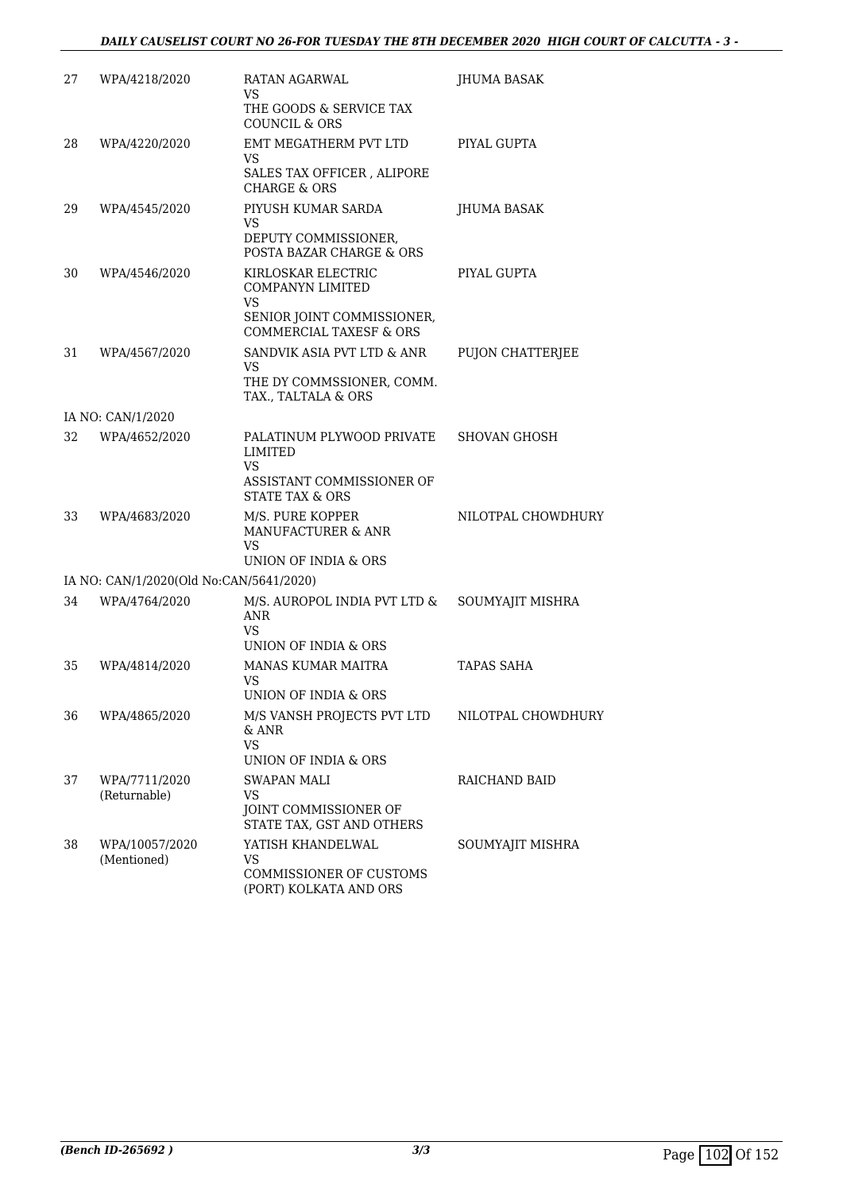| | | | |
|---|---|---|---|
| 27 | WPA/4218/2020 | RATAN AGARWAL<br>VS<br>THE GOODS & SERVICE TAX COUNCIL & ORS | JHUMA BASAK |
| 28 | WPA/4220/2020 | EMT MEGATHERM PVT LTD<br>VS<br>SALES TAX OFFICER , ALIPORE CHARGE & ORS | PIYAL GUPTA |
| 29 | WPA/4545/2020 | PIYUSH KUMAR SARDA<br>VS<br>DEPUTY COMMISSIONER, POSTA BAZAR CHARGE & ORS | JHUMA BASAK |
| 30 | WPA/4546/2020 | KIRLOSKAR ELECTRIC COMPANYN LIMITED<br>VS<br>SENIOR JOINT COMMISSIONER, COMMERCIAL TAXESF & ORS | PIYAL GUPTA |
| 31 | WPA/4567/2020 | SANDVIK ASIA PVT LTD & ANR<br>VS<br>THE DY COMMSSIONER, COMM. TAX., TALTALA & ORS | PUJON CHATTERJEE |
| | IA NO: CAN/1/2020 | | |
| 32 | WPA/4652/2020 | PALATINUM PLYWOOD PRIVATE LIMITED<br>VS<br>ASSISTANT COMMISSIONER OF STATE TAX & ORS | SHOVAN GHOSH |
| 33 | WPA/4683/2020 | M/S. PURE KOPPER MANUFACTURER & ANR<br>VS<br>UNION OF INDIA & ORS | NILOTPAL CHOWDHURY |
| | IA NO: CAN/1/2020(Old No:CAN/5641/2020) | | |
| 34 | WPA/4764/2020 | M/S. AUROPOL INDIA PVT LTD & ANR<br>VS<br>UNION OF INDIA & ORS | SOUMYAJIT MISHRA |
| 35 | WPA/4814/2020 | MANAS KUMAR MAITRA<br>VS<br>UNION OF INDIA & ORS | TAPAS SAHA |
| 36 | WPA/4865/2020 | M/S VANSH PROJECTS PVT LTD & ANR<br>VS<br>UNION OF INDIA & ORS | NILOTPAL CHOWDHURY |
| 37 | WPA/7711/2020<br>(Returnable) | SWAPAN MALI<br>VS<br>JOINT COMMISSIONER OF STATE TAX, GST AND OTHERS | RAICHAND BAID |
| 38 | WPA/10057/2020<br>(Mentioned) | YATISH KHANDELWAL<br>VS<br>COMMISSIONER OF CUSTOMS (PORT) KOLKATA AND ORS | SOUMYAJIT MISHRA |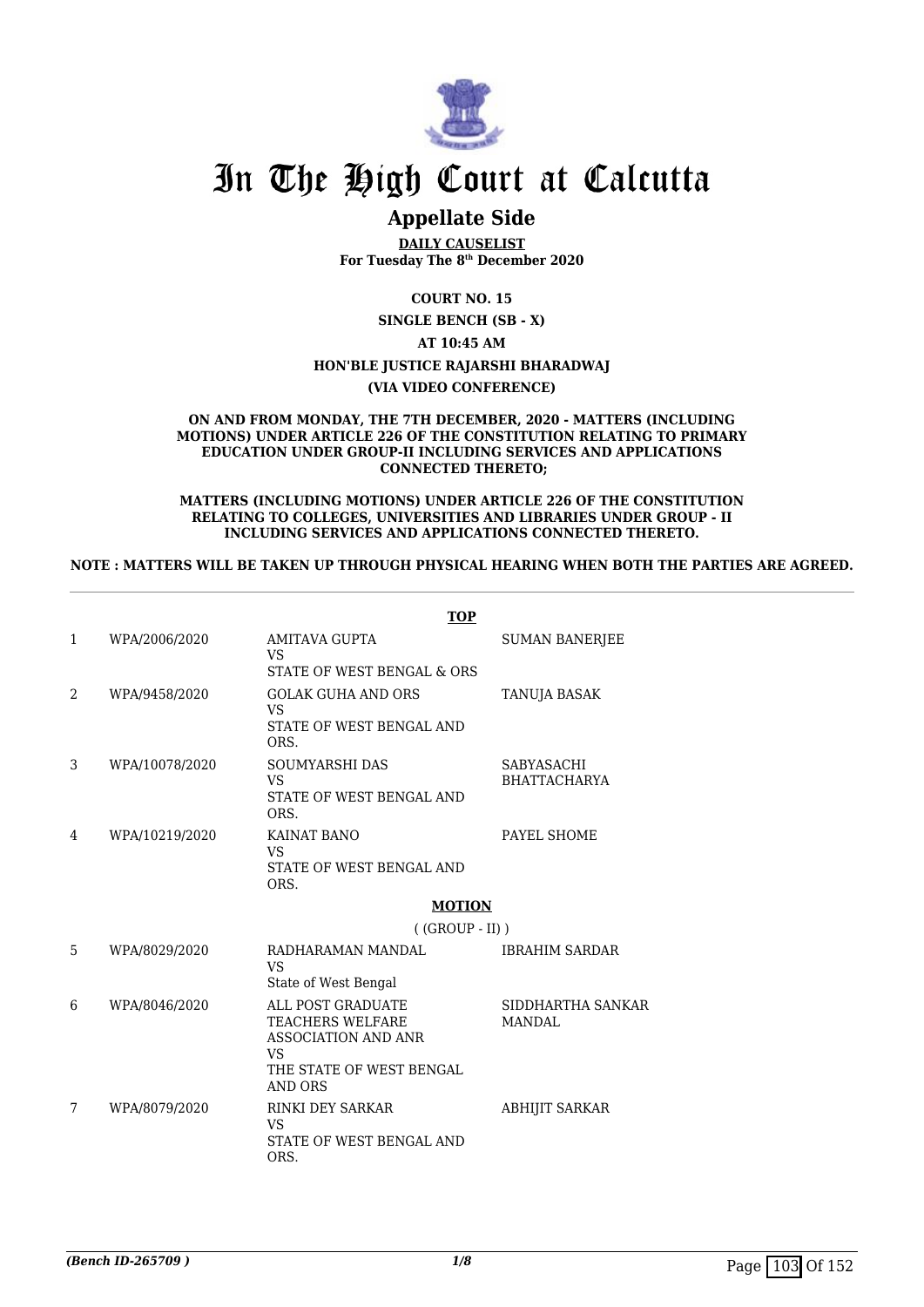# In The High Court at Calcutta

## Appellate Side

**DAILY CAUSELIST**
**For Tuesday The 8th December 2020**

**COURT NO. 15**
**SINGLE BENCH (SB - X)**
**AT 10:45 AM**
**HON'BLE JUSTICE RAJARSHI BHARADWAJ**
**(VIA VIDEO CONFERENCE)**

**ON AND FROM MONDAY, THE 7TH DECEMBER, 2020 - MATTERS (INCLUDING MOTIONS) UNDER ARTICLE 226 OF THE CONSTITUTION RELATING TO PRIMARY EDUCATION UNDER GROUP-II INCLUDING SERVICES AND APPLICATIONS CONNECTED THERETO;**

**MATTERS (INCLUDING MOTIONS) UNDER ARTICLE 226 OF THE CONSTITUTION RELATING TO COLLEGES, UNIVERSITIES AND LIBRARIES UNDER GROUP - II INCLUDING SERVICES AND APPLICATIONS CONNECTED THERETO.**

**NOTE : MATTERS WILL BE TAKEN UP THROUGH PHYSICAL HEARING WHEN BOTH THE PARTIES ARE AGREED.**

**TOP**

| | | | |
|---|---|---|---|
| 1 | WPA/2006/2020 | AMITAVA GUPTA<br>VS<br>STATE OF WEST BENGAL & ORS | SUMAN BANERJEE |
| 2 | WPA/9458/2020 | GOLAK GUHA AND ORS<br>VS<br>STATE OF WEST BENGAL AND ORS. | TANUJA BASAK |
| 3 | WPA/10078/2020 | SOUMYARSHI DAS<br>VS<br>STATE OF WEST BENGAL AND ORS. | SABYASACHI BHATTACHARYA |
| 4 | WPA/10219/2020 | KAINAT BANO<br>VS<br>STATE OF WEST BENGAL AND ORS. | PAYEL SHOME |

**MOTION**

( (GROUP - II) )

| | | | |
|---|---|---|---|
| 5 | WPA/8029/2020 | RADHARAMAN MANDAL<br>VS<br>State of West Bengal | IBRAHIM SARDAR |
| 6 | WPA/8046/2020 | ALL POST GRADUATE TEACHERS WELFARE ASSOCIATION AND ANR<br>VS<br>THE STATE OF WEST BENGAL AND ORS | SIDDHARTHA SANKAR MANDAL |
| 7 | WPA/8079/2020 | RINKI DEY SARKAR<br>VS<br>STATE OF WEST BENGAL AND ORS. | ABHIJIT SARKAR |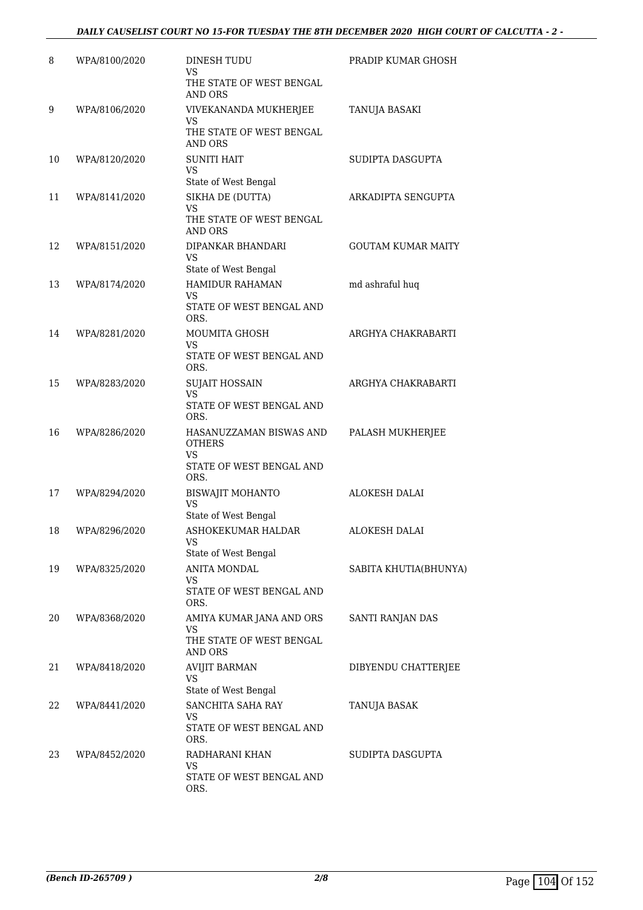| 8 | WPA/8100/2020 | DINESH TUDU<br>VS<br>THE STATE OF WEST BENGAL AND ORS | PRADIP KUMAR GHOSH |
|---|---|---|---|
| 9 | WPA/8106/2020 | VIVEKANANDA MUKHERJEE<br>VS<br>THE STATE OF WEST BENGAL AND ORS | TANUJA BASAKI |
| 10 | WPA/8120/2020 | SUNITI HAIT<br>VS<br>State of West Bengal | SUDIPTA DASGUPTA |
| 11 | WPA/8141/2020 | SIKHA DE (DUTTA)<br>VS<br>THE STATE OF WEST BENGAL AND ORS | ARKADIPTA SENGUPTA |
| 12 | WPA/8151/2020 | DIPANKAR BHANDARI<br>VS<br>State of West Bengal | GOUTAM KUMAR MAITY |
| 13 | WPA/8174/2020 | HAMIDUR RAHAMAN<br>VS<br>STATE OF WEST BENGAL AND ORS. | md ashraful huq |
| 14 | WPA/8281/2020 | MOUMITA GHOSH<br>VS<br>STATE OF WEST BENGAL AND ORS. | ARGHYA CHAKRABARTI |
| 15 | WPA/8283/2020 | SUJAIT HOSSAIN<br>VS<br>STATE OF WEST BENGAL AND ORS. | ARGHYA CHAKRABARTI |
| 16 | WPA/8286/2020 | HASANUZZAMAN BISWAS AND OTHERS<br>VS<br>STATE OF WEST BENGAL AND ORS. | PALASH MUKHERJEE |
| 17 | WPA/8294/2020 | BISWAJIT MOHANTO<br>VS<br>State of West Bengal | ALOKESH DALAI |
| 18 | WPA/8296/2020 | ASHOKEKUMAR HALDAR<br>VS<br>State of West Bengal | ALOKESH DALAI |
| 19 | WPA/8325/2020 | ANITA MONDAL<br>VS<br>STATE OF WEST BENGAL AND ORS. | SABITA KHUTIA(BHUNYA) |
| 20 | WPA/8368/2020 | AMIYA KUMAR JANA AND ORS<br>VS<br>THE STATE OF WEST BENGAL AND ORS | SANTI RANJAN DAS |
| 21 | WPA/8418/2020 | AVIJIT BARMAN<br>VS<br>State of West Bengal | DIBYENDU CHATTERJEE |
| 22 | WPA/8441/2020 | SANCHITA SAHA RAY<br>VS<br>STATE OF WEST BENGAL AND ORS. | TANUJA BASAK |
| 23 | WPA/8452/2020 | RADHARANI KHAN<br>VS<br>STATE OF WEST BENGAL AND ORS. | SUDIPTA DASGUPTA |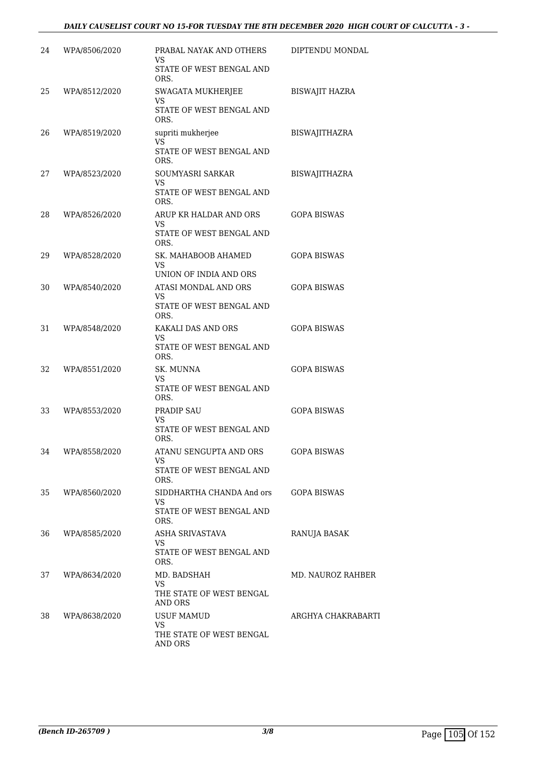| | | | |
|---|---|---|---|
| 24 | WPA/8506/2020 | PRABAL NAYAK AND OTHERS<br>VS<br>STATE OF WEST BENGAL AND ORS. | DIPTENDU MONDAL |
| 25 | WPA/8512/2020 | SWAGATA MUKHERJEE<br>VS<br>STATE OF WEST BENGAL AND ORS. | BISWAJIT HAZRA |
| 26 | WPA/8519/2020 | supriti mukherjee<br>VS<br>STATE OF WEST BENGAL AND ORS. | BISWAJITHAZRA |
| 27 | WPA/8523/2020 | SOUMYASRI SARKAR<br>VS<br>STATE OF WEST BENGAL AND ORS. | BISWAJITHAZRA |
| 28 | WPA/8526/2020 | ARUP KR HALDAR AND ORS<br>VS<br>STATE OF WEST BENGAL AND ORS. | GOPA BISWAS |
| 29 | WPA/8528/2020 | SK. MAHABOOB AHAMED<br>VS<br>UNION OF INDIA AND ORS | GOPA BISWAS |
| 30 | WPA/8540/2020 | ATASI MONDAL AND ORS<br>VS<br>STATE OF WEST BENGAL AND ORS. | GOPA BISWAS |
| 31 | WPA/8548/2020 | KAKALI DAS AND ORS<br>VS<br>STATE OF WEST BENGAL AND ORS. | GOPA BISWAS |
| 32 | WPA/8551/2020 | SK. MUNNA<br>VS<br>STATE OF WEST BENGAL AND ORS. | GOPA BISWAS |
| 33 | WPA/8553/2020 | PRADIP SAU<br>VS<br>STATE OF WEST BENGAL AND ORS. | GOPA BISWAS |
| 34 | WPA/8558/2020 | ATANU SENGUPTA AND ORS<br>VS<br>STATE OF WEST BENGAL AND ORS. | GOPA BISWAS |
| 35 | WPA/8560/2020 | SIDDHARTHA CHANDA And ors<br>VS<br>STATE OF WEST BENGAL AND ORS. | GOPA BISWAS |
| 36 | WPA/8585/2020 | ASHA SRIVASTAVA<br>VS<br>STATE OF WEST BENGAL AND ORS. | RANUJA BASAK |
| 37 | WPA/8634/2020 | MD. BADSHAH<br>VS<br>THE STATE OF WEST BENGAL AND ORS | MD. NAUROZ RAHBER |
| 38 | WPA/8638/2020 | USUF MAMUD<br>VS<br>THE STATE OF WEST BENGAL AND ORS | ARGHYA CHAKRABARTI |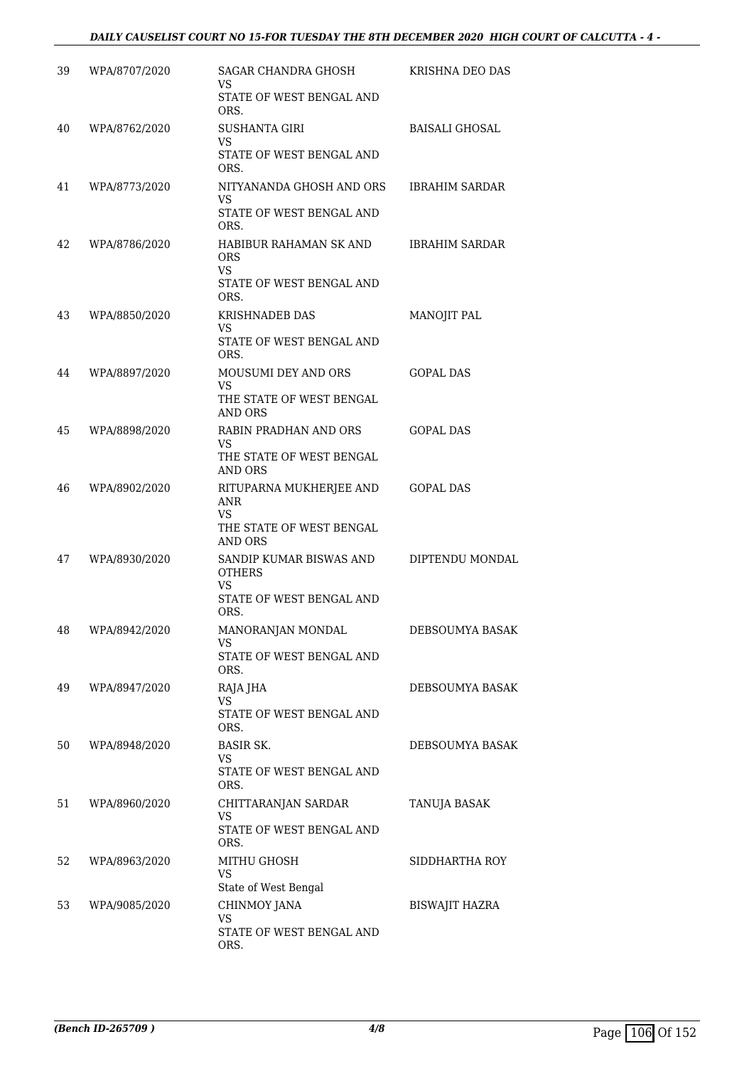| | | | |
|---|---|---|---|
| 39 | WPA/8707/2020 | SAGAR CHANDRA GHOSH<br>VS<br>STATE OF WEST BENGAL AND ORS. | KRISHNA DEO DAS |
| 40 | WPA/8762/2020 | SUSHANTA GIRI<br>VS<br>STATE OF WEST BENGAL AND ORS. | BAISALI GHOSAL |
| 41 | WPA/8773/2020 | NITYANANDA GHOSH AND ORS<br>VS<br>STATE OF WEST BENGAL AND ORS. | IBRAHIM SARDAR |
| 42 | WPA/8786/2020 | HABIBUR RAHAMAN SK AND ORS<br>VS<br>STATE OF WEST BENGAL AND ORS. | IBRAHIM SARDAR |
| 43 | WPA/8850/2020 | KRISHNADEB DAS<br>VS<br>STATE OF WEST BENGAL AND ORS. | MANOJIT PAL |
| 44 | WPA/8897/2020 | MOUSUMI DEY AND ORS<br>VS<br>THE STATE OF WEST BENGAL AND ORS | GOPAL DAS |
| 45 | WPA/8898/2020 | RABIN PRADHAN AND ORS<br>VS<br>THE STATE OF WEST BENGAL AND ORS | GOPAL DAS |
| 46 | WPA/8902/2020 | RITUPARNA MUKHERJEE AND ANR<br>VS<br>THE STATE OF WEST BENGAL AND ORS | GOPAL DAS |
| 47 | WPA/8930/2020 | SANDIP KUMAR BISWAS AND OTHERS<br>VS<br>STATE OF WEST BENGAL AND ORS. | DIPTENDU MONDAL |
| 48 | WPA/8942/2020 | MANORANJAN MONDAL<br>VS<br>STATE OF WEST BENGAL AND ORS. | DEBSOUMYA BASAK |
| 49 | WPA/8947/2020 | RAJA JHA<br>VS<br>STATE OF WEST BENGAL AND ORS. | DEBSOUMYA BASAK |
| 50 | WPA/8948/2020 | BASIR SK.<br>VS<br>STATE OF WEST BENGAL AND ORS. | DEBSOUMYA BASAK |
| 51 | WPA/8960/2020 | CHITTARANJAN SARDAR<br>VS<br>STATE OF WEST BENGAL AND ORS. | TANUJA BASAK |
| 52 | WPA/8963/2020 | MITHU GHOSH<br>VS<br>State of West Bengal | SIDDHARTHA ROY |
| 53 | WPA/9085/2020 | CHINMOY JANA<br>VS<br>STATE OF WEST BENGAL AND ORS. | BISWAJIT HAZRA |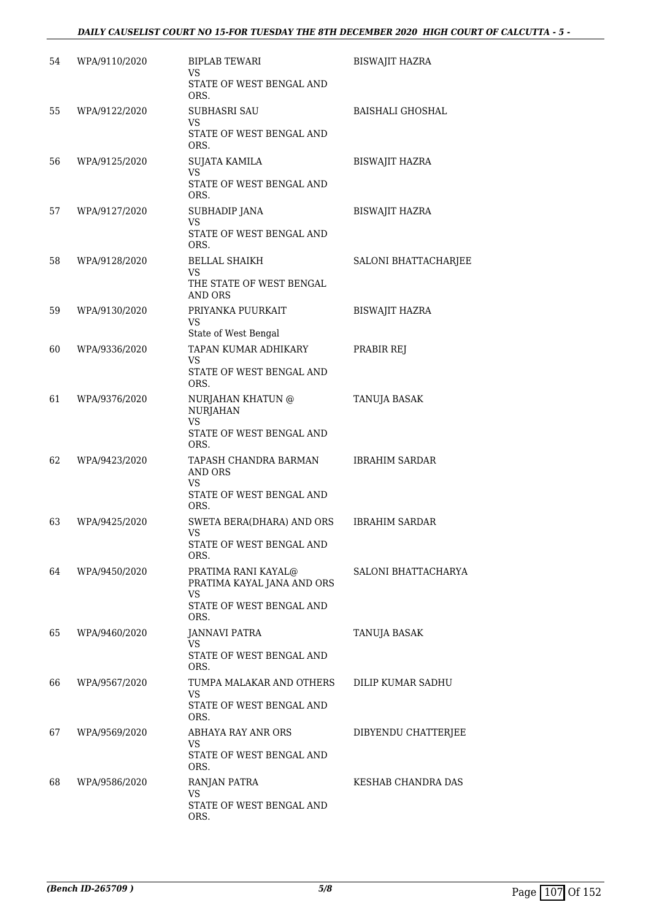| | | | |
|---|---|---|---|
| 54 | WPA/9110/2020 | BIPLAB TEWARI<br>VS<br>STATE OF WEST BENGAL AND ORS. | BISWAJIT HAZRA |
| 55 | WPA/9122/2020 | SUBHASRI SAU<br>VS<br>STATE OF WEST BENGAL AND ORS. | BAISHALI GHOSHAL |
| 56 | WPA/9125/2020 | SUJATA KAMILA<br>VS<br>STATE OF WEST BENGAL AND ORS. | BISWAJIT HAZRA |
| 57 | WPA/9127/2020 | SUBHADIP JANA<br>VS<br>STATE OF WEST BENGAL AND ORS. | BISWAJIT HAZRA |
| 58 | WPA/9128/2020 | BELLAL SHAIKH<br>VS<br>THE STATE OF WEST BENGAL AND ORS | SALONI BHATTACHARJEE |
| 59 | WPA/9130/2020 | PRIYANKA PUURKAIT<br>VS<br>State of West Bengal | BISWAJIT HAZRA |
| 60 | WPA/9336/2020 | TAPAN KUMAR ADHIKARY<br>VS<br>STATE OF WEST BENGAL AND ORS. | PRABIR REJ |
| 61 | WPA/9376/2020 | NURJAHAN KHATUN @ NURJAHAN<br>VS<br>STATE OF WEST BENGAL AND ORS. | TANUJA BASAK |
| 62 | WPA/9423/2020 | TAPASH CHANDRA BARMAN AND ORS<br>VS<br>STATE OF WEST BENGAL AND ORS. | IBRAHIM SARDAR |
| 63 | WPA/9425/2020 | SWETA BERA(DHARA) AND ORS<br>VS<br>STATE OF WEST BENGAL AND ORS. | IBRAHIM SARDAR |
| 64 | WPA/9450/2020 | PRATIMA RANI KAYAL@ PRATIMA KAYAL JANA AND ORS<br>VS<br>STATE OF WEST BENGAL AND ORS. | SALONI BHATTACHARYA |
| 65 | WPA/9460/2020 | JANNAVI PATRA<br>VS<br>STATE OF WEST BENGAL AND ORS. | TANUJA BASAK |
| 66 | WPA/9567/2020 | TUMPA MALAKAR AND OTHERS<br>VS<br>STATE OF WEST BENGAL AND ORS. | DILIP KUMAR SADHU |
| 67 | WPA/9569/2020 | ABHAYA RAY ANR ORS<br>VS<br>STATE OF WEST BENGAL AND ORS. | DIBYENDU CHATTERJEE |
| 68 | WPA/9586/2020 | RANJAN PATRA<br>VS<br>STATE OF WEST BENGAL AND ORS. | KESHAB CHANDRA DAS |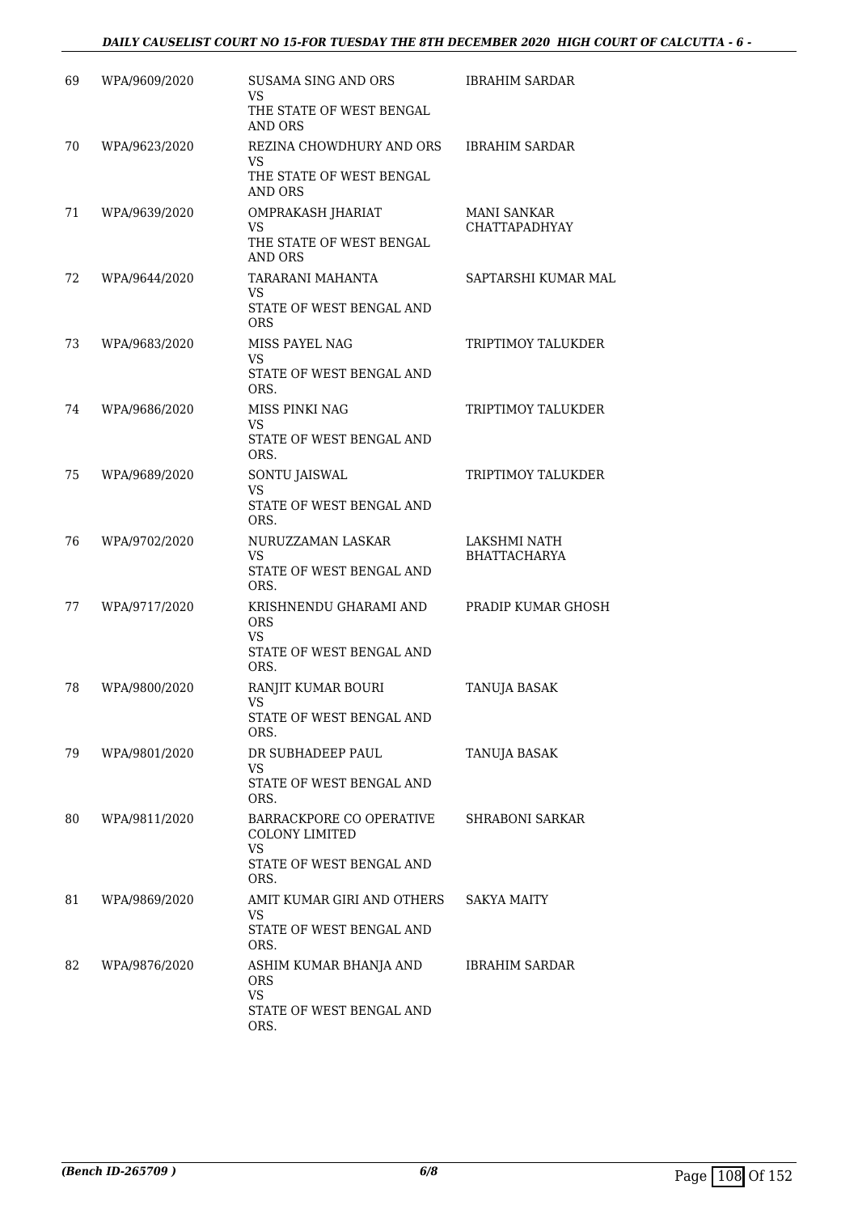| | | | |
|---|---|---|---|
| 69 | WPA/9609/2020 | SUSAMA SING AND ORS<br>VS<br>THE STATE OF WEST BENGAL AND ORS | IBRAHIM SARDAR |
| 70 | WPA/9623/2020 | REZINA CHOWDHURY AND ORS<br>VS<br>THE STATE OF WEST BENGAL AND ORS | IBRAHIM SARDAR |
| 71 | WPA/9639/2020 | OMPRAKASH JHARIAT<br>VS<br>THE STATE OF WEST BENGAL AND ORS | MANI SANKAR CHATTAPADHYAY |
| 72 | WPA/9644/2020 | TARARANI MAHANTA<br>VS<br>STATE OF WEST BENGAL AND ORS | SAPTARSHI KUMAR MAL |
| 73 | WPA/9683/2020 | MISS PAYEL NAG<br>VS<br>STATE OF WEST BENGAL AND ORS. | TRIPTIMOY TALUKDER |
| 74 | WPA/9686/2020 | MISS PINKI NAG<br>VS<br>STATE OF WEST BENGAL AND ORS. | TRIPTIMOY TALUKDER |
| 75 | WPA/9689/2020 | SONTU JAISWAL<br>VS<br>STATE OF WEST BENGAL AND ORS. | TRIPTIMOY TALUKDER |
| 76 | WPA/9702/2020 | NURUZZAMAN LASKAR<br>VS<br>STATE OF WEST BENGAL AND ORS. | LAKSHMI NATH BHATTACHARYA |
| 77 | WPA/9717/2020 | KRISHNENDU GHARAMI AND ORS<br>VS<br>STATE OF WEST BENGAL AND ORS. | PRADIP KUMAR GHOSH |
| 78 | WPA/9800/2020 | RANJIT KUMAR BOURI<br>VS<br>STATE OF WEST BENGAL AND ORS. | TANUJA BASAK |
| 79 | WPA/9801/2020 | DR SUBHADEEP PAUL<br>VS<br>STATE OF WEST BENGAL AND ORS. | TANUJA BASAK |
| 80 | WPA/9811/2020 | BARRACKPORE CO OPERATIVE COLONY LIMITED<br>VS<br>STATE OF WEST BENGAL AND ORS. | SHRABONI SARKAR |
| 81 | WPA/9869/2020 | AMIT KUMAR GIRI AND OTHERS<br>VS<br>STATE OF WEST BENGAL AND ORS. | SAKYA MAITY |
| 82 | WPA/9876/2020 | ASHIM KUMAR BHANJA AND ORS<br>VS<br>STATE OF WEST BENGAL AND ORS. | IBRAHIM SARDAR |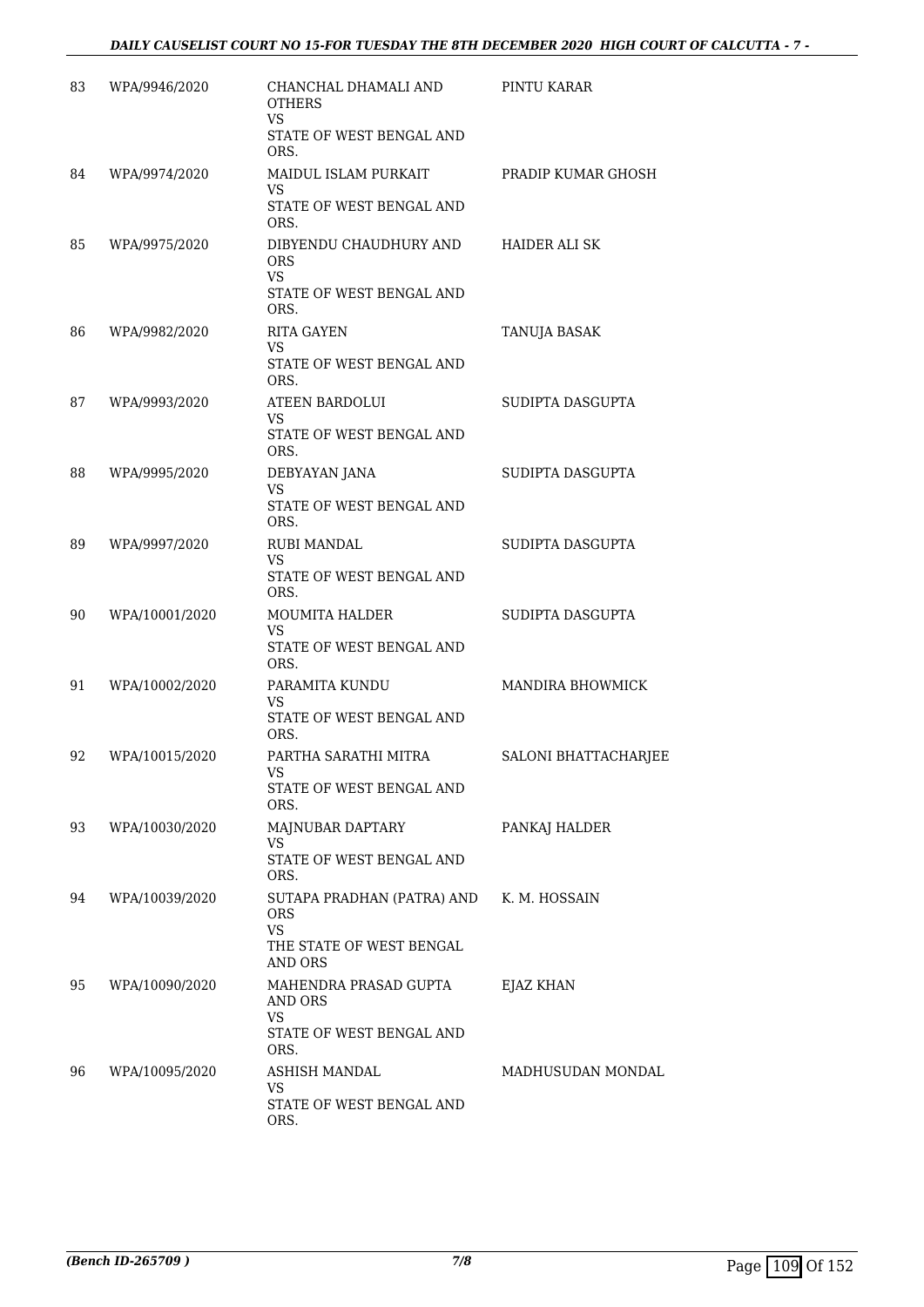| | | | |
|---|---|---|---|
| 83 | WPA/9946/2020 | CHANCHAL DHAMALI AND OTHERS<br>VS<br>STATE OF WEST BENGAL AND ORS. | PINTU KARAR |
| 84 | WPA/9974/2020 | MAIDUL ISLAM PURKAIT<br>VS<br>STATE OF WEST BENGAL AND ORS. | PRADIP KUMAR GHOSH |
| 85 | WPA/9975/2020 | DIBYENDU CHAUDHURY AND ORS<br>VS<br>STATE OF WEST BENGAL AND ORS. | HAIDER ALI SK |
| 86 | WPA/9982/2020 | RITA GAYEN<br>VS<br>STATE OF WEST BENGAL AND ORS. | TANUJA BASAK |
| 87 | WPA/9993/2020 | ATEEN BARDOLUI<br>VS<br>STATE OF WEST BENGAL AND ORS. | SUDIPTA DASGUPTA |
| 88 | WPA/9995/2020 | DEBYAYAN JANA<br>VS<br>STATE OF WEST BENGAL AND ORS. | SUDIPTA DASGUPTA |
| 89 | WPA/9997/2020 | RUBI MANDAL<br>VS<br>STATE OF WEST BENGAL AND ORS. | SUDIPTA DASGUPTA |
| 90 | WPA/10001/2020 | MOUMITA HALDER<br>VS<br>STATE OF WEST BENGAL AND ORS. | SUDIPTA DASGUPTA |
| 91 | WPA/10002/2020 | PARAMITA KUNDU<br>VS<br>STATE OF WEST BENGAL AND ORS. | MANDIRA BHOWMICK |
| 92 | WPA/10015/2020 | PARTHA SARATHI MITRA<br>VS<br>STATE OF WEST BENGAL AND ORS. | SALONI BHATTACHARJEE |
| 93 | WPA/10030/2020 | MAJNUBAR DAPTARY<br>VS<br>STATE OF WEST BENGAL AND ORS. | PANKAJ HALDER |
| 94 | WPA/10039/2020 | SUTAPA PRADHAN (PATRA) AND ORS<br>VS<br>THE STATE OF WEST BENGAL AND ORS | K. M. HOSSAIN |
| 95 | WPA/10090/2020 | MAHENDRA PRASAD GUPTA AND ORS<br>VS<br>STATE OF WEST BENGAL AND ORS. | EJAZ KHAN |
| 96 | WPA/10095/2020 | ASHISH MANDAL<br>VS<br>STATE OF WEST BENGAL AND ORS. | MADHUSUDAN MONDAL |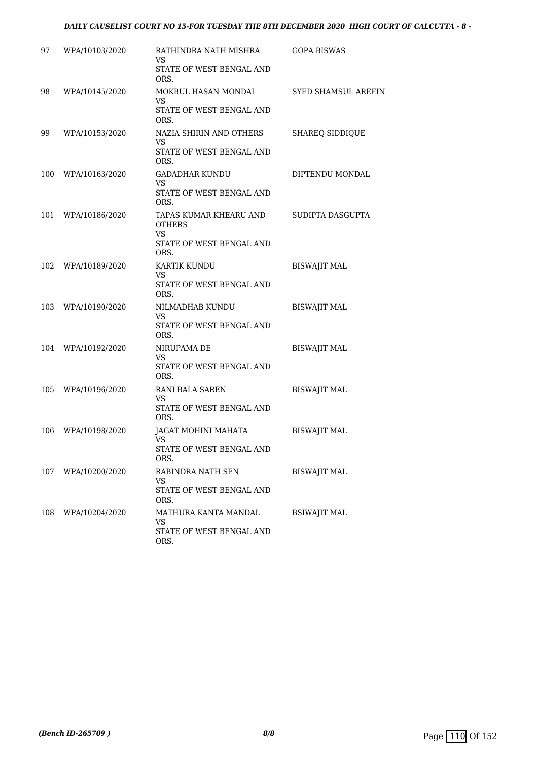| | | | |
|---|---|---|---|
| 97 | WPA/10103/2020 | RATHINDRA NATH MISHRA<br>VS<br>STATE OF WEST BENGAL AND ORS. | GOPA BISWAS |
| 98 | WPA/10145/2020 | MOKBUL HASAN MONDAL<br>VS<br>STATE OF WEST BENGAL AND ORS. | SYED SHAMSUL AREFIN |
| 99 | WPA/10153/2020 | NAZIA SHIRIN AND OTHERS<br>VS<br>STATE OF WEST BENGAL AND ORS. | SHAREQ SIDDIQUE |
| 100 | WPA/10163/2020 | GADADHAR KUNDU<br>VS<br>STATE OF WEST BENGAL AND ORS. | DIPTENDU MONDAL |
| 101 | WPA/10186/2020 | TAPAS KUMAR KHEARU AND OTHERS<br>VS<br>STATE OF WEST BENGAL AND ORS. | SUDIPTA DASGUPTA |
| 102 | WPA/10189/2020 | KARTIK KUNDU<br>VS<br>STATE OF WEST BENGAL AND ORS. | BISWAJIT MAL |
| 103 | WPA/10190/2020 | NILMADHAB KUNDU<br>VS<br>STATE OF WEST BENGAL AND ORS. | BISWAJIT MAL |
| 104 | WPA/10192/2020 | NIRUPAMA DE<br>VS<br>STATE OF WEST BENGAL AND ORS. | BISWAJIT MAL |
| 105 | WPA/10196/2020 | RANI BALA SAREN<br>VS<br>STATE OF WEST BENGAL AND ORS. | BISWAJIT MAL |
| 106 | WPA/10198/2020 | JAGAT MOHINI MAHATA<br>VS<br>STATE OF WEST BENGAL AND ORS. | BISWAJIT MAL |
| 107 | WPA/10200/2020 | RABINDRA NATH SEN<br>VS<br>STATE OF WEST BENGAL AND ORS. | BISWAJIT MAL |
| 108 | WPA/10204/2020 | MATHURA KANTA MANDAL<br>VS<br>STATE OF WEST BENGAL AND ORS. | BSIWAJIT MAL |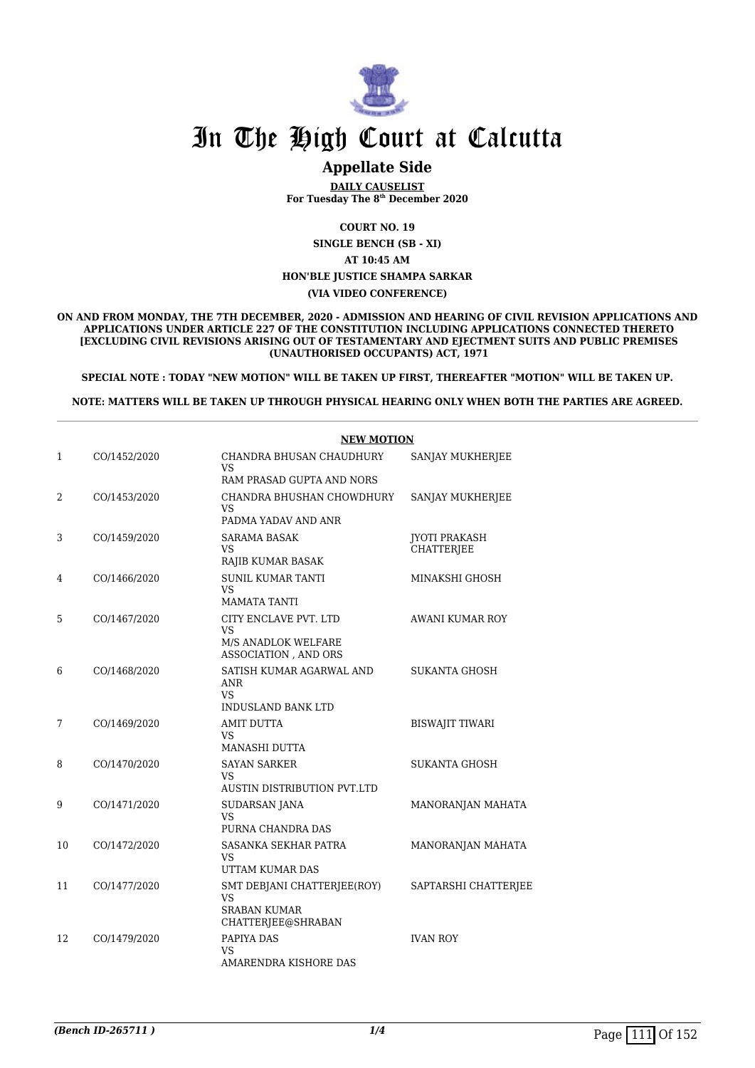# In The High Court at Calcutta

## Appellate Side

**DAILY CAUSELIST**
**For Tuesday The 8th December 2020**

**COURT NO. 19**

**SINGLE BENCH (SB - XI)**

**AT 10:45 AM**

**HON'BLE JUSTICE SHAMPA SARKAR**

**(VIA VIDEO CONFERENCE)**

**ON AND FROM MONDAY, THE 7TH DECEMBER, 2020 - ADMISSION AND HEARING OF CIVIL REVISION APPLICATIONS AND APPLICATIONS UNDER ARTICLE 227 OF THE CONSTITUTION INCLUDING APPLICATIONS CONNECTED THERETO [EXCLUDING CIVIL REVISIONS ARISING OUT OF TESTAMENTARY AND EJECTMENT SUITS AND PUBLIC PREMISES (UNAUTHORISED OCCUPANTS) ACT, 1971**

**SPECIAL NOTE : TODAY "NEW MOTION" WILL BE TAKEN UP FIRST, THEREAFTER "MOTION" WILL BE TAKEN UP.**

**NOTE: MATTERS WILL BE TAKEN UP THROUGH PHYSICAL HEARING ONLY WHEN BOTH THE PARTIES ARE AGREED.**

**NEW MOTION**

| | | | |
|---|---|---|---|
| 1 | CO/1452/2020 | CHANDRA BHUSAN CHAUDHURY<br>VS<br>RAM PRASAD GUPTA AND NORS | SANJAY MUKHERJEE |
| 2 | CO/1453/2020 | CHANDRA BHUSHAN CHOWDHURY<br>VS<br>PADMA YADAV AND ANR | SANJAY MUKHERJEE |
| 3 | CO/1459/2020 | SARAMA BASAK<br>VS<br>RAJIB KUMAR BASAK | JYOTI PRAKASH CHATTERJEE |
| 4 | CO/1466/2020 | SUNIL KUMAR TANTI<br>VS<br>MAMATA TANTI | MINAKSHI GHOSH |
| 5 | CO/1467/2020 | CITY ENCLAVE PVT. LTD<br>VS<br>M/S ANADLOK WELFARE ASSOCIATION , AND ORS | AWANI KUMAR ROY |
| 6 | CO/1468/2020 | SATISH KUMAR AGARWAL AND ANR<br>VS<br>INDUSLAND BANK LTD | SUKANTA GHOSH |
| 7 | CO/1469/2020 | AMIT DUTTA<br>VS<br>MANASHI DUTTA | BISWAJIT TIWARI |
| 8 | CO/1470/2020 | SAYAN SARKER<br>VS<br>AUSTIN DISTRIBUTION PVT.LTD | SUKANTA GHOSH |
| 9 | CO/1471/2020 | SUDARSAN JANA<br>VS<br>PURNA CHANDRA DAS | MANORANJAN MAHATA |
| 10 | CO/1472/2020 | SASANKA SEKHAR PATRA<br>VS<br>UTTAM KUMAR DAS | MANORANJAN MAHATA |
| 11 | CO/1477/2020 | SMT DEBJANI CHATTERJEE(ROY)<br>VS<br>SRABAN KUMAR CHATTERJEE@SHRABAN | SAPTARSHI CHATTERJEE |
| 12 | CO/1479/2020 | PAPIYA DAS<br>VS<br>AMARENDRA KISHORE DAS | IVAN ROY |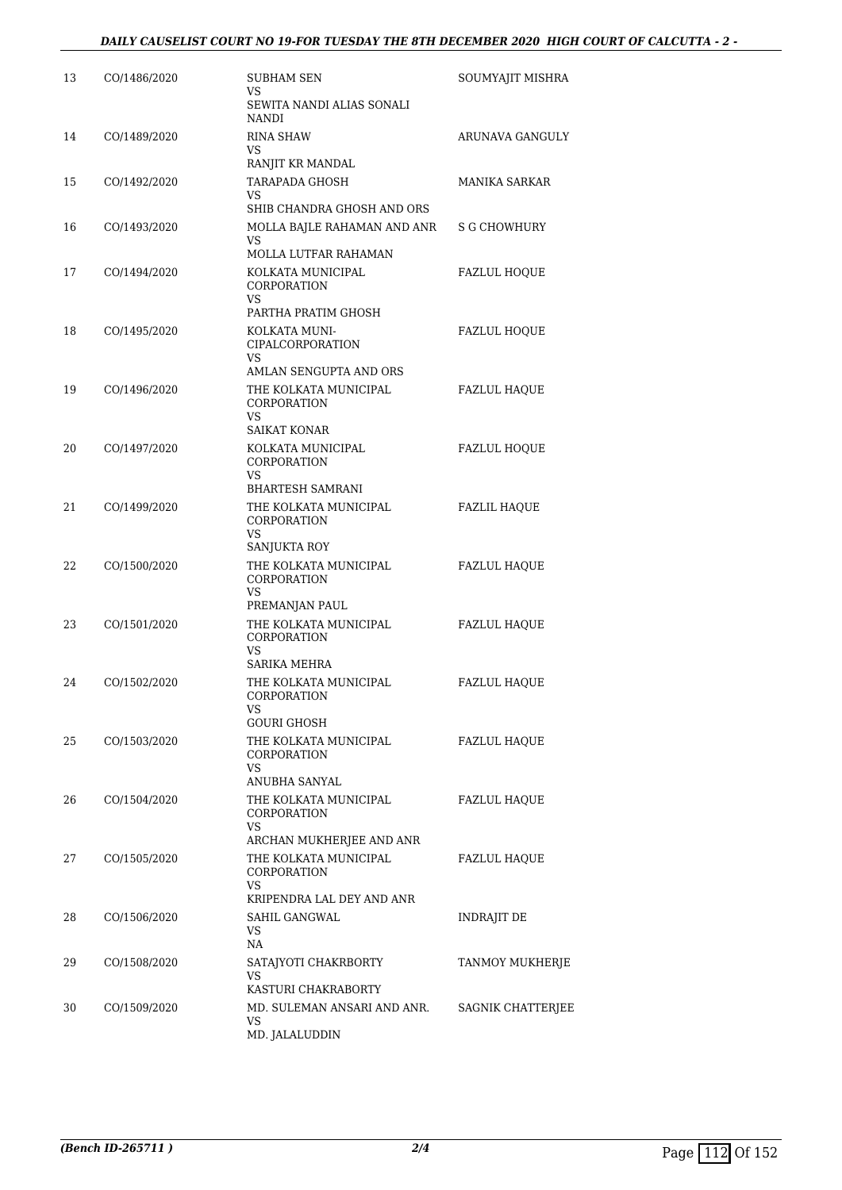| 13 | CO/1486/2020 | SUBHAM SEN<br>VS<br>SEWITA NANDI ALIAS SONALI NANDI | SOUMYAJIT MISHRA |
|---|---|---|---|
| 14 | CO/1489/2020 | RINA SHAW<br>VS<br>RANJIT KR MANDAL | ARUNAVA GANGULY |
| 15 | CO/1492/2020 | TARAPADA GHOSH<br>VS<br>SHIB CHANDRA GHOSH AND ORS | MANIKA SARKAR |
| 16 | CO/1493/2020 | MOLLA BAJLE RAHAMAN AND ANR<br>VS<br>MOLLA LUTFAR RAHAMAN | S G CHOWHURY |
| 17 | CO/1494/2020 | KOLKATA MUNICIPAL CORPORATION<br>VS<br>PARTHA PRATIM GHOSH | FAZLUL HOQUE |
| 18 | CO/1495/2020 | KOLKATA MUNI-CIPALCORPORATION<br>VS<br>AMLAN SENGUPTA AND ORS | FAZLUL HOQUE |
| 19 | CO/1496/2020 | THE KOLKATA MUNICIPAL CORPORATION<br>VS<br>SAIKAT KONAR | FAZLUL HAQUE |
| 20 | CO/1497/2020 | KOLKATA MUNICIPAL CORPORATION<br>VS<br>BHARTESH SAMRANI | FAZLUL HOQUE |
| 21 | CO/1499/2020 | THE KOLKATA MUNICIPAL CORPORATION<br>VS<br>SANJUKTA ROY | FAZLIL HAQUE |
| 22 | CO/1500/2020 | THE KOLKATA MUNICIPAL CORPORATION<br>VS<br>PREMANJAN PAUL | FAZLUL HAQUE |
| 23 | CO/1501/2020 | THE KOLKATA MUNICIPAL CORPORATION<br>VS<br>SARIKA MEHRA | FAZLUL HAQUE |
| 24 | CO/1502/2020 | THE KOLKATA MUNICIPAL CORPORATION<br>VS<br>GOURI GHOSH | FAZLUL HAQUE |
| 25 | CO/1503/2020 | THE KOLKATA MUNICIPAL CORPORATION<br>VS<br>ANUBHA SANYAL | FAZLUL HAQUE |
| 26 | CO/1504/2020 | THE KOLKATA MUNICIPAL CORPORATION<br>VS<br>ARCHAN MUKHERJEE AND ANR | FAZLUL HAQUE |
| 27 | CO/1505/2020 | THE KOLKATA MUNICIPAL CORPORATION<br>VS<br>KRIPENDRA LAL DEY AND ANR | FAZLUL HAQUE |
| 28 | CO/1506/2020 | SAHIL GANGWAL<br>VS<br>NA | INDRAJIT DE |
| 29 | CO/1508/2020 | SATAJYOTI CHAKRBORTY<br>VS<br>KASTURI CHAKRABORTY | TANMOY MUKHERJE |
| 30 | CO/1509/2020 | MD. SULEMAN ANSARI AND ANR.<br>VS<br>MD. JALALUDDIN | SAGNIK CHATTERJEE |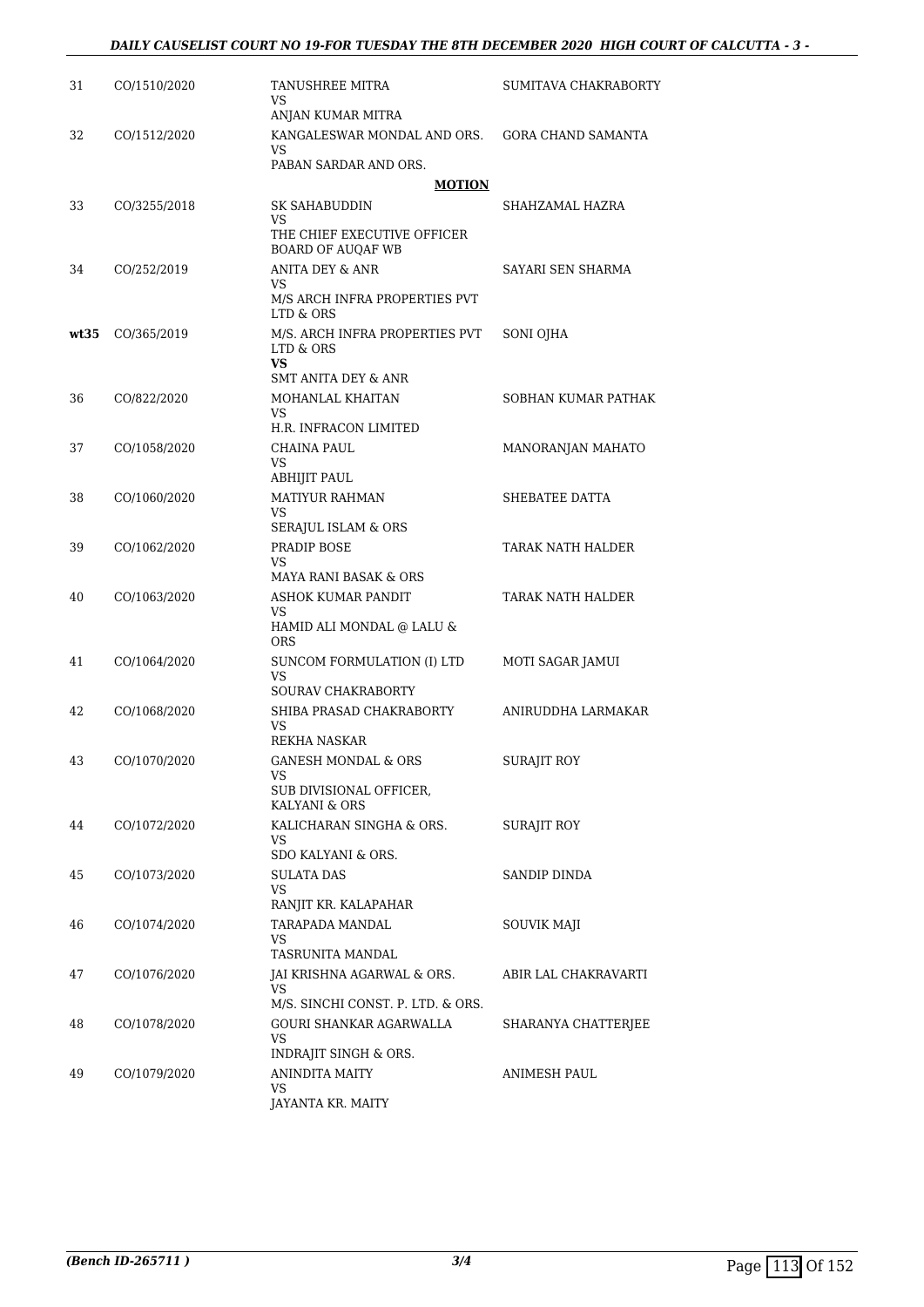| | | | |
|---|---|---|---|
| 31 | CO/1510/2020 | TANUSHREE MITRA<br>VS<br>ANJAN KUMAR MITRA | SUMITAVA CHAKRABORTY |
| 32 | CO/1512/2020 | KANGALESWAR MONDAL AND ORS.<br>VS<br>PABAN SARDAR AND ORS. | GORA CHAND SAMANTA |
| | | **MOTION** | |
| 33 | CO/3255/2018 | SK SAHABUDDIN<br>VS<br>THE CHIEF EXECUTIVE OFFICER BOARD OF AUQAF WB | SHAHZAMAL HAZRA |
| 34 | CO/252/2019 | ANITA DEY & ANR<br>VS<br>M/S ARCH INFRA PROPERTIES PVT LTD & ORS | SAYARI SEN SHARMA |
| **wt35** | CO/365/2019 | M/S. ARCH INFRA PROPERTIES PVT LTD & ORS<br>**VS**<br>SMT ANITA DEY & ANR | SONI OJHA |
| 36 | CO/822/2020 | MOHANLAL KHAITAN<br>VS<br>H.R. INFRACON LIMITED | SOBHAN KUMAR PATHAK |
| 37 | CO/1058/2020 | CHAINA PAUL<br>VS<br>ABHIJIT PAUL | MANORANJAN MAHATO |
| 38 | CO/1060/2020 | MATIYUR RAHMAN<br>VS<br>SERAJUL ISLAM & ORS | SHEBATEE DATTA |
| 39 | CO/1062/2020 | PRADIP BOSE<br>VS<br>MAYA RANI BASAK & ORS | TARAK NATH HALDER |
| 40 | CO/1063/2020 | ASHOK KUMAR PANDIT<br>VS<br>HAMID ALI MONDAL @ LALU & ORS | TARAK NATH HALDER |
| 41 | CO/1064/2020 | SUNCOM FORMULATION (I) LTD<br>VS<br>SOURAV CHAKRABORTY | MOTI SAGAR JAMUI |
| 42 | CO/1068/2020 | SHIBA PRASAD CHAKRABORTY<br>VS<br>REKHA NASKAR | ANIRUDDHA LARMAKAR |
| 43 | CO/1070/2020 | GANESH MONDAL & ORS<br>VS<br>SUB DIVISIONAL OFFICER, KALYANI & ORS | SURAJIT ROY |
| 44 | CO/1072/2020 | KALICHARAN SINGHA & ORS.<br>VS<br>SDO KALYANI & ORS. | SURAJIT ROY |
| 45 | CO/1073/2020 | SULATA DAS<br>VS<br>RANJIT KR. KALAPAHAR | SANDIP DINDA |
| 46 | CO/1074/2020 | TARAPADA MANDAL<br>VS<br>TASRUNITA MANDAL | SOUVIK MAJI |
| 47 | CO/1076/2020 | JAI KRISHNA AGARWAL & ORS.<br>VS<br>M/S. SINCHI CONST. P. LTD. & ORS. | ABIR LAL CHAKRAVARTI |
| 48 | CO/1078/2020 | GOURI SHANKAR AGARWALLA<br>VS<br>INDRAJIT SINGH & ORS. | SHARANYA CHATTERJEE |
| 49 | CO/1079/2020 | ANINDITA MAITY<br>VS<br>JAYANTA KR. MAITY | ANIMESH PAUL |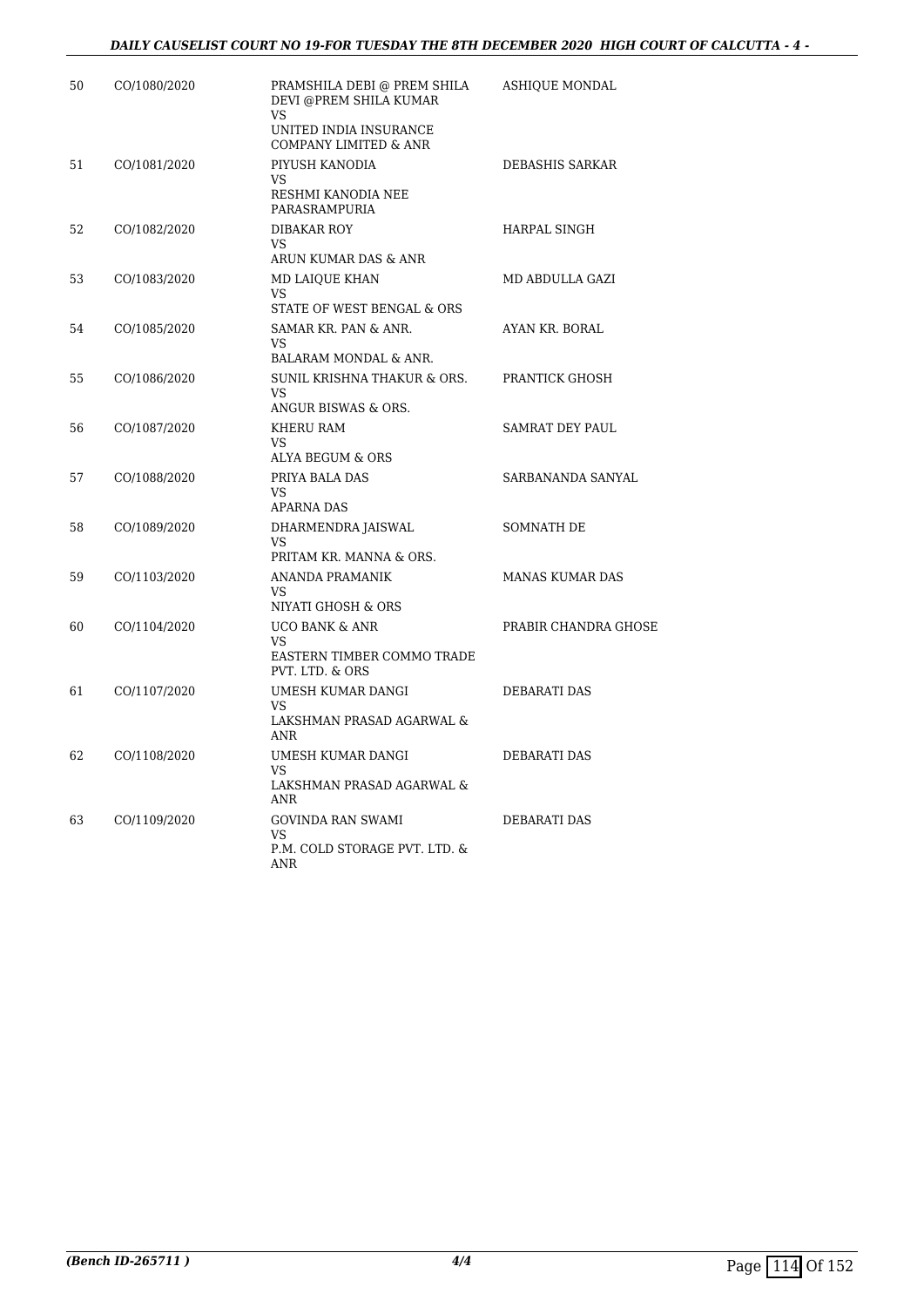| 50 | CO/1080/2020 | PRAMSHILA DEBI @ PREM SHILA DEVI @PREM SHILA KUMAR<br>VS<br>UNITED INDIA INSURANCE COMPANY LIMITED & ANR | ASHIQUE MONDAL |
|---|---|---|---|
| 51 | CO/1081/2020 | PIYUSH KANODIA<br>VS<br>RESHMI KANODIA NEE PARASRAMPURIA | DEBASHIS SARKAR |
| 52 | CO/1082/2020 | DIBAKAR ROY<br>VS<br>ARUN KUMAR DAS & ANR | HARPAL SINGH |
| 53 | CO/1083/2020 | MD LAIQUE KHAN<br>VS<br>STATE OF WEST BENGAL & ORS | MD ABDULLA GAZI |
| 54 | CO/1085/2020 | SAMAR KR. PAN & ANR.<br>VS<br>BALARAM MONDAL & ANR. | AYAN KR. BORAL |
| 55 | CO/1086/2020 | SUNIL KRISHNA THAKUR & ORS.<br>VS<br>ANGUR BISWAS & ORS. | PRANTICK GHOSH |
| 56 | CO/1087/2020 | KHERU RAM<br>VS<br>ALYA BEGUM & ORS | SAMRAT DEY PAUL |
| 57 | CO/1088/2020 | PRIYA BALA DAS<br>VS<br>APARNA DAS | SARBANANDA SANYAL |
| 58 | CO/1089/2020 | DHARMENDRA JAISWAL<br>VS<br>PRITAM KR. MANNA & ORS. | SOMNATH DE |
| 59 | CO/1103/2020 | ANANDA PRAMANIK<br>VS<br>NIYATI GHOSH & ORS | MANAS KUMAR DAS |
| 60 | CO/1104/2020 | UCO BANK & ANR<br>VS<br>EASTERN TIMBER COMMO TRADE PVT. LTD. & ORS | PRABIR CHANDRA GHOSE |
| 61 | CO/1107/2020 | UMESH KUMAR DANGI<br>VS<br>LAKSHMAN PRASAD AGARWAL & ANR | DEBARATI DAS |
| 62 | CO/1108/2020 | UMESH KUMAR DANGI<br>VS<br>LAKSHMAN PRASAD AGARWAL & ANR | DEBARATI DAS |
| 63 | CO/1109/2020 | GOVINDA RAN SWAMI<br>VS<br>P.M. COLD STORAGE PVT. LTD. & ANR | DEBARATI DAS |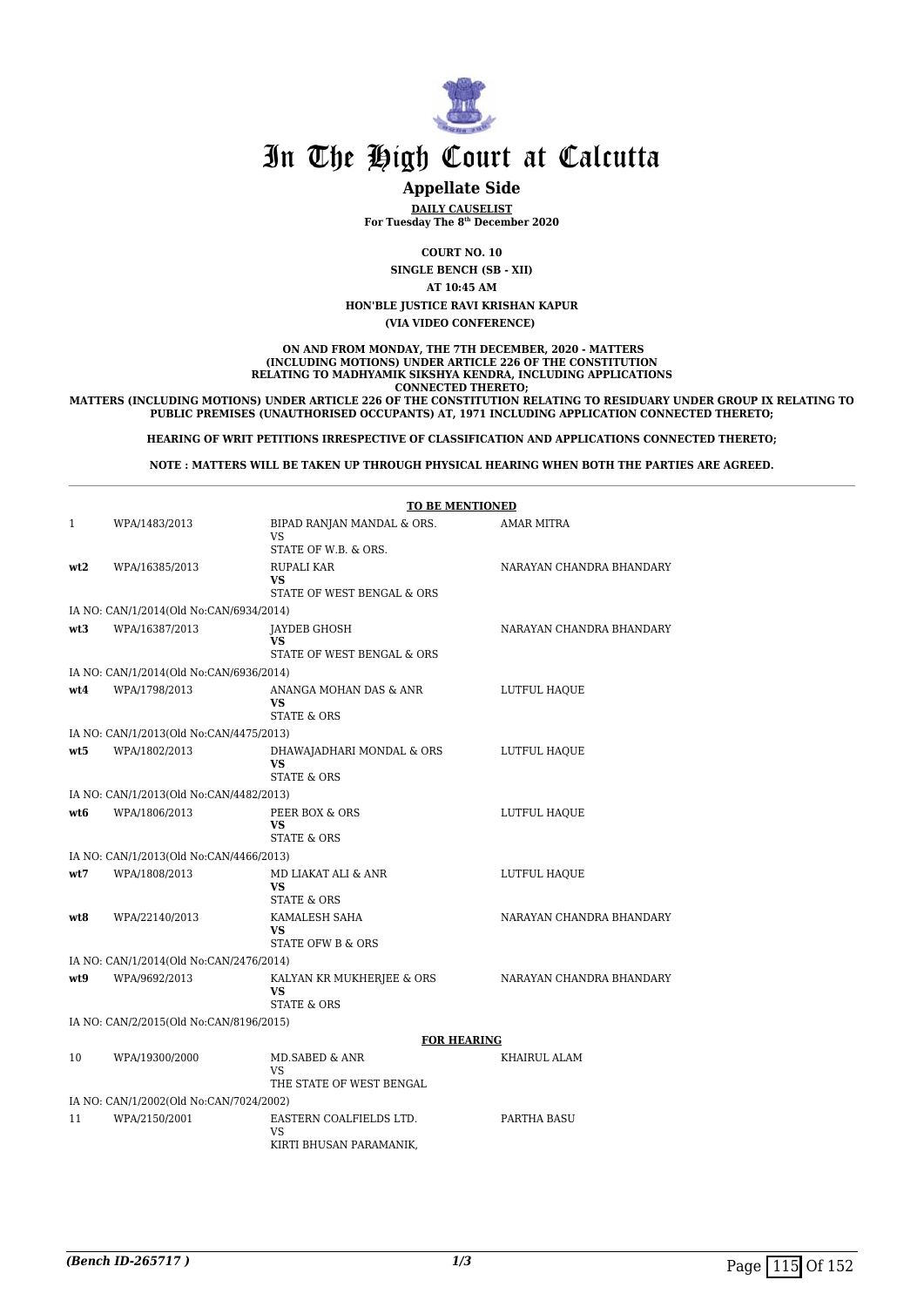# In The High Court at Calcutta

## Appellate Side

**DAILY CAUSELIST**
**For Tuesday The 8th December 2020**

**COURT NO. 10**
**SINGLE BENCH (SB - XII)**
**AT 10:45 AM**
**HON'BLE JUSTICE RAVI KRISHAN KAPUR**
**(VIA VIDEO CONFERENCE)**

**ON AND FROM MONDAY, THE 7TH DECEMBER, 2020 - MATTERS (INCLUDING MOTIONS) UNDER ARTICLE 226 OF THE CONSTITUTION RELATING TO MADHYAMIK SIKSHYA KENDRA, INCLUDING APPLICATIONS CONNECTED THERETO;**
**MATTERS (INCLUDING MOTIONS) UNDER ARTICLE 226 OF THE CONSTITUTION RELATING TO RESIDUARY UNDER GROUP IX RELATING TO PUBLIC PREMISES (UNAUTHORISED OCCUPANTS) AT, 1971 INCLUDING APPLICATION CONNECTED THERETO;**

**HEARING OF WRIT PETITIONS IRRESPECTIVE OF CLASSIFICATION AND APPLICATIONS CONNECTED THERETO;**

**NOTE : MATTERS WILL BE TAKEN UP THROUGH PHYSICAL HEARING WHEN BOTH THE PARTIES ARE AGREED.**

**TO BE MENTIONED**

| | | | |
|---|---|---|---|
| 1 | WPA/1483/2013 | BIPAD RANJAN MANDAL & ORS.<br>VS<br>STATE OF W.B. & ORS. | AMAR MITRA |
| **wt2** | WPA/16385/2013 | RUPALI KAR<br>**VS**<br>STATE OF WEST BENGAL & ORS | NARAYAN CHANDRA BHANDARY |
| | IA NO: CAN/1/2014(Old No:CAN/6934/2014) | | |
| **wt3** | WPA/16387/2013 | JAYDEB GHOSH<br>**VS**<br>STATE OF WEST BENGAL & ORS | NARAYAN CHANDRA BHANDARY |
| | IA NO: CAN/1/2014(Old No:CAN/6936/2014) | | |
| **wt4** | WPA/1798/2013 | ANANGA MOHAN DAS & ANR<br>**VS**<br>STATE & ORS | LUTFUL HAQUE |
| | IA NO: CAN/1/2013(Old No:CAN/4475/2013) | | |
| **wt5** | WPA/1802/2013 | DHAWAJADHARI MONDAL & ORS<br>**VS**<br>STATE & ORS | LUTFUL HAQUE |
| | IA NO: CAN/1/2013(Old No:CAN/4482/2013) | | |
| **wt6** | WPA/1806/2013 | PEER BOX & ORS<br>**VS**<br>STATE & ORS | LUTFUL HAQUE |
| | IA NO: CAN/1/2013(Old No:CAN/4466/2013) | | |
| **wt7** | WPA/1808/2013 | MD LIAKAT ALI & ANR<br>**VS**<br>STATE & ORS | LUTFUL HAQUE |
| **wt8** | WPA/22140/2013 | KAMALESH SAHA<br>**VS**<br>STATE OFW B & ORS | NARAYAN CHANDRA BHANDARY |
| | IA NO: CAN/1/2014(Old No:CAN/2476/2014) | | |
| **wt9** | WPA/9692/2013 | KALYAN KR MUKHERJEE & ORS<br>**VS**<br>STATE & ORS | NARAYAN CHANDRA BHANDARY |
| | IA NO: CAN/2/2015(Old No:CAN/8196/2015) | | |

**FOR HEARING**

| | | | |
|---|---|---|---|
| 10 | WPA/19300/2000 | MD.SABED & ANR<br>VS<br>THE STATE OF WEST BENGAL | KHAIRUL ALAM |
| | IA NO: CAN/1/2002(Old No:CAN/7024/2002) | | |
| 11 | WPA/2150/2001 | EASTERN COALFIELDS LTD.<br>VS<br>KIRTI BHUSAN PARAMANIK, | PARTHA BASU |

*(Bench ID-265717 )*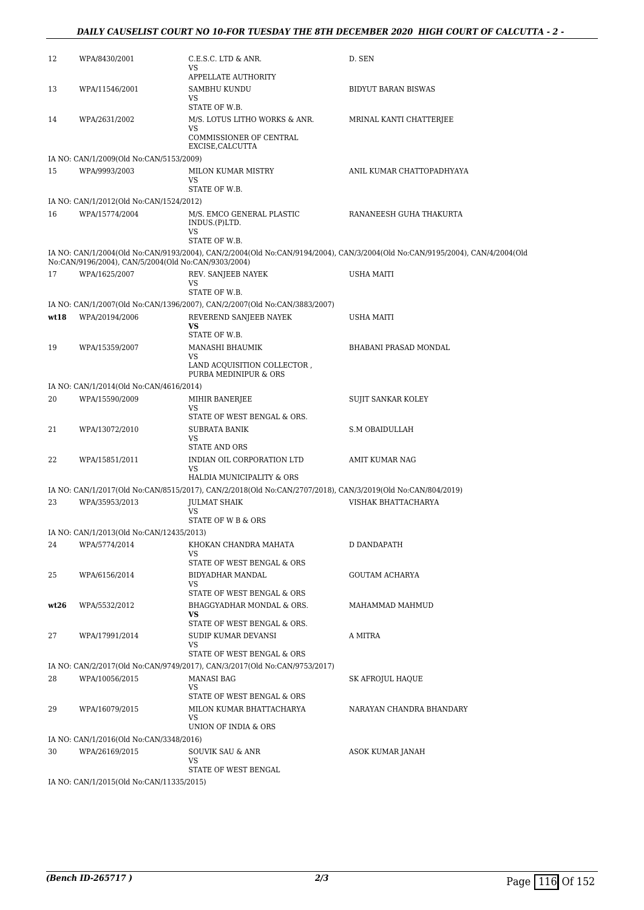| | | | |
|---|---|---|---|
| 12 | WPA/8430/2001 | C.E.S.C. LTD & ANR.<br>VS<br>APPELLATE AUTHORITY | D. SEN |
| 13 | WPA/11546/2001 | SAMBHU KUNDU<br>VS<br>STATE OF W.B. | BIDYUT BARAN BISWAS |
| 14 | WPA/2631/2002 | M/S. LOTUS LITHO WORKS & ANR.<br>VS<br>COMMISSIONER OF CENTRAL EXCISE,CALCUTTA | MRINAL KANTI CHATTERJEE |
| | IA NO: CAN/1/2009(Old No:CAN/5153/2009) | | |
| 15 | WPA/9993/2003 | MILON KUMAR MISTRY<br>VS<br>STATE OF W.B. | ANIL KUMAR CHATTOPADHYAYA |
| | IA NO: CAN/1/2012(Old No:CAN/1524/2012) | | |
| 16 | WPA/15774/2004 | M/S. EMCO GENERAL PLASTIC INDUS.(P)LTD.<br>VS<br>STATE OF W.B. | RANANEESH GUHA THAKURTA |
| | IA NO: CAN/1/2004(Old No:CAN/9193/2004), CAN/2/2004(Old No:CAN/9194/2004), CAN/3/2004(Old No:CAN/9195/2004), CAN/4/2004(Old No:CAN/9196/2004), CAN/5/2004(Old No:CAN/9303/2004) | | |
| 17 | WPA/1625/2007 | REV. SANJEEB NAYEK<br>VS<br>STATE OF W.B. | USHA MAITI |
| | IA NO: CAN/1/2007(Old No:CAN/1396/2007), CAN/2/2007(Old No:CAN/3883/2007) | | |
| **wt18** | WPA/20194/2006 | REVEREND SANJEEB NAYEK<br>**VS**<br>STATE OF W.B. | USHA MAITI |
| 19 | WPA/15359/2007 | MANASHI BHAUMIK<br>VS<br>LAND ACQUISITION COLLECTOR , PURBA MEDINIPUR & ORS | BHABANI PRASAD MONDAL |
| | IA NO: CAN/1/2014(Old No:CAN/4616/2014) | | |
| 20 | WPA/15590/2009 | MIHIR BANERJEE<br>VS<br>STATE OF WEST BENGAL & ORS. | SUJIT SANKAR KOLEY |
| 21 | WPA/13072/2010 | SUBRATA BANIK<br>VS<br>STATE AND ORS | S.M OBAIDULLAH |
| 22 | WPA/15851/2011 | INDIAN OIL CORPORATION LTD<br>VS<br>HALDIA MUNICIPALITY & ORS | AMIT KUMAR NAG |
| | IA NO: CAN/1/2017(Old No:CAN/8515/2017), CAN/2/2018(Old No:CAN/2707/2018), CAN/3/2019(Old No:CAN/804/2019) | | |
| 23 | WPA/35953/2013 | JULMAT SHAIK<br>VS<br>STATE OF W B & ORS | VISHAK BHATTACHARYA |
| | IA NO: CAN/1/2013(Old No:CAN/12435/2013) | | |
| 24 | WPA/5774/2014 | KHOKAN CHANDRA MAHATA<br>VS<br>STATE OF WEST BENGAL & ORS | D DANDAPATH |
| 25 | WPA/6156/2014 | BIDYADHAR MANDAL<br>VS<br>STATE OF WEST BENGAL & ORS | GOUTAM ACHARYA |
| **wt26** | WPA/5532/2012 | BHAGGYADHAR MONDAL & ORS.<br>**VS**<br>STATE OF WEST BENGAL & ORS. | MAHAMMAD MAHMUD |
| 27 | WPA/17991/2014 | SUDIP KUMAR DEVANSI<br>VS<br>STATE OF WEST BENGAL & ORS | A MITRA |
| | IA NO: CAN/2/2017(Old No:CAN/9749/2017), CAN/3/2017(Old No:CAN/9753/2017) | | |
| 28 | WPA/10056/2015 | MANASI BAG<br>VS<br>STATE OF WEST BENGAL & ORS | SK AFROJUL HAQUE |
| 29 | WPA/16079/2015 | MILON KUMAR BHATTACHARYA<br>VS<br>UNION OF INDIA & ORS | NARAYAN CHANDRA BHANDARY |
| | IA NO: CAN/1/2016(Old No:CAN/3348/2016) | | |
| 30 | WPA/26169/2015 | SOUVIK SAU & ANR<br>VS<br>STATE OF WEST BENGAL | ASOK KUMAR JANAH |
| | IA NO: CAN/1/2015(Old No:CAN/11335/2015) | | |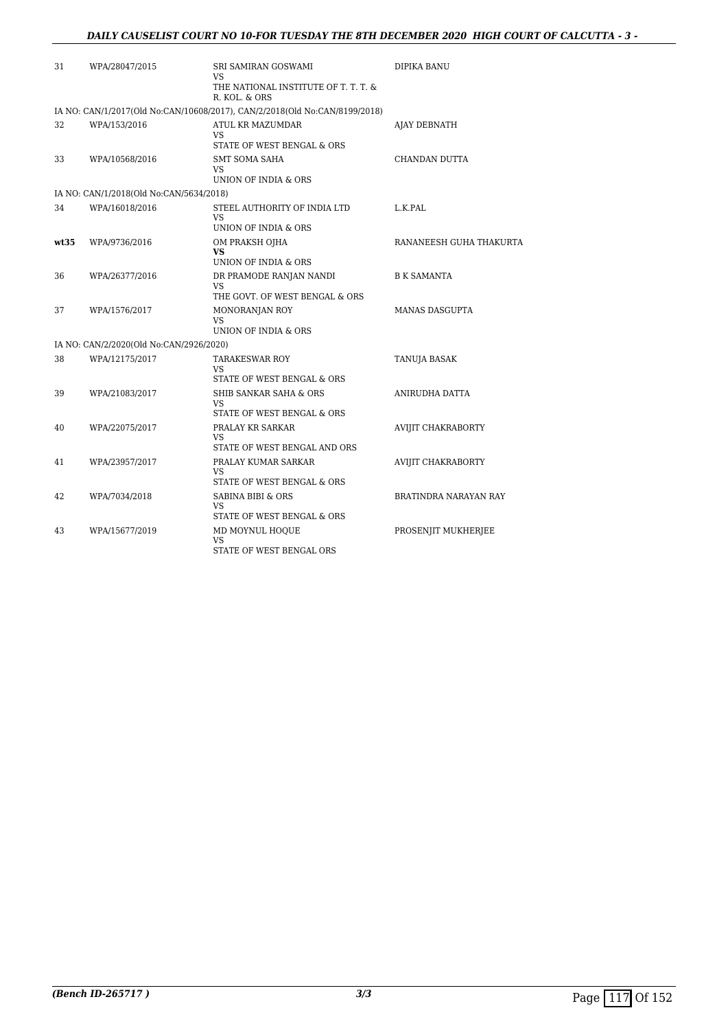| | | | |
|---|---|---|---|
| 31 | WPA/28047/2015 | SRI SAMIRAN GOSWAMI<br>VS<br>THE NATIONAL INSTITUTE OF T. T. T. & R. KOL. & ORS | DIPIKA BANU |
| IA NO: CAN/1/2017(Old No:CAN/10608/2017), CAN/2/2018(Old No:CAN/8199/2018) | | | |
| 32 | WPA/153/2016 | ATUL KR MAZUMDAR<br>VS<br>STATE OF WEST BENGAL & ORS | AJAY DEBNATH |
| 33 | WPA/10568/2016 | SMT SOMA SAHA<br>VS<br>UNION OF INDIA & ORS | CHANDAN DUTTA |
| IA NO: CAN/1/2018(Old No:CAN/5634/2018) | | | |
| 34 | WPA/16018/2016 | STEEL AUTHORITY OF INDIA LTD<br>VS<br>UNION OF INDIA & ORS | L.K.PAL |
| **wt35** | WPA/9736/2016 | OM PRAKSH OJHA<br>**VS**<br>UNION OF INDIA & ORS | RANANEESH GUHA THAKURTA |
| 36 | WPA/26377/2016 | DR PRAMODE RANJAN NANDI<br>VS<br>THE GOVT. OF WEST BENGAL & ORS | B K SAMANTA |
| 37 | WPA/1576/2017 | MONORANJAN ROY<br>VS<br>UNION OF INDIA & ORS | MANAS DASGUPTA |
| IA NO: CAN/2/2020(Old No:CAN/2926/2020) | | | |
| 38 | WPA/12175/2017 | TARAKESWAR ROY<br>VS<br>STATE OF WEST BENGAL & ORS | TANUJA BASAK |
| 39 | WPA/21083/2017 | SHIB SANKAR SAHA & ORS<br>VS<br>STATE OF WEST BENGAL & ORS | ANIRUDHA DATTA |
| 40 | WPA/22075/2017 | PRALAY KR SARKAR<br>VS<br>STATE OF WEST BENGAL AND ORS | AVIJIT CHAKRABORTY |
| 41 | WPA/23957/2017 | PRALAY KUMAR SARKAR<br>VS<br>STATE OF WEST BENGAL & ORS | AVIJIT CHAKRABORTY |
| 42 | WPA/7034/2018 | SABINA BIBI & ORS<br>VS<br>STATE OF WEST BENGAL & ORS | BRATINDRA NARAYAN RAY |
| 43 | WPA/15677/2019 | MD MOYNUL HOQUE<br>VS<br>STATE OF WEST BENGAL ORS | PROSENJIT MUKHERJEE |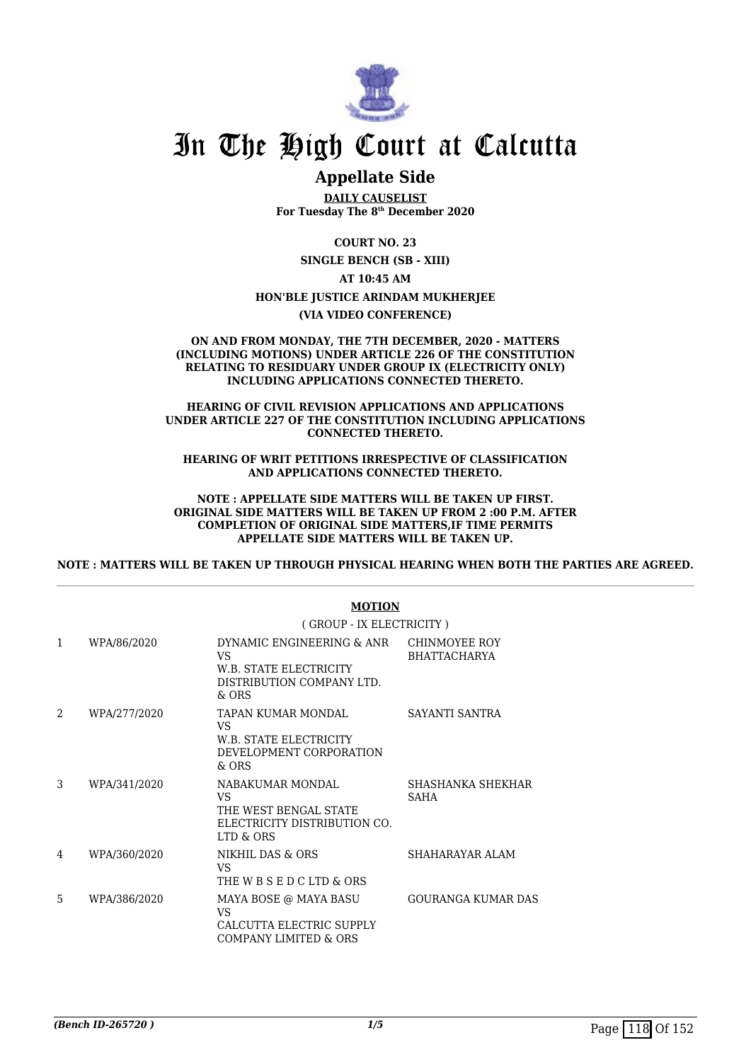# In The High Court at Calcutta

## Appellate Side

**DAILY CAUSELIST**
**For Tuesday The 8th December 2020**

**COURT NO. 23**

**SINGLE BENCH (SB - XIII)**

**AT 10:45 AM**

**HON'BLE JUSTICE ARINDAM MUKHERJEE**

**(VIA VIDEO CONFERENCE)**

**ON AND FROM MONDAY, THE 7TH DECEMBER, 2020 - MATTERS (INCLUDING MOTIONS) UNDER ARTICLE 226 OF THE CONSTITUTION RELATING TO RESIDUARY UNDER GROUP IX (ELECTRICITY ONLY) INCLUDING APPLICATIONS CONNECTED THERETO.**

**HEARING OF CIVIL REVISION APPLICATIONS AND APPLICATIONS UNDER ARTICLE 227 OF THE CONSTITUTION INCLUDING APPLICATIONS CONNECTED THERETO.**

**HEARING OF WRIT PETITIONS IRRESPECTIVE OF CLASSIFICATION AND APPLICATIONS CONNECTED THERETO.**

**NOTE : APPELLATE SIDE MATTERS WILL BE TAKEN UP FIRST. ORIGINAL SIDE MATTERS WILL BE TAKEN UP FROM 2 :00 P.M. AFTER COMPLETION OF ORIGINAL SIDE MATTERS,IF TIME PERMITS APPELLATE SIDE MATTERS WILL BE TAKEN UP.**

**NOTE : MATTERS WILL BE TAKEN UP THROUGH PHYSICAL HEARING WHEN BOTH THE PARTIES ARE AGREED.**

**MOTION**

( GROUP - IX ELECTRICITY )

| | | | |
|---|---|---|---|
| 1 | WPA/86/2020 | DYNAMIC ENGINEERING & ANR VS W.B. STATE ELECTRICITY DISTRIBUTION COMPANY LTD. & ORS | CHINMOYEE ROY BHATTACHARYA |
| 2 | WPA/277/2020 | TAPAN KUMAR MONDAL VS W.B. STATE ELECTRICITY DEVELOPMENT CORPORATION & ORS | SAYANTI SANTRA |
| 3 | WPA/341/2020 | NABAKUMAR MONDAL VS THE WEST BENGAL STATE ELECTRICITY DISTRIBUTION CO. LTD & ORS | SHASHANKA SHEKHAR SAHA |
| 4 | WPA/360/2020 | NIKHIL DAS & ORS VS THE W B S E D C LTD & ORS | SHAHARAYAR ALAM |
| 5 | WPA/386/2020 | MAYA BOSE @ MAYA BASU VS CALCUTTA ELECTRIC SUPPLY COMPANY LIMITED & ORS | GOURANGA KUMAR DAS |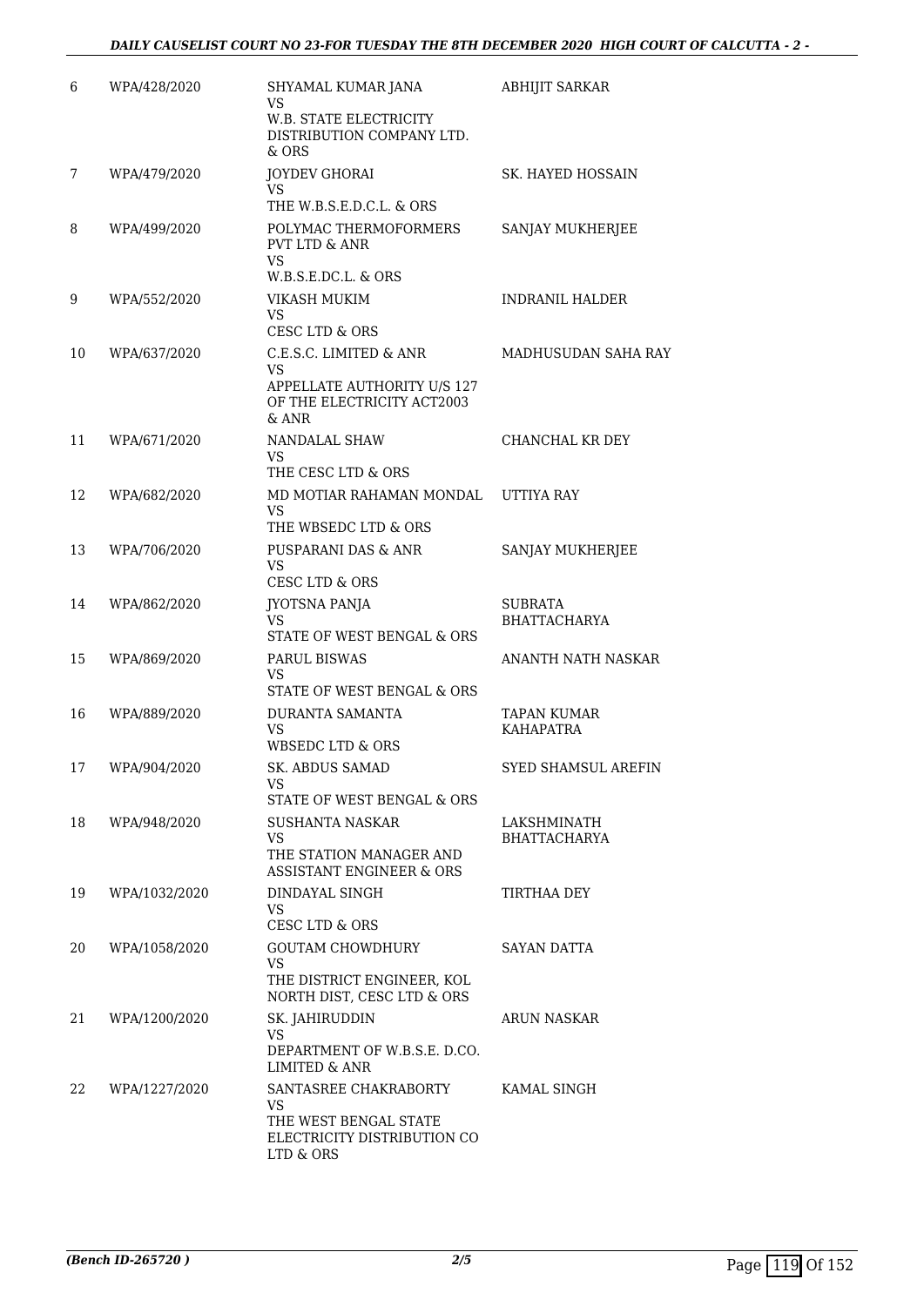| 6 | WPA/428/2020 | SHYAMAL KUMAR JANA<br>VS<br>W.B. STATE ELECTRICITY DISTRIBUTION COMPANY LTD. & ORS | ABHIJIT SARKAR |
|---|---|---|---|
| 7 | WPA/479/2020 | JOYDEV GHORAI<br>VS<br>THE W.B.S.E.D.C.L. & ORS | SK. HAYED HOSSAIN |
| 8 | WPA/499/2020 | POLYMAC THERMOFORMERS PVT LTD & ANR<br>VS<br>W.B.S.E.DC.L. & ORS | SANJAY MUKHERJEE |
| 9 | WPA/552/2020 | VIKASH MUKIM<br>VS<br>CESC LTD & ORS | INDRANIL HALDER |
| 10 | WPA/637/2020 | C.E.S.C. LIMITED & ANR<br>VS<br>APPELLATE AUTHORITY U/S 127 OF THE ELECTRICITY ACT2003 & ANR | MADHUSUDAN SAHA RAY |
| 11 | WPA/671/2020 | NANDALAL SHAW<br>VS<br>THE CESC LTD & ORS | CHANCHAL KR DEY |
| 12 | WPA/682/2020 | MD MOTIAR RAHAMAN MONDAL<br>VS<br>THE WBSEDC LTD & ORS | UTTIYA RAY |
| 13 | WPA/706/2020 | PUSPARANI DAS & ANR<br>VS<br>CESC LTD & ORS | SANJAY MUKHERJEE |
| 14 | WPA/862/2020 | JYOTSNA PANJA<br>VS<br>STATE OF WEST BENGAL & ORS | SUBRATA BHATTACHARYA |
| 15 | WPA/869/2020 | PARUL BISWAS<br>VS<br>STATE OF WEST BENGAL & ORS | ANANTH NATH NASKAR |
| 16 | WPA/889/2020 | DURANTA SAMANTA<br>VS<br>WBSEDC LTD & ORS | TAPAN KUMAR KAHAPATRA |
| 17 | WPA/904/2020 | SK. ABDUS SAMAD<br>VS<br>STATE OF WEST BENGAL & ORS | SYED SHAMSUL AREFIN |
| 18 | WPA/948/2020 | SUSHANTA NASKAR<br>VS<br>THE STATION MANAGER AND ASSISTANT ENGINEER & ORS | LAKSHMINATH BHATTACHARYA |
| 19 | WPA/1032/2020 | DINDAYAL SINGH<br>VS<br>CESC LTD & ORS | TIRTHAA DEY |
| 20 | WPA/1058/2020 | GOUTAM CHOWDHURY<br>VS<br>THE DISTRICT ENGINEER, KOL NORTH DIST, CESC LTD & ORS | SAYAN DATTA |
| 21 | WPA/1200/2020 | SK. JAHIRUDDIN<br>VS<br>DEPARTMENT OF W.B.S.E. D.CO. LIMITED & ANR | ARUN NASKAR |
| 22 | WPA/1227/2020 | SANTASREE CHAKRABORTY<br>VS<br>THE WEST BENGAL STATE ELECTRICITY DISTRIBUTION CO LTD & ORS | KAMAL SINGH |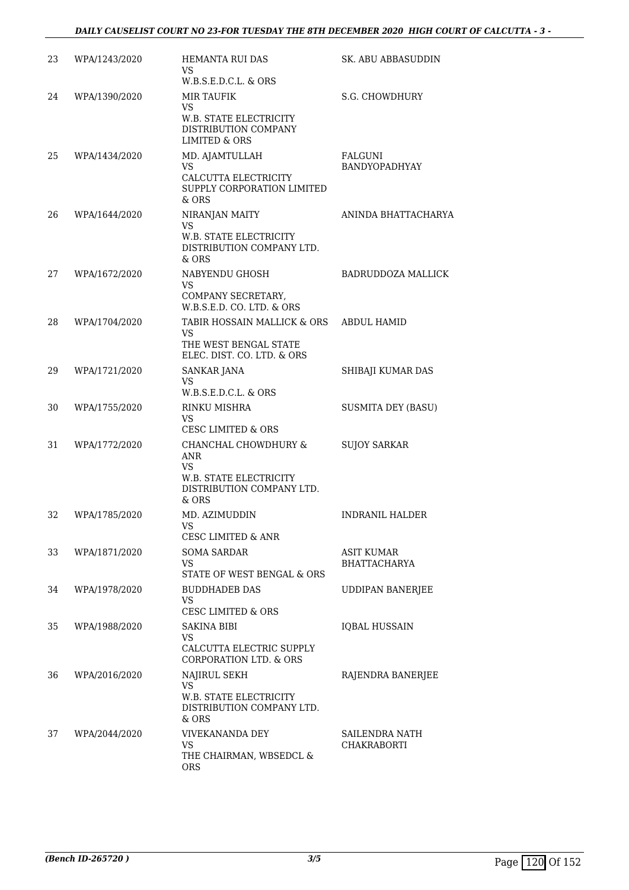| | | | |
|---|---|---|---|
| 23 | WPA/1243/2020 | HEMANTA RUI DAS<br>VS<br>W.B.S.E.D.C.L. & ORS | SK. ABU ABBASUDDIN |
| 24 | WPA/1390/2020 | MIR TAUFIK<br>VS<br>W.B. STATE ELECTRICITY DISTRIBUTION COMPANY LIMITED & ORS | S.G. CHOWDHURY |
| 25 | WPA/1434/2020 | MD. AJAMTULLAH<br>VS<br>CALCUTTA ELECTRICITY SUPPLY CORPORATION LIMITED & ORS | FALGUNI BANDYOPADHYAY |
| 26 | WPA/1644/2020 | NIRANJAN MAITY<br>VS<br>W.B. STATE ELECTRICITY DISTRIBUTION COMPANY LTD. & ORS | ANINDA BHATTACHARYA |
| 27 | WPA/1672/2020 | NABYENDU GHOSH<br>VS<br>COMPANY SECRETARY, W.B.S.E.D. CO. LTD. & ORS | BADRUDDOZA MALLICK |
| 28 | WPA/1704/2020 | TABIR HOSSAIN MALLICK & ORS<br>VS<br>THE WEST BENGAL STATE ELEC. DIST. CO. LTD. & ORS | ABDUL HAMID |
| 29 | WPA/1721/2020 | SANKAR JANA<br>VS<br>W.B.S.E.D.C.L. & ORS | SHIBAJI KUMAR DAS |
| 30 | WPA/1755/2020 | RINKU MISHRA<br>VS<br>CESC LIMITED & ORS | SUSMITA DEY (BASU) |
| 31 | WPA/1772/2020 | CHANCHAL CHOWDHURY & ANR<br>VS<br>W.B. STATE ELECTRICITY DISTRIBUTION COMPANY LTD. & ORS | SUJOY SARKAR |
| 32 | WPA/1785/2020 | MD. AZIMUDDIN<br>VS<br>CESC LIMITED & ANR | INDRANIL HALDER |
| 33 | WPA/1871/2020 | SOMA SARDAR<br>VS<br>STATE OF WEST BENGAL & ORS | ASIT KUMAR BHATTACHARYA |
| 34 | WPA/1978/2020 | BUDDHADEB DAS<br>VS<br>CESC LIMITED & ORS | UDDIPAN BANERJEE |
| 35 | WPA/1988/2020 | SAKINA BIBI<br>VS<br>CALCUTTA ELECTRIC SUPPLY CORPORATION LTD. & ORS | IQBAL HUSSAIN |
| 36 | WPA/2016/2020 | NAJIRUL SEKH<br>VS<br>W.B. STATE ELECTRICITY DISTRIBUTION COMPANY LTD. & ORS | RAJENDRA BANERJEE |
| 37 | WPA/2044/2020 | VIVEKANANDA DEY<br>VS<br>THE CHAIRMAN, WBSEDCL & ORS | SAILENDRA NATH CHAKRABORTI |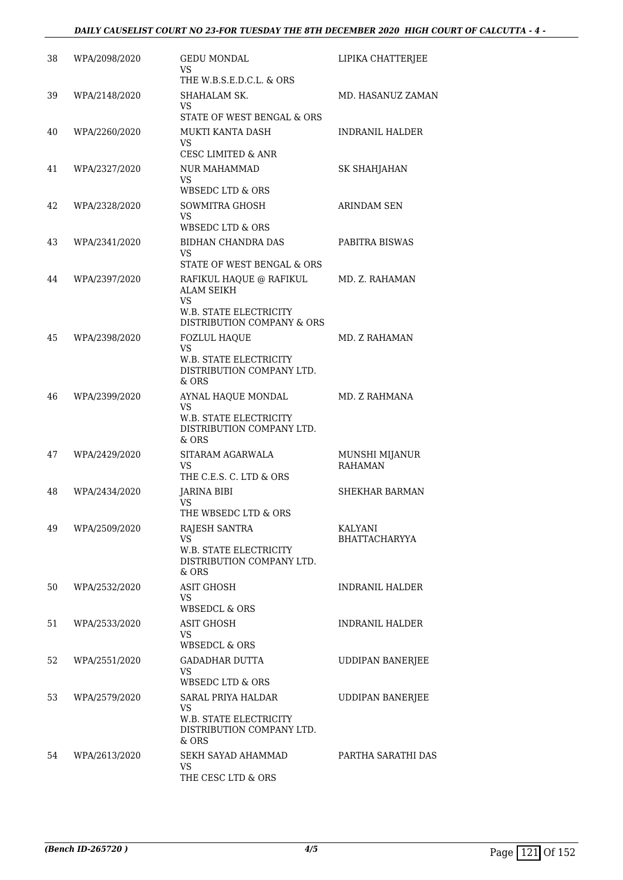| | | | |
|---|---|---|---|
| 38 | WPA/2098/2020 | GEDU MONDAL<br>VS<br>THE W.B.S.E.D.C.L. & ORS | LIPIKA CHATTERJEE |
| 39 | WPA/2148/2020 | SHAHALAM SK.<br>VS<br>STATE OF WEST BENGAL & ORS | MD. HASANUZ ZAMAN |
| 40 | WPA/2260/2020 | MUKTI KANTA DASH<br>VS<br>CESC LIMITED & ANR | INDRANIL HALDER |
| 41 | WPA/2327/2020 | NUR MAHAMMAD<br>VS<br>WBSEDC LTD & ORS | SK SHAHJAHAN |
| 42 | WPA/2328/2020 | SOWMITRA GHOSH<br>VS<br>WBSEDC LTD & ORS | ARINDAM SEN |
| 43 | WPA/2341/2020 | BIDHAN CHANDRA DAS<br>VS<br>STATE OF WEST BENGAL & ORS | PABITRA BISWAS |
| 44 | WPA/2397/2020 | RAFIKUL HAQUE @ RAFIKUL ALAM SEIKH<br>VS<br>W.B. STATE ELECTRICITY DISTRIBUTION COMPANY & ORS | MD. Z. RAHAMAN |
| 45 | WPA/2398/2020 | FOZLUL HAQUE<br>VS<br>W.B. STATE ELECTRICITY DISTRIBUTION COMPANY LTD. & ORS | MD. Z RAHAMAN |
| 46 | WPA/2399/2020 | AYNAL HAQUE MONDAL<br>VS<br>W.B. STATE ELECTRICITY DISTRIBUTION COMPANY LTD. & ORS | MD. Z RAHMANA |
| 47 | WPA/2429/2020 | SITARAM AGARWALA<br>VS<br>THE C.E.S. C. LTD & ORS | MUNSHI MIJANUR RAHAMAN |
| 48 | WPA/2434/2020 | JARINA BIBI<br>VS<br>THE WBSEDC LTD & ORS | SHEKHAR BARMAN |
| 49 | WPA/2509/2020 | RAJESH SANTRA<br>VS<br>W.B. STATE ELECTRICITY DISTRIBUTION COMPANY LTD. & ORS | KALYANI BHATTACHARYYA |
| 50 | WPA/2532/2020 | ASIT GHOSH<br>VS<br>WBSEDCL & ORS | INDRANIL HALDER |
| 51 | WPA/2533/2020 | ASIT GHOSH<br>VS<br>WBSEDCL & ORS | INDRANIL HALDER |
| 52 | WPA/2551/2020 | GADADHAR DUTTA<br>VS<br>WBSEDC LTD & ORS | UDDIPAN BANERJEE |
| 53 | WPA/2579/2020 | SARAL PRIYA HALDAR<br>VS<br>W.B. STATE ELECTRICITY DISTRIBUTION COMPANY LTD. & ORS | UDDIPAN BANERJEE |
| 54 | WPA/2613/2020 | SEKH SAYAD AHAMMAD<br>VS<br>THE CESC LTD & ORS | PARTHA SARATHI DAS |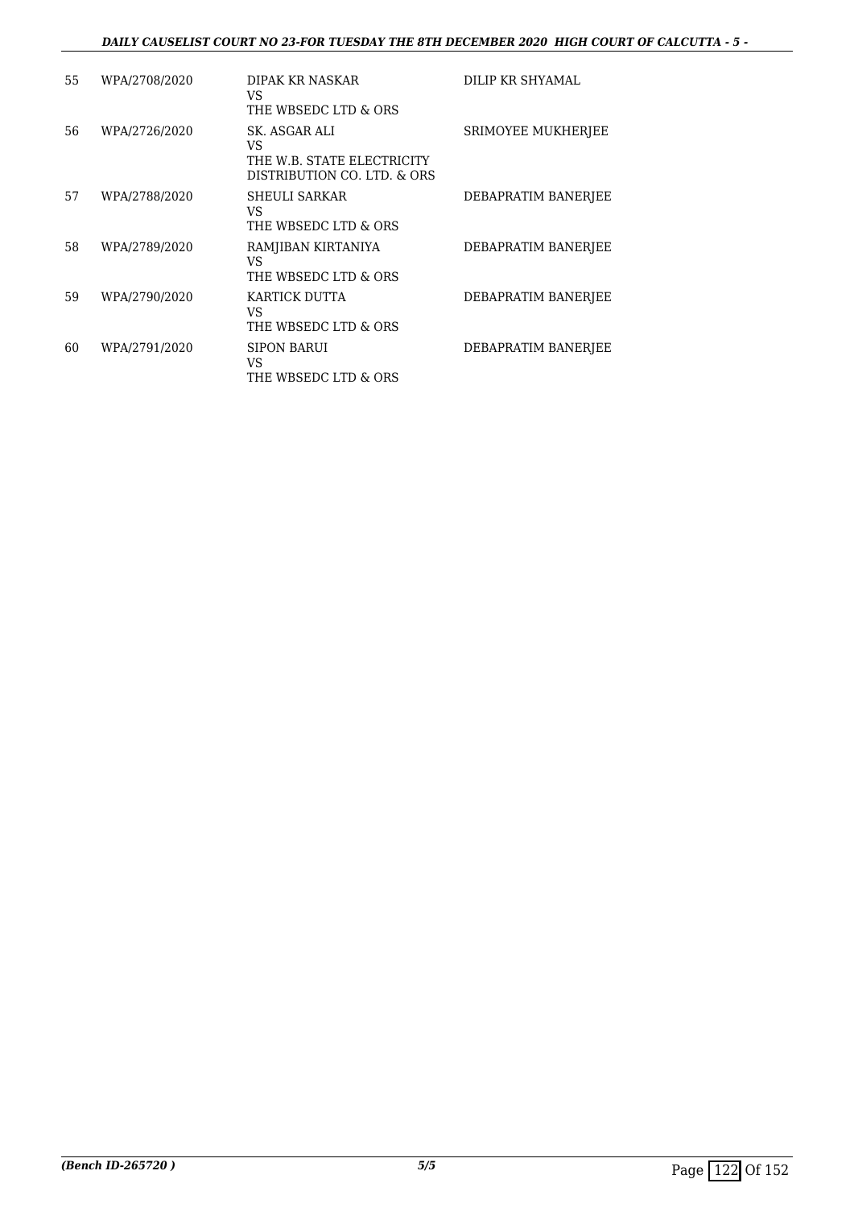| 55 | WPA/2708/2020 | DIPAK KR NASKAR<br>VS<br>THE WBSEDC LTD & ORS | DILIP KR SHYAMAL |
|---|---|---|---|
| 56 | WPA/2726/2020 | SK. ASGAR ALI<br>VS<br>THE W.B. STATE ELECTRICITY DISTRIBUTION CO. LTD. & ORS | SRIMOYEE MUKHERJEE |
| 57 | WPA/2788/2020 | SHEULI SARKAR<br>VS<br>THE WBSEDC LTD & ORS | DEBAPRATIM BANERJEE |
| 58 | WPA/2789/2020 | RAMJIBAN KIRTANIYA<br>VS<br>THE WBSEDC LTD & ORS | DEBAPRATIM BANERJEE |
| 59 | WPA/2790/2020 | KARTICK DUTTA<br>VS<br>THE WBSEDC LTD & ORS | DEBAPRATIM BANERJEE |
| 60 | WPA/2791/2020 | SIPON BARUI<br>VS<br>THE WBSEDC LTD & ORS | DEBAPRATIM BANERJEE |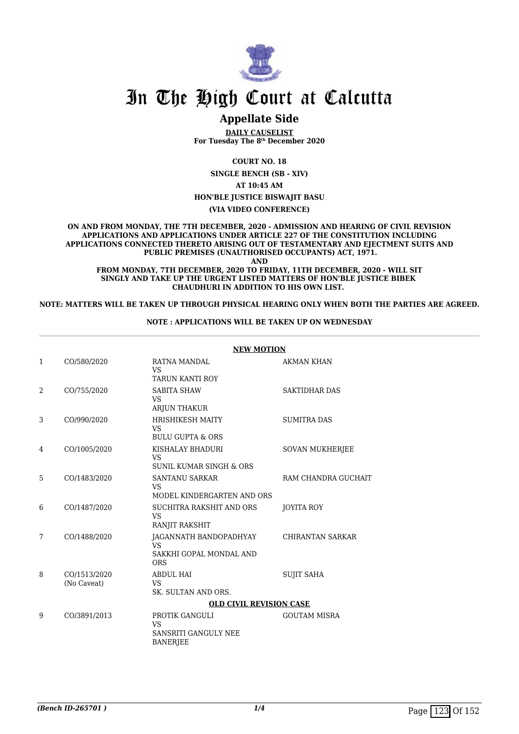# In The High Court at Calcutta

## Appellate Side

**DAILY CAUSELIST**
**For Tuesday The 8th December 2020**

**COURT NO. 18**

**SINGLE BENCH (SB - XIV)**

**AT 10:45 AM**

**HON'BLE JUSTICE BISWAJIT BASU**

**(VIA VIDEO CONFERENCE)**

**ON AND FROM MONDAY, THE 7TH DECEMBER, 2020 - ADMISSION AND HEARING OF CIVIL REVISION APPLICATIONS AND APPLICATIONS UNDER ARTICLE 227 OF THE CONSTITUTION INCLUDING APPLICATIONS CONNECTED THERETO ARISING OUT OF TESTAMENTARY AND EJECTMENT SUITS AND PUBLIC PREMISES (UNAUTHORISED OCCUPANTS) ACT, 1971.**
**AND**
**FROM MONDAY, 7TH DECEMBER, 2020 TO FRIDAY, 11TH DECEMBER, 2020 - WILL SIT SINGLY AND TAKE UP THE URGENT LISTED MATTERS OF HON'BLE JUSTICE BIBEK CHAUDHURI IN ADDITION TO HIS OWN LIST.**

**NOTE: MATTERS WILL BE TAKEN UP THROUGH PHYSICAL HEARING ONLY WHEN BOTH THE PARTIES ARE AGREED.**

**NOTE : APPLICATIONS WILL BE TAKEN UP ON WEDNESDAY**

**NEW MOTION**

| | | | |
|---|---|---|---|
| 1 | CO/580/2020 | RATNA MANDAL<br>VS<br>TARUN KANTI ROY | AKMAN KHAN |
| 2 | CO/755/2020 | SABITA SHAW<br>VS<br>ARJUN THAKUR | SAKTIDHAR DAS |
| 3 | CO/990/2020 | HRISHIKESH MAITY<br>VS<br>BULU GUPTA & ORS | SUMITRA DAS |
| 4 | CO/1005/2020 | KISHALAY BHADURI<br>VS<br>SUNIL KUMAR SINGH & ORS | SOVAN MUKHERJEE |
| 5 | CO/1483/2020 | SANTANU SARKAR<br>VS<br>MODEL KINDERGARTEN AND ORS | RAM CHANDRA GUCHAIT |
| 6 | CO/1487/2020 | SUCHITRA RAKSHIT AND ORS<br>VS<br>RANJIT RAKSHIT | JOYITA ROY |
| 7 | CO/1488/2020 | JAGANNATH BANDOPADHYAY<br>VS<br>SAKKHI GOPAL MONDAL AND ORS | CHIRANTAN SARKAR |
| 8 | CO/1513/2020<br>(No Caveat) | ABDUL HAI<br>VS<br>SK. SULTAN AND ORS. | SUJIT SAHA |

**OLD CIVIL REVISION CASE**

| | | | |
|---|---|---|---|
| 9 | CO/3891/2013 | PROTIK GANGULI<br>VS<br>SANSRITI GANGULY NEE BANERJEE | GOUTAM MISRA |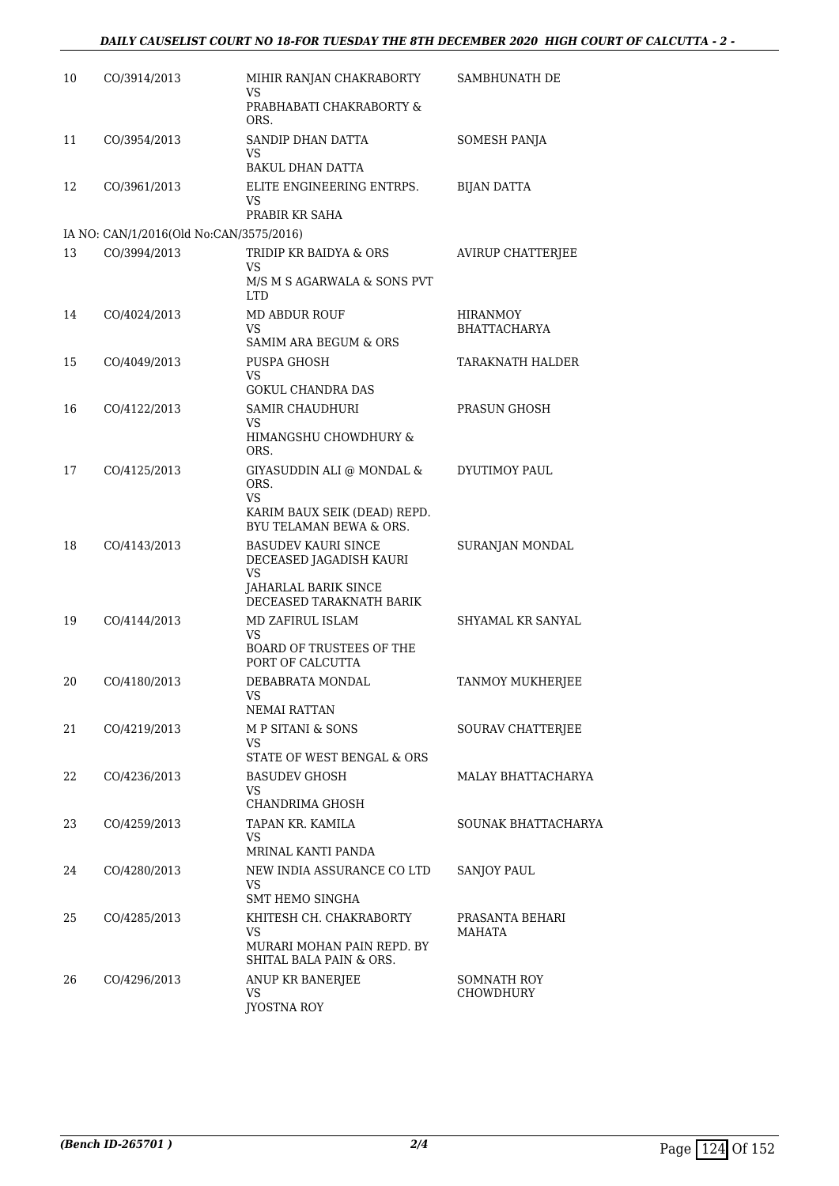| 10 | CO/3914/2013 | MIHIR RANJAN CHAKRABORTY<br>VS<br>PRABHABATI CHAKRABORTY & ORS. | SAMBHUNATH DE |
|---|---|---|---|
| 11 | CO/3954/2013 | SANDIP DHAN DATTA<br>VS<br>BAKUL DHAN DATTA | SOMESH PANJA |
| 12 | CO/3961/2013 | ELITE ENGINEERING ENTRPS.<br>VS<br>PRABIR KR SAHA | BIJAN DATTA |
| IA NO: CAN/1/2016(Old No:CAN/3575/2016) | | | |
| 13 | CO/3994/2013 | TRIDIP KR BAIDYA & ORS<br>VS<br>M/S M S AGARWALA & SONS PVT LTD | AVIRUP CHATTERJEE |
| 14 | CO/4024/2013 | MD ABDUR ROUF<br>VS<br>SAMIM ARA BEGUM & ORS | HIRANMOY BHATTACHARYA |
| 15 | CO/4049/2013 | PUSPA GHOSH<br>VS<br>GOKUL CHANDRA DAS | TARAKNATH HALDER |
| 16 | CO/4122/2013 | SAMIR CHAUDHURI<br>VS<br>HIMANGSHU CHOWDHURY & ORS. | PRASUN GHOSH |
| 17 | CO/4125/2013 | GIYASUDDIN ALI @ MONDAL & ORS.<br>VS<br>KARIM BAUX SEIK (DEAD) REPD. BYU TELAMAN BEWA & ORS. | DYUTIMOY PAUL |
| 18 | CO/4143/2013 | BASUDEV KAURI SINCE DECEASED JAGADISH KAURI<br>VS<br>JAHARLAL BARIK SINCE DECEASED TARAKNATH BARIK | SURANJAN MONDAL |
| 19 | CO/4144/2013 | MD ZAFIRUL ISLAM<br>VS<br>BOARD OF TRUSTEES OF THE PORT OF CALCUTTA | SHYAMAL KR SANYAL |
| 20 | CO/4180/2013 | DEBABRATA MONDAL<br>VS<br>NEMAI RATTAN | TANMOY MUKHERJEE |
| 21 | CO/4219/2013 | M P SITANI & SONS<br>VS<br>STATE OF WEST BENGAL & ORS | SOURAV CHATTERJEE |
| 22 | CO/4236/2013 | BASUDEV GHOSH<br>VS<br>CHANDRIMA GHOSH | MALAY BHATTACHARYA |
| 23 | CO/4259/2013 | TAPAN KR. KAMILA<br>VS<br>MRINAL KANTI PANDA | SOUNAK BHATTACHARYA |
| 24 | CO/4280/2013 | NEW INDIA ASSURANCE CO LTD<br>VS<br>SMT HEMO SINGHA | SANJOY PAUL |
| 25 | CO/4285/2013 | KHITESH CH. CHAKRABORTY<br>VS<br>MURARI MOHAN PAIN REPD. BY SHITAL BALA PAIN & ORS. | PRASANTA BEHARI MAHATA |
| 26 | CO/4296/2013 | ANUP KR BANERJEE<br>VS<br>JYOSTNA ROY | SOMNATH ROY CHOWDHURY |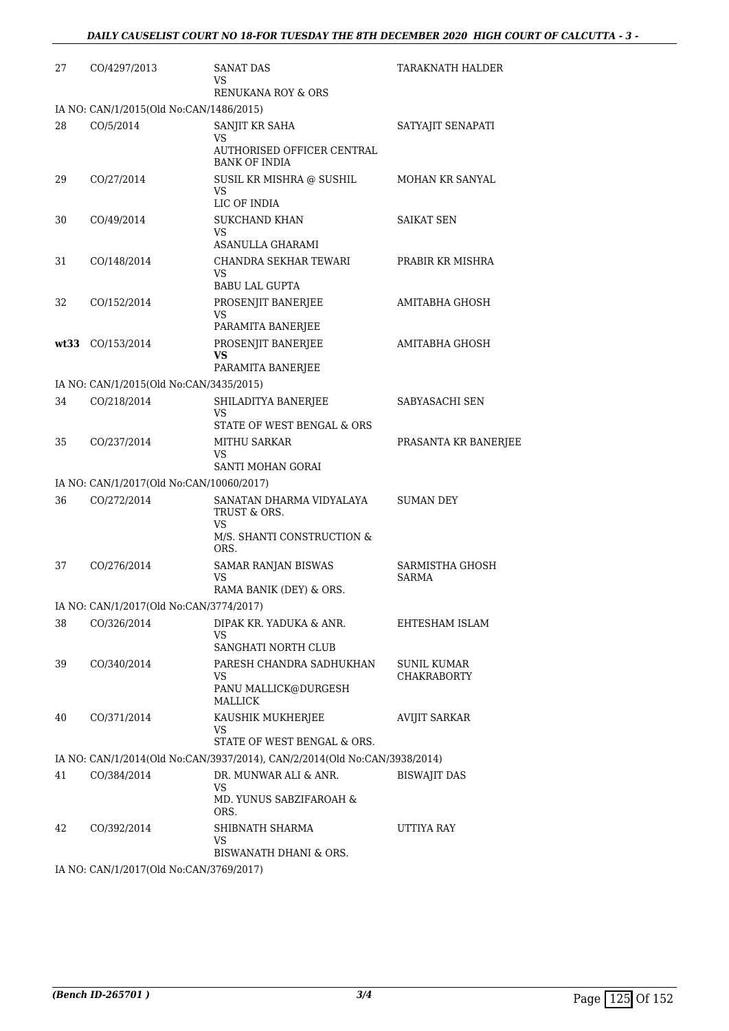| | | | |
|---|---|---|---|
| 27 | CO/4297/2013 | SANAT DAS<br>VS<br>RENUKANA ROY & ORS | TARAKNATH HALDER |
| IA NO: CAN/1/2015(Old No:CAN/1486/2015) | | | |
| 28 | CO/5/2014 | SANJIT KR SAHA<br>VS<br>AUTHORISED OFFICER CENTRAL BANK OF INDIA | SATYAJIT SENAPATI |
| 29 | CO/27/2014 | SUSIL KR MISHRA @ SUSHIL<br>VS<br>LIC OF INDIA | MOHAN KR SANYAL |
| 30 | CO/49/2014 | SUKCHAND KHAN<br>VS<br>ASANULLA GHARAMI | SAIKAT SEN |
| 31 | CO/148/2014 | CHANDRA SEKHAR TEWARI<br>VS<br>BABU LAL GUPTA | PRABIR KR MISHRA |
| 32 | CO/152/2014 | PROSENJIT BANERJEE<br>VS<br>PARAMITA BANERJEE | AMITABHA GHOSH |
| **wt33** | CO/153/2014 | PROSENJIT BANERJEE<br>**VS**<br>PARAMITA BANERJEE | AMITABHA GHOSH |
| IA NO: CAN/1/2015(Old No:CAN/3435/2015) | | | |
| 34 | CO/218/2014 | SHILADITYA BANERJEE<br>VS<br>STATE OF WEST BENGAL & ORS | SABYASACHI SEN |
| 35 | CO/237/2014 | MITHU SARKAR<br>VS<br>SANTI MOHAN GORAI | PRASANTA KR BANERJEE |
| IA NO: CAN/1/2017(Old No:CAN/10060/2017) | | | |
| 36 | CO/272/2014 | SANATAN DHARMA VIDYALAYA TRUST & ORS.<br>VS<br>M/S. SHANTI CONSTRUCTION & ORS. | SUMAN DEY |
| 37 | CO/276/2014 | SAMAR RANJAN BISWAS<br>VS<br>RAMA BANIK (DEY) & ORS. | SARMISTHA GHOSH SARMA |
| IA NO: CAN/1/2017(Old No:CAN/3774/2017) | | | |
| 38 | CO/326/2014 | DIPAK KR. YADUKA & ANR.<br>VS<br>SANGHATI NORTH CLUB | EHTESHAM ISLAM |
| 39 | CO/340/2014 | PARESH CHANDRA SADHUKHAN<br>VS<br>PANU MALLICK@DURGESH MALLICK | SUNIL KUMAR CHAKRABORTY |
| 40 | CO/371/2014 | KAUSHIK MUKHERJEE<br>VS<br>STATE OF WEST BENGAL & ORS. | AVIJIT SARKAR |
| IA NO: CAN/1/2014(Old No:CAN/3937/2014), CAN/2/2014(Old No:CAN/3938/2014) | | | |
| 41 | CO/384/2014 | DR. MUNWAR ALI & ANR.<br>VS<br>MD. YUNUS SABZIFAROAH & ORS. | BISWAJIT DAS |
| 42 | CO/392/2014 | SHIBNATH SHARMA<br>VS<br>BISWANATH DHANI & ORS. | UTTIYA RAY |
| IA NO: CAN/1/2017(Old No:CAN/3769/2017) | | | |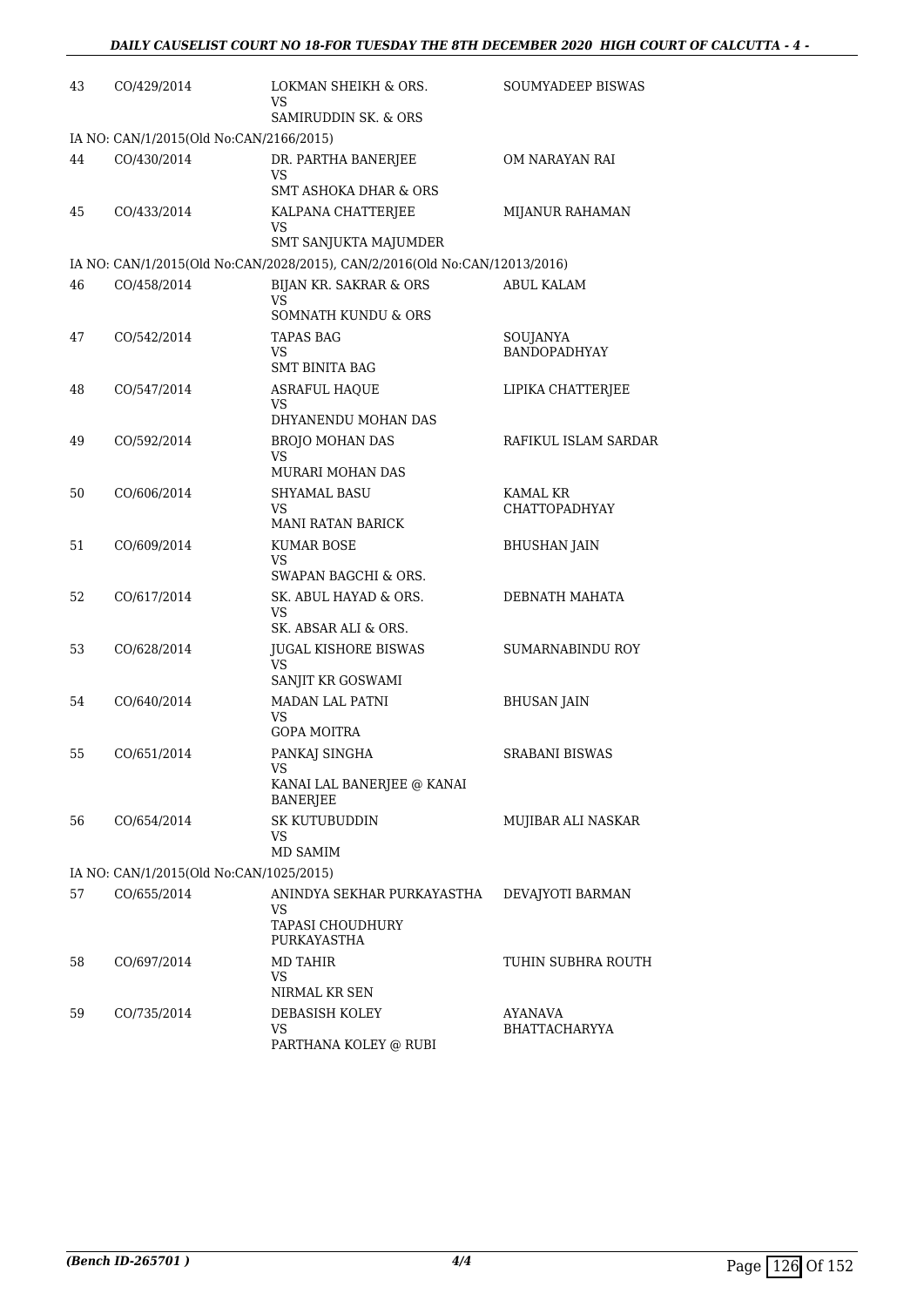| | | | |
|---|---|---|---|
| 43 | CO/429/2014 | LOKMAN SHEIKH & ORS.<br>VS<br>SAMIRUDDIN SK. & ORS | SOUMYADEEP BISWAS |
| IA NO: CAN/1/2015(Old No:CAN/2166/2015) | | | |
| 44 | CO/430/2014 | DR. PARTHA BANERJEE<br>VS<br>SMT ASHOKA DHAR & ORS | OM NARAYAN RAI |
| 45 | CO/433/2014 | KALPANA CHATTERJEE<br>VS<br>SMT SANJUKTA MAJUMDER | MIJANUR RAHAMAN |
| IA NO: CAN/1/2015(Old No:CAN/2028/2015), CAN/2/2016(Old No:CAN/12013/2016) | | | |
| 46 | CO/458/2014 | BIJAN KR. SAKRAR & ORS<br>VS<br>SOMNATH KUNDU & ORS | ABUL KALAM |
| 47 | CO/542/2014 | TAPAS BAG<br>VS<br>SMT BINITA BAG | SOUJANYA BANDOPADHYAY |
| 48 | CO/547/2014 | ASRAFUL HAQUE<br>VS<br>DHYANENDU MOHAN DAS | LIPIKA CHATTERJEE |
| 49 | CO/592/2014 | BROJO MOHAN DAS<br>VS<br>MURARI MOHAN DAS | RAFIKUL ISLAM SARDAR |
| 50 | CO/606/2014 | SHYAMAL BASU<br>VS<br>MANI RATAN BARICK | KAMAL KR CHATTOPADHYAY |
| 51 | CO/609/2014 | KUMAR BOSE<br>VS<br>SWAPAN BAGCHI & ORS. | BHUSHAN JAIN |
| 52 | CO/617/2014 | SK. ABUL HAYAD & ORS.<br>VS<br>SK. ABSAR ALI & ORS. | DEBNATH MAHATA |
| 53 | CO/628/2014 | JUGAL KISHORE BISWAS<br>VS<br>SANJIT KR GOSWAMI | SUMARNABINDU ROY |
| 54 | CO/640/2014 | MADAN LAL PATNI<br>VS<br>GOPA MOITRA | BHUSAN JAIN |
| 55 | CO/651/2014 | PANKAJ SINGHA<br>VS<br>KANAI LAL BANERJEE @ KANAI BANERJEE | SRABANI BISWAS |
| 56 | CO/654/2014 | SK KUTUBUDDIN<br>VS<br>MD SAMIM | MUJIBAR ALI NASKAR |
| IA NO: CAN/1/2015(Old No:CAN/1025/2015) | | | |
| 57 | CO/655/2014 | ANINDYA SEKHAR PURKAYASTHA<br>VS<br>TAPASI CHOUDHURY PURKAYASTHA | DEVAJYOTI BARMAN |
| 58 | CO/697/2014 | MD TAHIR<br>VS<br>NIRMAL KR SEN | TUHIN SUBHRA ROUTH |
| 59 | CO/735/2014 | DEBASISH KOLEY<br>VS<br>PARTHANA KOLEY @ RUBI | AYANAVA BHATTACHARYYA |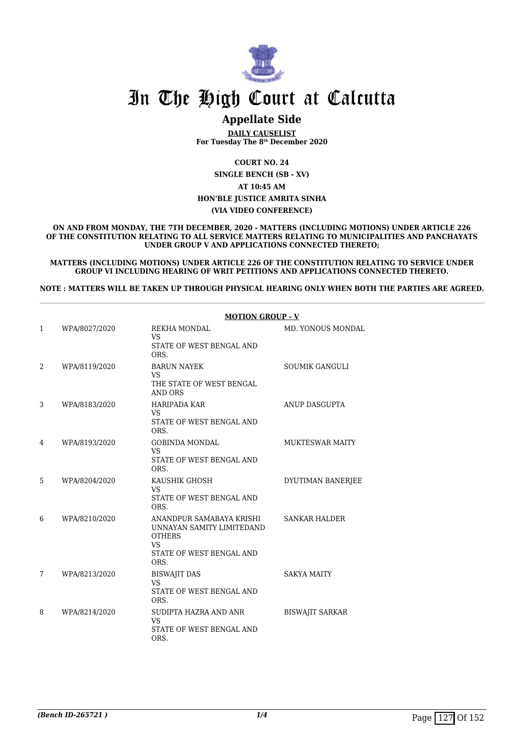# In The High Court at Calcutta

## Appellate Side

**DAILY CAUSELIST**
**For Tuesday The 8th December 2020**

**COURT NO. 24**
**SINGLE BENCH (SB - XV)**
**AT 10:45 AM**
**HON'BLE JUSTICE AMRITA SINHA**
**(VIA VIDEO CONFERENCE)**

**ON AND FROM MONDAY, THE 7TH DECEMBER, 2020 - MATTERS (INCLUDING MOTIONS) UNDER ARTICLE 226 OF THE CONSTITUTION RELATING TO ALL SERVICE MATTERS RELATING TO MUNICIPALITIES AND PANCHAYATS UNDER GROUP V AND APPLICATIONS CONNECTED THERETO;**

**MATTERS (INCLUDING MOTIONS) UNDER ARTICLE 226 OF THE CONSTITUTION RELATING TO SERVICE UNDER GROUP VI INCLUDING HEARING OF WRIT PETITIONS AND APPLICATIONS CONNECTED THERETO.**

**NOTE : MATTERS WILL BE TAKEN UP THROUGH PHYSICAL HEARING ONLY WHEN BOTH THE PARTIES ARE AGREED.**

**MOTION GROUP - V**

| | | | |
|---|---|---|---|
| 1 | WPA/8027/2020 | REKHA MONDAL VS STATE OF WEST BENGAL AND ORS. | MD. YONOUS MONDAL |
| 2 | WPA/8119/2020 | BARUN NAYEK VS THE STATE OF WEST BENGAL AND ORS | SOUMIK GANGULI |
| 3 | WPA/8183/2020 | HARIPADA KAR VS STATE OF WEST BENGAL AND ORS. | ANUP DASGUPTA |
| 4 | WPA/8193/2020 | GOBINDA MONDAL VS STATE OF WEST BENGAL AND ORS. | MUKTESWAR MAITY |
| 5 | WPA/8204/2020 | KAUSHIK GHOSH VS STATE OF WEST BENGAL AND ORS. | DYUTIMAN BANERJEE |
| 6 | WPA/8210/2020 | ANANDPUR SAMABAYA KRISHI UNNAYAN SAMITY LIMITEDAND OTHERS VS STATE OF WEST BENGAL AND ORS. | SANKAR HALDER |
| 7 | WPA/8213/2020 | BISWAJIT DAS VS STATE OF WEST BENGAL AND ORS. | SAKYA MAITY |
| 8 | WPA/8214/2020 | SUDIPTA HAZRA AND ANR VS STATE OF WEST BENGAL AND ORS. | BISWAJIT SARKAR |

*(Bench ID-265721 )*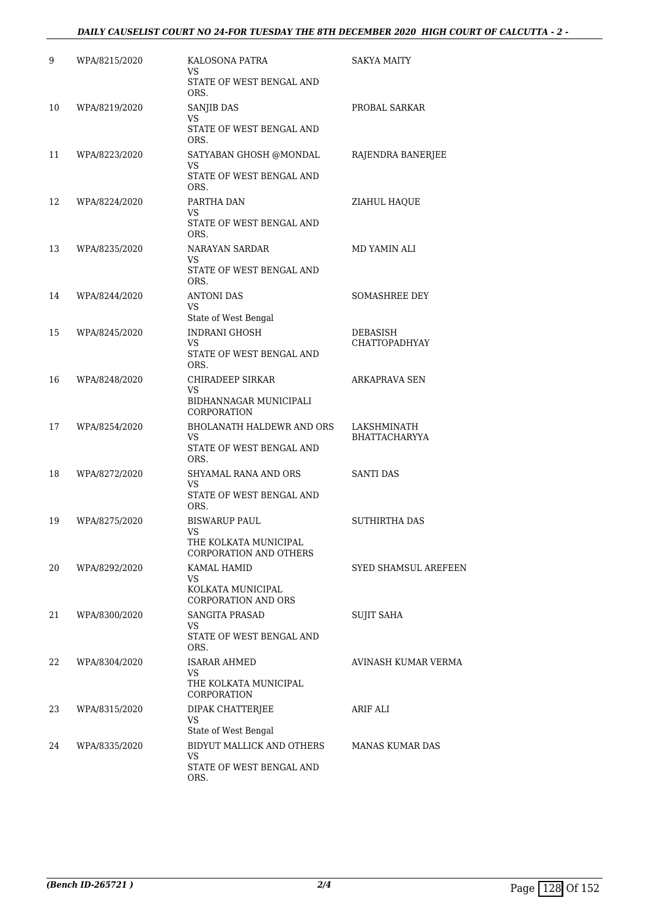| 9 | WPA/8215/2020 | KALOSONA PATRA<br>VS<br>STATE OF WEST BENGAL AND ORS. | SAKYA MAITY |
|---|---|---|---|
| 10 | WPA/8219/2020 | SANJIB DAS<br>VS<br>STATE OF WEST BENGAL AND ORS. | PROBAL SARKAR |
| 11 | WPA/8223/2020 | SATYABAN GHOSH @MONDAL<br>VS<br>STATE OF WEST BENGAL AND ORS. | RAJENDRA BANERJEE |
| 12 | WPA/8224/2020 | PARTHA DAN<br>VS<br>STATE OF WEST BENGAL AND ORS. | ZIAHUL HAQUE |
| 13 | WPA/8235/2020 | NARAYAN SARDAR<br>VS<br>STATE OF WEST BENGAL AND ORS. | MD YAMIN ALI |
| 14 | WPA/8244/2020 | ANTONI DAS<br>VS<br>State of West Bengal | SOMASHREE DEY |
| 15 | WPA/8245/2020 | INDRANI GHOSH<br>VS<br>STATE OF WEST BENGAL AND ORS. | DEBASISH CHATTOPADHYAY |
| 16 | WPA/8248/2020 | CHIRADEEP SIRKAR<br>VS<br>BIDHANNAGAR MUNICIPALI CORPORATION | ARKAPRAVA SEN |
| 17 | WPA/8254/2020 | BHOLANATH HALDEWR AND ORS<br>VS<br>STATE OF WEST BENGAL AND ORS. | LAKSHMINATH BHATTACHARYYA |
| 18 | WPA/8272/2020 | SHYAMAL RANA AND ORS<br>VS<br>STATE OF WEST BENGAL AND ORS. | SANTI DAS |
| 19 | WPA/8275/2020 | BISWARUP PAUL<br>VS<br>THE KOLKATA MUNICIPAL CORPORATION AND OTHERS | SUTHIRTHA DAS |
| 20 | WPA/8292/2020 | KAMAL HAMID<br>VS<br>KOLKATA MUNICIPAL CORPORATION AND ORS | SYED SHAMSUL AREFEEN |
| 21 | WPA/8300/2020 | SANGITA PRASAD<br>VS<br>STATE OF WEST BENGAL AND ORS. | SUJIT SAHA |
| 22 | WPA/8304/2020 | ISARAR AHMED<br>VS<br>THE KOLKATA MUNICIPAL CORPORATION | AVINASH KUMAR VERMA |
| 23 | WPA/8315/2020 | DIPAK CHATTERJEE<br>VS<br>State of West Bengal | ARIF ALI |
| 24 | WPA/8335/2020 | BIDYUT MALLICK AND OTHERS<br>VS<br>STATE OF WEST BENGAL AND ORS. | MANAS KUMAR DAS |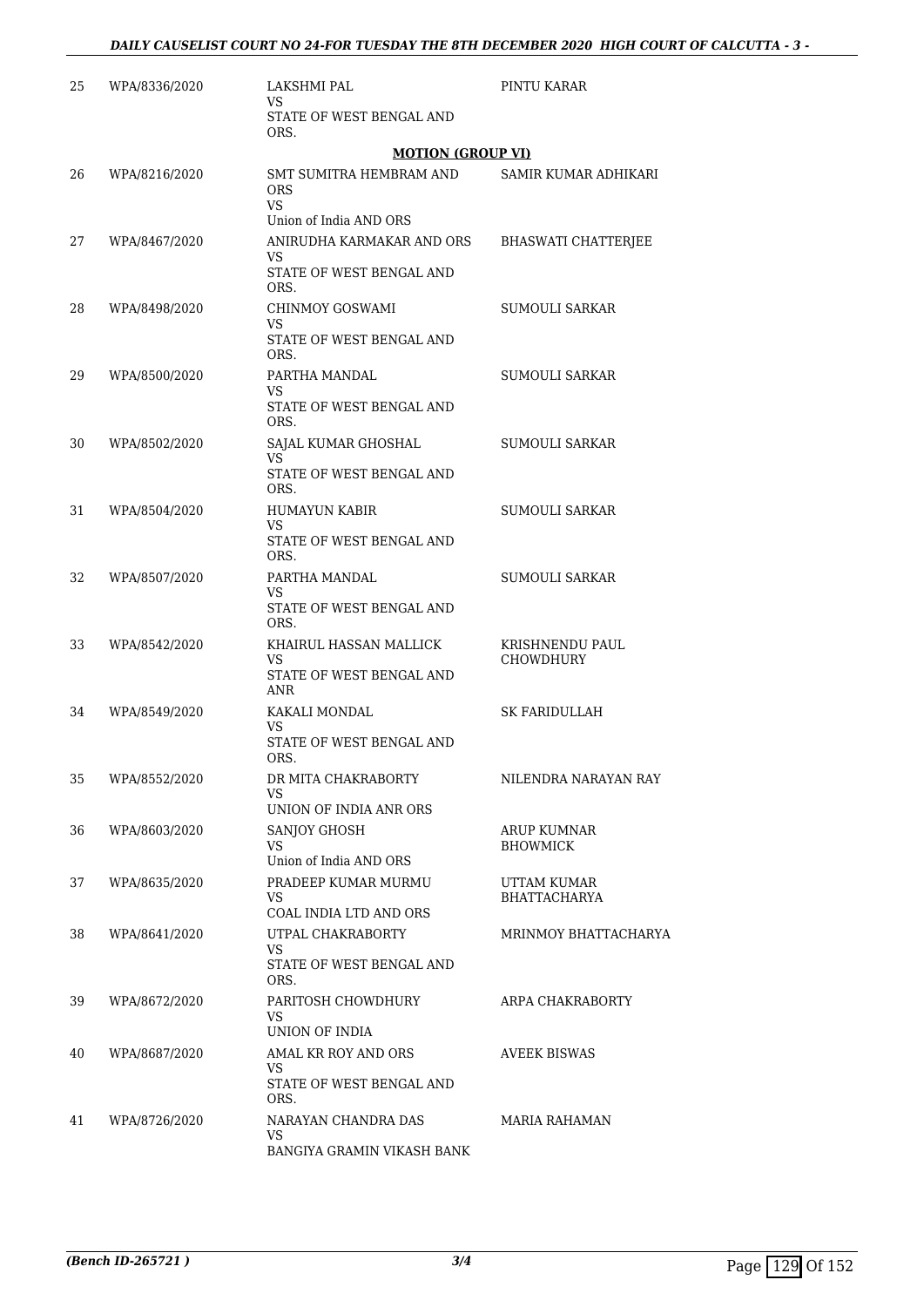| | | | |
|---|---|---|---|
| 25 | WPA/8336/2020 | LAKSHMI PAL<br>VS<br>STATE OF WEST BENGAL AND ORS. | PINTU KARAR |

**MOTION (GROUP VI)**

| | | | |
|---|---|---|---|
| 26 | WPA/8216/2020 | SMT SUMITRA HEMBRAM AND ORS<br>VS<br>Union of India AND ORS | SAMIR KUMAR ADHIKARI |
| 27 | WPA/8467/2020 | ANIRUDHA KARMAKAR AND ORS<br>VS<br>STATE OF WEST BENGAL AND ORS. | BHASWATI CHATTERJEE |
| 28 | WPA/8498/2020 | CHINMOY GOSWAMI<br>VS<br>STATE OF WEST BENGAL AND ORS. | SUMOULI SARKAR |
| 29 | WPA/8500/2020 | PARTHA MANDAL<br>VS<br>STATE OF WEST BENGAL AND ORS. | SUMOULI SARKAR |
| 30 | WPA/8502/2020 | SAJAL KUMAR GHOSHAL<br>VS<br>STATE OF WEST BENGAL AND ORS. | SUMOULI SARKAR |
| 31 | WPA/8504/2020 | HUMAYUN KABIR<br>VS<br>STATE OF WEST BENGAL AND ORS. | SUMOULI SARKAR |
| 32 | WPA/8507/2020 | PARTHA MANDAL<br>VS<br>STATE OF WEST BENGAL AND ORS. | SUMOULI SARKAR |
| 33 | WPA/8542/2020 | KHAIRUL HASSAN MALLICK<br>VS<br>STATE OF WEST BENGAL AND ANR | KRISHNENDU PAUL CHOWDHURY |
| 34 | WPA/8549/2020 | KAKALI MONDAL<br>VS<br>STATE OF WEST BENGAL AND ORS. | SK FARIDULLAH |
| 35 | WPA/8552/2020 | DR MITA CHAKRABORTY<br>VS<br>UNION OF INDIA ANR ORS | NILENDRA NARAYAN RAY |
| 36 | WPA/8603/2020 | SANJOY GHOSH<br>VS<br>Union of India AND ORS | ARUP KUMNAR BHOWMICK |
| 37 | WPA/8635/2020 | PRADEEP KUMAR MURMU<br>VS<br>COAL INDIA LTD AND ORS | UTTAM KUMAR BHATTACHARYA |
| 38 | WPA/8641/2020 | UTPAL CHAKRABORTY<br>VS<br>STATE OF WEST BENGAL AND ORS. | MRINMOY BHATTACHARYA |
| 39 | WPA/8672/2020 | PARITOSH CHOWDHURY<br>VS<br>UNION OF INDIA | ARPA CHAKRABORTY |
| 40 | WPA/8687/2020 | AMAL KR ROY AND ORS<br>VS<br>STATE OF WEST BENGAL AND ORS. | AVEEK BISWAS |
| 41 | WPA/8726/2020 | NARAYAN CHANDRA DAS<br>VS<br>BANGIYA GRAMIN VIKASH BANK | MARIA RAHAMAN |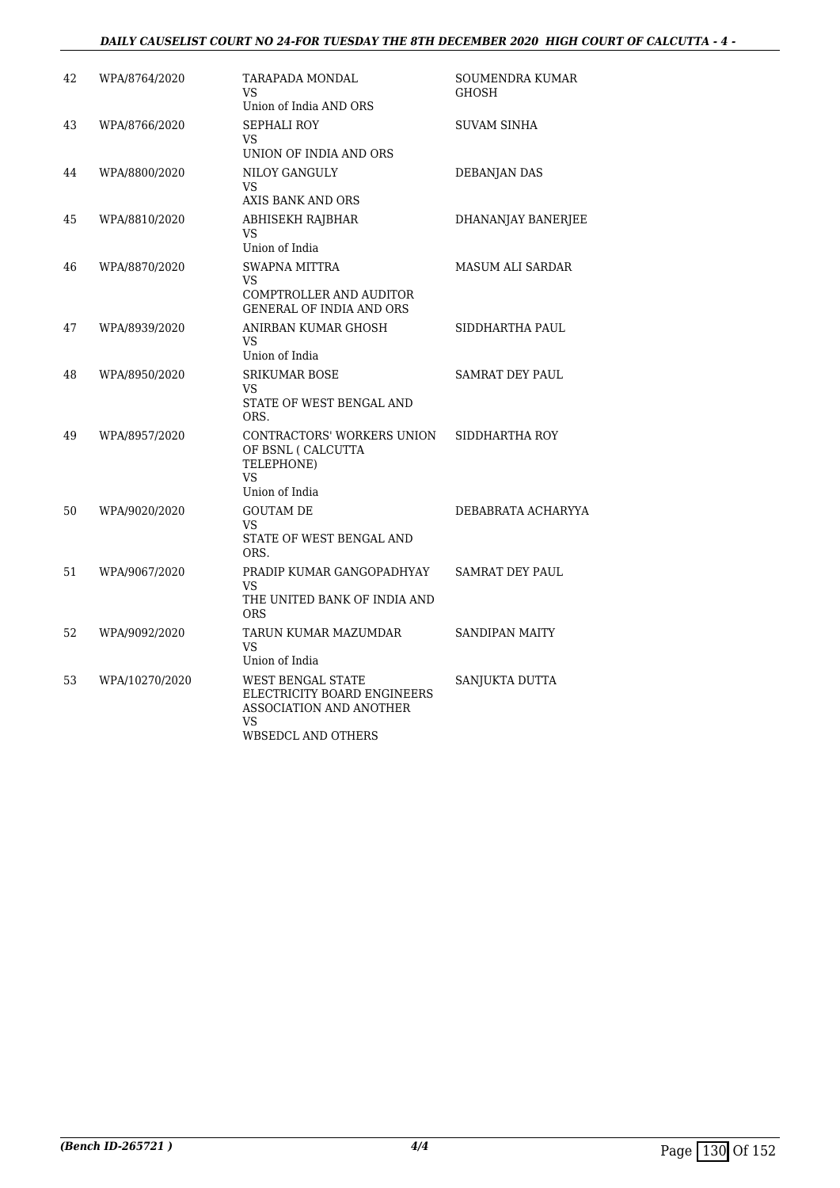| | | | |
|---|---|---|---|
| 42 | WPA/8764/2020 | TARAPADA MONDAL<br>VS<br>Union of India AND ORS | SOUMENDRA KUMAR GHOSH |
| 43 | WPA/8766/2020 | SEPHALI ROY<br>VS<br>UNION OF INDIA AND ORS | SUVAM SINHA |
| 44 | WPA/8800/2020 | NILOY GANGULY<br>VS<br>AXIS BANK AND ORS | DEBANJAN DAS |
| 45 | WPA/8810/2020 | ABHISEKH RAJBHAR<br>VS<br>Union of India | DHANANJAY BANERJEE |
| 46 | WPA/8870/2020 | SWAPNA MITTRA<br>VS<br>COMPTROLLER AND AUDITOR GENERAL OF INDIA AND ORS | MASUM ALI SARDAR |
| 47 | WPA/8939/2020 | ANIRBAN KUMAR GHOSH<br>VS<br>Union of India | SIDDHARTHA PAUL |
| 48 | WPA/8950/2020 | SRIKUMAR BOSE<br>VS<br>STATE OF WEST BENGAL AND ORS. | SAMRAT DEY PAUL |
| 49 | WPA/8957/2020 | CONTRACTORS' WORKERS UNION OF BSNL ( CALCUTTA TELEPHONE)<br>VS<br>Union of India | SIDDHARTHA ROY |
| 50 | WPA/9020/2020 | GOUTAM DE<br>VS<br>STATE OF WEST BENGAL AND ORS. | DEBABRATA ACHARYYA |
| 51 | WPA/9067/2020 | PRADIP KUMAR GANGOPADHYAY<br>VS<br>THE UNITED BANK OF INDIA AND ORS | SAMRAT DEY PAUL |
| 52 | WPA/9092/2020 | TARUN KUMAR MAZUMDAR<br>VS<br>Union of India | SANDIPAN MAITY |
| 53 | WPA/10270/2020 | WEST BENGAL STATE ELECTRICITY BOARD ENGINEERS ASSOCIATION AND ANOTHER<br>VS<br>WBSEDCL AND OTHERS | SANJUKTA DUTTA |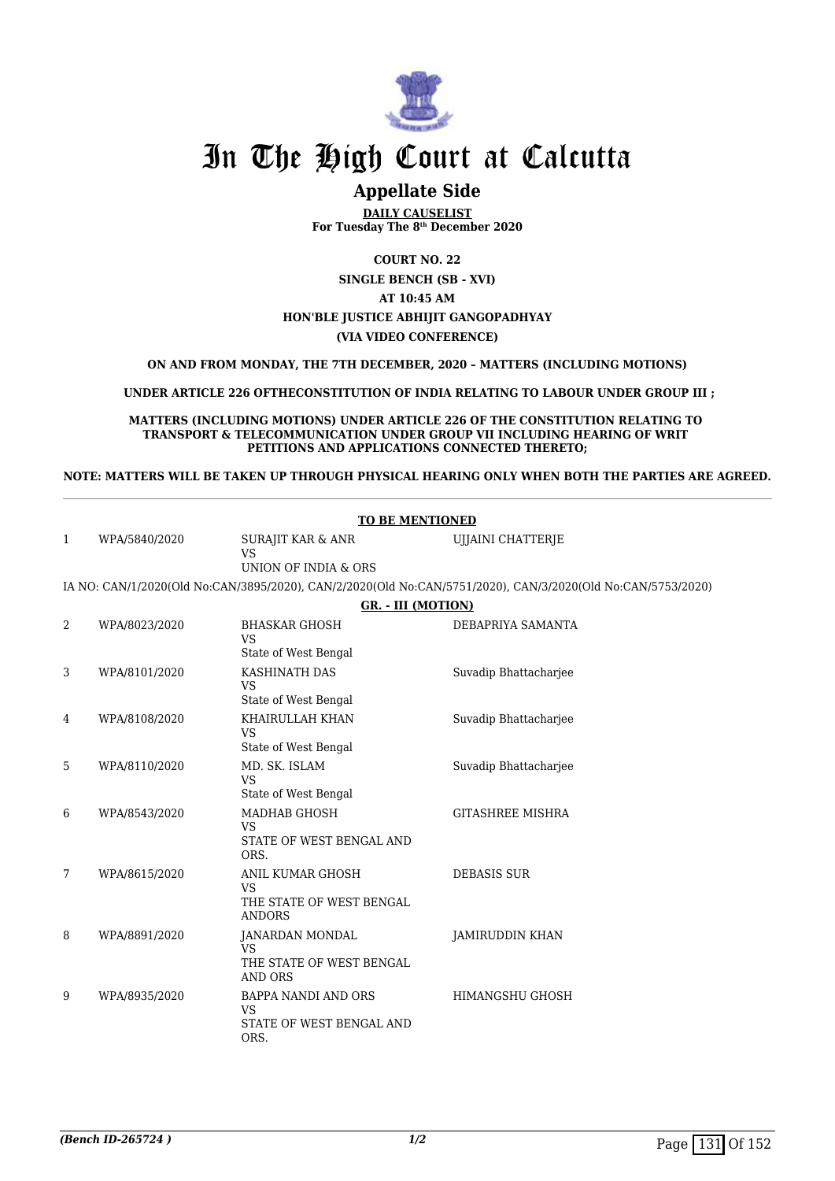# In The High Court at Calcutta

## Appellate Side

**DAILY CAUSELIST**
**For Tuesday The 8th December 2020**

**COURT NO. 22**
**SINGLE BENCH (SB - XVI)**
**AT 10:45 AM**
**HON'BLE JUSTICE ABHIJIT GANGOPADHYAY**
**(VIA VIDEO CONFERENCE)**

**ON AND FROM MONDAY, THE 7TH DECEMBER, 2020 – MATTERS (INCLUDING MOTIONS)**

**UNDER ARTICLE 226 OFTHECONSTITUTION OF INDIA RELATING TO LABOUR UNDER GROUP III ;**

**MATTERS (INCLUDING MOTIONS) UNDER ARTICLE 226 OF THE CONSTITUTION RELATING TO TRANSPORT & TELECOMMUNICATION UNDER GROUP VII INCLUDING HEARING OF WRIT PETITIONS AND APPLICATIONS CONNECTED THERETO;**

**NOTE: MATTERS WILL BE TAKEN UP THROUGH PHYSICAL HEARING ONLY WHEN BOTH THE PARTIES ARE AGREED.**

**TO BE MENTIONED**

| | | | |
|---|---|---|---|
| 1 | WPA/5840/2020 | SURAJIT KAR & ANR<br>VS<br>UNION OF INDIA & ORS | UJJAINI CHATTERJE |

IA NO: CAN/1/2020(Old No:CAN/3895/2020), CAN/2/2020(Old No:CAN/5751/2020), CAN/3/2020(Old No:CAN/5753/2020)

**GR. - III (MOTION)**

| | | | |
|---|---|---|---|
| 2 | WPA/8023/2020 | BHASKAR GHOSH<br>VS<br>State of West Bengal | DEBAPRIYA SAMANTA |
| 3 | WPA/8101/2020 | KASHINATH DAS<br>VS<br>State of West Bengal | Suvadip Bhattacharjee |
| 4 | WPA/8108/2020 | KHAIRULLAH KHAN<br>VS<br>State of West Bengal | Suvadip Bhattacharjee |
| 5 | WPA/8110/2020 | MD. SK. ISLAM<br>VS<br>State of West Bengal | Suvadip Bhattacharjee |
| 6 | WPA/8543/2020 | MADHAB GHOSH<br>VS<br>STATE OF WEST BENGAL AND ORS. | GITASHREE MISHRA |
| 7 | WPA/8615/2020 | ANIL KUMAR GHOSH<br>VS<br>THE STATE OF WEST BENGAL ANDORS | DEBASIS SUR |
| 8 | WPA/8891/2020 | JANARDAN MONDAL<br>VS<br>THE STATE OF WEST BENGAL AND ORS | JAMIRUDDIN KHAN |
| 9 | WPA/8935/2020 | BAPPA NANDI AND ORS<br>VS<br>STATE OF WEST BENGAL AND ORS. | HIMANGSHU GHOSH |

*(Bench ID-265724 )*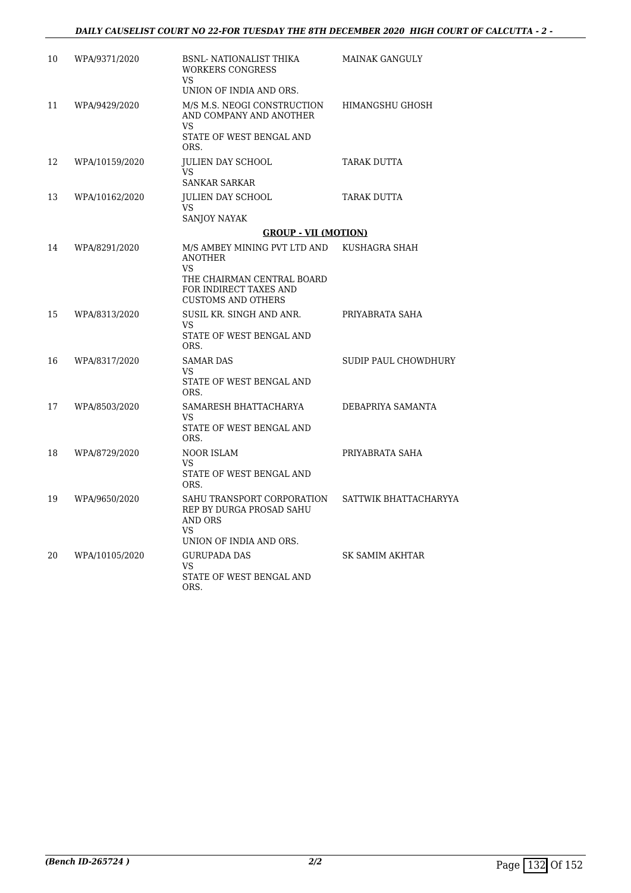| | | | |
|---|---|---|---|
| 10 | WPA/9371/2020 | BSNL- NATIONALIST THIKA WORKERS CONGRESS<br>VS<br>UNION OF INDIA AND ORS. | MAINAK GANGULY |
| 11 | WPA/9429/2020 | M/S M.S. NEOGI CONSTRUCTION AND COMPANY AND ANOTHER<br>VS<br>STATE OF WEST BENGAL AND ORS. | HIMANGSHU GHOSH |
| 12 | WPA/10159/2020 | JULIEN DAY SCHOOL<br>VS<br>SANKAR SARKAR | TARAK DUTTA |
| 13 | WPA/10162/2020 | JULIEN DAY SCHOOL<br>VS<br>SANJOY NAYAK | TARAK DUTTA |
| | | **GROUP - VII (MOTION)** | |
| 14 | WPA/8291/2020 | M/S AMBEY MINING PVT LTD AND ANOTHER<br>VS<br>THE CHAIRMAN CENTRAL BOARD FOR INDIRECT TAXES AND CUSTOMS AND OTHERS | KUSHAGRA SHAH |
| 15 | WPA/8313/2020 | SUSIL KR. SINGH AND ANR.<br>VS<br>STATE OF WEST BENGAL AND ORS. | PRIYABRATA SAHA |
| 16 | WPA/8317/2020 | SAMAR DAS<br>VS<br>STATE OF WEST BENGAL AND ORS. | SUDIP PAUL CHOWDHURY |
| 17 | WPA/8503/2020 | SAMARESH BHATTACHARYA<br>VS<br>STATE OF WEST BENGAL AND ORS. | DEBAPRIYA SAMANTA |
| 18 | WPA/8729/2020 | NOOR ISLAM<br>VS<br>STATE OF WEST BENGAL AND ORS. | PRIYABRATA SAHA |
| 19 | WPA/9650/2020 | SAHU TRANSPORT CORPORATION REP BY DURGA PROSAD SAHU AND ORS<br>VS<br>UNION OF INDIA AND ORS. | SATTWIK BHATTACHARYYA |
| 20 | WPA/10105/2020 | GURUPADA DAS<br>VS<br>STATE OF WEST BENGAL AND ORS. | SK SAMIM AKHTAR |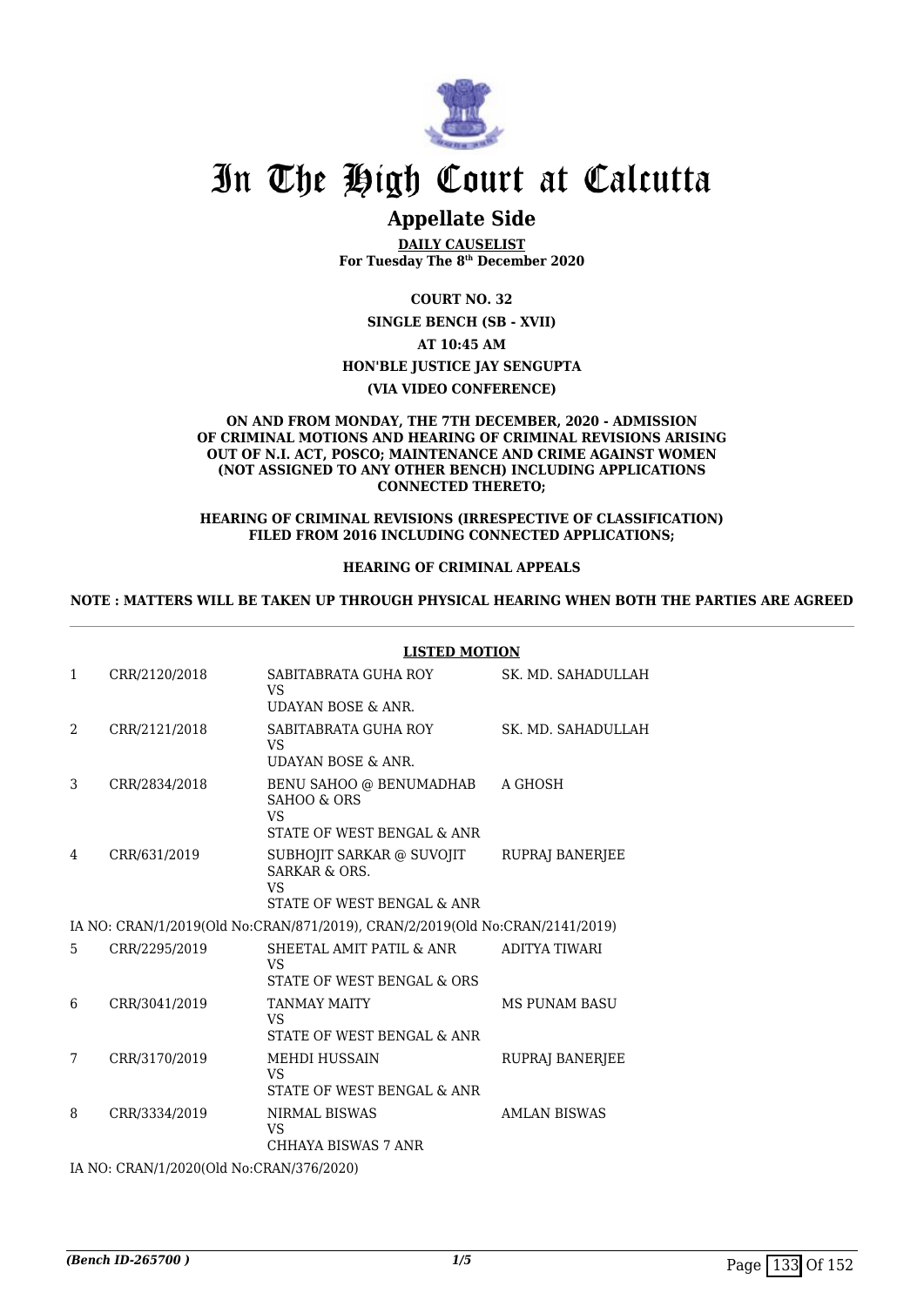# In The High Court at Calcutta

## Appellate Side

**DAILY CAUSELIST**
**For Tuesday The 8th December 2020**

**COURT NO. 32**

**SINGLE BENCH (SB - XVII)**

**AT 10:45 AM**

**HON'BLE JUSTICE JAY SENGUPTA**

**(VIA VIDEO CONFERENCE)**

**ON AND FROM MONDAY, THE 7TH DECEMBER, 2020 - ADMISSION OF CRIMINAL MOTIONS AND HEARING OF CRIMINAL REVISIONS ARISING OUT OF N.I. ACT, POSCO; MAINTENANCE AND CRIME AGAINST WOMEN (NOT ASSIGNED TO ANY OTHER BENCH) INCLUDING APPLICATIONS CONNECTED THERETO;**

**HEARING OF CRIMINAL REVISIONS (IRRESPECTIVE OF CLASSIFICATION) FILED FROM 2016 INCLUDING CONNECTED APPLICATIONS;**

**HEARING OF CRIMINAL APPEALS**

**NOTE : MATTERS WILL BE TAKEN UP THROUGH PHYSICAL HEARING WHEN BOTH THE PARTIES ARE AGREED**

**LISTED MOTION**

| | | | |
|---|---|---|---|
| 1 | CRR/2120/2018 | SABITABRATA GUHA ROY<br>VS<br>UDAYAN BOSE & ANR. | SK. MD. SAHADULLAH |
| 2 | CRR/2121/2018 | SABITABRATA GUHA ROY<br>VS<br>UDAYAN BOSE & ANR. | SK. MD. SAHADULLAH |
| 3 | CRR/2834/2018 | BENU SAHOO @ BENUMADHAB SAHOO & ORS<br>VS<br>STATE OF WEST BENGAL & ANR | A GHOSH |
| 4 | CRR/631/2019 | SUBHOJIT SARKAR @ SUVOJIT SARKAR & ORS.<br>VS<br>STATE OF WEST BENGAL & ANR | RUPRAJ BANERJEE |
| | IA NO: CRAN/1/2019(Old No:CRAN/871/2019), CRAN/2/2019(Old No:CRAN/2141/2019) | | |
| 5 | CRR/2295/2019 | SHEETAL AMIT PATIL & ANR<br>VS<br>STATE OF WEST BENGAL & ORS | ADITYA TIWARI |
| 6 | CRR/3041/2019 | TANMAY MAITY<br>VS<br>STATE OF WEST BENGAL & ANR | MS PUNAM BASU |
| 7 | CRR/3170/2019 | MEHDI HUSSAIN<br>VS<br>STATE OF WEST BENGAL & ANR | RUPRAJ BANERJEE |
| 8 | CRR/3334/2019 | NIRMAL BISWAS<br>VS<br>CHHAYA BISWAS 7 ANR | AMLAN BISWAS |
| | IA NO: CRAN/1/2020(Old No:CRAN/376/2020) | | |

*(Bench ID-265700 )*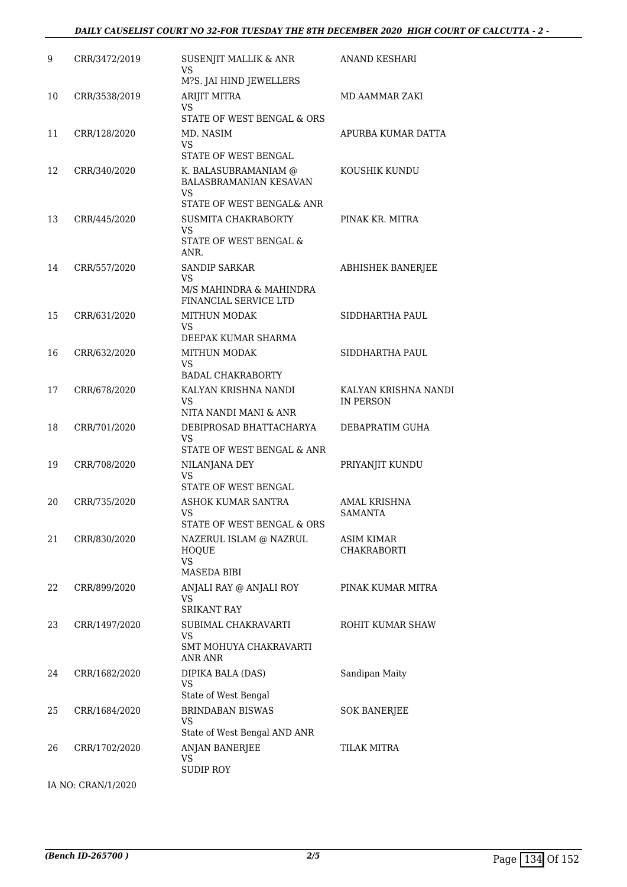| 9 | CRR/3472/2019 | SUSENJIT MALLIK & ANR<br>VS<br>M?S. JAI HIND JEWELLERS | ANAND KESHARI |
|---|---|---|---|
| 10 | CRR/3538/2019 | ARIJIT MITRA<br>VS<br>STATE OF WEST BENGAL & ORS | MD AAMMAR ZAKI |
| 11 | CRR/128/2020 | MD. NASIM<br>VS<br>STATE OF WEST BENGAL | APURBA KUMAR DATTA |
| 12 | CRR/340/2020 | K. BALASUBRAMANIAM @ BALASBRAMANIAN KESAVAN<br>VS<br>STATE OF WEST BENGAL& ANR | KOUSHIK KUNDU |
| 13 | CRR/445/2020 | SUSMITA CHAKRABORTY<br>VS<br>STATE OF WEST BENGAL & ANR. | PINAK KR. MITRA |
| 14 | CRR/557/2020 | SANDIP SARKAR<br>VS<br>M/S MAHINDRA & MAHINDRA FINANCIAL SERVICE LTD | ABHISHEK BANERJEE |
| 15 | CRR/631/2020 | MITHUN MODAK<br>VS<br>DEEPAK KUMAR SHARMA | SIDDHARTHA PAUL |
| 16 | CRR/632/2020 | MITHUN MODAK<br>VS<br>BADAL CHAKRABORTY | SIDDHARTHA PAUL |
| 17 | CRR/678/2020 | KALYAN KRISHNA NANDI<br>VS<br>NITA NANDI MANI & ANR | KALYAN KRISHNA NANDI IN PERSON |
| 18 | CRR/701/2020 | DEBIPROSAD BHATTACHARYA<br>VS<br>STATE OF WEST BENGAL & ANR | DEBAPRATIM GUHA |
| 19 | CRR/708/2020 | NILANJANA DEY<br>VS<br>STATE OF WEST BENGAL | PRIYANJIT KUNDU |
| 20 | CRR/735/2020 | ASHOK KUMAR SANTRA<br>VS<br>STATE OF WEST BENGAL & ORS | AMAL KRISHNA SAMANTA |
| 21 | CRR/830/2020 | NAZERUL ISLAM @ NAZRUL HOQUE<br>VS<br>MASEDA BIBI | ASIM KIMAR CHAKRABORTI |
| 22 | CRR/899/2020 | ANJALI RAY @ ANJALI ROY<br>VS<br>SRIKANT RAY | PINAK KUMAR MITRA |
| 23 | CRR/1497/2020 | SUBIMAL CHAKRAVARTI<br>VS<br>SMT MOHUYA CHAKRAVARTI ANR ANR | ROHIT KUMAR SHAW |
| 24 | CRR/1682/2020 | DIPIKA BALA (DAS)<br>VS<br>State of West Bengal | Sandipan Maity |
| 25 | CRR/1684/2020 | BRINDABAN BISWAS<br>VS<br>State of West Bengal AND ANR | SOK BANERJEE |
| 26 | CRR/1702/2020 | ANJAN BANERJEE<br>VS<br>SUDIP ROY | TILAK MITRA |

IA NO: CRAN/1/2020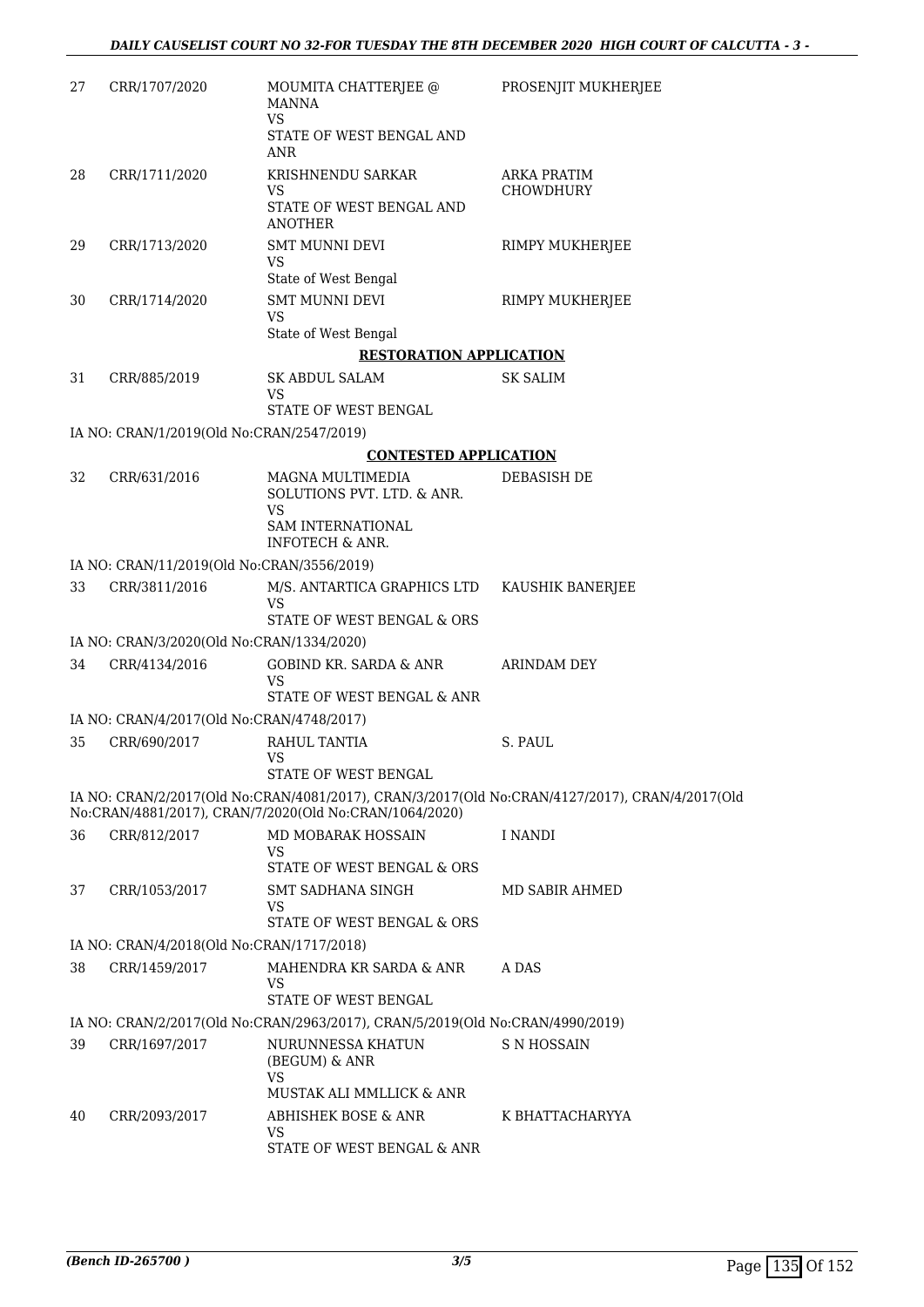| | | | |
|---|---|---|---|
| 27 | CRR/1707/2020 | MOUMITA CHATTERJEE @ MANNA<br>VS<br>STATE OF WEST BENGAL AND ANR | PROSENJIT MUKHERJEE |
| 28 | CRR/1711/2020 | KRISHNENDU SARKAR<br>VS<br>STATE OF WEST BENGAL AND ANOTHER | ARKA PRATIM CHOWDHURY |
| 29 | CRR/1713/2020 | SMT MUNNI DEVI<br>VS<br>State of West Bengal | RIMPY MUKHERJEE |
| 30 | CRR/1714/2020 | SMT MUNNI DEVI<br>VS<br>State of West Bengal | RIMPY MUKHERJEE |

**RESTORATION APPLICATION**

| | | | |
|---|---|---|---|
| 31 | CRR/885/2019 | SK ABDUL SALAM<br>VS<br>STATE OF WEST BENGAL | SK SALIM |

IA NO: CRAN/1/2019(Old No:CRAN/2547/2019)

**CONTESTED APPLICATION**

| | | | |
|---|---|---|---|
| 32 | CRR/631/2016 | MAGNA MULTIMEDIA SOLUTIONS PVT. LTD. & ANR.<br>VS<br>SAM INTERNATIONAL INFOTECH & ANR. | DEBASISH DE |

IA NO: CRAN/11/2019(Old No:CRAN/3556/2019)

| | | | |
|---|---|---|---|
| 33 | CRR/3811/2016 | M/S. ANTARTICA GRAPHICS LTD<br>VS<br>STATE OF WEST BENGAL & ORS | KAUSHIK BANERJEE |

IA NO: CRAN/3/2020(Old No:CRAN/1334/2020)

| | | | |
|---|---|---|---|
| 34 | CRR/4134/2016 | GOBIND KR. SARDA & ANR<br>VS<br>STATE OF WEST BENGAL & ANR | ARINDAM DEY |

IA NO: CRAN/4/2017(Old No:CRAN/4748/2017)

| | | | |
|---|---|---|---|
| 35 | CRR/690/2017 | RAHUL TANTIA<br>VS<br>STATE OF WEST BENGAL | S. PAUL |

IA NO: CRAN/2/2017(Old No:CRAN/4081/2017), CRAN/3/2017(Old No:CRAN/4127/2017), CRAN/4/2017(Old No:CRAN/4881/2017), CRAN/7/2020(Old No:CRAN/1064/2020)

| | | | |
|---|---|---|---|
| 36 | CRR/812/2017 | MD MOBARAK HOSSAIN<br>VS<br>STATE OF WEST BENGAL & ORS | I NANDI |
| 37 | CRR/1053/2017 | SMT SADHANA SINGH<br>VS<br>STATE OF WEST BENGAL & ORS | MD SABIR AHMED |

IA NO: CRAN/4/2018(Old No:CRAN/1717/2018)

| | | | |
|---|---|---|---|
| 38 | CRR/1459/2017 | MAHENDRA KR SARDA & ANR<br>VS<br>STATE OF WEST BENGAL | A DAS |

IA NO: CRAN/2/2017(Old No:CRAN/2963/2017), CRAN/5/2019(Old No:CRAN/4990/2019)

| | | | |
|---|---|---|---|
| 39 | CRR/1697/2017 | NURUNNESSA KHATUN (BEGUM) & ANR<br>VS<br>MUSTAK ALI MMLLICK & ANR | S N HOSSAIN |
| 40 | CRR/2093/2017 | ABHISHEK BOSE & ANR<br>VS<br>STATE OF WEST BENGAL & ANR | K BHATTACHARYYA |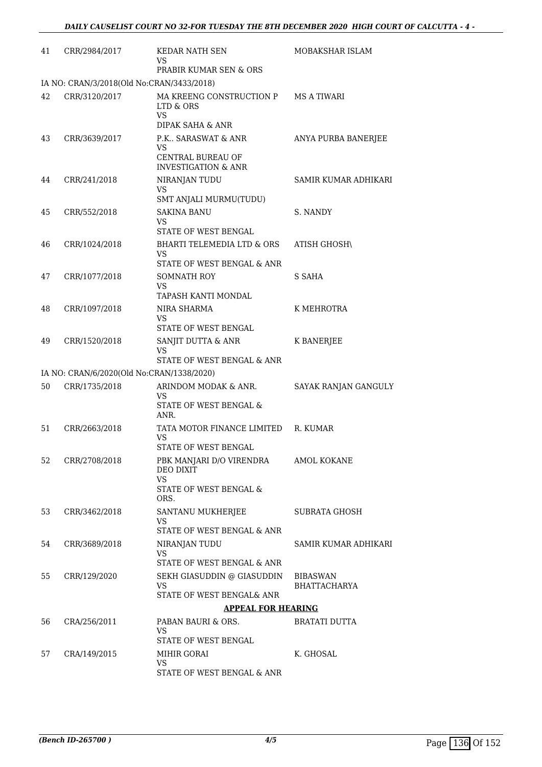| | | | |
|---|---|---|---|
| 41 | CRR/2984/2017 | KEDAR NATH SEN<br>VS<br>PRABIR KUMAR SEN & ORS | MOBAKSHAR ISLAM |
| IA NO: CRAN/3/2018(Old No:CRAN/3433/2018) | | | |
| 42 | CRR/3120/2017 | MA KREENG CONSTRUCTION P LTD & ORS<br>VS<br>DIPAK SAHA & ANR | MS A TIWARI |
| 43 | CRR/3639/2017 | P.K.. SARASWAT & ANR<br>VS<br>CENTRAL BUREAU OF INVESTIGATION & ANR | ANYA PURBA BANERJEE |
| 44 | CRR/241/2018 | NIRANJAN TUDU<br>VS<br>SMT ANJALI MURMU(TUDU) | SAMIR KUMAR ADHIKARI |
| 45 | CRR/552/2018 | SAKINA BANU<br>VS<br>STATE OF WEST BENGAL | S. NANDY |
| 46 | CRR/1024/2018 | BHARTI TELEMEDIA LTD & ORS<br>VS<br>STATE OF WEST BENGAL & ANR | ATISH GHOSH\ |
| 47 | CRR/1077/2018 | SOMNATH ROY<br>VS<br>TAPASH KANTI MONDAL | S SAHA |
| 48 | CRR/1097/2018 | NIRA SHARMA<br>VS<br>STATE OF WEST BENGAL | K MEHROTRA |
| 49 | CRR/1520/2018 | SANJIT DUTTA & ANR<br>VS<br>STATE OF WEST BENGAL & ANR | K BANERJEE |
| IA NO: CRAN/6/2020(Old No:CRAN/1338/2020) | | | |
| 50 | CRR/1735/2018 | ARINDOM MODAK & ANR.<br>VS<br>STATE OF WEST BENGAL & ANR. | SAYAK RANJAN GANGULY |
| 51 | CRR/2663/2018 | TATA MOTOR FINANCE LIMITED<br>VS<br>STATE OF WEST BENGAL | R. KUMAR |
| 52 | CRR/2708/2018 | PBK MANJARI D/O VIRENDRA DEO DIXIT<br>VS<br>STATE OF WEST BENGAL & ORS. | AMOL KOKANE |
| 53 | CRR/3462/2018 | SANTANU MUKHERJEE<br>VS<br>STATE OF WEST BENGAL & ANR | SUBRATA GHOSH |
| 54 | CRR/3689/2018 | NIRANJAN TUDU<br>VS<br>STATE OF WEST BENGAL & ANR | SAMIR KUMAR ADHIKARI |
| 55 | CRR/129/2020 | SEKH GIASUDDIN @ GIASUDDIN<br>VS<br>STATE OF WEST BENGAL& ANR | BIBASWAN BHATTACHARYA |
| | | **APPEAL FOR HEARING** | |
| 56 | CRA/256/2011 | PABAN BAURI & ORS.<br>VS<br>STATE OF WEST BENGAL | BRATATI DUTTA |
| 57 | CRA/149/2015 | MIHIR GORAI<br>VS<br>STATE OF WEST BENGAL & ANR | K. GHOSAL |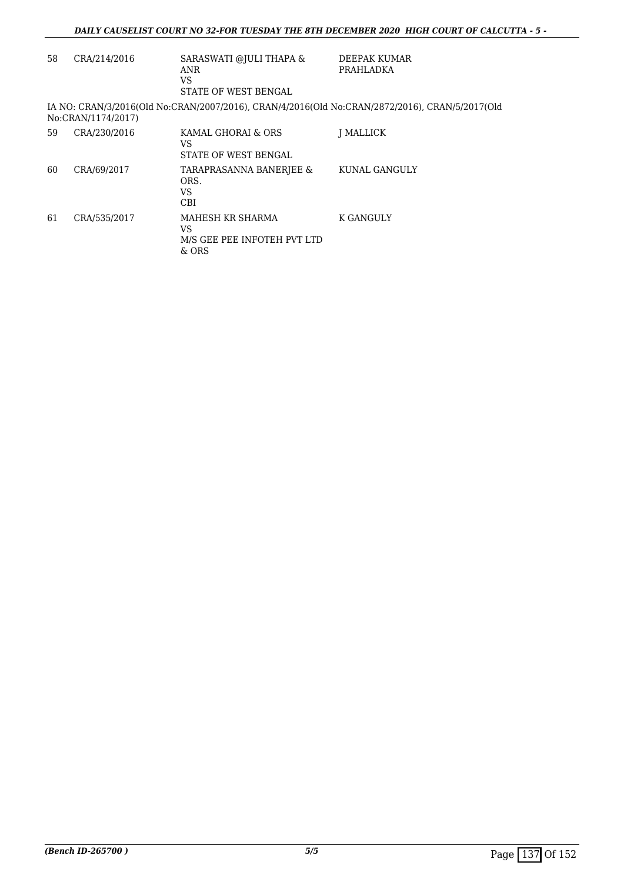| 58 | CRA/214/2016 | SARASWATI @JULI THAPA & ANR<br>VS<br>STATE OF WEST BENGAL | DEEPAK KUMAR PRAHLADKA |
|---|---|---|---|

IA NO: CRAN/3/2016(Old No:CRAN/2007/2016), CRAN/4/2016(Old No:CRAN/2872/2016), CRAN/5/2017(Old No:CRAN/1174/2017)

| 59 | CRA/230/2016 | KAMAL GHORAI & ORS<br>VS<br>STATE OF WEST BENGAL | J MALLICK |
|---|---|---|---|
| 60 | CRA/69/2017 | TARAPRASANNA BANERJEE & ORS.<br>VS<br>CBI | KUNAL GANGULY |
| 61 | CRA/535/2017 | MAHESH KR SHARMA<br>VS<br>M/S GEE PEE INFOTEH PVT LTD & ORS | K GANGULY |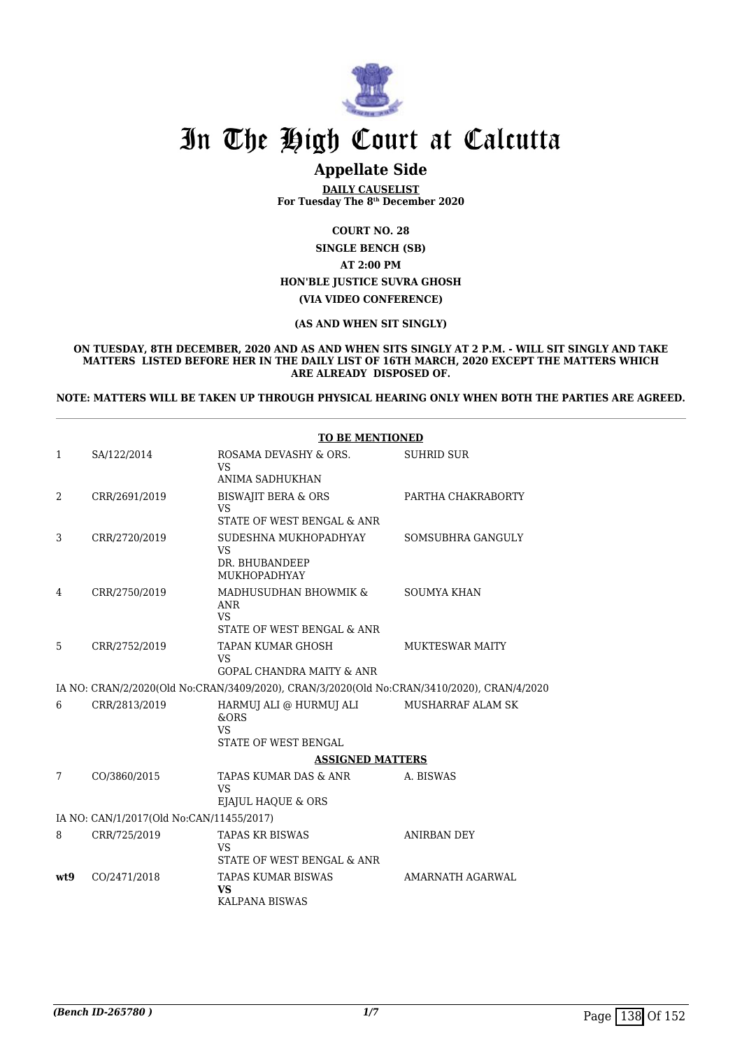# In The High Court at Calcutta

## Appellate Side

**DAILY CAUSELIST**
**For Tuesday The 8th December 2020**

**COURT NO. 28**

**SINGLE BENCH (SB)**

**AT 2:00 PM**

**HON'BLE JUSTICE SUVRA GHOSH**

**(VIA VIDEO CONFERENCE)**

**(AS AND WHEN SIT SINGLY)**

**ON TUESDAY, 8TH DECEMBER, 2020 AND AS AND WHEN SITS SINGLY AT 2 P.M. - WILL SIT SINGLY AND TAKE MATTERS LISTED BEFORE HER IN THE DAILY LIST OF 16TH MARCH, 2020 EXCEPT THE MATTERS WHICH ARE ALREADY DISPOSED OF.**

**NOTE: MATTERS WILL BE TAKEN UP THROUGH PHYSICAL HEARING ONLY WHEN BOTH THE PARTIES ARE AGREED.**

**TO BE MENTIONED**

| | | | |
|---|---|---|---|
| 1 | SA/122/2014 | ROSAMA DEVASHY & ORS.<br>VS<br>ANIMA SADHUKHAN | SUHRID SUR |
| 2 | CRR/2691/2019 | BISWAJIT BERA & ORS<br>VS<br>STATE OF WEST BENGAL & ANR | PARTHA CHAKRABORTY |
| 3 | CRR/2720/2019 | SUDESHNA MUKHOPADHYAY<br>VS<br>DR. BHUBANDEEP MUKHOPADHYAY | SOMSUBHRA GANGULY |
| 4 | CRR/2750/2019 | MADHUSUDHAN BHOWMIK & ANR<br>VS<br>STATE OF WEST BENGAL & ANR | SOUMYA KHAN |
| 5 | CRR/2752/2019 | TAPAN KUMAR GHOSH<br>VS<br>GOPAL CHANDRA MAITY & ANR | MUKTESWAR MAITY |

IA NO: CRAN/2/2020(Old No:CRAN/3409/2020), CRAN/3/2020(Old No:CRAN/3410/2020), CRAN/4/2020

| | | | |
|---|---|---|---|
| 6 | CRR/2813/2019 | HARMUJ ALI @ HURMUJ ALI &ORS<br>VS<br>STATE OF WEST BENGAL | MUSHARRAF ALAM SK |

**ASSIGNED MATTERS**

| | | | |
|---|---|---|---|
| 7 | CO/3860/2015 | TAPAS KUMAR DAS & ANR<br>VS<br>EJAJUL HAQUE & ORS | A. BISWAS |

IA NO: CAN/1/2017(Old No:CAN/11455/2017)

| | | | |
|---|---|---|---|
| 8 | CRR/725/2019 | TAPAS KR BISWAS<br>VS<br>STATE OF WEST BENGAL & ANR | ANIRBAN DEY |
| **wt9** | CO/2471/2018 | TAPAS KUMAR BISWAS<br>**VS**<br>KALPANA BISWAS | AMARNATH AGARWAL |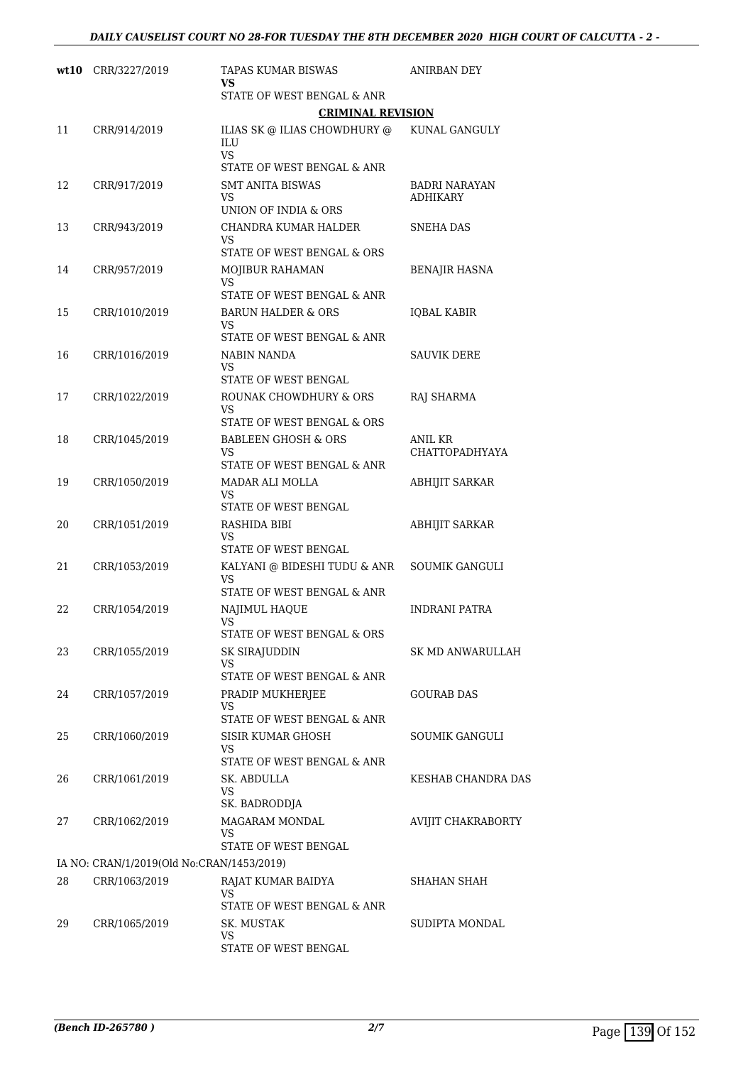| | | | |
|---|---|---|---|
| wt10 | CRR/3227/2019 | TAPAS KUMAR BISWAS<br>**VS**<br>STATE OF WEST BENGAL & ANR | ANIRBAN DEY |

**CRIMINAL REVISION**

| | | | |
|---|---|---|---|
| 11 | CRR/914/2019 | ILIAS SK @ ILIAS CHOWDHURY @ ILU<br>VS<br>STATE OF WEST BENGAL & ANR | KUNAL GANGULY |
| 12 | CRR/917/2019 | SMT ANITA BISWAS<br>VS<br>UNION OF INDIA & ORS | BADRI NARAYAN ADHIKARY |
| 13 | CRR/943/2019 | CHANDRA KUMAR HALDER<br>VS<br>STATE OF WEST BENGAL & ORS | SNEHA DAS |
| 14 | CRR/957/2019 | MOJIBUR RAHAMAN<br>VS<br>STATE OF WEST BENGAL & ANR | BENAJIR HASNA |
| 15 | CRR/1010/2019 | BARUN HALDER & ORS<br>VS<br>STATE OF WEST BENGAL & ANR | IQBAL KABIR |
| 16 | CRR/1016/2019 | NABIN NANDA<br>VS<br>STATE OF WEST BENGAL | SAUVIK DERE |
| 17 | CRR/1022/2019 | ROUNAK CHOWDHURY & ORS<br>VS<br>STATE OF WEST BENGAL & ORS | RAJ SHARMA |
| 18 | CRR/1045/2019 | BABLEEN GHOSH & ORS<br>VS<br>STATE OF WEST BENGAL & ANR | ANIL KR CHATTOPADHYAYA |
| 19 | CRR/1050/2019 | MADAR ALI MOLLA<br>VS<br>STATE OF WEST BENGAL | ABHIJIT SARKAR |
| 20 | CRR/1051/2019 | RASHIDA BIBI<br>VS<br>STATE OF WEST BENGAL | ABHIJIT SARKAR |
| 21 | CRR/1053/2019 | KALYANI @ BIDESHI TUDU & ANR<br>VS<br>STATE OF WEST BENGAL & ANR | SOUMIK GANGULI |
| 22 | CRR/1054/2019 | NAJIMUL HAQUE<br>VS<br>STATE OF WEST BENGAL & ORS | INDRANI PATRA |
| 23 | CRR/1055/2019 | SK SIRAJUDDIN<br>VS<br>STATE OF WEST BENGAL & ANR | SK MD ANWARULLAH |
| 24 | CRR/1057/2019 | PRADIP MUKHERJEE<br>VS<br>STATE OF WEST BENGAL & ANR | GOURAB DAS |
| 25 | CRR/1060/2019 | SISIR KUMAR GHOSH<br>VS<br>STATE OF WEST BENGAL & ANR | SOUMIK GANGULI |
| 26 | CRR/1061/2019 | SK. ABDULLA<br>VS<br>SK. BADRODDJA | KESHAB CHANDRA DAS |
| 27 | CRR/1062/2019 | MAGARAM MONDAL<br>VS<br>STATE OF WEST BENGAL | AVIJIT CHAKRABORTY |

IA NO: CRAN/1/2019(Old No:CRAN/1453/2019)

| | | | |
|---|---|---|---|
| 28 | CRR/1063/2019 | RAJAT KUMAR BAIDYA<br>VS<br>STATE OF WEST BENGAL & ANR | SHAHAN SHAH |
| 29 | CRR/1065/2019 | SK. MUSTAK<br>VS<br>STATE OF WEST BENGAL | SUDIPTA MONDAL |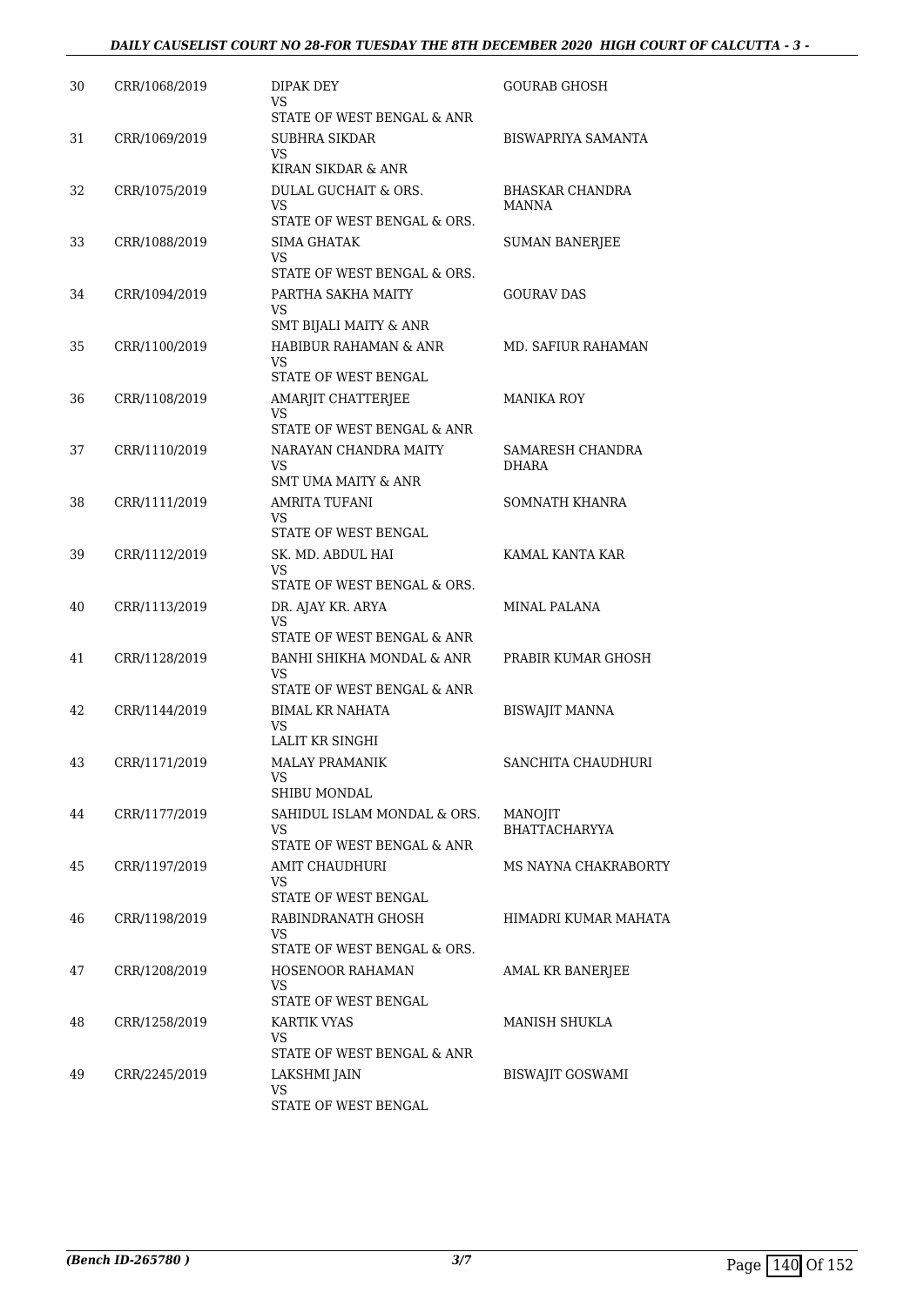| 30 | CRR/1068/2019 | DIPAK DEY<br>VS<br>STATE OF WEST BENGAL & ANR | GOURAB GHOSH |
|---|---|---|---|
| 31 | CRR/1069/2019 | SUBHRA SIKDAR<br>VS<br>KIRAN SIKDAR & ANR | BISWAPRIYA SAMANTA |
| 32 | CRR/1075/2019 | DULAL GUCHAIT & ORS.<br>VS<br>STATE OF WEST BENGAL & ORS. | BHASKAR CHANDRA MANNA |
| 33 | CRR/1088/2019 | SIMA GHATAK<br>VS<br>STATE OF WEST BENGAL & ORS. | SUMAN BANERJEE |
| 34 | CRR/1094/2019 | PARTHA SAKHA MAITY<br>VS<br>SMT BIJALI MAITY & ANR | GOURAV DAS |
| 35 | CRR/1100/2019 | HABIBUR RAHAMAN & ANR<br>VS<br>STATE OF WEST BENGAL | MD. SAFIUR RAHAMAN |
| 36 | CRR/1108/2019 | AMARJIT CHATTERJEE<br>VS<br>STATE OF WEST BENGAL & ANR | MANIKA ROY |
| 37 | CRR/1110/2019 | NARAYAN CHANDRA MAITY<br>VS<br>SMT UMA MAITY & ANR | SAMARESH CHANDRA DHARA |
| 38 | CRR/1111/2019 | AMRITA TUFANI<br>VS<br>STATE OF WEST BENGAL | SOMNATH KHANRA |
| 39 | CRR/1112/2019 | SK. MD. ABDUL HAI<br>VS<br>STATE OF WEST BENGAL & ORS. | KAMAL KANTA KAR |
| 40 | CRR/1113/2019 | DR. AJAY KR. ARYA<br>VS<br>STATE OF WEST BENGAL & ANR | MINAL PALANA |
| 41 | CRR/1128/2019 | BANHI SHIKHA MONDAL & ANR<br>VS<br>STATE OF WEST BENGAL & ANR | PRABIR KUMAR GHOSH |
| 42 | CRR/1144/2019 | BIMAL KR NAHATA<br>VS<br>LALIT KR SINGHI | BISWAJIT MANNA |
| 43 | CRR/1171/2019 | MALAY PRAMANIK<br>VS<br>SHIBU MONDAL | SANCHITA CHAUDHURI |
| 44 | CRR/1177/2019 | SAHIDUL ISLAM MONDAL & ORS.<br>VS<br>STATE OF WEST BENGAL & ANR | MANOJIT BHATTACHARYYA |
| 45 | CRR/1197/2019 | AMIT CHAUDHURI<br>VS<br>STATE OF WEST BENGAL | MS NAYNA CHAKRABORTY |
| 46 | CRR/1198/2019 | RABINDRANATH GHOSH<br>VS<br>STATE OF WEST BENGAL & ORS. | HIMADRI KUMAR MAHATA |
| 47 | CRR/1208/2019 | HOSENOOR RAHAMAN<br>VS<br>STATE OF WEST BENGAL | AMAL KR BANERJEE |
| 48 | CRR/1258/2019 | KARTIK VYAS<br>VS<br>STATE OF WEST BENGAL & ANR | MANISH SHUKLA |
| 49 | CRR/2245/2019 | LAKSHMI JAIN<br>VS<br>STATE OF WEST BENGAL | BISWAJIT GOSWAMI |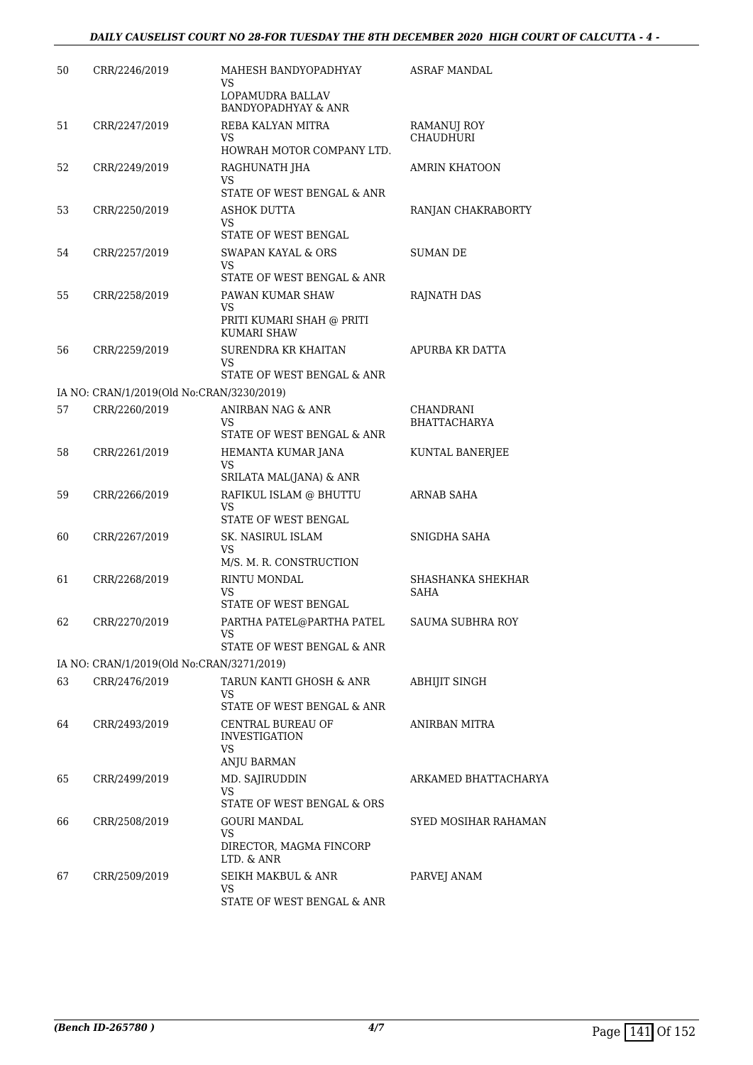| | | | |
|---|---|---|---|
| 50 | CRR/2246/2019 | MAHESH BANDYOPADHYAY<br>VS<br>LOPAMUDRA BALLAV BANDYOPADHYAY & ANR | ASRAF MANDAL |
| 51 | CRR/2247/2019 | REBA KALYAN MITRA<br>VS<br>HOWRAH MOTOR COMPANY LTD. | RAMANUJ ROY CHAUDHURI |
| 52 | CRR/2249/2019 | RAGHUNATH JHA<br>VS<br>STATE OF WEST BENGAL & ANR | AMRIN KHATOON |
| 53 | CRR/2250/2019 | ASHOK DUTTA<br>VS<br>STATE OF WEST BENGAL | RANJAN CHAKRABORTY |
| 54 | CRR/2257/2019 | SWAPAN KAYAL & ORS<br>VS<br>STATE OF WEST BENGAL & ANR | SUMAN DE |
| 55 | CRR/2258/2019 | PAWAN KUMAR SHAW<br>VS<br>PRITI KUMARI SHAH @ PRITI KUMARI SHAW | RAJNATH DAS |
| 56 | CRR/2259/2019 | SURENDRA KR KHAITAN<br>VS<br>STATE OF WEST BENGAL & ANR | APURBA KR DATTA |
| | IA NO: CRAN/1/2019(Old No:CRAN/3230/2019) | | |
| 57 | CRR/2260/2019 | ANIRBAN NAG & ANR<br>VS<br>STATE OF WEST BENGAL & ANR | CHANDRANI BHATTACHARYA |
| 58 | CRR/2261/2019 | HEMANTA KUMAR JANA<br>VS<br>SRILATA MAL(JANA) & ANR | KUNTAL BANERJEE |
| 59 | CRR/2266/2019 | RAFIKUL ISLAM @ BHUTTU<br>VS<br>STATE OF WEST BENGAL | ARNAB SAHA |
| 60 | CRR/2267/2019 | SK. NASIRUL ISLAM<br>VS<br>M/S. M. R. CONSTRUCTION | SNIGDHA SAHA |
| 61 | CRR/2268/2019 | RINTU MONDAL<br>VS<br>STATE OF WEST BENGAL | SHASHANKA SHEKHAR SAHA |
| 62 | CRR/2270/2019 | PARTHA PATEL@PARTHA PATEL<br>VS<br>STATE OF WEST BENGAL & ANR | SAUMA SUBHRA ROY |
| | IA NO: CRAN/1/2019(Old No:CRAN/3271/2019) | | |
| 63 | CRR/2476/2019 | TARUN KANTI GHOSH & ANR<br>VS<br>STATE OF WEST BENGAL & ANR | ABHIJIT SINGH |
| 64 | CRR/2493/2019 | CENTRAL BUREAU OF INVESTIGATION<br>VS<br>ANJU BARMAN | ANIRBAN MITRA |
| 65 | CRR/2499/2019 | MD. SAJIRUDDIN<br>VS<br>STATE OF WEST BENGAL & ORS | ARKAMED BHATTACHARYA |
| 66 | CRR/2508/2019 | GOURI MANDAL<br>VS<br>DIRECTOR, MAGMA FINCORP LTD. & ANR | SYED MOSIHAR RAHAMAN |
| 67 | CRR/2509/2019 | SEIKH MAKBUL & ANR<br>VS<br>STATE OF WEST BENGAL & ANR | PARVEJ ANAM |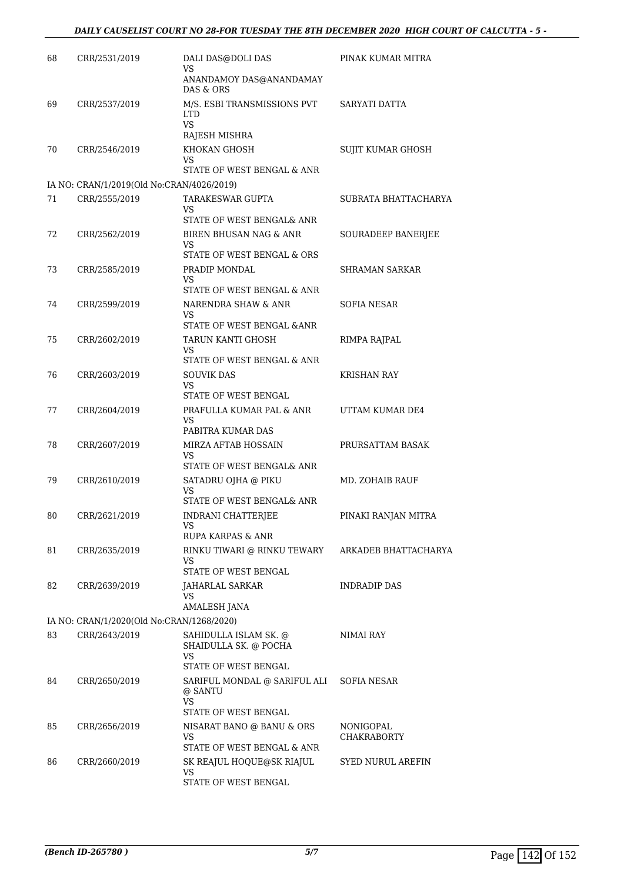| | | | |
|---|---|---|---|
| 68 | CRR/2531/2019 | DALI DAS@DOLI DAS<br>VS<br>ANANDAMOY DAS@ANANDAMAY DAS & ORS | PINAK KUMAR MITRA |
| 69 | CRR/2537/2019 | M/S. ESBI TRANSMISSIONS PVT LTD<br>VS<br>RAJESH MISHRA | SARYATI DATTA |
| 70 | CRR/2546/2019 | KHOKAN GHOSH<br>VS<br>STATE OF WEST BENGAL & ANR | SUJIT KUMAR GHOSH |
| IA NO: CRAN/1/2019(Old No:CRAN/4026/2019) | | | |
| 71 | CRR/2555/2019 | TARAKESWAR GUPTA<br>VS<br>STATE OF WEST BENGAL& ANR | SUBRATA BHATTACHARYA |
| 72 | CRR/2562/2019 | BIREN BHUSAN NAG & ANR<br>VS<br>STATE OF WEST BENGAL & ORS | SOURADEEP BANERJEE |
| 73 | CRR/2585/2019 | PRADIP MONDAL<br>VS<br>STATE OF WEST BENGAL & ANR | SHRAMAN SARKAR |
| 74 | CRR/2599/2019 | NARENDRA SHAW & ANR<br>VS<br>STATE OF WEST BENGAL &ANR | SOFIA NESAR |
| 75 | CRR/2602/2019 | TARUN KANTI GHOSH<br>VS<br>STATE OF WEST BENGAL & ANR | RIMPA RAJPAL |
| 76 | CRR/2603/2019 | SOUVIK DAS<br>VS<br>STATE OF WEST BENGAL | KRISHAN RAY |
| 77 | CRR/2604/2019 | PRAFULLA KUMAR PAL & ANR<br>VS<br>PABITRA KUMAR DAS | UTTAM KUMAR DE4 |
| 78 | CRR/2607/2019 | MIRZA AFTAB HOSSAIN<br>VS<br>STATE OF WEST BENGAL& ANR | PRURSATTAM BASAK |
| 79 | CRR/2610/2019 | SATADRU OJHA @ PIKU<br>VS<br>STATE OF WEST BENGAL& ANR | MD. ZOHAIB RAUF |
| 80 | CRR/2621/2019 | INDRANI CHATTERJEE<br>VS<br>RUPA KARPAS & ANR | PINAKI RANJAN MITRA |
| 81 | CRR/2635/2019 | RINKU TIWARI @ RINKU TEWARY<br>VS<br>STATE OF WEST BENGAL | ARKADEB BHATTACHARYA |
| 82 | CRR/2639/2019 | JAHARLAL SARKAR<br>VS<br>AMALESH JANA | INDRADIP DAS |
| IA NO: CRAN/1/2020(Old No:CRAN/1268/2020) | | | |
| 83 | CRR/2643/2019 | SAHIDULLA ISLAM SK. @ SHAIDULLA SK. @ POCHA<br>VS<br>STATE OF WEST BENGAL | NIMAI RAY |
| 84 | CRR/2650/2019 | SARIFUL MONDAL @ SARIFUL ALI @ SANTU<br>VS<br>STATE OF WEST BENGAL | SOFIA NESAR |
| 85 | CRR/2656/2019 | NISARAT BANO @ BANU & ORS<br>VS<br>STATE OF WEST BENGAL & ANR | NONIGOPAL CHAKRABORTY |
| 86 | CRR/2660/2019 | SK REAJUL HOQUE@SK RIAJUL<br>VS<br>STATE OF WEST BENGAL | SYED NURUL AREFIN |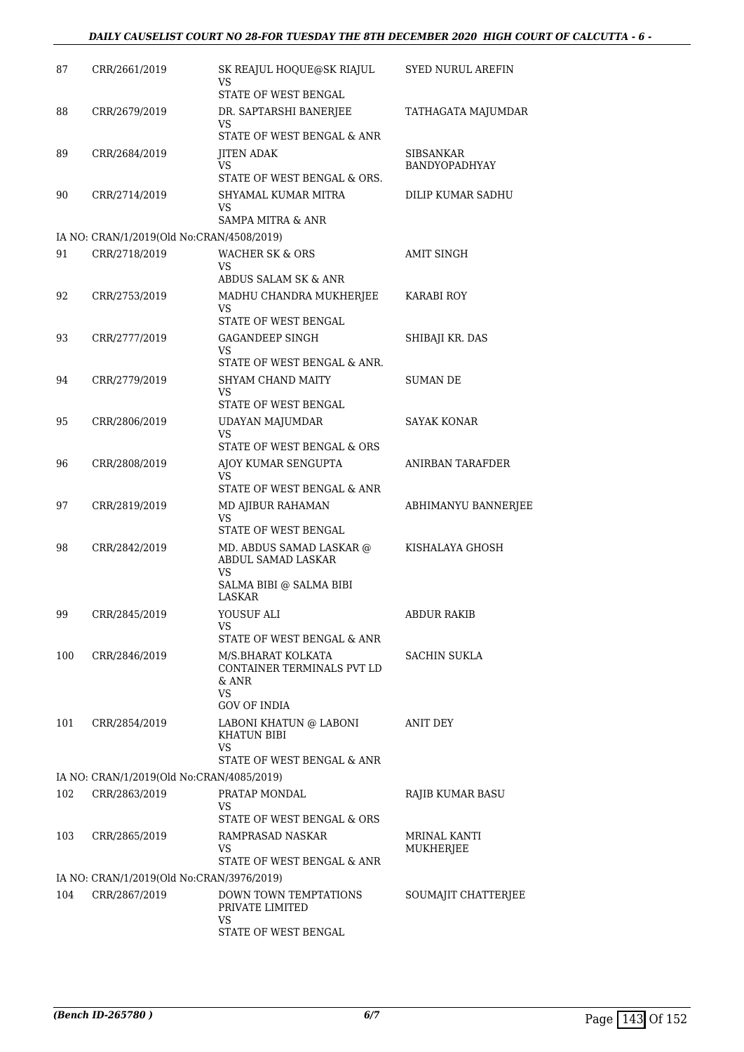| | | | |
|---|---|---|---|
| 87 | CRR/2661/2019 | SK REAJUL HOQUE@SK RIAJUL<br>VS<br>STATE OF WEST BENGAL | SYED NURUL AREFIN |
| 88 | CRR/2679/2019 | DR. SAPTARSHI BANERJEE<br>VS<br>STATE OF WEST BENGAL & ANR | TATHAGATA MAJUMDAR |
| 89 | CRR/2684/2019 | JITEN ADAK<br>VS<br>STATE OF WEST BENGAL & ORS. | SIBSANKAR BANDYOPADHYAY |
| 90 | CRR/2714/2019 | SHYAMAL KUMAR MITRA<br>VS<br>SAMPA MITRA & ANR | DILIP KUMAR SADHU |
| IA NO: CRAN/1/2019(Old No:CRAN/4508/2019) | | | |
| 91 | CRR/2718/2019 | WACHER SK & ORS<br>VS<br>ABDUS SALAM SK & ANR | AMIT SINGH |
| 92 | CRR/2753/2019 | MADHU CHANDRA MUKHERJEE<br>VS<br>STATE OF WEST BENGAL | KARABI ROY |
| 93 | CRR/2777/2019 | GAGANDEEP SINGH<br>VS<br>STATE OF WEST BENGAL & ANR. | SHIBAJI KR. DAS |
| 94 | CRR/2779/2019 | SHYAM CHAND MAITY<br>VS<br>STATE OF WEST BENGAL | SUMAN DE |
| 95 | CRR/2806/2019 | UDAYAN MAJUMDAR<br>VS<br>STATE OF WEST BENGAL & ORS | SAYAK KONAR |
| 96 | CRR/2808/2019 | AJOY KUMAR SENGUPTA<br>VS<br>STATE OF WEST BENGAL & ANR | ANIRBAN TARAFDER |
| 97 | CRR/2819/2019 | MD AJIBUR RAHAMAN<br>VS<br>STATE OF WEST BENGAL | ABHIMANYU BANNERJEE |
| 98 | CRR/2842/2019 | MD. ABDUS SAMAD LASKAR @ ABDUL SAMAD LASKAR<br>VS<br>SALMA BIBI @ SALMA BIBI LASKAR | KISHALAYA GHOSH |
| 99 | CRR/2845/2019 | YOUSUF ALI<br>VS<br>STATE OF WEST BENGAL & ANR | ABDUR RAKIB |
| 100 | CRR/2846/2019 | M/S.BHARAT KOLKATA CONTAINER TERMINALS PVT LD & ANR<br>VS<br>GOV OF INDIA | SACHIN SUKLA |
| 101 | CRR/2854/2019 | LABONI KHATUN @ LABONI KHATUN BIBI<br>VS<br>STATE OF WEST BENGAL & ANR | ANIT DEY |
| IA NO: CRAN/1/2019(Old No:CRAN/4085/2019) | | | |
| 102 | CRR/2863/2019 | PRATAP MONDAL<br>VS<br>STATE OF WEST BENGAL & ORS | RAJIB KUMAR BASU |
| 103 | CRR/2865/2019 | RAMPRASAD NASKAR<br>VS<br>STATE OF WEST BENGAL & ANR | MRINAL KANTI MUKHERJEE |
| IA NO: CRAN/1/2019(Old No:CRAN/3976/2019) | | | |
| 104 | CRR/2867/2019 | DOWN TOWN TEMPTATIONS PRIVATE LIMITED<br>VS<br>STATE OF WEST BENGAL | SOUMAJIT CHATTERJEE |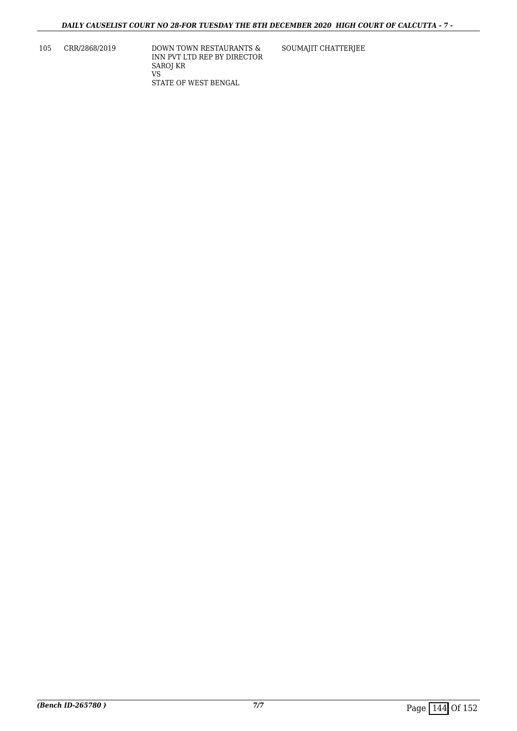| 105 | CRR/2868/2019 | DOWN TOWN RESTAURANTS & INN PVT LTD REP BY DIRECTOR SAROJ KR<br>VS<br>STATE OF WEST BENGAL | SOUMAJIT CHATTERJEE |
|---|---|---|---|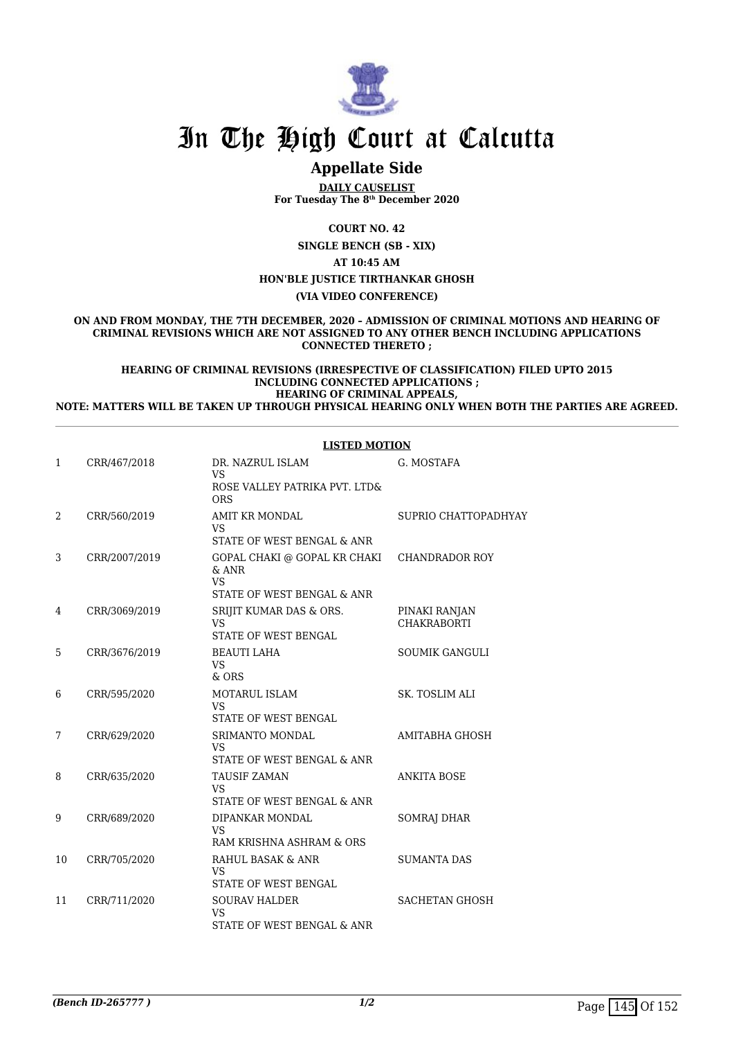# In The High Court at Calcutta

## Appellate Side

**DAILY CAUSELIST**
**For Tuesday The 8th December 2020**

**COURT NO. 42**

**SINGLE BENCH (SB - XIX)**

**AT 10:45 AM**

**HON'BLE JUSTICE TIRTHANKAR GHOSH**

**(VIA VIDEO CONFERENCE)**

**ON AND FROM MONDAY, THE 7TH DECEMBER, 2020 – ADMISSION OF CRIMINAL MOTIONS AND HEARING OF CRIMINAL REVISIONS WHICH ARE NOT ASSIGNED TO ANY OTHER BENCH INCLUDING APPLICATIONS CONNECTED THERETO ;**

**HEARING OF CRIMINAL REVISIONS (IRRESPECTIVE OF CLASSIFICATION) FILED UPTO 2015 INCLUDING CONNECTED APPLICATIONS ;**
**HEARING OF CRIMINAL APPEALS,**
**NOTE: MATTERS WILL BE TAKEN UP THROUGH PHYSICAL HEARING ONLY WHEN BOTH THE PARTIES ARE AGREED.**

**LISTED MOTION**

| | | | |
|---|---|---|---|
| 1 | CRR/467/2018 | DR. NAZRUL ISLAM<br>VS<br>ROSE VALLEY PATRIKA PVT. LTD& ORS | G. MOSTAFA |
| 2 | CRR/560/2019 | AMIT KR MONDAL<br>VS<br>STATE OF WEST BENGAL & ANR | SUPRIO CHATTOPADHYAY |
| 3 | CRR/2007/2019 | GOPAL CHAKI @ GOPAL KR CHAKI & ANR<br>VS<br>STATE OF WEST BENGAL & ANR | CHANDRADOR ROY |
| 4 | CRR/3069/2019 | SRIJIT KUMAR DAS & ORS.<br>VS<br>STATE OF WEST BENGAL | PINAKI RANJAN CHAKRABORTI |
| 5 | CRR/3676/2019 | BEAUTI LAHA<br>VS<br>& ORS | SOUMIK GANGULI |
| 6 | CRR/595/2020 | MOTARUL ISLAM<br>VS<br>STATE OF WEST BENGAL | SK. TOSLIM ALI |
| 7 | CRR/629/2020 | SRIMANTO MONDAL<br>VS<br>STATE OF WEST BENGAL & ANR | AMITABHA GHOSH |
| 8 | CRR/635/2020 | TAUSIF ZAMAN<br>VS<br>STATE OF WEST BENGAL & ANR | ANKITA BOSE |
| 9 | CRR/689/2020 | DIPANKAR MONDAL<br>VS<br>RAM KRISHNA ASHRAM & ORS | SOMRAJ DHAR |
| 10 | CRR/705/2020 | RAHUL BASAK & ANR<br>VS<br>STATE OF WEST BENGAL | SUMANTA DAS |
| 11 | CRR/711/2020 | SOURAV HALDER<br>VS<br>STATE OF WEST BENGAL & ANR | SACHETAN GHOSH |

*(Bench ID-265777 )* 1/2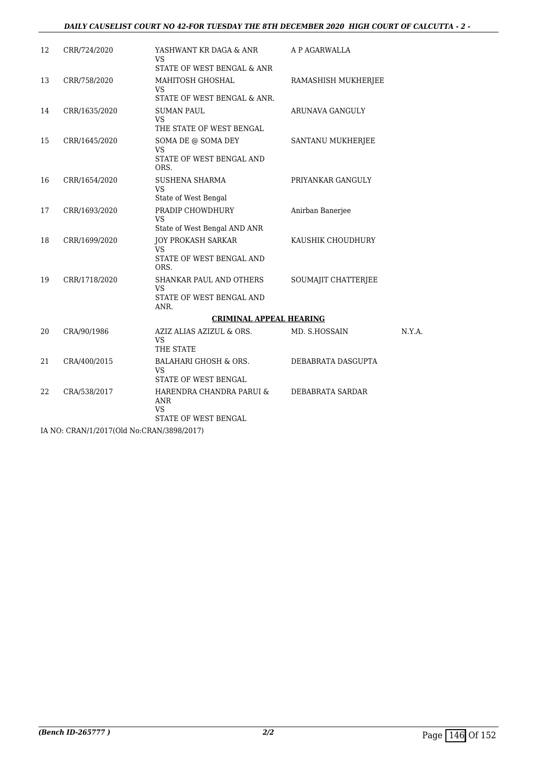| | | | | |
|---|---|---|---|---|
| 12 | CRR/724/2020 | YASHWANT KR DAGA & ANR<br>VS<br>STATE OF WEST BENGAL & ANR | A P AGARWALLA | |
| 13 | CRR/758/2020 | MAHITOSH GHOSHAL<br>VS<br>STATE OF WEST BENGAL & ANR. | RAMASHISH MUKHERJEE | |
| 14 | CRR/1635/2020 | SUMAN PAUL<br>VS<br>THE STATE OF WEST BENGAL | ARUNAVA GANGULY | |
| 15 | CRR/1645/2020 | SOMA DE @ SOMA DEY<br>VS<br>STATE OF WEST BENGAL AND ORS. | SANTANU MUKHERJEE | |
| 16 | CRR/1654/2020 | SUSHENA SHARMA<br>VS<br>State of West Bengal | PRIYANKAR GANGULY | |
| 17 | CRR/1693/2020 | PRADIP CHOWDHURY<br>VS<br>State of West Bengal AND ANR | Anirban Banerjee | |
| 18 | CRR/1699/2020 | JOY PROKASH SARKAR<br>VS<br>STATE OF WEST BENGAL AND ORS. | KAUSHIK CHOUDHURY | |
| 19 | CRR/1718/2020 | SHANKAR PAUL AND OTHERS<br>VS<br>STATE OF WEST BENGAL AND ANR. | SOUMAJIT CHATTERJEE | |

**CRIMINAL APPEAL HEARING**

| | | | | |
|---|---|---|---|---|
| 20 | CRA/90/1986 | AZIZ ALIAS AZIZUL & ORS.<br>VS<br>THE STATE | MD. S.HOSSAIN | N.Y.A. |
| 21 | CRA/400/2015 | BALAHARI GHOSH & ORS.<br>VS<br>STATE OF WEST BENGAL | DEBABRATA DASGUPTA | |
| 22 | CRA/538/2017 | HARENDRA CHANDRA PARUI & ANR<br>VS<br>STATE OF WEST BENGAL | DEBABRATA SARDAR | |

IA NO: CRAN/1/2017(Old No:CRAN/3898/2017)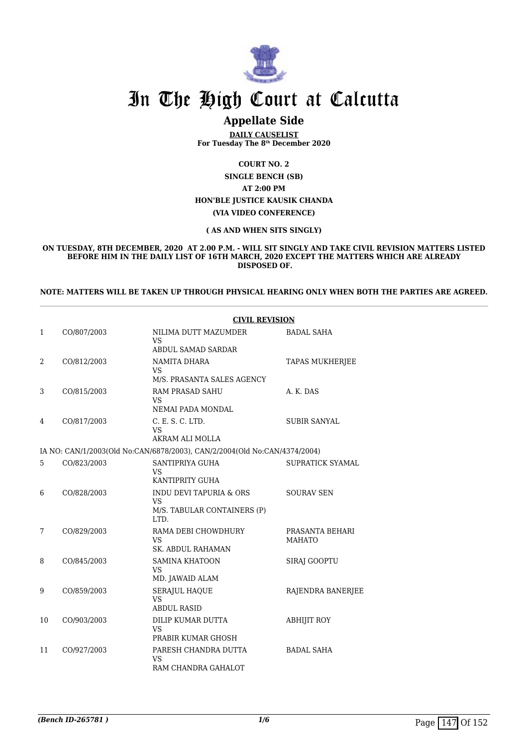# In The High Court at Calcutta

## Appellate Side

**DAILY CAUSELIST**
**For Tuesday The 8th December 2020**

**COURT NO. 2**

**SINGLE BENCH (SB)**

**AT 2:00 PM**

**HON'BLE JUSTICE KAUSIK CHANDA**

**(VIA VIDEO CONFERENCE)**

**( AS AND WHEN SITS SINGLY)**

**ON TUESDAY, 8TH DECEMBER, 2020 AT 2.00 P.M. - WILL SIT SINGLY AND TAKE CIVIL REVISION MATTERS LISTED BEFORE HIM IN THE DAILY LIST OF 16TH MARCH, 2020 EXCEPT THE MATTERS WHICH ARE ALREADY DISPOSED OF.**

**NOTE: MATTERS WILL BE TAKEN UP THROUGH PHYSICAL HEARING ONLY WHEN BOTH THE PARTIES ARE AGREED.**

**CIVIL REVISION**

| | | | |
|---|---|---|---|
| 1 | CO/807/2003 | NILIMA DUTT MAZUMDER VS ABDUL SAMAD SARDAR | BADAL SAHA |
| 2 | CO/812/2003 | NAMITA DHARA VS M/S. PRASANTA SALES AGENCY | TAPAS MUKHERJEE |
| 3 | CO/815/2003 | RAM PRASAD SAHU VS NEMAI PADA MONDAL | A. K. DAS |
| 4 | CO/817/2003 | C. E. S. C. LTD. VS AKRAM ALI MOLLA | SUBIR SANYAL |
| | IA NO: CAN/1/2003(Old No:CAN/6878/2003), CAN/2/2004(Old No:CAN/4374/2004) | | |
| 5 | CO/823/2003 | SANTIPRIYA GUHA VS KANTIPRITY GUHA | SUPRATICK SYAMAL |
| 6 | CO/828/2003 | INDU DEVI TAPURIA & ORS VS M/S. TABULAR CONTAINERS (P) LTD. | SOURAV SEN |
| 7 | CO/829/2003 | RAMA DEBI CHOWDHURY VS SK. ABDUL RAHAMAN | PRASANTA BEHARI MAHATO |
| 8 | CO/845/2003 | SAMINA KHATOON VS MD. JAWAID ALAM | SIRAJ GOOPTU |
| 9 | CO/859/2003 | SERAJUL HAQUE VS ABDUL RASID | RAJENDRA BANERJEE |
| 10 | CO/903/2003 | DILIP KUMAR DUTTA VS PRABIR KUMAR GHOSH | ABHIJIT ROY |
| 11 | CO/927/2003 | PARESH CHANDRA DUTTA VS RAM CHANDRA GAHALOT | BADAL SAHA |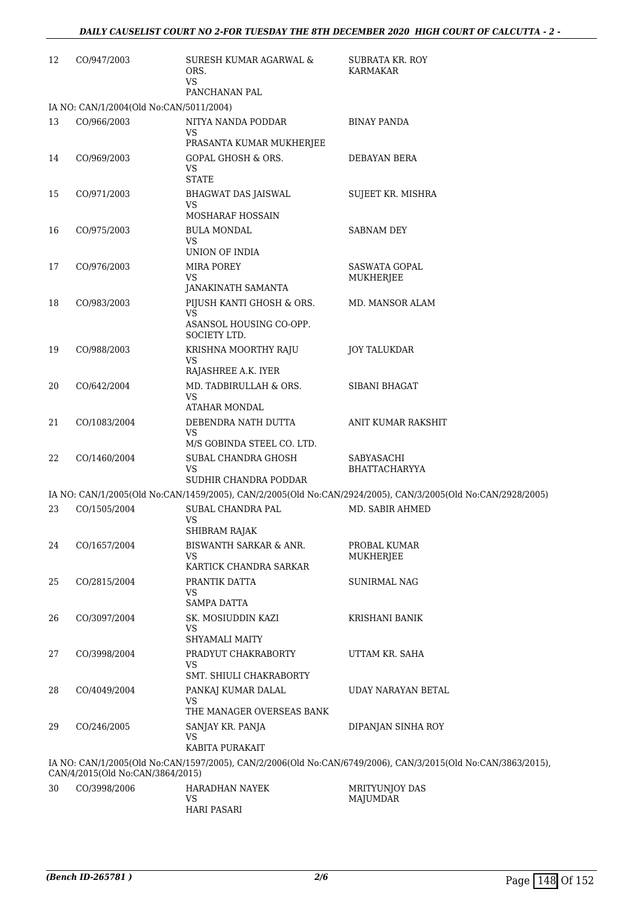| | | | |
|---|---|---|---|
| 12 | CO/947/2003 | SURESH KUMAR AGARWAL & ORS.<br>VS<br>PANCHANAN PAL | SUBRATA KR. ROY KARMAKAR |

IA NO: CAN/1/2004(Old No:CAN/5011/2004)

| | | | |
|---|---|---|---|
| 13 | CO/966/2003 | NITYA NANDA PODDAR<br>VS<br>PRASANTA KUMAR MUKHERJEE | BINAY PANDA |
| 14 | CO/969/2003 | GOPAL GHOSH & ORS.<br>VS<br>STATE | DEBAYAN BERA |
| 15 | CO/971/2003 | BHAGWAT DAS JAISWAL<br>VS<br>MOSHARAF HOSSAIN | SUJEET KR. MISHRA |
| 16 | CO/975/2003 | BULA MONDAL<br>VS<br>UNION OF INDIA | SABNAM DEY |
| 17 | CO/976/2003 | MIRA POREY<br>VS<br>JANAKINATH SAMANTA | SASWATA GOPAL MUKHERJEE |
| 18 | CO/983/2003 | PIJUSH KANTI GHOSH & ORS.<br>VS<br>ASANSOL HOUSING CO-OPP. SOCIETY LTD. | MD. MANSOR ALAM |
| 19 | CO/988/2003 | KRISHNA MOORTHY RAJU<br>VS<br>RAJASHREE A.K. IYER | JOY TALUKDAR |
| 20 | CO/642/2004 | MD. TADBIRULLAH & ORS.<br>VS<br>ATAHAR MONDAL | SIBANI BHAGAT |
| 21 | CO/1083/2004 | DEBENDRA NATH DUTTA<br>VS<br>M/S GOBINDA STEEL CO. LTD. | ANIT KUMAR RAKSHIT |
| 22 | CO/1460/2004 | SUBAL CHANDRA GHOSH<br>VS<br>SUDHIR CHANDRA PODDAR | SABYASACHI BHATTACHARYYA |

IA NO: CAN/1/2005(Old No:CAN/1459/2005), CAN/2/2005(Old No:CAN/2924/2005), CAN/3/2005(Old No:CAN/2928/2005)

| | | | |
|---|---|---|---|
| 23 | CO/1505/2004 | SUBAL CHANDRA PAL<br>VS<br>SHIBRAM RAJAK | MD. SABIR AHMED |
| 24 | CO/1657/2004 | BISWANTH SARKAR & ANR.<br>VS<br>KARTICK CHANDRA SARKAR | PROBAL KUMAR MUKHERJEE |
| 25 | CO/2815/2004 | PRANTIK DATTA<br>VS<br>SAMPA DATTA | SUNIRMAL NAG |
| 26 | CO/3097/2004 | SK. MOSIUDDIN KAZI<br>VS<br>SHYAMALI MAITY | KRISHANI BANIK |
| 27 | CO/3998/2004 | PRADYUT CHAKRABORTY<br>VS<br>SMT. SHIULI CHAKRABORTY | UTTAM KR. SAHA |
| 28 | CO/4049/2004 | PANKAJ KUMAR DALAL<br>VS<br>THE MANAGER OVERSEAS BANK | UDAY NARAYAN BETAL |
| 29 | CO/246/2005 | SANJAY KR. PANJA<br>VS<br>KABITA PURAKAIT | DIPANJAN SINHA ROY |

IA NO: CAN/1/2005(Old No:CAN/1597/2005), CAN/2/2006(Old No:CAN/6749/2006), CAN/3/2015(Old No:CAN/3863/2015), CAN/4/2015(Old No:CAN/3864/2015)

| | | | |
|---|---|---|---|
| 30 | CO/3998/2006 | HARADHAN NAYEK<br>VS<br>HARI PASARI | MRITYUNJOY DAS MAJUMDAR |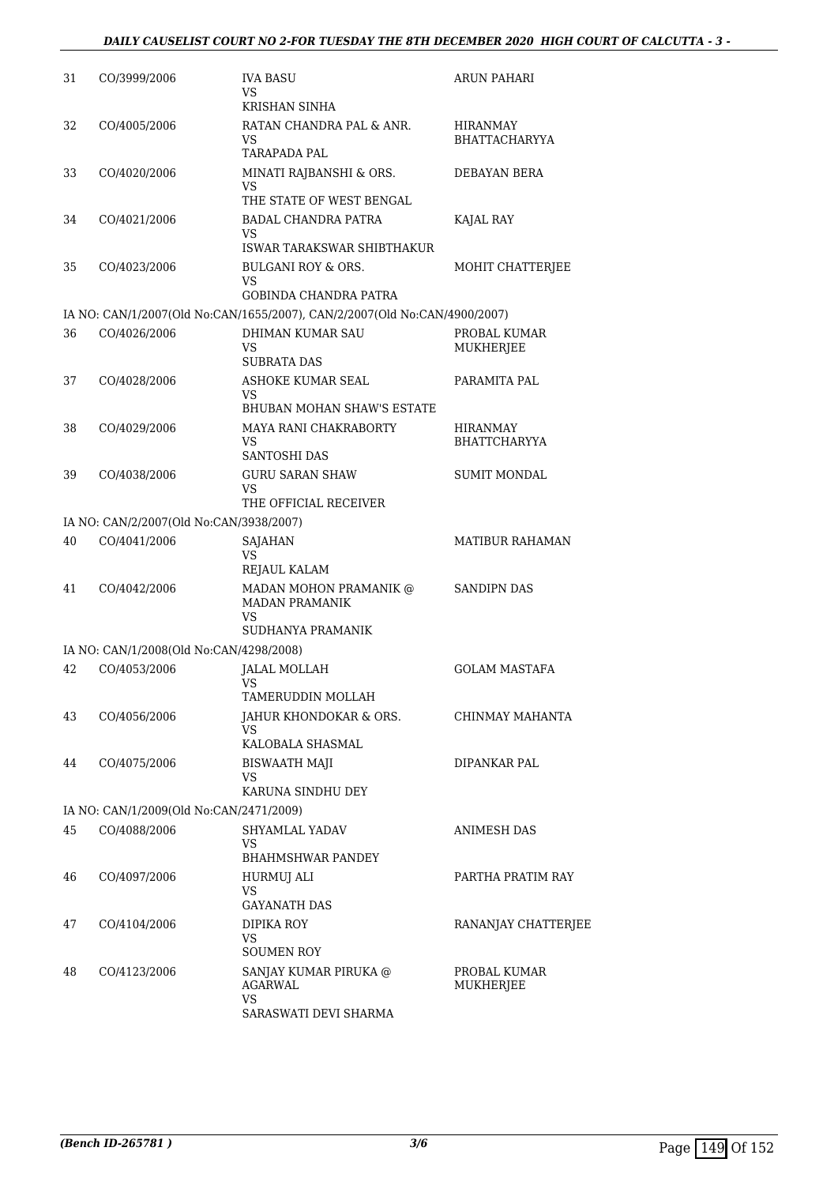| | | | |
|---|---|---|---|
| 31 | CO/3999/2006 | IVA BASU<br>VS<br>KRISHAN SINHA | ARUN PAHARI |
| 32 | CO/4005/2006 | RATAN CHANDRA PAL & ANR.<br>VS<br>TARAPADA PAL | HIRANMAY BHATTACHARYYA |
| 33 | CO/4020/2006 | MINATI RAJBANSHI & ORS.<br>VS<br>THE STATE OF WEST BENGAL | DEBAYAN BERA |
| 34 | CO/4021/2006 | BADAL CHANDRA PATRA<br>VS<br>ISWAR TARAKSWAR SHIBTHAKUR | KAJAL RAY |
| 35 | CO/4023/2006 | BULGANI ROY & ORS.<br>VS<br>GOBINDA CHANDRA PATRA | MOHIT CHATTERJEE |
| | IA NO: CAN/1/2007(Old No:CAN/1655/2007), CAN/2/2007(Old No:CAN/4900/2007) | | |
| 36 | CO/4026/2006 | DHIMAN KUMAR SAU<br>VS<br>SUBRATA DAS | PROBAL KUMAR MUKHERJEE |
| 37 | CO/4028/2006 | ASHOKE KUMAR SEAL<br>VS<br>BHUBAN MOHAN SHAW'S ESTATE | PARAMITA PAL |
| 38 | CO/4029/2006 | MAYA RANI CHAKRABORTY<br>VS<br>SANTOSHI DAS | HIRANMAY BHATTCHARYYA |
| 39 | CO/4038/2006 | GURU SARAN SHAW<br>VS<br>THE OFFICIAL RECEIVER | SUMIT MONDAL |
| | IA NO: CAN/2/2007(Old No:CAN/3938/2007) | | |
| 40 | CO/4041/2006 | SAJAHAN<br>VS<br>REJAUL KALAM | MATIBUR RAHAMAN |
| 41 | CO/4042/2006 | MADAN MOHON PRAMANIK @ MADAN PRAMANIK<br>VS<br>SUDHANYA PRAMANIK | SANDIPN DAS |
| | IA NO: CAN/1/2008(Old No:CAN/4298/2008) | | |
| 42 | CO/4053/2006 | JALAL MOLLAH<br>VS<br>TAMERUDDIN MOLLAH | GOLAM MASTAFA |
| 43 | CO/4056/2006 | JAHUR KHONDOKAR & ORS.<br>VS<br>KALOBALA SHASMAL | CHINMAY MAHANTA |
| 44 | CO/4075/2006 | BISWAATH MAJI<br>VS<br>KARUNA SINDHU DEY | DIPANKAR PAL |
| | IA NO: CAN/1/2009(Old No:CAN/2471/2009) | | |
| 45 | CO/4088/2006 | SHYAMLAL YADAV<br>VS<br>BHAHMSHWAR PANDEY | ANIMESH DAS |
| 46 | CO/4097/2006 | HURMUJ ALI<br>VS<br>GAYANATH DAS | PARTHA PRATIM RAY |
| 47 | CO/4104/2006 | DIPIKA ROY<br>VS<br>SOUMEN ROY | RANANJAY CHATTERJEE |
| 48 | CO/4123/2006 | SANJAY KUMAR PIRUKA @ AGARWAL<br>VS<br>SARASWATI DEVI SHARMA | PROBAL KUMAR MUKHERJEE |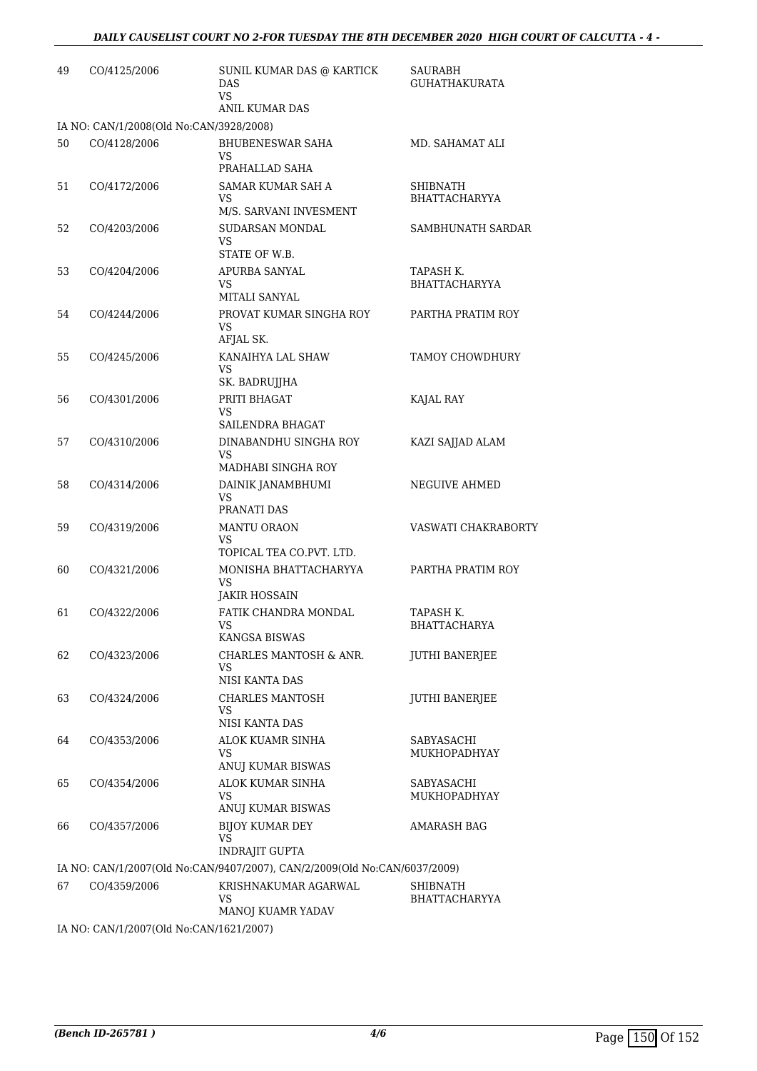| 49 | CO/4125/2006 | SUNIL KUMAR DAS @ KARTICK DAS<br>VS<br>ANIL KUMAR DAS | SAURABH GUHATHAKURATA |
|---|---|---|---|

IA NO: CAN/1/2008(Old No:CAN/3928/2008)

| 50 | CO/4128/2006 | BHUBENESWAR SAHA<br>VS<br>PRAHALLAD SAHA | MD. SAHAMAT ALI |
|---|---|---|---|
| 51 | CO/4172/2006 | SAMAR KUMAR SAH A<br>VS<br>M/S. SARVANI INVESMENT | SHIBNATH BHATTACHARYYA |
| 52 | CO/4203/2006 | SUDARSAN MONDAL<br>VS<br>STATE OF W.B. | SAMBHUNATH SARDAR |
| 53 | CO/4204/2006 | APURBA SANYAL<br>VS<br>MITALI SANYAL | TAPASH K. BHATTACHARYYA |
| 54 | CO/4244/2006 | PROVAT KUMAR SINGHA ROY<br>VS<br>AFJAL SK. | PARTHA PRATIM ROY |
| 55 | CO/4245/2006 | KANAIHYA LAL SHAW<br>VS<br>SK. BADRUJJHA | TAMOY CHOWDHURY |
| 56 | CO/4301/2006 | PRITI BHAGAT<br>VS<br>SAILENDRA BHAGAT | KAJAL RAY |
| 57 | CO/4310/2006 | DINABANDHU SINGHA ROY<br>VS<br>MADHABI SINGHA ROY | KAZI SAJJAD ALAM |
| 58 | CO/4314/2006 | DAINIK JANAMBHUMI<br>VS<br>PRANATI DAS | NEGUIVE AHMED |
| 59 | CO/4319/2006 | MANTU ORAON<br>VS<br>TOPICAL TEA CO.PVT. LTD. | VASWATI CHAKRABORTY |
| 60 | CO/4321/2006 | MONISHA BHATTACHARYYA<br>VS<br>JAKIR HOSSAIN | PARTHA PRATIM ROY |
| 61 | CO/4322/2006 | FATIK CHANDRA MONDAL<br>VS<br>KANGSA BISWAS | TAPASH K. BHATTACHARYA |
| 62 | CO/4323/2006 | CHARLES MANTOSH & ANR.<br>VS<br>NISI KANTA DAS | JUTHI BANERJEE |
| 63 | CO/4324/2006 | CHARLES MANTOSH<br>VS<br>NISI KANTA DAS | JUTHI BANERJEE |
| 64 | CO/4353/2006 | ALOK KUAMR SINHA<br>VS<br>ANUJ KUMAR BISWAS | SABYASACHI MUKHOPADHYAY |
| 65 | CO/4354/2006 | ALOK KUMAR SINHA<br>VS<br>ANUJ KUMAR BISWAS | SABYASACHI MUKHOPADHYAY |
| 66 | CO/4357/2006 | BIJOY KUMAR DEY<br>VS<br>INDRAJIT GUPTA | AMARASH BAG |

IA NO: CAN/1/2007(Old No:CAN/9407/2007), CAN/2/2009(Old No:CAN/6037/2009)

| 67 | CO/4359/2006 | KRISHNAKUMAR AGARWAL<br>VS<br>MANOJ KUAMR YADAV | SHIBNATH BHATTACHARYYA |
|---|---|---|---|

IA NO: CAN/1/2007(Old No:CAN/1621/2007)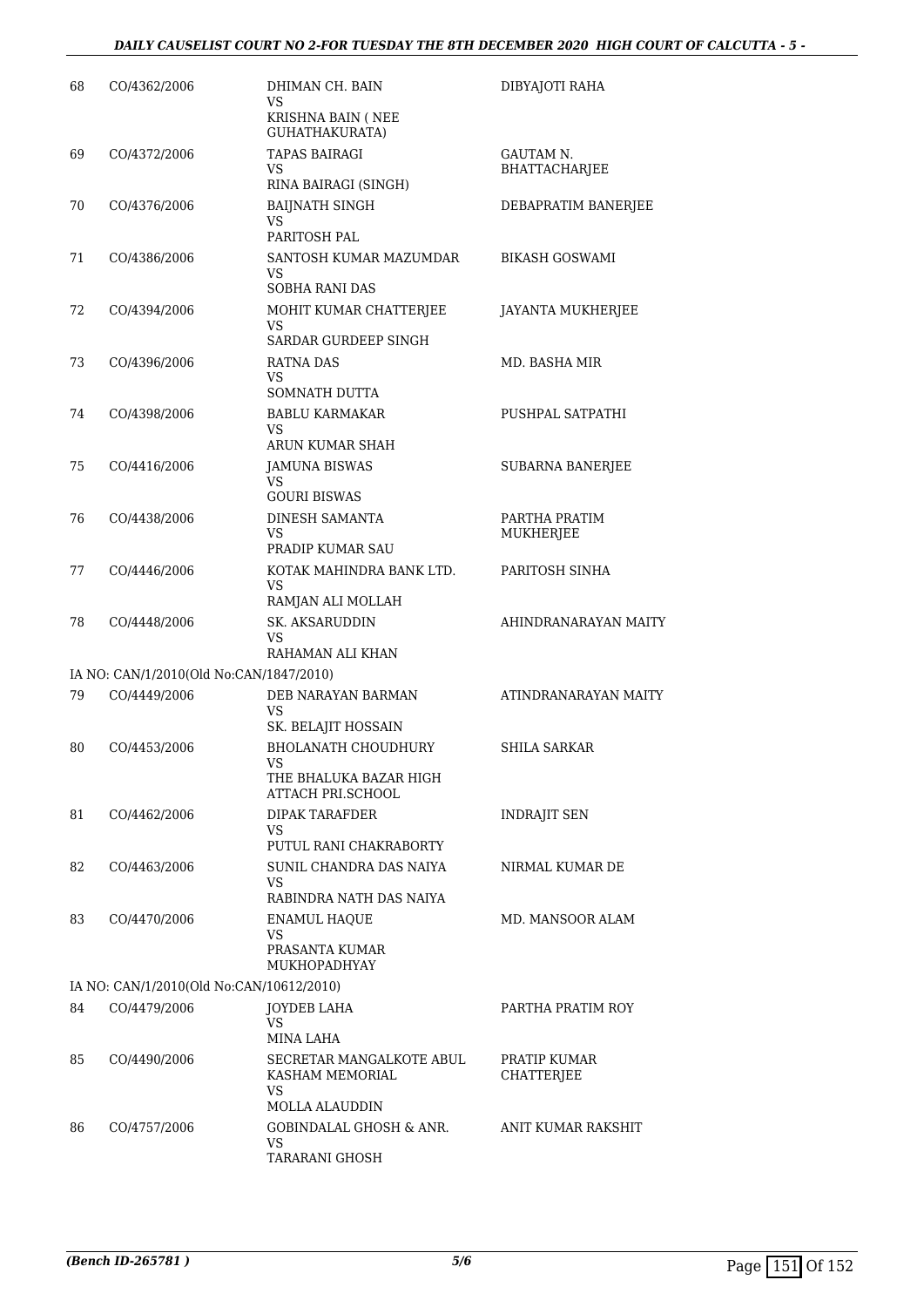| | | | |
|---|---|---|---|
| 68 | CO/4362/2006 | DHIMAN CH. BAIN<br>VS<br>KRISHNA BAIN ( NEE GUHATHAKURATA) | DIBYAJOTI RAHA |
| 69 | CO/4372/2006 | TAPAS BAIRAGI<br>VS<br>RINA BAIRAGI (SINGH) | GAUTAM N. BHATTACHARJEE |
| 70 | CO/4376/2006 | BAIJNATH SINGH<br>VS<br>PARITOSH PAL | DEBAPRATIM BANERJEE |
| 71 | CO/4386/2006 | SANTOSH KUMAR MAZUMDAR<br>VS<br>SOBHA RANI DAS | BIKASH GOSWAMI |
| 72 | CO/4394/2006 | MOHIT KUMAR CHATTERJEE<br>VS<br>SARDAR GURDEEP SINGH | JAYANTA MUKHERJEE |
| 73 | CO/4396/2006 | RATNA DAS<br>VS<br>SOMNATH DUTTA | MD. BASHA MIR |
| 74 | CO/4398/2006 | BABLU KARMAKAR<br>VS<br>ARUN KUMAR SHAH | PUSHPAL SATPATHI |
| 75 | CO/4416/2006 | JAMUNA BISWAS<br>VS<br>GOURI BISWAS | SUBARNA BANERJEE |
| 76 | CO/4438/2006 | DINESH SAMANTA<br>VS<br>PRADIP KUMAR SAU | PARTHA PRATIM MUKHERJEE |
| 77 | CO/4446/2006 | KOTAK MAHINDRA BANK LTD.<br>VS<br>RAMJAN ALI MOLLAH | PARITOSH SINHA |
| 78 | CO/4448/2006 | SK. AKSARUDDIN<br>VS<br>RAHAMAN ALI KHAN | AHINDRANARAYAN MAITY |
| | IA NO: CAN/1/2010(Old No:CAN/1847/2010) | | |
| 79 | CO/4449/2006 | DEB NARAYAN BARMAN<br>VS<br>SK. BELAJIT HOSSAIN | ATINDRANARAYAN MAITY |
| 80 | CO/4453/2006 | BHOLANATH CHOUDHURY<br>VS<br>THE BHALUKA BAZAR HIGH ATTACH PRI.SCHOOL | SHILA SARKAR |
| 81 | CO/4462/2006 | DIPAK TARAFDER<br>VS<br>PUTUL RANI CHAKRABORTY | INDRAJIT SEN |
| 82 | CO/4463/2006 | SUNIL CHANDRA DAS NAIYA<br>VS<br>RABINDRA NATH DAS NAIYA | NIRMAL KUMAR DE |
| 83 | CO/4470/2006 | ENAMUL HAQUE<br>VS<br>PRASANTA KUMAR MUKHOPADHYAY | MD. MANSOOR ALAM |
| | IA NO: CAN/1/2010(Old No:CAN/10612/2010) | | |
| 84 | CO/4479/2006 | JOYDEB LAHA<br>VS<br>MINA LAHA | PARTHA PRATIM ROY |
| 85 | CO/4490/2006 | SECRETAR MANGALKOTE ABUL KASHAM MEMORIAL<br>VS<br>MOLLA ALAUDDIN | PRATIP KUMAR CHATTERJEE |
| 86 | CO/4757/2006 | GOBINDALAL GHOSH & ANR.<br>VS<br>TARARANI GHOSH | ANIT KUMAR RAKSHIT |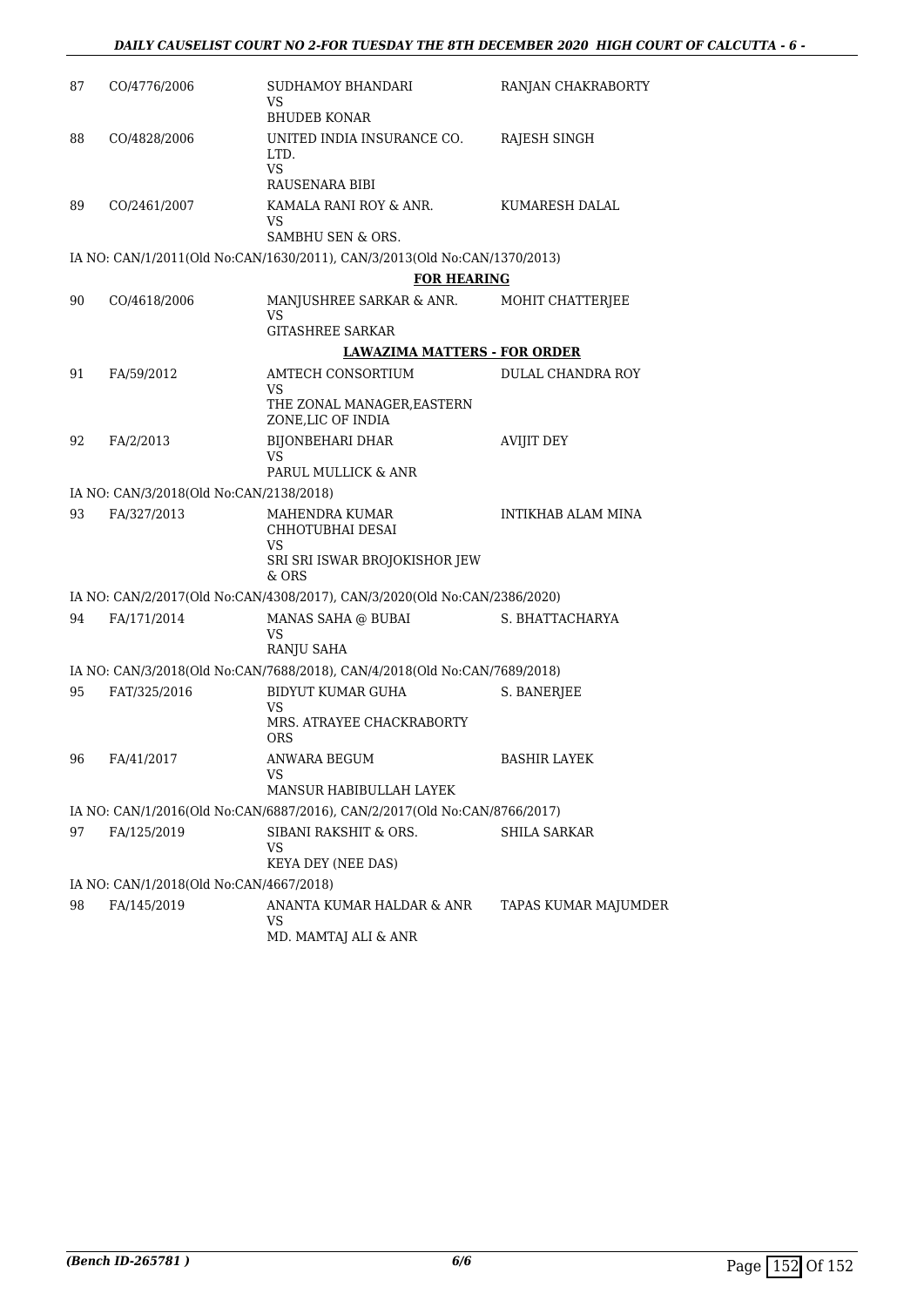| | | | |
|---|---|---|---|
| 87 | CO/4776/2006 | SUDHAMOY BHANDARI<br>VS<br>BHUDEB KONAR | RANJAN CHAKRABORTY |
| 88 | CO/4828/2006 | UNITED INDIA INSURANCE CO. LTD.<br>VS<br>RAUSENARA BIBI | RAJESH SINGH |
| 89 | CO/2461/2007 | KAMALA RANI ROY & ANR.<br>VS<br>SAMBHU SEN & ORS. | KUMARESH DALAL |

IA NO: CAN/1/2011(Old No:CAN/1630/2011), CAN/3/2013(Old No:CAN/1370/2013)

**FOR HEARING**

| | | | |
|---|---|---|---|
| 90 | CO/4618/2006 | MANJUSHREE SARKAR & ANR.<br>VS<br>GITASHREE SARKAR | MOHIT CHATTERJEE |

**LAWAZIMA MATTERS - FOR ORDER**

| | | | |
|---|---|---|---|
| 91 | FA/59/2012 | AMTECH CONSORTIUM<br>VS<br>THE ZONAL MANAGER,EASTERN ZONE,LIC OF INDIA | DULAL CHANDRA ROY |
| 92 | FA/2/2013 | BIJONBEHARI DHAR<br>VS<br>PARUL MULLICK & ANR | AVIJIT DEY |

IA NO: CAN/3/2018(Old No:CAN/2138/2018)

| | | | |
|---|---|---|---|
| 93 | FA/327/2013 | MAHENDRA KUMAR CHHOTUBHAI DESAI<br>VS<br>SRI SRI ISWAR BROJOKISHOR JEW & ORS | INTIKHAB ALAM MINA |

IA NO: CAN/2/2017(Old No:CAN/4308/2017), CAN/3/2020(Old No:CAN/2386/2020)

| | | | |
|---|---|---|---|
| 94 | FA/171/2014 | MANAS SAHA @ BUBAI<br>VS<br>RANJU SAHA | S. BHATTACHARYA |

IA NO: CAN/3/2018(Old No:CAN/7688/2018), CAN/4/2018(Old No:CAN/7689/2018)

| | | | |
|---|---|---|---|
| 95 | FAT/325/2016 | BIDYUT KUMAR GUHA<br>VS<br>MRS. ATRAYEE CHACKRABORTY ORS | S. BANERJEE |
| 96 | FA/41/2017 | ANWARA BEGUM<br>VS<br>MANSUR HABIBULLAH LAYEK | BASHIR LAYEK |

IA NO: CAN/1/2016(Old No:CAN/6887/2016), CAN/2/2017(Old No:CAN/8766/2017)

| | | | |
|---|---|---|---|
| 97 | FA/125/2019 | SIBANI RAKSHIT & ORS.<br>VS<br>KEYA DEY (NEE DAS) | SHILA SARKAR |

IA NO: CAN/1/2018(Old No:CAN/4667/2018)

| | | | |
|---|---|---|---|
| 98 | FA/145/2019 | ANANTA KUMAR HALDAR & ANR<br>VS<br>MD. MAMTAJ ALI & ANR | TAPAS KUMAR MAJUMDER |